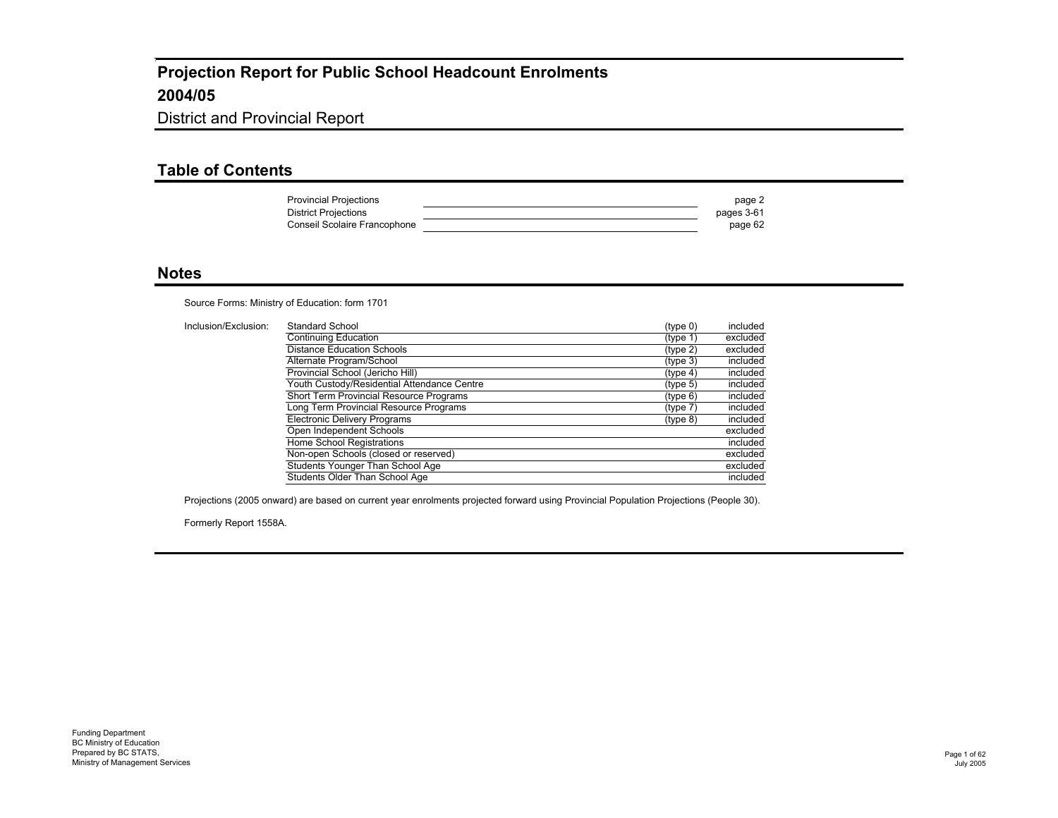# Projection Report for Public School Headcount Enrolments

## 2004/05

District and Provincial Report

## Table of Contents

| | |
|---|---|
| Provincial Projections | page 2 |
| District Projections | pages 3-61 |
| Conseil Scolaire Francophone | page 62 |

## Notes

Source Forms: Ministry of Education: form 1701

Inclusion/Exclusion:

| | | |
|---|---|---|
| Standard School | (type 0) | included |
| Continuing Education | (type 1) | excluded |
| Distance Education Schools | (type 2) | excluded |
| Alternate Program/School | (type 3) | included |
| Provincial School (Jericho Hill) | (type 4) | included |
| Youth Custody/Residential Attendance Centre | (type 5) | included |
| Short Term Provincial Resource Programs | (type 6) | included |
| Long Term Provincial Resource Programs | (type 7) | included |
| Electronic Delivery Programs | (type 8) | included |
| Open Independent Schools | | excluded |
| Home School Registrations | | included |
| Non-open Schools (closed or reserved) | | excluded |
| Students Younger Than School Age | | excluded |
| Students Older Than School Age | | included |

Projections (2005 onward) are based on current year enrolments projected forward using Provincial Population Projections (People 30).

Formerly Report 1558A.

Funding Department
BC Ministry of Education
Prepared by BC STATS,
Ministry of Management Services

July 2005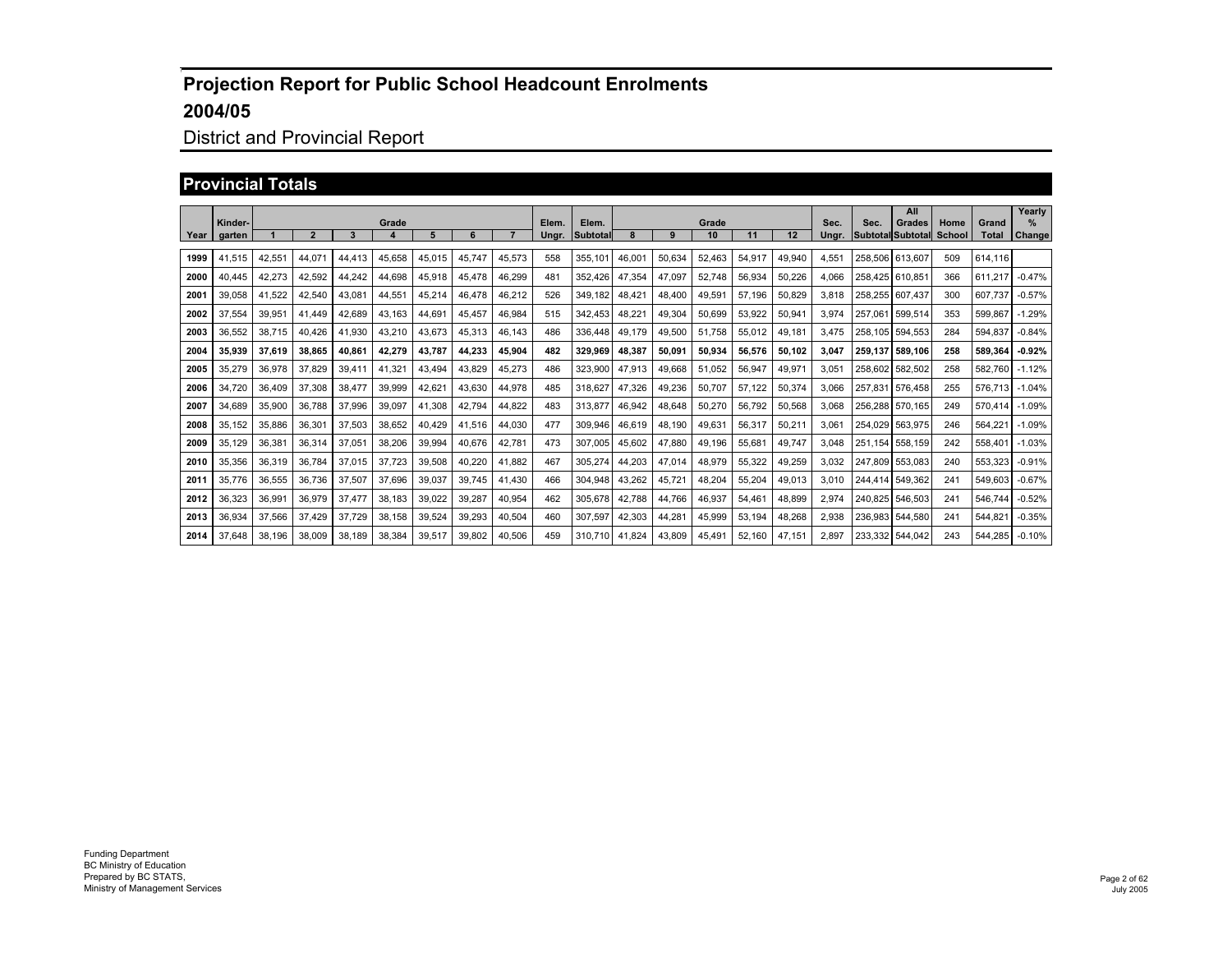# Projection Report for Public School Headcount Enrolments

## 2004/05

District and Provincial Report

## Provincial Totals

| Year | Kinder-garten | Grade 1 | 2 | 3 | 4 | 5 | 6 | 7 | Elem. Ungr. | Elem. Subtotal | Grade 8 | 9 | 10 | 11 | 12 | Sec. Ungr. | Sec. Subtotal | All Grades Subtotal | Home School | Grand Total | Yearly % Change |
|---|---|---|---|---|---|---|---|---|---|---|---|---|---|---|---|---|---|---|---|---|---|
| 1999 | 41,515 | 42,551 | 44,071 | 44,413 | 45,658 | 45,015 | 45,747 | 45,573 | 558 | 355,101 | 46,001 | 50,634 | 52,463 | 54,917 | 49,940 | 4,551 | 258,506 | 613,607 | 509 | 614,116 | |
| 2000 | 40,445 | 42,273 | 42,592 | 44,242 | 44,698 | 45,918 | 45,478 | 46,299 | 481 | 352,426 | 47,354 | 47,097 | 52,748 | 56,934 | 50,226 | 4,066 | 258,425 | 610,851 | 366 | 611,217 | -0.47% |
| 2001 | 39,058 | 41,522 | 42,540 | 43,081 | 44,551 | 45,214 | 46,478 | 46,212 | 526 | 349,182 | 48,421 | 48,400 | 49,591 | 57,196 | 50,829 | 3,818 | 258,255 | 607,437 | 300 | 607,737 | -0.57% |
| 2002 | 37,554 | 39,951 | 41,449 | 42,689 | 43,163 | 44,691 | 45,457 | 46,984 | 515 | 342,453 | 48,221 | 49,304 | 50,699 | 53,922 | 50,941 | 3,974 | 257,061 | 599,514 | 353 | 599,867 | -1.29% |
| 2003 | 36,552 | 38,715 | 40,426 | 41,930 | 43,210 | 43,673 | 45,313 | 46,143 | 486 | 336,448 | 49,179 | 49,500 | 51,758 | 55,012 | 49,181 | 3,475 | 258,105 | 594,553 | 284 | 594,837 | -0.84% |
| **2004** | **35,939** | **37,619** | **38,865** | **40,861** | **42,279** | **43,787** | **44,233** | **45,904** | **482** | **329,969** | **48,387** | **50,091** | **50,934** | **56,576** | **50,102** | **3,047** | **259,137** | **589,106** | **258** | **589,364** | **-0.92%** |
| 2005 | 35,279 | 36,978 | 37,829 | 39,411 | 41,321 | 43,494 | 43,829 | 45,273 | 486 | 323,900 | 47,913 | 49,668 | 51,052 | 56,947 | 49,971 | 3,051 | 258,602 | 582,502 | 258 | 582,760 | -1.12% |
| 2006 | 34,720 | 36,409 | 37,308 | 38,477 | 39,999 | 42,621 | 43,630 | 44,978 | 485 | 318,627 | 47,326 | 49,236 | 50,707 | 57,122 | 50,374 | 3,066 | 257,831 | 576,458 | 255 | 576,713 | -1.04% |
| 2007 | 34,689 | 35,900 | 36,788 | 37,996 | 39,097 | 41,308 | 42,794 | 44,822 | 483 | 313,877 | 46,942 | 48,648 | 50,270 | 56,792 | 50,568 | 3,068 | 256,288 | 570,165 | 249 | 570,414 | -1.09% |
| 2008 | 35,152 | 35,886 | 36,301 | 37,503 | 38,652 | 40,429 | 41,516 | 44,030 | 477 | 309,946 | 46,619 | 48,190 | 49,631 | 56,317 | 50,211 | 3,061 | 254,029 | 563,975 | 246 | 564,221 | -1.09% |
| 2009 | 35,129 | 36,381 | 36,314 | 37,051 | 38,206 | 39,994 | 40,676 | 42,781 | 473 | 307,005 | 45,602 | 47,880 | 49,196 | 55,681 | 49,747 | 3,048 | 251,154 | 558,159 | 242 | 558,401 | -1.03% |
| 2010 | 35,356 | 36,319 | 36,784 | 37,015 | 37,723 | 39,508 | 40,220 | 41,882 | 467 | 305,274 | 44,203 | 47,014 | 48,979 | 55,322 | 49,259 | 3,032 | 247,809 | 553,083 | 240 | 553,323 | -0.91% |
| 2011 | 35,776 | 36,555 | 36,736 | 37,507 | 37,696 | 39,037 | 39,745 | 41,430 | 466 | 304,948 | 43,262 | 45,721 | 48,204 | 55,204 | 49,013 | 3,010 | 244,414 | 549,362 | 241 | 549,603 | -0.67% |
| 2012 | 36,323 | 36,991 | 36,979 | 37,477 | 38,183 | 39,022 | 39,287 | 40,954 | 462 | 305,678 | 42,788 | 44,766 | 46,937 | 54,461 | 48,899 | 2,974 | 240,825 | 546,503 | 241 | 546,744 | -0.52% |
| 2013 | 36,934 | 37,566 | 37,429 | 37,729 | 38,158 | 39,524 | 39,293 | 40,504 | 460 | 307,597 | 42,303 | 44,281 | 45,999 | 53,194 | 48,268 | 2,938 | 236,983 | 544,580 | 241 | 544,821 | -0.35% |
| 2014 | 37,648 | 38,196 | 38,009 | 38,189 | 38,384 | 39,517 | 39,802 | 40,506 | 459 | 310,710 | 41,824 | 43,809 | 45,491 | 52,160 | 47,151 | 2,897 | 233,332 | 544,042 | 243 | 544,285 | -0.10% |

Funding Department
BC Ministry of Education
Prepared by BC STATS,
Ministry of Management Services

July 2005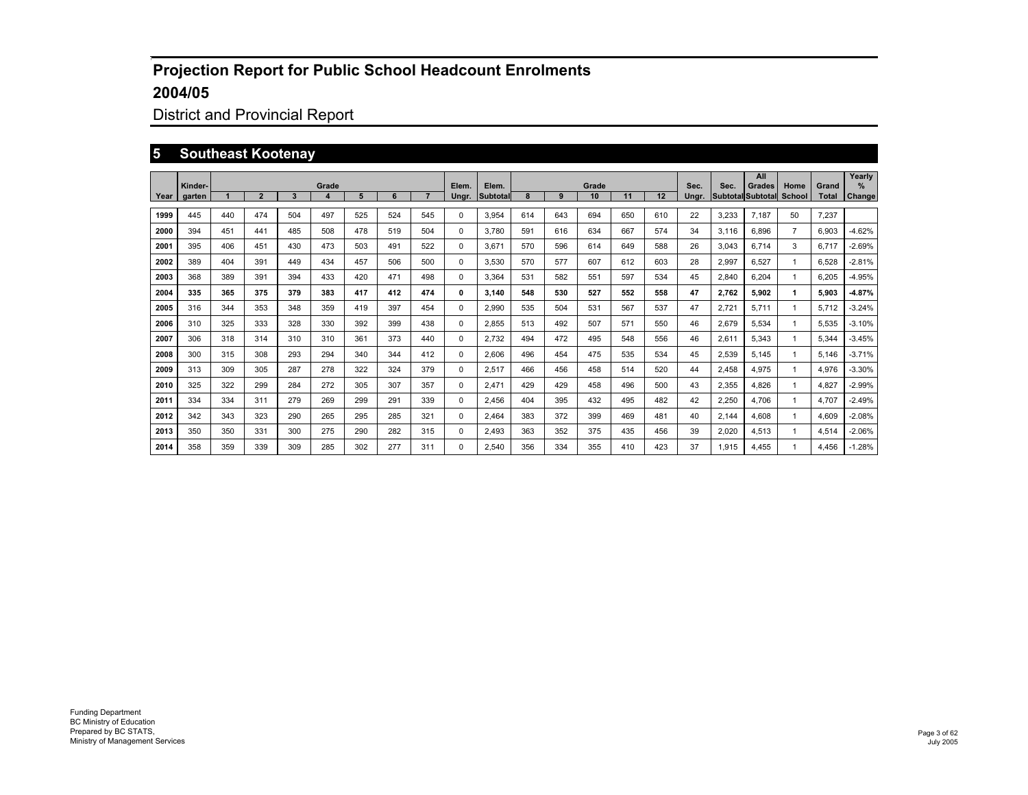# Projection Report for Public School Headcount Enrolments

## 2004/05

District and Provincial Report

## 5 Southeast Kootenay

| Year | Kinder-garten | Grade 1 | 2 | 3 | 4 | 5 | 6 | 7 | Elem. Ungr. | Elem. Subtotal | Grade 8 | 9 | 10 | 11 | 12 | Sec. Ungr. | Sec. Subtotal | All Grades Subtotal | Home School | Grand Total | Yearly % Change |
|---|---|---|---|---|---|---|---|---|---|---|---|---|---|---|---|---|---|---|---|---|---|
| **1999** | 445 | 440 | 474 | 504 | 497 | 525 | 524 | 545 | 0 | 3,954 | 614 | 643 | 694 | 650 | 610 | 22 | 3,233 | 7,187 | 50 | 7,237 | |
| **2000** | 394 | 451 | 441 | 485 | 508 | 478 | 519 | 504 | 0 | 3,780 | 591 | 616 | 634 | 667 | 574 | 34 | 3,116 | 6,896 | 7 | 6,903 | -4.62% |
| **2001** | 395 | 406 | 451 | 430 | 473 | 503 | 491 | 522 | 0 | 3,671 | 570 | 596 | 614 | 649 | 588 | 26 | 3,043 | 6,714 | 3 | 6,717 | -2.69% |
| **2002** | 389 | 404 | 391 | 449 | 434 | 457 | 506 | 500 | 0 | 3,530 | 570 | 577 | 607 | 612 | 603 | 28 | 2,997 | 6,527 | 1 | 6,528 | -2.81% |
| **2003** | 368 | 389 | 391 | 394 | 433 | 420 | 471 | 498 | 0 | 3,364 | 531 | 582 | 551 | 597 | 534 | 45 | 2,840 | 6,204 | 1 | 6,205 | -4.95% |
| **2004** | **335** | **365** | **375** | **379** | **383** | **417** | **412** | **474** | **0** | **3,140** | **548** | **530** | **527** | **552** | **558** | **47** | **2,762** | **5,902** | **1** | **5,903** | **-4.87%** |
| **2005** | 316 | 344 | 353 | 348 | 359 | 419 | 397 | 454 | 0 | 2,990 | 535 | 504 | 531 | 567 | 537 | 47 | 2,721 | 5,711 | 1 | 5,712 | -3.24% |
| **2006** | 310 | 325 | 333 | 328 | 330 | 392 | 399 | 438 | 0 | 2,855 | 513 | 492 | 507 | 571 | 550 | 46 | 2,679 | 5,534 | 1 | 5,535 | -3.10% |
| **2007** | 306 | 318 | 314 | 310 | 310 | 361 | 373 | 440 | 0 | 2,732 | 494 | 472 | 495 | 548 | 556 | 46 | 2,611 | 5,343 | 1 | 5,344 | -3.45% |
| **2008** | 300 | 315 | 308 | 293 | 294 | 340 | 344 | 412 | 0 | 2,606 | 496 | 454 | 475 | 535 | 534 | 45 | 2,539 | 5,145 | 1 | 5,146 | -3.71% |
| **2009** | 313 | 309 | 305 | 287 | 278 | 322 | 324 | 379 | 0 | 2,517 | 466 | 456 | 458 | 514 | 520 | 44 | 2,458 | 4,975 | 1 | 4,976 | -3.30% |
| **2010** | 325 | 322 | 299 | 284 | 272 | 305 | 307 | 357 | 0 | 2,471 | 429 | 429 | 458 | 496 | 500 | 43 | 2,355 | 4,826 | 1 | 4,827 | -2.99% |
| **2011** | 334 | 334 | 311 | 279 | 269 | 299 | 291 | 339 | 0 | 2,456 | 404 | 395 | 432 | 495 | 482 | 42 | 2,250 | 4,706 | 1 | 4,707 | -2.49% |
| **2012** | 342 | 343 | 323 | 290 | 265 | 295 | 285 | 321 | 0 | 2,464 | 383 | 372 | 399 | 469 | 481 | 40 | 2,144 | 4,608 | 1 | 4,609 | -2.08% |
| **2013** | 350 | 350 | 331 | 300 | 275 | 290 | 282 | 315 | 0 | 2,493 | 363 | 352 | 375 | 435 | 456 | 39 | 2,020 | 4,513 | 1 | 4,514 | -2.06% |
| **2014** | 358 | 359 | 339 | 309 | 285 | 302 | 277 | 311 | 0 | 2,540 | 356 | 334 | 355 | 410 | 423 | 37 | 1,915 | 4,455 | 1 | 4,456 | -1.28% |

Funding Department
BC Ministry of Education
Prepared by BC STATS,
Ministry of Management Services

July 2005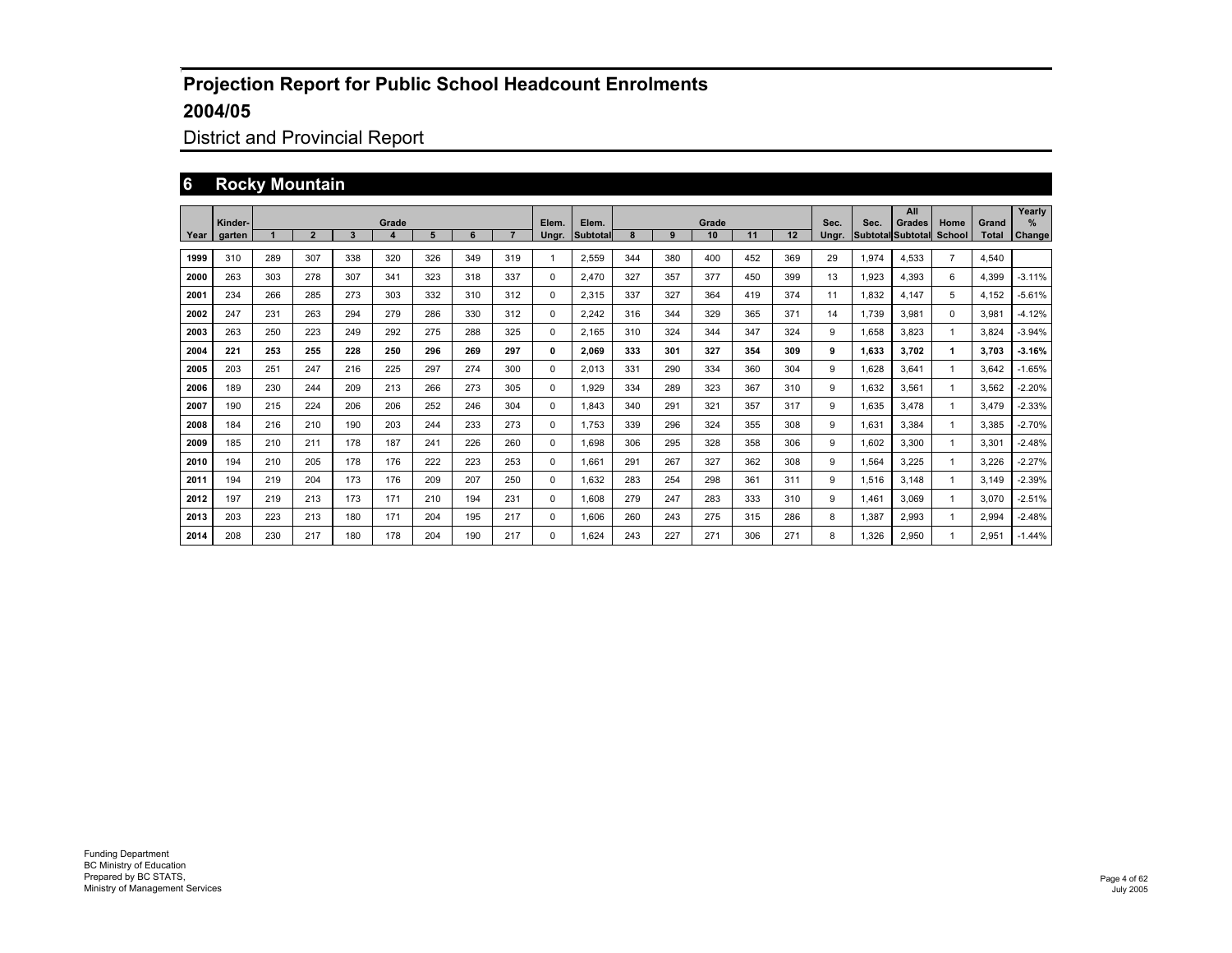# Projection Report for Public School Headcount Enrolments

## 2004/05

District and Provincial Report

## 6 Rocky Mountain

| Year | Kinder-garten | Grade 1 | 2 | 3 | 4 | 5 | 6 | 7 | Elem. Ungr. | Elem. Subtotal | Grade 8 | 9 | 10 | 11 | 12 | Sec. Ungr. | Sec. Subtotal | All Grades Subtotal | Home School | Grand Total | Yearly % Change |
|---|---|---|---|---|---|---|---|---|---|---|---|---|---|---|---|---|---|---|---|---|---|
| 1999 | 310 | 289 | 307 | 338 | 320 | 326 | 349 | 319 | 1 | 2,559 | 344 | 380 | 400 | 452 | 369 | 29 | 1,974 | 4,533 | 7 | 4,540 | |
| 2000 | 263 | 303 | 278 | 307 | 341 | 323 | 318 | 337 | 0 | 2,470 | 327 | 357 | 377 | 450 | 399 | 13 | 1,923 | 4,393 | 6 | 4,399 | -3.11% |
| 2001 | 234 | 266 | 285 | 273 | 303 | 332 | 310 | 312 | 0 | 2,315 | 337 | 327 | 364 | 419 | 374 | 11 | 1,832 | 4,147 | 5 | 4,152 | -5.61% |
| 2002 | 247 | 231 | 263 | 294 | 279 | 286 | 330 | 312 | 0 | 2,242 | 316 | 344 | 329 | 365 | 371 | 14 | 1,739 | 3,981 | 0 | 3,981 | -4.12% |
| 2003 | 263 | 250 | 223 | 249 | 292 | 275 | 288 | 325 | 0 | 2,165 | 310 | 324 | 344 | 347 | 324 | 9 | 1,658 | 3,823 | 1 | 3,824 | -3.94% |
| **2004** | **221** | **253** | **255** | **228** | **250** | **296** | **269** | **297** | **0** | **2,069** | **333** | **301** | **327** | **354** | **309** | **9** | **1,633** | **3,702** | **1** | **3,703** | **-3.16%** |
| 2005 | 203 | 251 | 247 | 216 | 225 | 297 | 274 | 300 | 0 | 2,013 | 331 | 290 | 334 | 360 | 304 | 9 | 1,628 | 3,641 | 1 | 3,642 | -1.65% |
| 2006 | 189 | 230 | 244 | 209 | 213 | 266 | 273 | 305 | 0 | 1,929 | 334 | 289 | 323 | 367 | 310 | 9 | 1,632 | 3,561 | 1 | 3,562 | -2.20% |
| 2007 | 190 | 215 | 224 | 206 | 206 | 252 | 246 | 304 | 0 | 1,843 | 340 | 291 | 321 | 357 | 317 | 9 | 1,635 | 3,478 | 1 | 3,479 | -2.33% |
| 2008 | 184 | 216 | 210 | 190 | 203 | 244 | 233 | 273 | 0 | 1,753 | 339 | 296 | 324 | 355 | 308 | 9 | 1,631 | 3,384 | 1 | 3,385 | -2.70% |
| 2009 | 185 | 210 | 211 | 178 | 187 | 241 | 226 | 260 | 0 | 1,698 | 306 | 295 | 328 | 358 | 306 | 9 | 1,602 | 3,300 | 1 | 3,301 | -2.48% |
| 2010 | 194 | 210 | 205 | 178 | 176 | 222 | 223 | 253 | 0 | 1,661 | 291 | 267 | 327 | 362 | 308 | 9 | 1,564 | 3,225 | 1 | 3,226 | -2.27% |
| 2011 | 194 | 219 | 204 | 173 | 176 | 209 | 207 | 250 | 0 | 1,632 | 283 | 254 | 298 | 361 | 311 | 9 | 1,516 | 3,148 | 1 | 3,149 | -2.39% |
| 2012 | 197 | 219 | 213 | 173 | 171 | 210 | 194 | 231 | 0 | 1,608 | 279 | 247 | 283 | 333 | 310 | 9 | 1,461 | 3,069 | 1 | 3,070 | -2.51% |
| 2013 | 203 | 223 | 213 | 180 | 171 | 204 | 195 | 217 | 0 | 1,606 | 260 | 243 | 275 | 315 | 286 | 8 | 1,387 | 2,993 | 1 | 2,994 | -2.48% |
| 2014 | 208 | 230 | 217 | 180 | 178 | 204 | 190 | 217 | 0 | 1,624 | 243 | 227 | 271 | 306 | 271 | 8 | 1,326 | 2,950 | 1 | 2,951 | -1.44% |

Funding Department
BC Ministry of Education
Prepared by BC STATS,
Ministry of Management Services

July 2005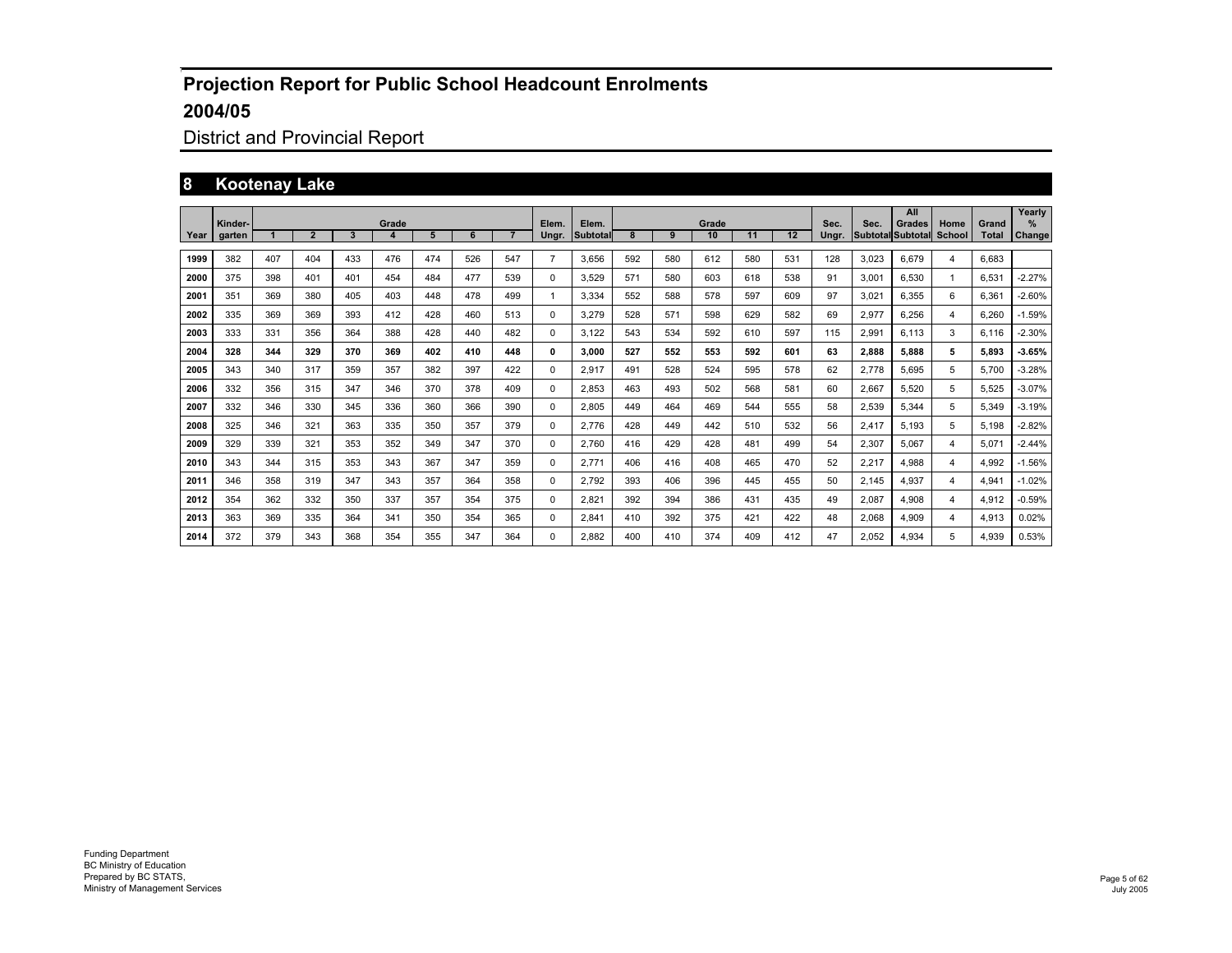# Projection Report for Public School Headcount Enrolments

## 2004/05

District and Provincial Report

## 8 Kootenay Lake

| Year | Kinder-garten | 1 | 2 | 3 | Grade 4 | 5 | 6 | 7 | Elem. Ungr. | Elem. Subtotal | 8 | 9 | Grade 10 | 11 | 12 | Sec. Ungr. | Sec. Subtotal | All Grades Subtotal | Home School | Grand Total | Yearly % Change |
|---|---|---|---|---|---|---|---|---|---|---|---|---|---|---|---|---|---|---|---|---|---|
| 1999 | 382 | 407 | 404 | 433 | 476 | 474 | 526 | 547 | 7 | 3,656 | 592 | 580 | 612 | 580 | 531 | 128 | 3,023 | 6,679 | 4 | 6,683 | |
| 2000 | 375 | 398 | 401 | 401 | 454 | 484 | 477 | 539 | 0 | 3,529 | 571 | 580 | 603 | 618 | 538 | 91 | 3,001 | 6,530 | 1 | 6,531 | -2.27% |
| 2001 | 351 | 369 | 380 | 405 | 403 | 448 | 478 | 499 | 1 | 3,334 | 552 | 588 | 578 | 597 | 609 | 97 | 3,021 | 6,355 | 6 | 6,361 | -2.60% |
| 2002 | 335 | 369 | 369 | 393 | 412 | 428 | 460 | 513 | 0 | 3,279 | 528 | 571 | 598 | 629 | 582 | 69 | 2,977 | 6,256 | 4 | 6,260 | -1.59% |
| 2003 | 333 | 331 | 356 | 364 | 388 | 428 | 440 | 482 | 0 | 3,122 | 543 | 534 | 592 | 610 | 597 | 115 | 2,991 | 6,113 | 3 | 6,116 | -2.30% |
| **2004** | **328** | **344** | **329** | **370** | **369** | **402** | **410** | **448** | **0** | **3,000** | **527** | **552** | **553** | **592** | **601** | **63** | **2,888** | **5,888** | **5** | **5,893** | **-3.65%** |
| 2005 | 343 | 340 | 317 | 359 | 357 | 382 | 397 | 422 | 0 | 2,917 | 491 | 528 | 524 | 595 | 578 | 62 | 2,778 | 5,695 | 5 | 5,700 | -3.28% |
| 2006 | 332 | 356 | 315 | 347 | 346 | 370 | 378 | 409 | 0 | 2,853 | 463 | 493 | 502 | 568 | 581 | 60 | 2,667 | 5,520 | 5 | 5,525 | -3.07% |
| 2007 | 332 | 346 | 330 | 345 | 336 | 360 | 366 | 390 | 0 | 2,805 | 449 | 464 | 469 | 544 | 555 | 58 | 2,539 | 5,344 | 5 | 5,349 | -3.19% |
| 2008 | 325 | 346 | 321 | 363 | 335 | 350 | 357 | 379 | 0 | 2,776 | 428 | 449 | 442 | 510 | 532 | 56 | 2,417 | 5,193 | 5 | 5,198 | -2.82% |
| 2009 | 329 | 339 | 321 | 353 | 352 | 349 | 347 | 370 | 0 | 2,760 | 416 | 429 | 428 | 481 | 499 | 54 | 2,307 | 5,067 | 4 | 5,071 | -2.44% |
| 2010 | 343 | 344 | 315 | 353 | 343 | 367 | 347 | 359 | 0 | 2,771 | 406 | 416 | 408 | 465 | 470 | 52 | 2,217 | 4,988 | 4 | 4,992 | -1.56% |
| 2011 | 346 | 358 | 319 | 347 | 343 | 357 | 364 | 358 | 0 | 2,792 | 393 | 406 | 396 | 445 | 455 | 50 | 2,145 | 4,937 | 4 | 4,941 | -1.02% |
| 2012 | 354 | 362 | 332 | 350 | 337 | 357 | 354 | 375 | 0 | 2,821 | 392 | 394 | 386 | 431 | 435 | 49 | 2,087 | 4,908 | 4 | 4,912 | -0.59% |
| 2013 | 363 | 369 | 335 | 364 | 341 | 350 | 354 | 365 | 0 | 2,841 | 410 | 392 | 375 | 421 | 422 | 48 | 2,068 | 4,909 | 4 | 4,913 | 0.02% |
| 2014 | 372 | 379 | 343 | 368 | 354 | 355 | 347 | 364 | 0 | 2,882 | 400 | 410 | 374 | 409 | 412 | 47 | 2,052 | 4,934 | 5 | 4,939 | 0.53% |

Funding Department
BC Ministry of Education
Prepared by BC STATS,
Ministry of Management Services

July 2005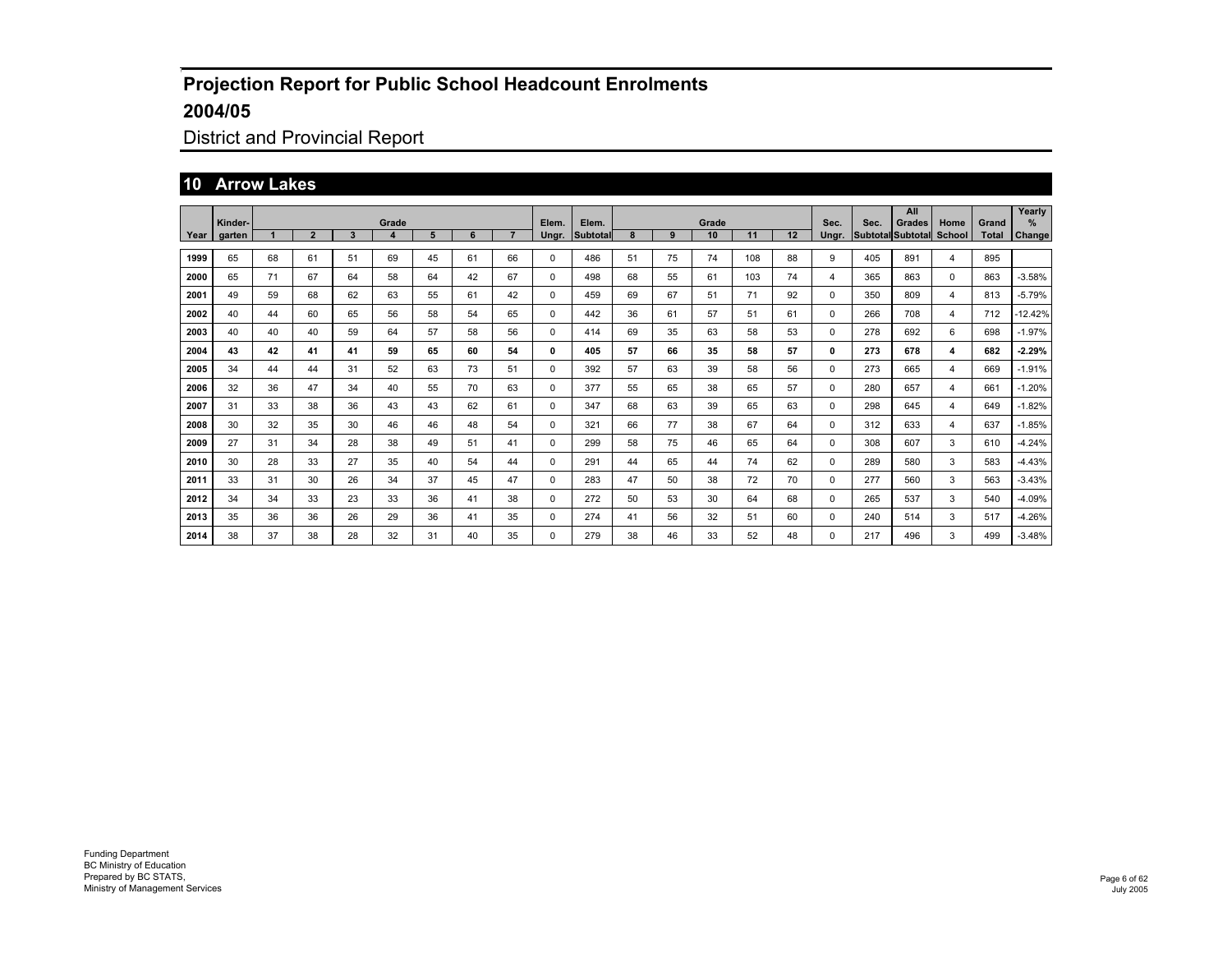# Projection Report for Public School Headcount Enrolments

## 2004/05

District and Provincial Report

### 10 Arrow Lakes

| Year | Kinder-garten | Grade 1 | 2 | 3 | 4 | 5 | 6 | 7 | Elem. Ungr. | Elem. Subtotal | Grade 8 | 9 | 10 | 11 | 12 | Sec. Ungr. | Sec. Subtotal | All Grades Subtotal | Home School | Grand Total | Yearly % Change |
|---|---|---|---|---|---|---|---|---|---|---|---|---|---|---|---|---|---|---|---|---|---|
| 1999 | 65 | 68 | 61 | 51 | 69 | 45 | 61 | 66 | 0 | 486 | 51 | 75 | 74 | 108 | 88 | 9 | 405 | 891 | 4 | 895 | |
| 2000 | 65 | 71 | 67 | 64 | 58 | 64 | 42 | 67 | 0 | 498 | 68 | 55 | 61 | 103 | 74 | 4 | 365 | 863 | 0 | 863 | -3.58% |
| 2001 | 49 | 59 | 68 | 62 | 63 | 55 | 61 | 42 | 0 | 459 | 69 | 67 | 51 | 71 | 92 | 0 | 350 | 809 | 4 | 813 | -5.79% |
| 2002 | 40 | 44 | 60 | 65 | 56 | 58 | 54 | 65 | 0 | 442 | 36 | 61 | 57 | 51 | 61 | 0 | 266 | 708 | 4 | 712 | -12.42% |
| 2003 | 40 | 40 | 40 | 59 | 64 | 57 | 58 | 56 | 0 | 414 | 69 | 35 | 63 | 58 | 53 | 0 | 278 | 692 | 6 | 698 | -1.97% |
| **2004** | **43** | **42** | **41** | **41** | **59** | **65** | **60** | **54** | **0** | **405** | **57** | **66** | **35** | **58** | **57** | **0** | **273** | **678** | **4** | **682** | **-2.29%** |
| 2005 | 34 | 44 | 44 | 31 | 52 | 63 | 73 | 51 | 0 | 392 | 57 | 63 | 39 | 58 | 56 | 0 | 273 | 665 | 4 | 669 | -1.91% |
| 2006 | 32 | 36 | 47 | 34 | 40 | 55 | 70 | 63 | 0 | 377 | 55 | 65 | 38 | 65 | 57 | 0 | 280 | 657 | 4 | 661 | -1.20% |
| 2007 | 31 | 33 | 38 | 36 | 43 | 43 | 62 | 61 | 0 | 347 | 68 | 63 | 39 | 65 | 63 | 0 | 298 | 645 | 4 | 649 | -1.82% |
| 2008 | 30 | 32 | 35 | 30 | 46 | 46 | 48 | 54 | 0 | 321 | 66 | 77 | 38 | 67 | 64 | 0 | 312 | 633 | 4 | 637 | -1.85% |
| 2009 | 27 | 31 | 34 | 28 | 38 | 49 | 51 | 41 | 0 | 299 | 58 | 75 | 46 | 65 | 64 | 0 | 308 | 607 | 3 | 610 | -4.24% |
| 2010 | 30 | 28 | 33 | 27 | 35 | 40 | 54 | 44 | 0 | 291 | 44 | 65 | 44 | 74 | 62 | 0 | 289 | 580 | 3 | 583 | -4.43% |
| 2011 | 33 | 31 | 30 | 26 | 34 | 37 | 45 | 47 | 0 | 283 | 47 | 50 | 38 | 72 | 70 | 0 | 277 | 560 | 3 | 563 | -3.43% |
| 2012 | 34 | 34 | 33 | 23 | 33 | 36 | 41 | 38 | 0 | 272 | 50 | 53 | 30 | 64 | 68 | 0 | 265 | 537 | 3 | 540 | -4.09% |
| 2013 | 35 | 36 | 36 | 26 | 29 | 36 | 41 | 35 | 0 | 274 | 41 | 56 | 32 | 51 | 60 | 0 | 240 | 514 | 3 | 517 | -4.26% |
| 2014 | 38 | 37 | 38 | 28 | 32 | 31 | 40 | 35 | 0 | 279 | 38 | 46 | 33 | 52 | 48 | 0 | 217 | 496 | 3 | 499 | -3.48% |

Funding Department
BC Ministry of Education
Prepared by BC STATS,
Ministry of Management Services

July 2005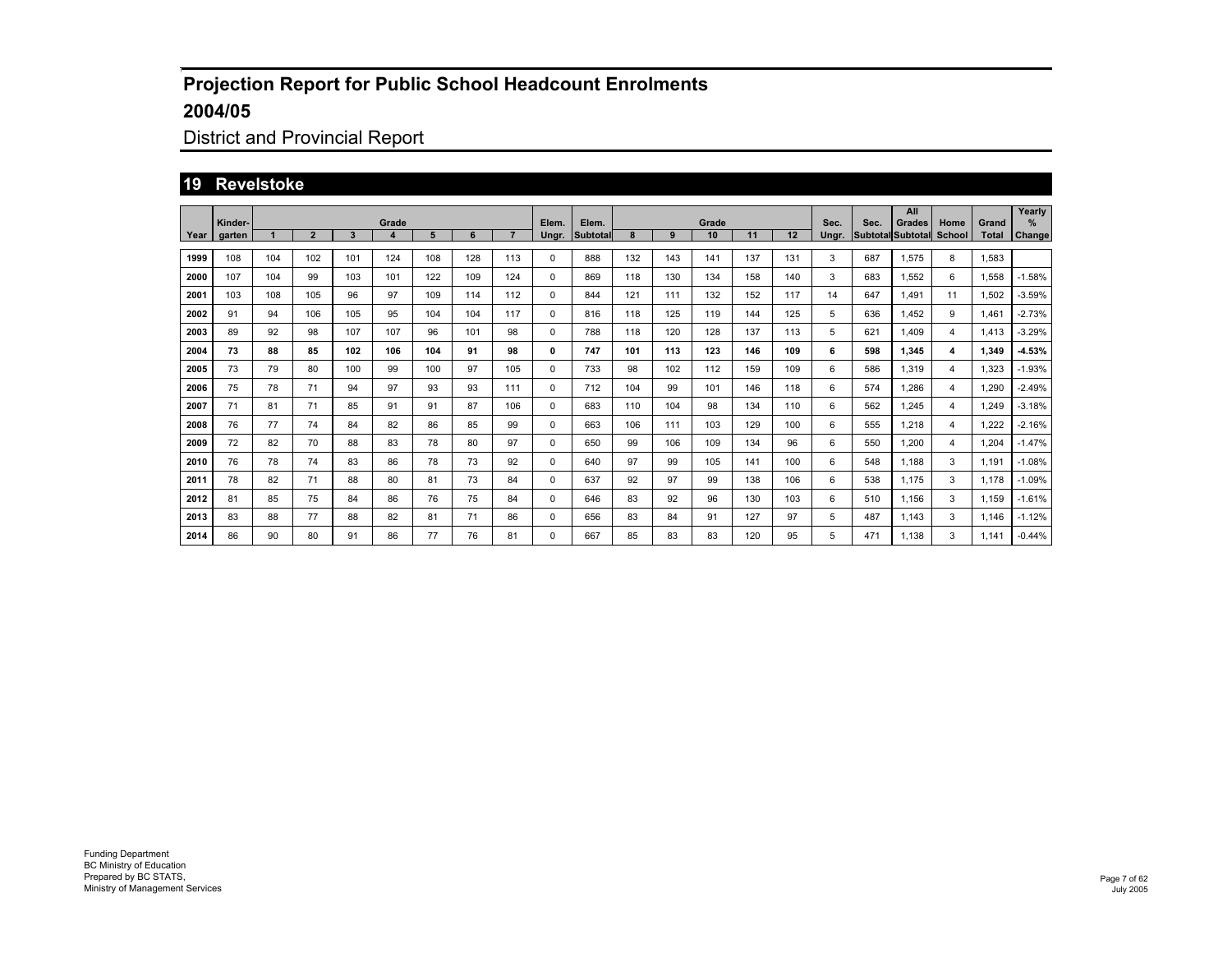# Projection Report for Public School Headcount Enrolments

## 2004/05

District and Provincial Report

## 19 Revelstoke

| Year | Kinder-garten | Grade 1 | 2 | 3 | 4 | 5 | 6 | 7 | Elem. Ungr. | Elem. Subtotal | Grade 8 | 9 | 10 | 11 | 12 | Sec. Ungr. | Sec. Subtotal | All Grades Subtotal | Home School | Grand Total | Yearly % Change |
|---|---|---|---|---|---|---|---|---|---|---|---|---|---|---|---|---|---|---|---|---|---|
| 1999 | 108 | 104 | 102 | 101 | 124 | 108 | 128 | 113 | 0 | 888 | 132 | 143 | 141 | 137 | 131 | 3 | 687 | 1,575 | 8 | 1,583 | |
| 2000 | 107 | 104 | 99 | 103 | 101 | 122 | 109 | 124 | 0 | 869 | 118 | 130 | 134 | 158 | 140 | 3 | 683 | 1,552 | 6 | 1,558 | -1.58% |
| 2001 | 103 | 108 | 105 | 96 | 97 | 109 | 114 | 112 | 0 | 844 | 121 | 111 | 132 | 152 | 117 | 14 | 647 | 1,491 | 11 | 1,502 | -3.59% |
| 2002 | 91 | 94 | 106 | 105 | 95 | 104 | 104 | 117 | 0 | 816 | 118 | 125 | 119 | 144 | 125 | 5 | 636 | 1,452 | 9 | 1,461 | -2.73% |
| 2003 | 89 | 92 | 98 | 107 | 107 | 96 | 101 | 98 | 0 | 788 | 118 | 120 | 128 | 137 | 113 | 5 | 621 | 1,409 | 4 | 1,413 | -3.29% |
| **2004** | **73** | **88** | **85** | **102** | **106** | **104** | **91** | **98** | **0** | **747** | **101** | **113** | **123** | **146** | **109** | **6** | **598** | **1,345** | **4** | **1,349** | **-4.53%** |
| 2005 | 73 | 79 | 80 | 100 | 99 | 100 | 97 | 105 | 0 | 733 | 98 | 102 | 112 | 159 | 109 | 6 | 586 | 1,319 | 4 | 1,323 | -1.93% |
| 2006 | 75 | 78 | 71 | 94 | 97 | 93 | 93 | 111 | 0 | 712 | 104 | 99 | 101 | 146 | 118 | 6 | 574 | 1,286 | 4 | 1,290 | -2.49% |
| 2007 | 71 | 81 | 71 | 85 | 91 | 91 | 87 | 106 | 0 | 683 | 110 | 104 | 98 | 134 | 110 | 6 | 562 | 1,245 | 4 | 1,249 | -3.18% |
| 2008 | 76 | 77 | 74 | 84 | 82 | 86 | 85 | 99 | 0 | 663 | 106 | 111 | 103 | 129 | 100 | 6 | 555 | 1,218 | 4 | 1,222 | -2.16% |
| 2009 | 72 | 82 | 70 | 88 | 83 | 78 | 80 | 97 | 0 | 650 | 99 | 106 | 109 | 134 | 96 | 6 | 550 | 1,200 | 4 | 1,204 | -1.47% |
| 2010 | 76 | 78 | 74 | 83 | 86 | 78 | 73 | 92 | 0 | 640 | 97 | 99 | 105 | 141 | 100 | 6 | 548 | 1,188 | 3 | 1,191 | -1.08% |
| 2011 | 78 | 82 | 71 | 88 | 80 | 81 | 73 | 84 | 0 | 637 | 92 | 97 | 99 | 138 | 106 | 6 | 538 | 1,175 | 3 | 1,178 | -1.09% |
| 2012 | 81 | 85 | 75 | 84 | 86 | 76 | 75 | 84 | 0 | 646 | 83 | 92 | 96 | 130 | 103 | 6 | 510 | 1,156 | 3 | 1,159 | -1.61% |
| 2013 | 83 | 88 | 77 | 88 | 82 | 81 | 71 | 86 | 0 | 656 | 83 | 84 | 91 | 127 | 97 | 5 | 487 | 1,143 | 3 | 1,146 | -1.12% |
| 2014 | 86 | 90 | 80 | 91 | 86 | 77 | 76 | 81 | 0 | 667 | 85 | 83 | 83 | 120 | 95 | 5 | 471 | 1,138 | 3 | 1,141 | -0.44% |

Funding Department
BC Ministry of Education
Prepared by BC STATS,
Ministry of Management Services

July 2005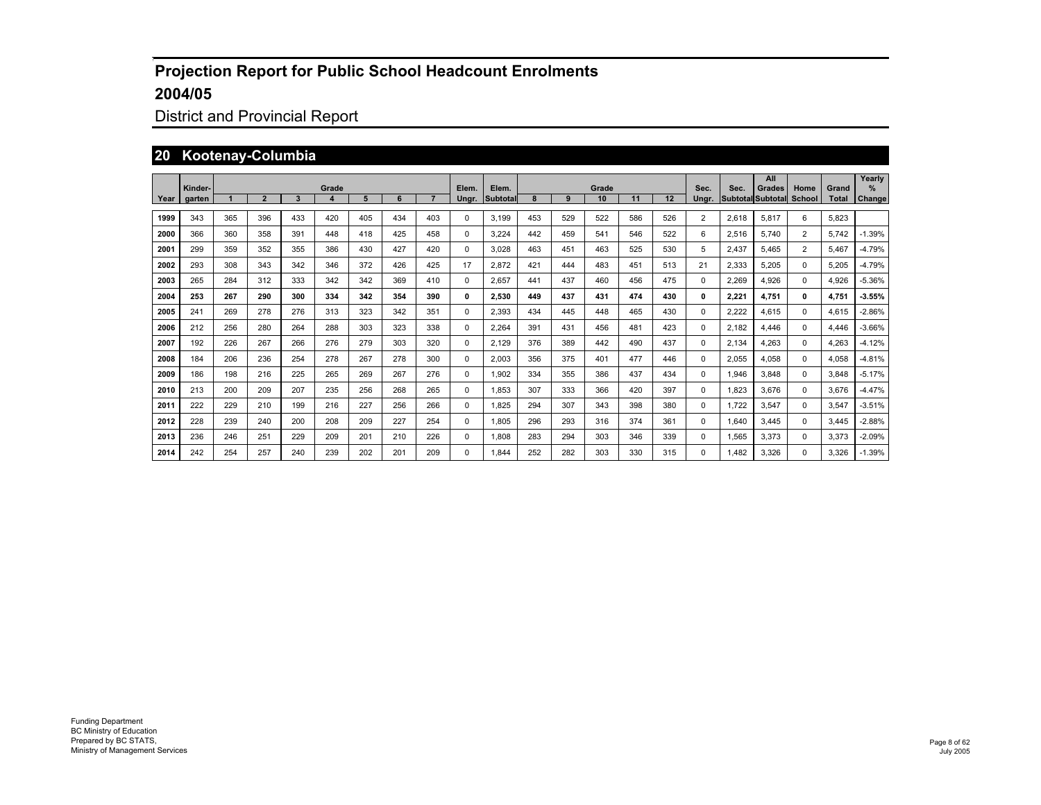# Projection Report for Public School Headcount Enrolments

## 2004/05

District and Provincial Report

## 20 Kootenay-Columbia

| Year | Kinder-garten | Grade 1 | 2 | 3 | 4 | 5 | 6 | 7 | Elem. Ungr. | Elem. Subtotal | Grade 8 | 9 | 10 | 11 | 12 | Sec. Ungr. | Sec. Subtotal | All Grades Subtotal | Home School | Grand Total | Yearly % Change |
|---|---|---|---|---|---|---|---|---|---|---|---|---|---|---|---|---|---|---|---|---|---|
| 1999 | 343 | 365 | 396 | 433 | 420 | 405 | 434 | 403 | 0 | 3,199 | 453 | 529 | 522 | 586 | 526 | 2 | 2,618 | 5,817 | 6 | 5,823 | |
| 2000 | 366 | 360 | 358 | 391 | 448 | 418 | 425 | 458 | 0 | 3,224 | 442 | 459 | 541 | 546 | 522 | 6 | 2,516 | 5,740 | 2 | 5,742 | -1.39% |
| 2001 | 299 | 359 | 352 | 355 | 386 | 430 | 427 | 420 | 0 | 3,028 | 463 | 451 | 463 | 525 | 530 | 5 | 2,437 | 5,465 | 2 | 5,467 | -4.79% |
| 2002 | 293 | 308 | 343 | 342 | 346 | 372 | 426 | 425 | 17 | 2,872 | 421 | 444 | 483 | 451 | 513 | 21 | 2,333 | 5,205 | 0 | 5,205 | -4.79% |
| 2003 | 265 | 284 | 312 | 333 | 342 | 342 | 369 | 410 | 0 | 2,657 | 441 | 437 | 460 | 456 | 475 | 0 | 2,269 | 4,926 | 0 | 4,926 | -5.36% |
| **2004** | **253** | **267** | **290** | **300** | **334** | **342** | **354** | **390** | **0** | **2,530** | **449** | **437** | **431** | **474** | **430** | **0** | **2,221** | **4,751** | **0** | **4,751** | **-3.55%** |
| 2005 | 241 | 269 | 278 | 276 | 313 | 323 | 342 | 351 | 0 | 2,393 | 434 | 445 | 448 | 465 | 430 | 0 | 2,222 | 4,615 | 0 | 4,615 | -2.86% |
| 2006 | 212 | 256 | 280 | 264 | 288 | 303 | 323 | 338 | 0 | 2,264 | 391 | 431 | 456 | 481 | 423 | 0 | 2,182 | 4,446 | 0 | 4,446 | -3.66% |
| 2007 | 192 | 226 | 267 | 266 | 276 | 279 | 303 | 320 | 0 | 2,129 | 376 | 389 | 442 | 490 | 437 | 0 | 2,134 | 4,263 | 0 | 4,263 | -4.12% |
| 2008 | 184 | 206 | 236 | 254 | 278 | 267 | 278 | 300 | 0 | 2,003 | 356 | 375 | 401 | 477 | 446 | 0 | 2,055 | 4,058 | 0 | 4,058 | -4.81% |
| 2009 | 186 | 198 | 216 | 225 | 265 | 269 | 267 | 276 | 0 | 1,902 | 334 | 355 | 386 | 437 | 434 | 0 | 1,946 | 3,848 | 0 | 3,848 | -5.17% |
| 2010 | 213 | 200 | 209 | 207 | 235 | 256 | 268 | 265 | 0 | 1,853 | 307 | 333 | 366 | 420 | 397 | 0 | 1,823 | 3,676 | 0 | 3,676 | -4.47% |
| 2011 | 222 | 229 | 210 | 199 | 216 | 227 | 256 | 266 | 0 | 1,825 | 294 | 307 | 343 | 398 | 380 | 0 | 1,722 | 3,547 | 0 | 3,547 | -3.51% |
| 2012 | 228 | 239 | 240 | 200 | 208 | 209 | 227 | 254 | 0 | 1,805 | 296 | 293 | 316 | 374 | 361 | 0 | 1,640 | 3,445 | 0 | 3,445 | -2.88% |
| 2013 | 236 | 246 | 251 | 229 | 209 | 201 | 210 | 226 | 0 | 1,808 | 283 | 294 | 303 | 346 | 339 | 0 | 1,565 | 3,373 | 0 | 3,373 | -2.09% |
| 2014 | 242 | 254 | 257 | 240 | 239 | 202 | 201 | 209 | 0 | 1,844 | 252 | 282 | 303 | 330 | 315 | 0 | 1,482 | 3,326 | 0 | 3,326 | -1.39% |

Funding Department
BC Ministry of Education
Prepared by BC STATS,
Ministry of Management Services

July 2005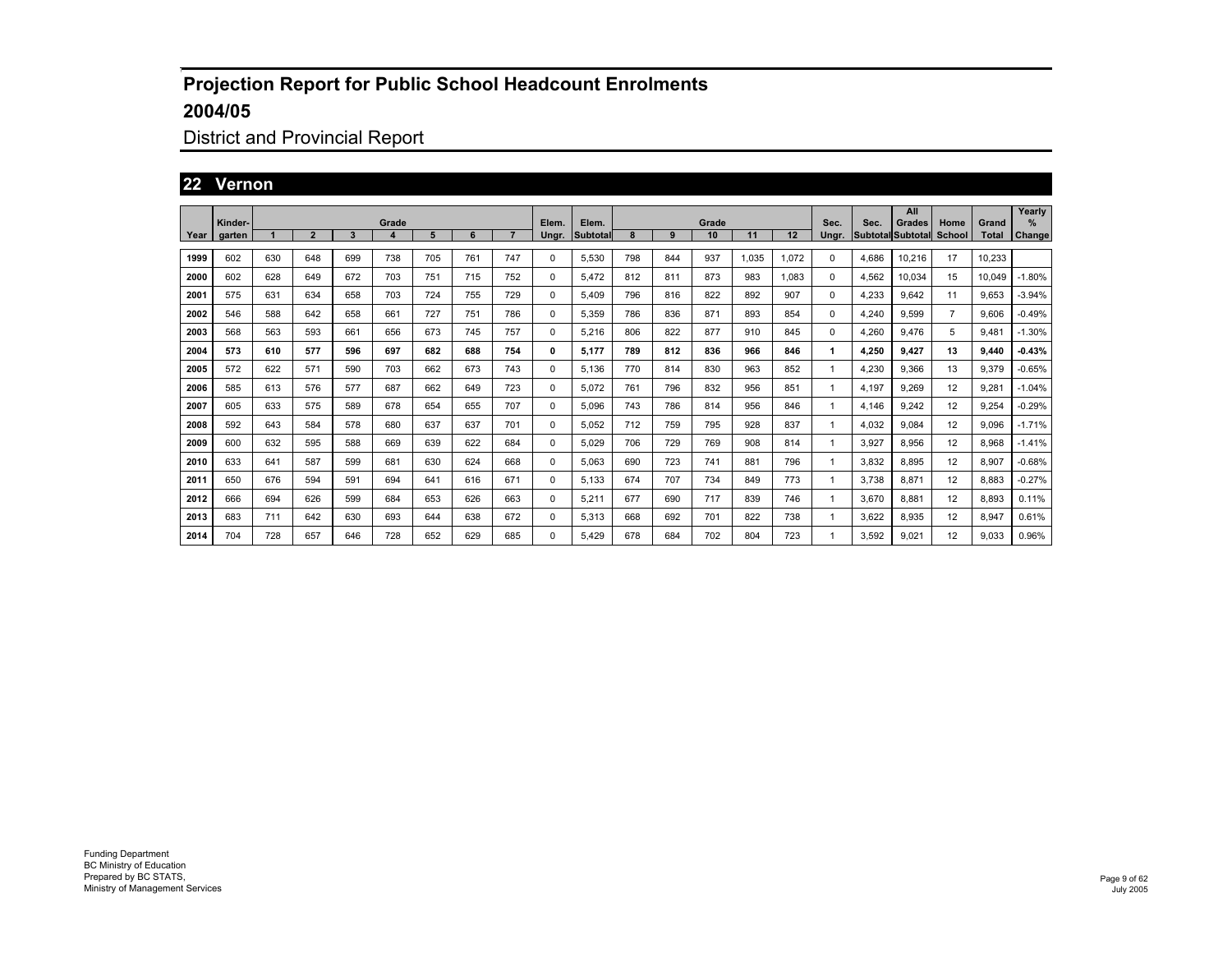# Projection Report for Public School Headcount Enrolments

## 2004/05

District and Provincial Report

## 22 Vernon

| Year | Kinder-garten | Grade 1 | 2 | 3 | 4 | 5 | 6 | 7 | Elem. Ungr. | Elem. Subtotal | Grade 8 | 9 | 10 | 11 | 12 | Sec. Ungr. | Sec. Subtotal | All Grades Subtotal | Home School | Grand Total | Yearly % Change |
|---|---|---|---|---|---|---|---|---|---|---|---|---|---|---|---|---|---|---|---|---|---|
| 1999 | 602 | 630 | 648 | 699 | 738 | 705 | 761 | 747 | 0 | 5,530 | 798 | 844 | 937 | 1,035 | 1,072 | 0 | 4,686 | 10,216 | 17 | 10,233 | |
| 2000 | 602 | 628 | 649 | 672 | 703 | 751 | 715 | 752 | 0 | 5,472 | 812 | 811 | 873 | 983 | 1,083 | 0 | 4,562 | 10,034 | 15 | 10,049 | -1.80% |
| 2001 | 575 | 631 | 634 | 658 | 703 | 724 | 755 | 729 | 0 | 5,409 | 796 | 816 | 822 | 892 | 907 | 0 | 4,233 | 9,642 | 11 | 9,653 | -3.94% |
| 2002 | 546 | 588 | 642 | 658 | 661 | 727 | 751 | 786 | 0 | 5,359 | 786 | 836 | 871 | 893 | 854 | 0 | 4,240 | 9,599 | 7 | 9,606 | -0.49% |
| 2003 | 568 | 563 | 593 | 661 | 656 | 673 | 745 | 757 | 0 | 5,216 | 806 | 822 | 877 | 910 | 845 | 0 | 4,260 | 9,476 | 5 | 9,481 | -1.30% |
| **2004** | **573** | **610** | **577** | **596** | **697** | **682** | **688** | **754** | **0** | **5,177** | **789** | **812** | **836** | **966** | **846** | **1** | **4,250** | **9,427** | **13** | **9,440** | **-0.43%** |
| 2005 | 572 | 622 | 571 | 590 | 703 | 662 | 673 | 743 | 0 | 5,136 | 770 | 814 | 830 | 963 | 852 | 1 | 4,230 | 9,366 | 13 | 9,379 | -0.65% |
| 2006 | 585 | 613 | 576 | 577 | 687 | 662 | 649 | 723 | 0 | 5,072 | 761 | 796 | 832 | 956 | 851 | 1 | 4,197 | 9,269 | 12 | 9,281 | -1.04% |
| 2007 | 605 | 633 | 575 | 589 | 678 | 654 | 655 | 707 | 0 | 5,096 | 743 | 786 | 814 | 956 | 846 | 1 | 4,146 | 9,242 | 12 | 9,254 | -0.29% |
| 2008 | 592 | 643 | 584 | 578 | 680 | 637 | 637 | 701 | 0 | 5,052 | 712 | 759 | 795 | 928 | 837 | 1 | 4,032 | 9,084 | 12 | 9,096 | -1.71% |
| 2009 | 600 | 632 | 595 | 588 | 669 | 639 | 622 | 684 | 0 | 5,029 | 706 | 729 | 769 | 908 | 814 | 1 | 3,927 | 8,956 | 12 | 8,968 | -1.41% |
| 2010 | 633 | 641 | 587 | 599 | 681 | 630 | 624 | 668 | 0 | 5,063 | 690 | 723 | 741 | 881 | 796 | 1 | 3,832 | 8,895 | 12 | 8,907 | -0.68% |
| 2011 | 650 | 676 | 594 | 591 | 694 | 641 | 616 | 671 | 0 | 5,133 | 674 | 707 | 734 | 849 | 773 | 1 | 3,738 | 8,871 | 12 | 8,883 | -0.27% |
| 2012 | 666 | 694 | 626 | 599 | 684 | 653 | 626 | 663 | 0 | 5,211 | 677 | 690 | 717 | 839 | 746 | 1 | 3,670 | 8,881 | 12 | 8,893 | 0.11% |
| 2013 | 683 | 711 | 642 | 630 | 693 | 644 | 638 | 672 | 0 | 5,313 | 668 | 692 | 701 | 822 | 738 | 1 | 3,622 | 8,935 | 12 | 8,947 | 0.61% |
| 2014 | 704 | 728 | 657 | 646 | 728 | 652 | 629 | 685 | 0 | 5,429 | 678 | 684 | 702 | 804 | 723 | 1 | 3,592 | 9,021 | 12 | 9,033 | 0.96% |

Funding Department
BC Ministry of Education
Prepared by BC STATS,
Ministry of Management Services

July 2005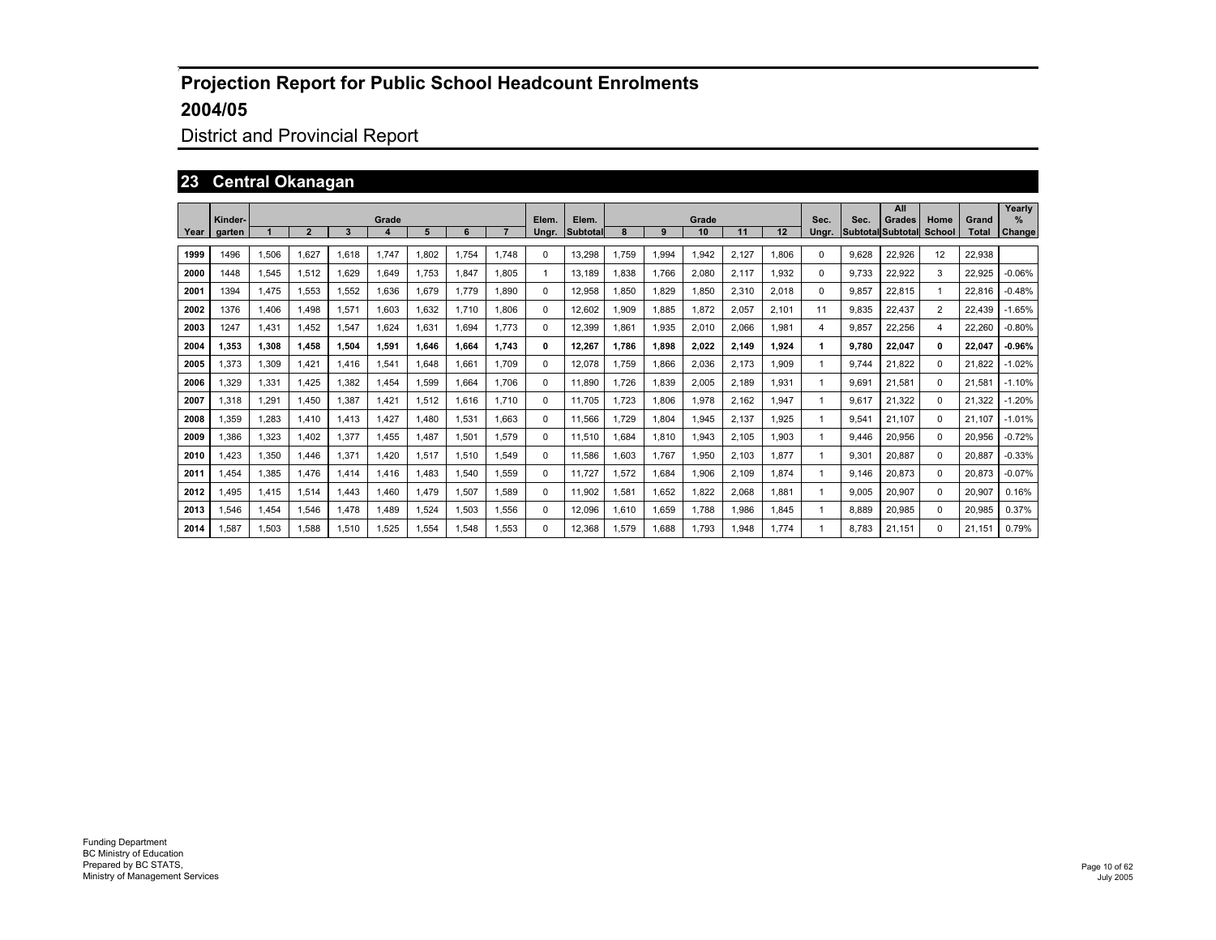# Projection Report for Public School Headcount Enrolments

## 2004/05

District and Provincial Report

## 23 Central Okanagan

| Year | Kinder-garten | Grade 1 | 2 | 3 | 4 | 5 | 6 | 7 | Elem. Ungr. | Elem. Subtotal | Grade 8 | 9 | 10 | 11 | 12 | Sec. Ungr. | Sec. Subtotal | All Grades Subtotal | Home School | Grand Total | Yearly % Change |
|---|---|---|---|---|---|---|---|---|---|---|---|---|---|---|---|---|---|---|---|---|---|
| 1999 | 1496 | 1,506 | 1,627 | 1,618 | 1,747 | 1,802 | 1,754 | 1,748 | 0 | 13,298 | 1,759 | 1,994 | 1,942 | 2,127 | 1,806 | 0 | 9,628 | 22,926 | 12 | 22,938 | |
| 2000 | 1448 | 1,545 | 1,512 | 1,629 | 1,649 | 1,753 | 1,847 | 1,805 | 1 | 13,189 | 1,838 | 1,766 | 2,080 | 2,117 | 1,932 | 0 | 9,733 | 22,922 | 3 | 22,925 | -0.06% |
| 2001 | 1394 | 1,475 | 1,553 | 1,552 | 1,636 | 1,679 | 1,779 | 1,890 | 0 | 12,958 | 1,850 | 1,829 | 1,850 | 2,310 | 2,018 | 0 | 9,857 | 22,815 | 1 | 22,816 | -0.48% |
| 2002 | 1376 | 1,406 | 1,498 | 1,571 | 1,603 | 1,632 | 1,710 | 1,806 | 0 | 12,602 | 1,909 | 1,885 | 1,872 | 2,057 | 2,101 | 11 | 9,835 | 22,437 | 2 | 22,439 | -1.65% |
| 2003 | 1247 | 1,431 | 1,452 | 1,547 | 1,624 | 1,631 | 1,694 | 1,773 | 0 | 12,399 | 1,861 | 1,935 | 2,010 | 2,066 | 1,981 | 4 | 9,857 | 22,256 | 4 | 22,260 | -0.80% |
| **2004** | **1,353** | **1,308** | **1,458** | **1,504** | **1,591** | **1,646** | **1,664** | **1,743** | **0** | **12,267** | **1,786** | **1,898** | **2,022** | **2,149** | **1,924** | **1** | **9,780** | **22,047** | **0** | **22,047** | **-0.96%** |
| 2005 | 1,373 | 1,309 | 1,421 | 1,416 | 1,541 | 1,648 | 1,661 | 1,709 | 0 | 12,078 | 1,759 | 1,866 | 2,036 | 2,173 | 1,909 | 1 | 9,744 | 21,822 | 0 | 21,822 | -1.02% |
| 2006 | 1,329 | 1,331 | 1,425 | 1,382 | 1,454 | 1,599 | 1,664 | 1,706 | 0 | 11,890 | 1,726 | 1,839 | 2,005 | 2,189 | 1,931 | 1 | 9,691 | 21,581 | 0 | 21,581 | -1.10% |
| 2007 | 1,318 | 1,291 | 1,450 | 1,387 | 1,421 | 1,512 | 1,616 | 1,710 | 0 | 11,705 | 1,723 | 1,806 | 1,978 | 2,162 | 1,947 | 1 | 9,617 | 21,322 | 0 | 21,322 | -1.20% |
| 2008 | 1,359 | 1,283 | 1,410 | 1,413 | 1,427 | 1,480 | 1,531 | 1,663 | 0 | 11,566 | 1,729 | 1,804 | 1,945 | 2,137 | 1,925 | 1 | 9,541 | 21,107 | 0 | 21,107 | -1.01% |
| 2009 | 1,386 | 1,323 | 1,402 | 1,377 | 1,455 | 1,487 | 1,501 | 1,579 | 0 | 11,510 | 1,684 | 1,810 | 1,943 | 2,105 | 1,903 | 1 | 9,446 | 20,956 | 0 | 20,956 | -0.72% |
| 2010 | 1,423 | 1,350 | 1,446 | 1,371 | 1,420 | 1,517 | 1,510 | 1,549 | 0 | 11,586 | 1,603 | 1,767 | 1,950 | 2,103 | 1,877 | 1 | 9,301 | 20,887 | 0 | 20,887 | -0.33% |
| 2011 | 1,454 | 1,385 | 1,476 | 1,414 | 1,416 | 1,483 | 1,540 | 1,559 | 0 | 11,727 | 1,572 | 1,684 | 1,906 | 2,109 | 1,874 | 1 | 9,146 | 20,873 | 0 | 20,873 | -0.07% |
| 2012 | 1,495 | 1,415 | 1,514 | 1,443 | 1,460 | 1,479 | 1,507 | 1,589 | 0 | 11,902 | 1,581 | 1,652 | 1,822 | 2,068 | 1,881 | 1 | 9,005 | 20,907 | 0 | 20,907 | 0.16% |
| 2013 | 1,546 | 1,454 | 1,546 | 1,478 | 1,489 | 1,524 | 1,503 | 1,556 | 0 | 12,096 | 1,610 | 1,659 | 1,788 | 1,986 | 1,845 | 1 | 8,889 | 20,985 | 0 | 20,985 | 0.37% |
| 2014 | 1,587 | 1,503 | 1,588 | 1,510 | 1,525 | 1,554 | 1,548 | 1,553 | 0 | 12,368 | 1,579 | 1,688 | 1,793 | 1,948 | 1,774 | 1 | 8,783 | 21,151 | 0 | 21,151 | 0.79% |

Funding Department
BC Ministry of Education
Prepared by BC STATS,
Ministry of Management Services

July 2005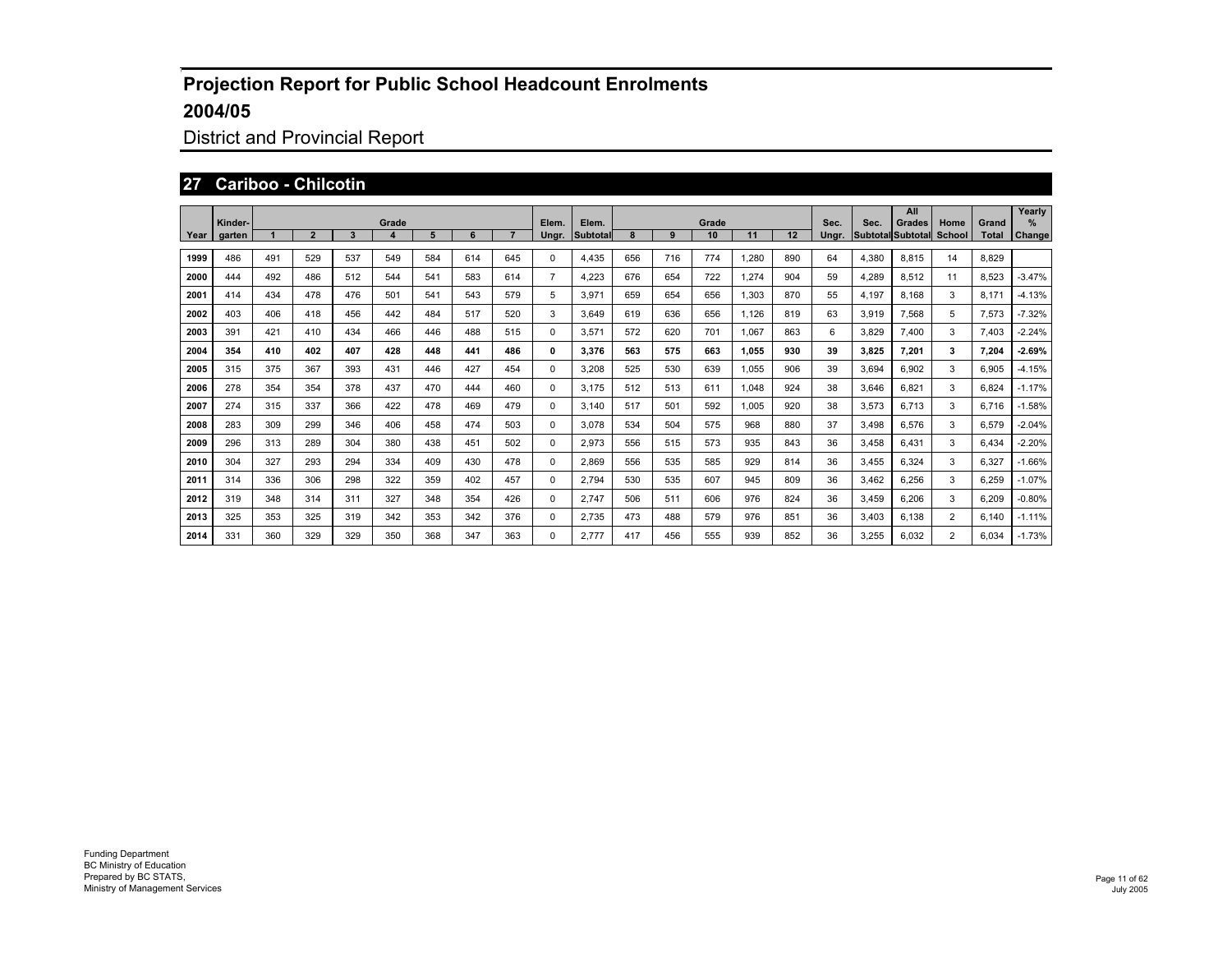# Projection Report for Public School Headcount Enrolments

## 2004/05

District and Provincial Report

## 27 Cariboo - Chilcotin

| Year | Kinder-garten | Grade 1 | 2 | 3 | 4 | 5 | 6 | 7 | Elem. Ungr. | Elem. Subtotal | Grade 8 | 9 | 10 | 11 | 12 | Sec. Ungr. | Sec. Subtotal | All Grades Subtotal | Home School | Grand Total | Yearly % Change |
|---|---|---|---|---|---|---|---|---|---|---|---|---|---|---|---|---|---|---|---|---|---|
| 1999 | 486 | 491 | 529 | 537 | 549 | 584 | 614 | 645 | 0 | 4,435 | 656 | 716 | 774 | 1,280 | 890 | 64 | 4,380 | 8,815 | 14 | 8,829 | |
| 2000 | 444 | 492 | 486 | 512 | 544 | 541 | 583 | 614 | 7 | 4,223 | 676 | 654 | 722 | 1,274 | 904 | 59 | 4,289 | 8,512 | 11 | 8,523 | -3.47% |
| 2001 | 414 | 434 | 478 | 476 | 501 | 541 | 543 | 579 | 5 | 3,971 | 659 | 654 | 656 | 1,303 | 870 | 55 | 4,197 | 8,168 | 3 | 8,171 | -4.13% |
| 2002 | 403 | 406 | 418 | 456 | 442 | 484 | 517 | 520 | 3 | 3,649 | 619 | 636 | 656 | 1,126 | 819 | 63 | 3,919 | 7,568 | 5 | 7,573 | -7.32% |
| 2003 | 391 | 421 | 410 | 434 | 466 | 446 | 488 | 515 | 0 | 3,571 | 572 | 620 | 701 | 1,067 | 863 | 6 | 3,829 | 7,400 | 3 | 7,403 | -2.24% |
| **2004** | **354** | **410** | **402** | **407** | **428** | **448** | **441** | **486** | **0** | **3,376** | **563** | **575** | **663** | **1,055** | **930** | **39** | **3,825** | **7,201** | **3** | **7,204** | **-2.69%** |
| 2005 | 315 | 375 | 367 | 393 | 431 | 446 | 427 | 454 | 0 | 3,208 | 525 | 530 | 639 | 1,055 | 906 | 39 | 3,694 | 6,902 | 3 | 6,905 | -4.15% |
| 2006 | 278 | 354 | 354 | 378 | 437 | 470 | 444 | 460 | 0 | 3,175 | 512 | 513 | 611 | 1,048 | 924 | 38 | 3,646 | 6,821 | 3 | 6,824 | -1.17% |
| 2007 | 274 | 315 | 337 | 366 | 422 | 478 | 469 | 479 | 0 | 3,140 | 517 | 501 | 592 | 1,005 | 920 | 38 | 3,573 | 6,713 | 3 | 6,716 | -1.58% |
| 2008 | 283 | 309 | 299 | 346 | 406 | 458 | 474 | 503 | 0 | 3,078 | 534 | 504 | 575 | 968 | 880 | 37 | 3,498 | 6,576 | 3 | 6,579 | -2.04% |
| 2009 | 296 | 313 | 289 | 304 | 380 | 438 | 451 | 502 | 0 | 2,973 | 556 | 515 | 573 | 935 | 843 | 36 | 3,458 | 6,431 | 3 | 6,434 | -2.20% |
| 2010 | 304 | 327 | 293 | 294 | 334 | 409 | 430 | 478 | 0 | 2,869 | 556 | 535 | 585 | 929 | 814 | 36 | 3,455 | 6,324 | 3 | 6,327 | -1.66% |
| 2011 | 314 | 336 | 306 | 298 | 322 | 359 | 402 | 457 | 0 | 2,794 | 530 | 535 | 607 | 945 | 809 | 36 | 3,462 | 6,256 | 3 | 6,259 | -1.07% |
| 2012 | 319 | 348 | 314 | 311 | 327 | 348 | 354 | 426 | 0 | 2,747 | 506 | 511 | 606 | 976 | 824 | 36 | 3,459 | 6,206 | 3 | 6,209 | -0.80% |
| 2013 | 325 | 353 | 325 | 319 | 342 | 353 | 342 | 376 | 0 | 2,735 | 473 | 488 | 579 | 976 | 851 | 36 | 3,403 | 6,138 | 2 | 6,140 | -1.11% |
| 2014 | 331 | 360 | 329 | 329 | 350 | 368 | 347 | 363 | 0 | 2,777 | 417 | 456 | 555 | 939 | 852 | 36 | 3,255 | 6,032 | 2 | 6,034 | -1.73% |

Funding Department
BC Ministry of Education
Prepared by BC STATS,
Ministry of Management Services

July 2005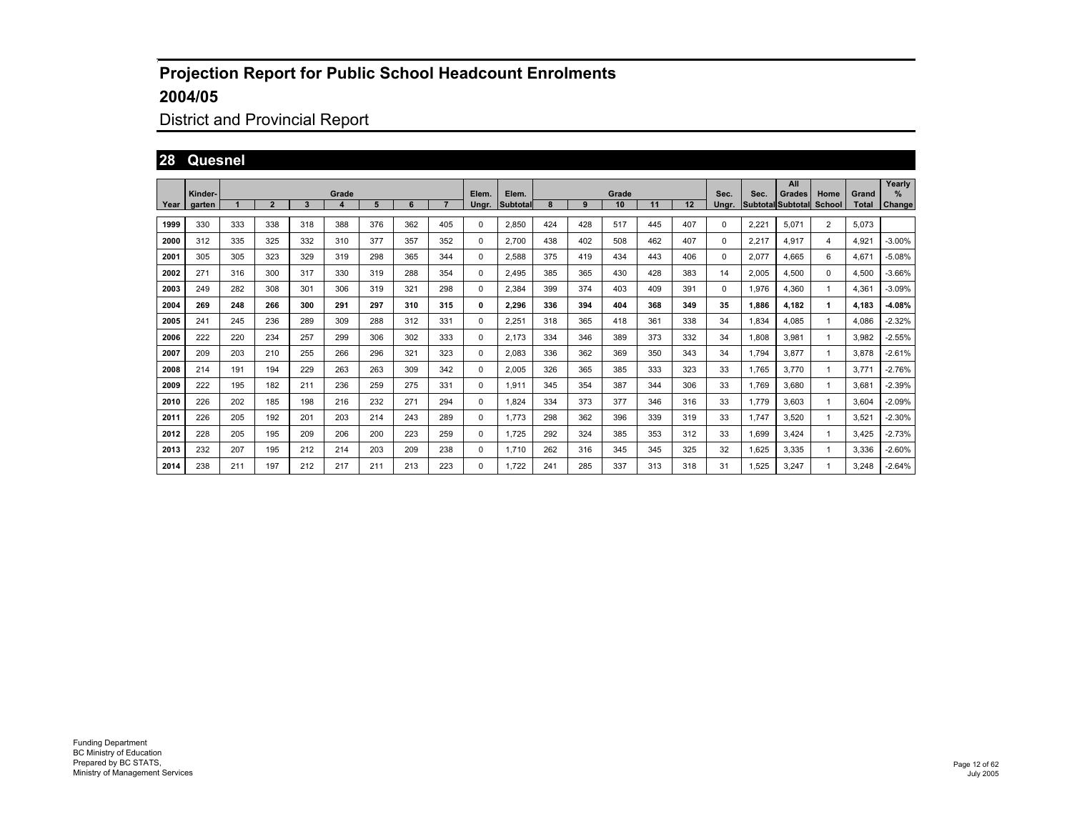# Projection Report for Public School Headcount Enrolments

## 2004/05

District and Provincial Report

### 28 Quesnel

| Year | Kinder-garten | Grade 1 | 2 | 3 | 4 | 5 | 6 | 7 | Elem. Ungr. | Elem. Subtotal | Grade 8 | 9 | 10 | 11 | 12 | Sec. Ungr. | Sec. Subtotal | All Grades Subtotal | Home School | Grand Total | Yearly % Change |
|---|---|---|---|---|---|---|---|---|---|---|---|---|---|---|---|---|---|---|---|---|---|
| **1999** | 330 | 333 | 338 | 318 | 388 | 376 | 362 | 405 | 0 | 2,850 | 424 | 428 | 517 | 445 | 407 | 0 | 2,221 | 5,071 | 2 | 5,073 | |
| **2000** | 312 | 335 | 325 | 332 | 310 | 377 | 357 | 352 | 0 | 2,700 | 438 | 402 | 508 | 462 | 407 | 0 | 2,217 | 4,917 | 4 | 4,921 | -3.00% |
| **2001** | 305 | 305 | 323 | 329 | 319 | 298 | 365 | 344 | 0 | 2,588 | 375 | 419 | 434 | 443 | 406 | 0 | 2,077 | 4,665 | 6 | 4,671 | -5.08% |
| **2002** | 271 | 316 | 300 | 317 | 330 | 319 | 288 | 354 | 0 | 2,495 | 385 | 365 | 430 | 428 | 383 | 14 | 2,005 | 4,500 | 0 | 4,500 | -3.66% |
| **2003** | 249 | 282 | 308 | 301 | 306 | 319 | 321 | 298 | 0 | 2,384 | 399 | 374 | 403 | 409 | 391 | 0 | 1,976 | 4,360 | 1 | 4,361 | -3.09% |
| **2004** | **269** | **248** | **266** | **300** | **291** | **297** | **310** | **315** | **0** | **2,296** | **336** | **394** | **404** | **368** | **349** | **35** | **1,886** | **4,182** | **1** | **4,183** | **-4.08%** |
| **2005** | 241 | 245 | 236 | 289 | 309 | 288 | 312 | 331 | 0 | 2,251 | 318 | 365 | 418 | 361 | 338 | 34 | 1,834 | 4,085 | 1 | 4,086 | -2.32% |
| **2006** | 222 | 220 | 234 | 257 | 299 | 306 | 302 | 333 | 0 | 2,173 | 334 | 346 | 389 | 373 | 332 | 34 | 1,808 | 3,981 | 1 | 3,982 | -2.55% |
| **2007** | 209 | 203 | 210 | 255 | 266 | 296 | 321 | 323 | 0 | 2,083 | 336 | 362 | 369 | 350 | 343 | 34 | 1,794 | 3,877 | 1 | 3,878 | -2.61% |
| **2008** | 214 | 191 | 194 | 229 | 263 | 263 | 309 | 342 | 0 | 2,005 | 326 | 365 | 385 | 333 | 323 | 33 | 1,765 | 3,770 | 1 | 3,771 | -2.76% |
| **2009** | 222 | 195 | 182 | 211 | 236 | 259 | 275 | 331 | 0 | 1,911 | 345 | 354 | 387 | 344 | 306 | 33 | 1,769 | 3,680 | 1 | 3,681 | -2.39% |
| **2010** | 226 | 202 | 185 | 198 | 216 | 232 | 271 | 294 | 0 | 1,824 | 334 | 373 | 377 | 346 | 316 | 33 | 1,779 | 3,603 | 1 | 3,604 | -2.09% |
| **2011** | 226 | 205 | 192 | 201 | 203 | 214 | 243 | 289 | 0 | 1,773 | 298 | 362 | 396 | 339 | 319 | 33 | 1,747 | 3,520 | 1 | 3,521 | -2.30% |
| **2012** | 228 | 205 | 195 | 209 | 206 | 200 | 223 | 259 | 0 | 1,725 | 292 | 324 | 385 | 353 | 312 | 33 | 1,699 | 3,424 | 1 | 3,425 | -2.73% |
| **2013** | 232 | 207 | 195 | 212 | 214 | 203 | 209 | 238 | 0 | 1,710 | 262 | 316 | 345 | 345 | 325 | 32 | 1,625 | 3,335 | 1 | 3,336 | -2.60% |
| **2014** | 238 | 211 | 197 | 212 | 217 | 211 | 213 | 223 | 0 | 1,722 | 241 | 285 | 337 | 313 | 318 | 31 | 1,525 | 3,247 | 1 | 3,248 | -2.64% |

Funding Department
BC Ministry of Education
Prepared by BC STATS,
Ministry of Management Services

July 2005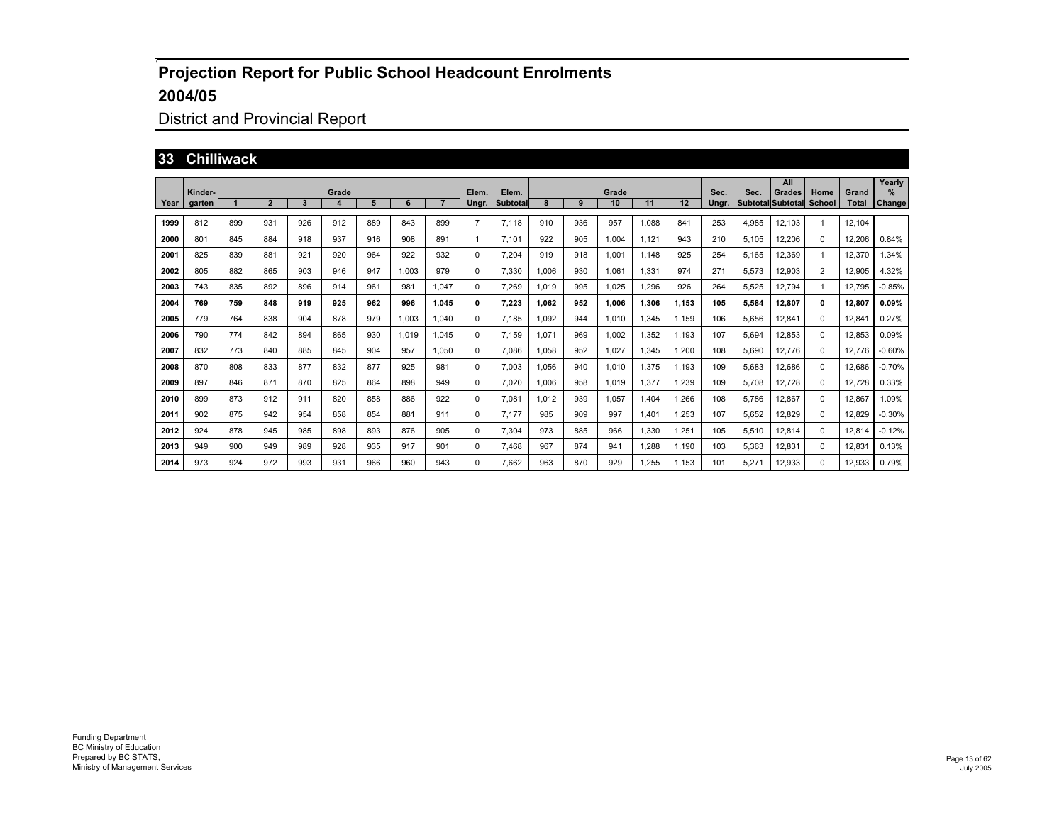# Projection Report for Public School Headcount Enrolments

## 2004/05

District and Provincial Report

## 33 Chilliwack

| Year | Kinder-garten | Grade 1 | 2 | 3 | 4 | 5 | 6 | 7 | Elem. Ungr. | Elem. Subtotal | Grade 8 | 9 | 10 | 11 | 12 | Sec. Ungr. | Sec. Subtotal | All Grades Subtotal | Home School | Grand Total | Yearly % Change |
|---|---|---|---|---|---|---|---|---|---|---|---|---|---|---|---|---|---|---|---|---|---|
| 1999 | 812 | 899 | 931 | 926 | 912 | 889 | 843 | 899 | 7 | 7,118 | 910 | 936 | 957 | 1,088 | 841 | 253 | 4,985 | 12,103 | 1 | 12,104 | |
| 2000 | 801 | 845 | 884 | 918 | 937 | 916 | 908 | 891 | 1 | 7,101 | 922 | 905 | 1,004 | 1,121 | 943 | 210 | 5,105 | 12,206 | 0 | 12,206 | 0.84% |
| 2001 | 825 | 839 | 881 | 921 | 920 | 964 | 922 | 932 | 0 | 7,204 | 919 | 918 | 1,001 | 1,148 | 925 | 254 | 5,165 | 12,369 | 1 | 12,370 | 1.34% |
| 2002 | 805 | 882 | 865 | 903 | 946 | 947 | 1,003 | 979 | 0 | 7,330 | 1,006 | 930 | 1,061 | 1,331 | 974 | 271 | 5,573 | 12,903 | 2 | 12,905 | 4.32% |
| 2003 | 743 | 835 | 892 | 896 | 914 | 961 | 981 | 1,047 | 0 | 7,269 | 1,019 | 995 | 1,025 | 1,296 | 926 | 264 | 5,525 | 12,794 | 1 | 12,795 | -0.85% |
| **2004** | **769** | **759** | **848** | **919** | **925** | **962** | **996** | **1,045** | **0** | **7,223** | **1,062** | **952** | **1,006** | **1,306** | **1,153** | **105** | **5,584** | **12,807** | **0** | **12,807** | **0.09%** |
| 2005 | 779 | 764 | 838 | 904 | 878 | 979 | 1,003 | 1,040 | 0 | 7,185 | 1,092 | 944 | 1,010 | 1,345 | 1,159 | 106 | 5,656 | 12,841 | 0 | 12,841 | 0.27% |
| 2006 | 790 | 774 | 842 | 894 | 865 | 930 | 1,019 | 1,045 | 0 | 7,159 | 1,071 | 969 | 1,002 | 1,352 | 1,193 | 107 | 5,694 | 12,853 | 0 | 12,853 | 0.09% |
| 2007 | 832 | 773 | 840 | 885 | 845 | 904 | 957 | 1,050 | 0 | 7,086 | 1,058 | 952 | 1,027 | 1,345 | 1,200 | 108 | 5,690 | 12,776 | 0 | 12,776 | -0.60% |
| 2008 | 870 | 808 | 833 | 877 | 832 | 877 | 925 | 981 | 0 | 7,003 | 1,056 | 940 | 1,010 | 1,375 | 1,193 | 109 | 5,683 | 12,686 | 0 | 12,686 | -0.70% |
| 2009 | 897 | 846 | 871 | 870 | 825 | 864 | 898 | 949 | 0 | 7,020 | 1,006 | 958 | 1,019 | 1,377 | 1,239 | 109 | 5,708 | 12,728 | 0 | 12,728 | 0.33% |
| 2010 | 899 | 873 | 912 | 911 | 820 | 858 | 886 | 922 | 0 | 7,081 | 1,012 | 939 | 1,057 | 1,404 | 1,266 | 108 | 5,786 | 12,867 | 0 | 12,867 | 1.09% |
| 2011 | 902 | 875 | 942 | 954 | 858 | 854 | 881 | 911 | 0 | 7,177 | 985 | 909 | 997 | 1,401 | 1,253 | 107 | 5,652 | 12,829 | 0 | 12,829 | -0.30% |
| 2012 | 924 | 878 | 945 | 985 | 898 | 893 | 876 | 905 | 0 | 7,304 | 973 | 885 | 966 | 1,330 | 1,251 | 105 | 5,510 | 12,814 | 0 | 12,814 | -0.12% |
| 2013 | 949 | 900 | 949 | 989 | 928 | 935 | 917 | 901 | 0 | 7,468 | 967 | 874 | 941 | 1,288 | 1,190 | 103 | 5,363 | 12,831 | 0 | 12,831 | 0.13% |
| 2014 | 973 | 924 | 972 | 993 | 931 | 966 | 960 | 943 | 0 | 7,662 | 963 | 870 | 929 | 1,255 | 1,153 | 101 | 5,271 | 12,933 | 0 | 12,933 | 0.79% |

Funding Department
BC Ministry of Education
Prepared by BC STATS,
Ministry of Management Services

July 2005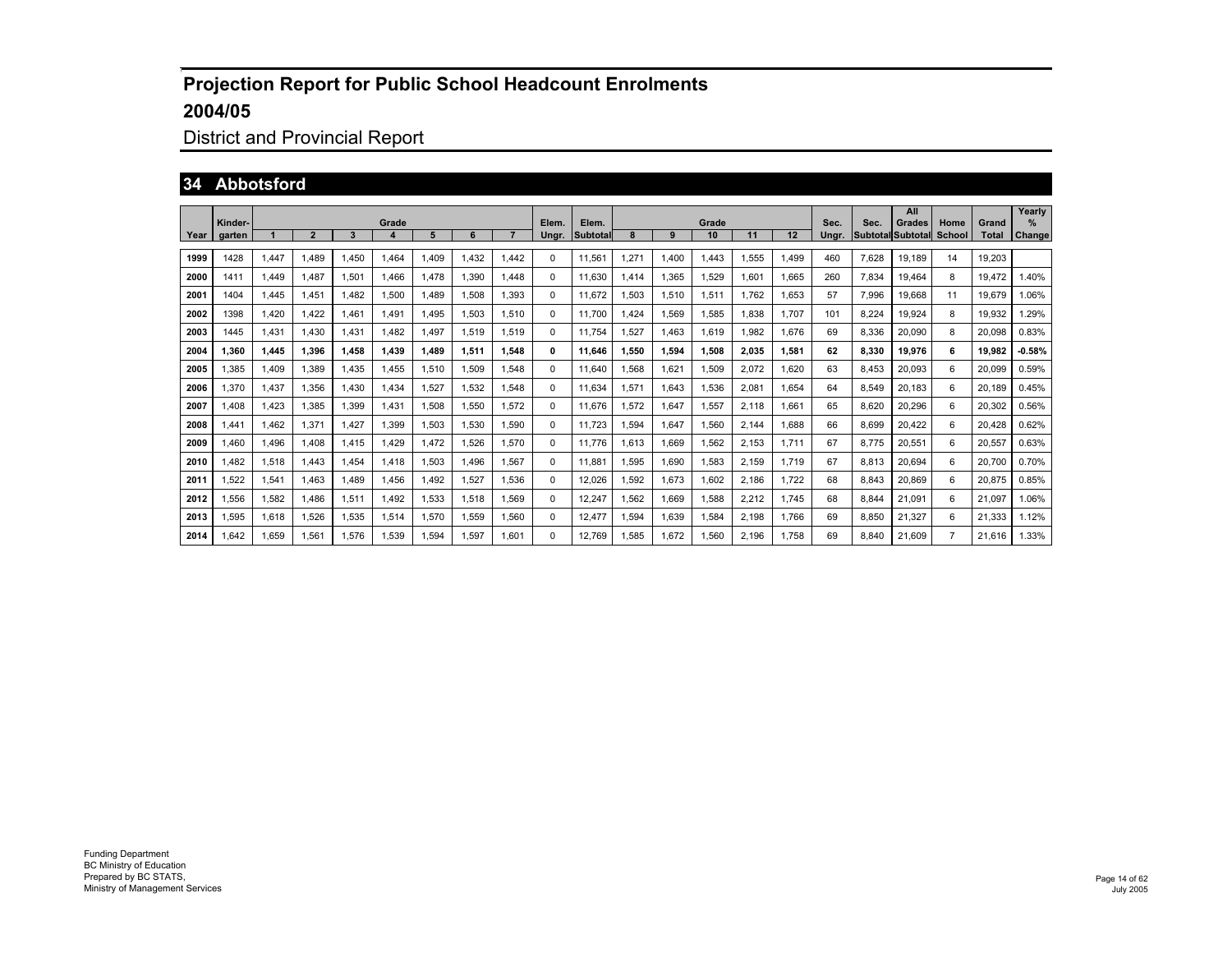# Projection Report for Public School Headcount Enrolments

## 2004/05

District and Provincial Report

## 34 Abbotsford

| Year | Kinder-garten | Grade 1 | 2 | 3 | 4 | 5 | 6 | 7 | Elem. Ungr. | Elem. Subtotal | Grade 8 | 9 | 10 | 11 | 12 | Sec. Ungr. | Sec. Subtotal | All Grades Subtotal | Home School | Grand Total | Yearly % Change |
|---|---|---|---|---|---|---|---|---|---|---|---|---|---|---|---|---|---|---|---|---|---|
| 1999 | 1428 | 1,447 | 1,489 | 1,450 | 1,464 | 1,409 | 1,432 | 1,442 | 0 | 11,561 | 1,271 | 1,400 | 1,443 | 1,555 | 1,499 | 460 | 7,628 | 19,189 | 14 | 19,203 | |
| 2000 | 1411 | 1,449 | 1,487 | 1,501 | 1,466 | 1,478 | 1,390 | 1,448 | 0 | 11,630 | 1,414 | 1,365 | 1,529 | 1,601 | 1,665 | 260 | 7,834 | 19,464 | 8 | 19,472 | 1.40% |
| 2001 | 1404 | 1,445 | 1,451 | 1,482 | 1,500 | 1,489 | 1,508 | 1,393 | 0 | 11,672 | 1,503 | 1,510 | 1,511 | 1,762 | 1,653 | 57 | 7,996 | 19,668 | 11 | 19,679 | 1.06% |
| 2002 | 1398 | 1,420 | 1,422 | 1,461 | 1,491 | 1,495 | 1,503 | 1,510 | 0 | 11,700 | 1,424 | 1,569 | 1,585 | 1,838 | 1,707 | 101 | 8,224 | 19,924 | 8 | 19,932 | 1.29% |
| 2003 | 1445 | 1,431 | 1,430 | 1,431 | 1,482 | 1,497 | 1,519 | 1,519 | 0 | 11,754 | 1,527 | 1,463 | 1,619 | 1,982 | 1,676 | 69 | 8,336 | 20,090 | 8 | 20,098 | 0.83% |
| **2004** | **1,360** | **1,445** | **1,396** | **1,458** | **1,439** | **1,489** | **1,511** | **1,548** | **0** | **11,646** | **1,550** | **1,594** | **1,508** | **2,035** | **1,581** | **62** | **8,330** | **19,976** | **6** | **19,982** | **-0.58%** |
| 2005 | 1,385 | 1,409 | 1,389 | 1,435 | 1,455 | 1,510 | 1,509 | 1,548 | 0 | 11,640 | 1,568 | 1,621 | 1,509 | 2,072 | 1,620 | 63 | 8,453 | 20,093 | 6 | 20,099 | 0.59% |
| 2006 | 1,370 | 1,437 | 1,356 | 1,430 | 1,434 | 1,527 | 1,532 | 1,548 | 0 | 11,634 | 1,571 | 1,643 | 1,536 | 2,081 | 1,654 | 64 | 8,549 | 20,183 | 6 | 20,189 | 0.45% |
| 2007 | 1,408 | 1,423 | 1,385 | 1,399 | 1,431 | 1,508 | 1,550 | 1,572 | 0 | 11,676 | 1,572 | 1,647 | 1,557 | 2,118 | 1,661 | 65 | 8,620 | 20,296 | 6 | 20,302 | 0.56% |
| 2008 | 1,441 | 1,462 | 1,371 | 1,427 | 1,399 | 1,503 | 1,530 | 1,590 | 0 | 11,723 | 1,594 | 1,647 | 1,560 | 2,144 | 1,688 | 66 | 8,699 | 20,422 | 6 | 20,428 | 0.62% |
| 2009 | 1,460 | 1,496 | 1,408 | 1,415 | 1,429 | 1,472 | 1,526 | 1,570 | 0 | 11,776 | 1,613 | 1,669 | 1,562 | 2,153 | 1,711 | 67 | 8,775 | 20,551 | 6 | 20,557 | 0.63% |
| 2010 | 1,482 | 1,518 | 1,443 | 1,454 | 1,418 | 1,503 | 1,496 | 1,567 | 0 | 11,881 | 1,595 | 1,690 | 1,583 | 2,159 | 1,719 | 67 | 8,813 | 20,694 | 6 | 20,700 | 0.70% |
| 2011 | 1,522 | 1,541 | 1,463 | 1,489 | 1,456 | 1,492 | 1,527 | 1,536 | 0 | 12,026 | 1,592 | 1,673 | 1,602 | 2,186 | 1,722 | 68 | 8,843 | 20,869 | 6 | 20,875 | 0.85% |
| 2012 | 1,556 | 1,582 | 1,486 | 1,511 | 1,492 | 1,533 | 1,518 | 1,569 | 0 | 12,247 | 1,562 | 1,669 | 1,588 | 2,212 | 1,745 | 68 | 8,844 | 21,091 | 6 | 21,097 | 1.06% |
| 2013 | 1,595 | 1,618 | 1,526 | 1,535 | 1,514 | 1,570 | 1,559 | 1,560 | 0 | 12,477 | 1,594 | 1,639 | 1,584 | 2,198 | 1,766 | 69 | 8,850 | 21,327 | 6 | 21,333 | 1.12% |
| 2014 | 1,642 | 1,659 | 1,561 | 1,576 | 1,539 | 1,594 | 1,597 | 1,601 | 0 | 12,769 | 1,585 | 1,672 | 1,560 | 2,196 | 1,758 | 69 | 8,840 | 21,609 | 7 | 21,616 | 1.33% |

Funding Department
BC Ministry of Education
Prepared by BC STATS,
Ministry of Management Services

July 2005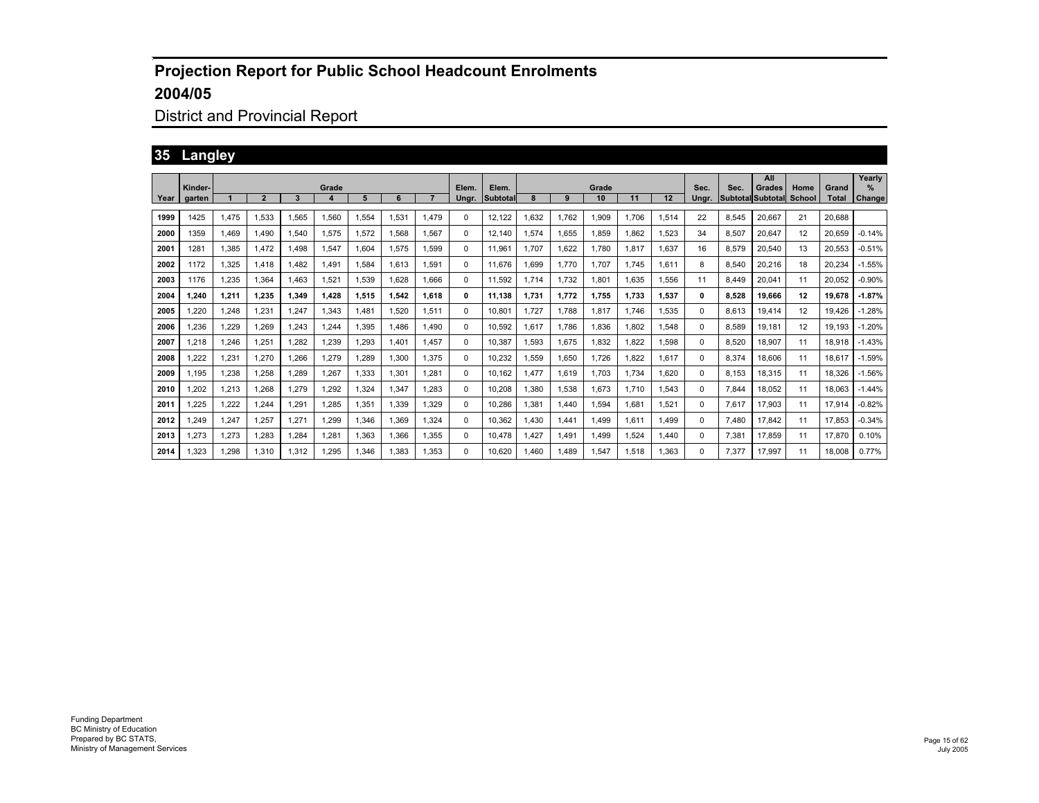# Projection Report for Public School Headcount Enrolments

## 2004/05

District and Provincial Report

## 35 Langley

| Year | Kinder-garten | Grade 1 | 2 | 3 | 4 | 5 | 6 | 7 | Elem. Ungr. | Elem. Subtotal | Grade 8 | 9 | 10 | 11 | 12 | Sec. Ungr. | Sec. Subtotal | All Grades Subtotal | Home School | Grand Total | Yearly % Change |
|---|---|---|---|---|---|---|---|---|---|---|---|---|---|---|---|---|---|---|---|---|---|
| **1999** | 1425 | 1,475 | 1,533 | 1,565 | 1,560 | 1,554 | 1,531 | 1,479 | 0 | 12,122 | 1,632 | 1,762 | 1,909 | 1,706 | 1,514 | 22 | 8,545 | 20,667 | 21 | 20,688 | |
| **2000** | 1359 | 1,469 | 1,490 | 1,540 | 1,575 | 1,572 | 1,568 | 1,567 | 0 | 12,140 | 1,574 | 1,655 | 1,859 | 1,862 | 1,523 | 34 | 8,507 | 20,647 | 12 | 20,659 | -0.14% |
| **2001** | 1281 | 1,385 | 1,472 | 1,498 | 1,547 | 1,604 | 1,575 | 1,599 | 0 | 11,961 | 1,707 | 1,622 | 1,780 | 1,817 | 1,637 | 16 | 8,579 | 20,540 | 13 | 20,553 | -0.51% |
| **2002** | 1172 | 1,325 | 1,418 | 1,482 | 1,491 | 1,584 | 1,613 | 1,591 | 0 | 11,676 | 1,699 | 1,770 | 1,707 | 1,745 | 1,611 | 8 | 8,540 | 20,216 | 18 | 20,234 | -1.55% |
| **2003** | 1176 | 1,235 | 1,364 | 1,463 | 1,521 | 1,539 | 1,628 | 1,666 | 0 | 11,592 | 1,714 | 1,732 | 1,801 | 1,635 | 1,556 | 11 | 8,449 | 20,041 | 11 | 20,052 | -0.90% |
| **2004** | **1,240** | **1,211** | **1,235** | **1,349** | **1,428** | **1,515** | **1,542** | **1,618** | **0** | **11,138** | **1,731** | **1,772** | **1,755** | **1,733** | **1,537** | **0** | **8,528** | **19,666** | **12** | **19,678** | **-1.87%** |
| **2005** | 1,220 | 1,248 | 1,231 | 1,247 | 1,343 | 1,481 | 1,520 | 1,511 | 0 | 10,801 | 1,727 | 1,788 | 1,817 | 1,746 | 1,535 | 0 | 8,613 | 19,414 | 12 | 19,426 | -1.28% |
| **2006** | 1,236 | 1,229 | 1,269 | 1,243 | 1,244 | 1,395 | 1,486 | 1,490 | 0 | 10,592 | 1,617 | 1,786 | 1,836 | 1,802 | 1,548 | 0 | 8,589 | 19,181 | 12 | 19,193 | -1.20% |
| **2007** | 1,218 | 1,246 | 1,251 | 1,282 | 1,239 | 1,293 | 1,401 | 1,457 | 0 | 10,387 | 1,593 | 1,675 | 1,832 | 1,822 | 1,598 | 0 | 8,520 | 18,907 | 11 | 18,918 | -1.43% |
| **2008** | 1,222 | 1,231 | 1,270 | 1,266 | 1,279 | 1,289 | 1,300 | 1,375 | 0 | 10,232 | 1,559 | 1,650 | 1,726 | 1,822 | 1,617 | 0 | 8,374 | 18,606 | 11 | 18,617 | -1.59% |
| **2009** | 1,195 | 1,238 | 1,258 | 1,289 | 1,267 | 1,333 | 1,301 | 1,281 | 0 | 10,162 | 1,477 | 1,619 | 1,703 | 1,734 | 1,620 | 0 | 8,153 | 18,315 | 11 | 18,326 | -1.56% |
| **2010** | 1,202 | 1,213 | 1,268 | 1,279 | 1,292 | 1,324 | 1,347 | 1,283 | 0 | 10,208 | 1,380 | 1,538 | 1,673 | 1,710 | 1,543 | 0 | 7,844 | 18,052 | 11 | 18,063 | -1.44% |
| **2011** | 1,225 | 1,222 | 1,244 | 1,291 | 1,285 | 1,351 | 1,339 | 1,329 | 0 | 10,286 | 1,381 | 1,440 | 1,594 | 1,681 | 1,521 | 0 | 7,617 | 17,903 | 11 | 17,914 | -0.82% |
| **2012** | 1,249 | 1,247 | 1,257 | 1,271 | 1,299 | 1,346 | 1,369 | 1,324 | 0 | 10,362 | 1,430 | 1,441 | 1,499 | 1,611 | 1,499 | 0 | 7,480 | 17,842 | 11 | 17,853 | -0.34% |
| **2013** | 1,273 | 1,273 | 1,283 | 1,284 | 1,281 | 1,363 | 1,366 | 1,355 | 0 | 10,478 | 1,427 | 1,491 | 1,499 | 1,524 | 1,440 | 0 | 7,381 | 17,859 | 11 | 17,870 | 0.10% |
| **2014** | 1,323 | 1,298 | 1,310 | 1,312 | 1,295 | 1,346 | 1,383 | 1,353 | 0 | 10,620 | 1,460 | 1,489 | 1,547 | 1,518 | 1,363 | 0 | 7,377 | 17,997 | 11 | 18,008 | 0.77% |

Funding Department
BC Ministry of Education
Prepared by BC STATS,
Ministry of Management Services

July 2005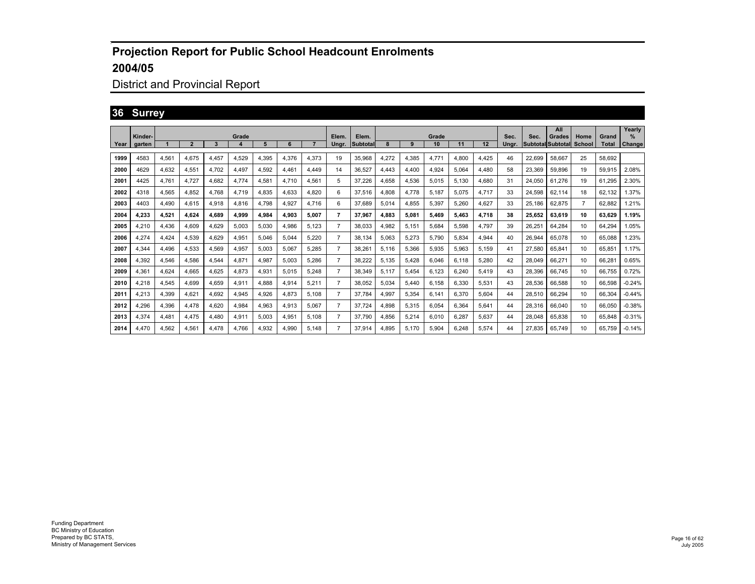# Projection Report for Public School Headcount Enrolments

## 2004/05

District and Provincial Report

## 36 Surrey

| Year | Kinder-garten | Grade 1 | 2 | 3 | 4 | 5 | 6 | 7 | Elem. Ungr. | Elem. Subtotal | Grade 8 | 9 | 10 | 11 | 12 | Sec. Ungr. | Sec. Subtotal | All Grades Subtotal | Home School | Grand Total | Yearly % Change |
|---|---|---|---|---|---|---|---|---|---|---|---|---|---|---|---|---|---|---|---|---|---|
| 1999 | 4583 | 4,561 | 4,675 | 4,457 | 4,529 | 4,395 | 4,376 | 4,373 | 19 | 35,968 | 4,272 | 4,385 | 4,771 | 4,800 | 4,425 | 46 | 22,699 | 58,667 | 25 | 58,692 | |
| 2000 | 4629 | 4,632 | 4,551 | 4,702 | 4,497 | 4,592 | 4,461 | 4,449 | 14 | 36,527 | 4,443 | 4,400 | 4,924 | 5,064 | 4,480 | 58 | 23,369 | 59,896 | 19 | 59,915 | 2.08% |
| 2001 | 4425 | 4,761 | 4,727 | 4,682 | 4,774 | 4,581 | 4,710 | 4,561 | 5 | 37,226 | 4,658 | 4,536 | 5,015 | 5,130 | 4,680 | 31 | 24,050 | 61,276 | 19 | 61,295 | 2.30% |
| 2002 | 4318 | 4,565 | 4,852 | 4,768 | 4,719 | 4,835 | 4,633 | 4,820 | 6 | 37,516 | 4,808 | 4,778 | 5,187 | 5,075 | 4,717 | 33 | 24,598 | 62,114 | 18 | 62,132 | 1.37% |
| 2003 | 4403 | 4,490 | 4,615 | 4,918 | 4,816 | 4,798 | 4,927 | 4,716 | 6 | 37,689 | 5,014 | 4,855 | 5,397 | 5,260 | 4,627 | 33 | 25,186 | 62,875 | 7 | 62,882 | 1.21% |
| **2004** | **4,233** | **4,521** | **4,624** | **4,689** | **4,999** | **4,984** | **4,903** | **5,007** | **7** | **37,967** | **4,883** | **5,081** | **5,469** | **5,463** | **4,718** | **38** | **25,652** | **63,619** | **10** | **63,629** | **1.19%** |
| 2005 | 4,210 | 4,436 | 4,609 | 4,629 | 5,003 | 5,030 | 4,986 | 5,123 | 7 | 38,033 | 4,982 | 5,151 | 5,684 | 5,598 | 4,797 | 39 | 26,251 | 64,284 | 10 | 64,294 | 1.05% |
| 2006 | 4,274 | 4,424 | 4,539 | 4,629 | 4,951 | 5,046 | 5,044 | 5,220 | 7 | 38,134 | 5,063 | 5,273 | 5,790 | 5,834 | 4,944 | 40 | 26,944 | 65,078 | 10 | 65,088 | 1.23% |
| 2007 | 4,344 | 4,496 | 4,533 | 4,569 | 4,957 | 5,003 | 5,067 | 5,285 | 7 | 38,261 | 5,116 | 5,366 | 5,935 | 5,963 | 5,159 | 41 | 27,580 | 65,841 | 10 | 65,851 | 1.17% |
| 2008 | 4,392 | 4,546 | 4,586 | 4,544 | 4,871 | 4,987 | 5,003 | 5,286 | 7 | 38,222 | 5,135 | 5,428 | 6,046 | 6,118 | 5,280 | 42 | 28,049 | 66,271 | 10 | 66,281 | 0.65% |
| 2009 | 4,361 | 4,624 | 4,665 | 4,625 | 4,873 | 4,931 | 5,015 | 5,248 | 7 | 38,349 | 5,117 | 5,454 | 6,123 | 6,240 | 5,419 | 43 | 28,396 | 66,745 | 10 | 66,755 | 0.72% |
| 2010 | 4,218 | 4,545 | 4,699 | 4,659 | 4,911 | 4,888 | 4,914 | 5,211 | 7 | 38,052 | 5,034 | 5,440 | 6,158 | 6,330 | 5,531 | 43 | 28,536 | 66,588 | 10 | 66,598 | -0.24% |
| 2011 | 4,213 | 4,399 | 4,621 | 4,692 | 4,945 | 4,926 | 4,873 | 5,108 | 7 | 37,784 | 4,997 | 5,354 | 6,141 | 6,370 | 5,604 | 44 | 28,510 | 66,294 | 10 | 66,304 | -0.44% |
| 2012 | 4,296 | 4,396 | 4,478 | 4,620 | 4,984 | 4,963 | 4,913 | 5,067 | 7 | 37,724 | 4,898 | 5,315 | 6,054 | 6,364 | 5,641 | 44 | 28,316 | 66,040 | 10 | 66,050 | -0.38% |
| 2013 | 4,374 | 4,481 | 4,475 | 4,480 | 4,911 | 5,003 | 4,951 | 5,108 | 7 | 37,790 | 4,856 | 5,214 | 6,010 | 6,287 | 5,637 | 44 | 28,048 | 65,838 | 10 | 65,848 | -0.31% |
| 2014 | 4,470 | 4,562 | 4,561 | 4,478 | 4,766 | 4,932 | 4,990 | 5,148 | 7 | 37,914 | 4,895 | 5,170 | 5,904 | 6,248 | 5,574 | 44 | 27,835 | 65,749 | 10 | 65,759 | -0.14% |

Funding Department
BC Ministry of Education
Prepared by BC STATS,
Ministry of Management Services

July 2005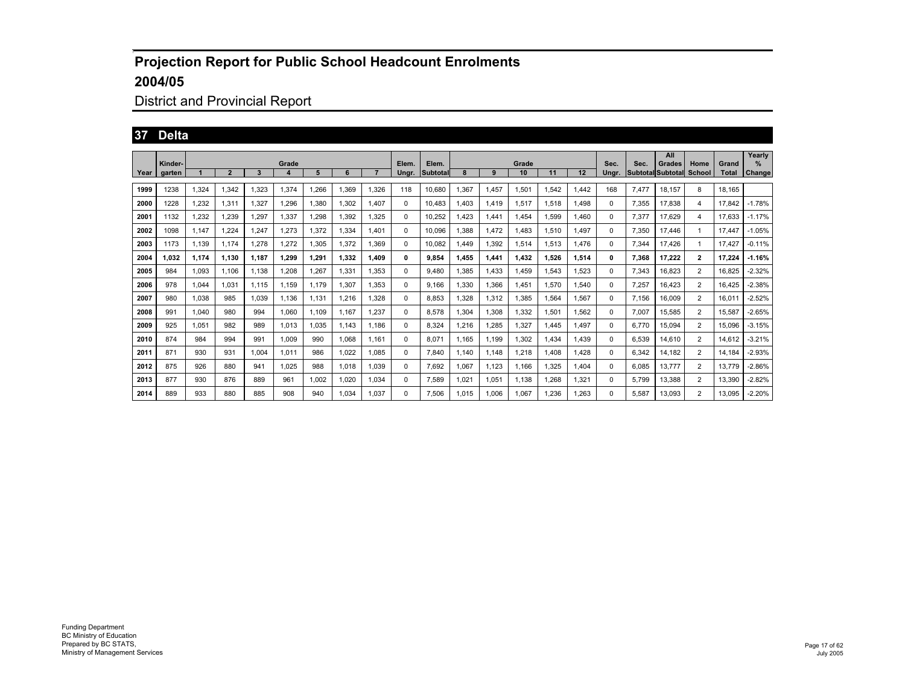# Projection Report for Public School Headcount Enrolments

## 2004/05

District and Provincial Report

## 37 Delta

| Year | Kinder-garten | Grade 1 | 2 | 3 | 4 | 5 | 6 | 7 | Elem. Ungr. | Elem. Subtotal | Grade 8 | 9 | 10 | 11 | 12 | Sec. Ungr. | Sec. Subtotal | All Grades Subtotal | Home School | Grand Total | Yearly % Change |
|---|---|---|---|---|---|---|---|---|---|---|---|---|---|---|---|---|---|---|---|---|---|
| 1999 | 1238 | 1,324 | 1,342 | 1,323 | 1,374 | 1,266 | 1,369 | 1,326 | 118 | 10,680 | 1,367 | 1,457 | 1,501 | 1,542 | 1,442 | 168 | 7,477 | 18,157 | 8 | 18,165 | |
| 2000 | 1228 | 1,232 | 1,311 | 1,327 | 1,296 | 1,380 | 1,302 | 1,407 | 0 | 10,483 | 1,403 | 1,419 | 1,517 | 1,518 | 1,498 | 0 | 7,355 | 17,838 | 4 | 17,842 | -1.78% |
| 2001 | 1132 | 1,232 | 1,239 | 1,297 | 1,337 | 1,298 | 1,392 | 1,325 | 0 | 10,252 | 1,423 | 1,441 | 1,454 | 1,599 | 1,460 | 0 | 7,377 | 17,629 | 4 | 17,633 | -1.17% |
| 2002 | 1098 | 1,147 | 1,224 | 1,247 | 1,273 | 1,372 | 1,334 | 1,401 | 0 | 10,096 | 1,388 | 1,472 | 1,483 | 1,510 | 1,497 | 0 | 7,350 | 17,446 | 1 | 17,447 | -1.05% |
| 2003 | 1173 | 1,139 | 1,174 | 1,278 | 1,272 | 1,305 | 1,372 | 1,369 | 0 | 10,082 | 1,449 | 1,392 | 1,514 | 1,513 | 1,476 | 0 | 7,344 | 17,426 | 1 | 17,427 | -0.11% |
| **2004** | **1,032** | **1,174** | **1,130** | **1,187** | **1,299** | **1,291** | **1,332** | **1,409** | **0** | **9,854** | **1,455** | **1,441** | **1,432** | **1,526** | **1,514** | **0** | **7,368** | **17,222** | **2** | **17,224** | **-1.16%** |
| 2005 | 984 | 1,093 | 1,106 | 1,138 | 1,208 | 1,267 | 1,331 | 1,353 | 0 | 9,480 | 1,385 | 1,433 | 1,459 | 1,543 | 1,523 | 0 | 7,343 | 16,823 | 2 | 16,825 | -2.32% |
| 2006 | 978 | 1,044 | 1,031 | 1,115 | 1,159 | 1,179 | 1,307 | 1,353 | 0 | 9,166 | 1,330 | 1,366 | 1,451 | 1,570 | 1,540 | 0 | 7,257 | 16,423 | 2 | 16,425 | -2.38% |
| 2007 | 980 | 1,038 | 985 | 1,039 | 1,136 | 1,131 | 1,216 | 1,328 | 0 | 8,853 | 1,328 | 1,312 | 1,385 | 1,564 | 1,567 | 0 | 7,156 | 16,009 | 2 | 16,011 | -2.52% |
| 2008 | 991 | 1,040 | 980 | 994 | 1,060 | 1,109 | 1,167 | 1,237 | 0 | 8,578 | 1,304 | 1,308 | 1,332 | 1,501 | 1,562 | 0 | 7,007 | 15,585 | 2 | 15,587 | -2.65% |
| 2009 | 925 | 1,051 | 982 | 989 | 1,013 | 1,035 | 1,143 | 1,186 | 0 | 8,324 | 1,216 | 1,285 | 1,327 | 1,445 | 1,497 | 0 | 6,770 | 15,094 | 2 | 15,096 | -3.15% |
| 2010 | 874 | 984 | 994 | 991 | 1,009 | 990 | 1,068 | 1,161 | 0 | 8,071 | 1,165 | 1,199 | 1,302 | 1,434 | 1,439 | 0 | 6,539 | 14,610 | 2 | 14,612 | -3.21% |
| 2011 | 871 | 930 | 931 | 1,004 | 1,011 | 986 | 1,022 | 1,085 | 0 | 7,840 | 1,140 | 1,148 | 1,218 | 1,408 | 1,428 | 0 | 6,342 | 14,182 | 2 | 14,184 | -2.93% |
| 2012 | 875 | 926 | 880 | 941 | 1,025 | 988 | 1,018 | 1,039 | 0 | 7,692 | 1,067 | 1,123 | 1,166 | 1,325 | 1,404 | 0 | 6,085 | 13,777 | 2 | 13,779 | -2.86% |
| 2013 | 877 | 930 | 876 | 889 | 961 | 1,002 | 1,020 | 1,034 | 0 | 7,589 | 1,021 | 1,051 | 1,138 | 1,268 | 1,321 | 0 | 5,799 | 13,388 | 2 | 13,390 | -2.82% |
| 2014 | 889 | 933 | 880 | 885 | 908 | 940 | 1,034 | 1,037 | 0 | 7,506 | 1,015 | 1,006 | 1,067 | 1,236 | 1,263 | 0 | 5,587 | 13,093 | 2 | 13,095 | -2.20% |

Funding Department
BC Ministry of Education
Prepared by BC STATS,
Ministry of Management Services

July 2005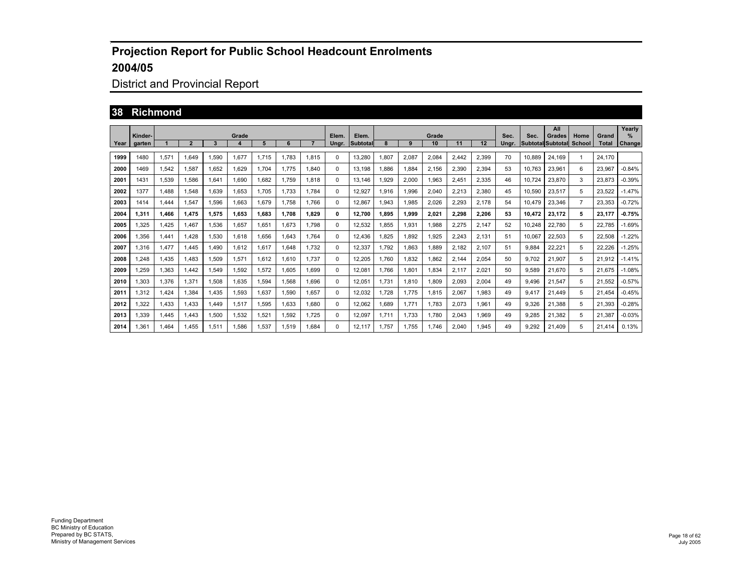# Projection Report for Public School Headcount Enrolments

## 2004/05

District and Provincial Report

### 38 Richmond

| Year | Kinder-garten | Grade 1 | 2 | 3 | 4 | 5 | 6 | 7 | Elem. Ungr. | Elem. Subtotal | Grade 8 | 9 | 10 | 11 | 12 | Sec. Ungr. | Sec. Subtotal | All Grades Subtotal | Home School | Grand Total | Yearly % Change |
|---|---|---|---|---|---|---|---|---|---|---|---|---|---|---|---|---|---|---|---|---|---|
| 1999 | 1480 | 1,571 | 1,649 | 1,590 | 1,677 | 1,715 | 1,783 | 1,815 | 0 | 13,280 | 1,807 | 2,087 | 2,084 | 2,442 | 2,399 | 70 | 10,889 | 24,169 | 1 | 24,170 | |
| 2000 | 1469 | 1,542 | 1,587 | 1,652 | 1,629 | 1,704 | 1,775 | 1,840 | 0 | 13,198 | 1,886 | 1,884 | 2,156 | 2,390 | 2,394 | 53 | 10,763 | 23,961 | 6 | 23,967 | -0.84% |
| 2001 | 1431 | 1,539 | 1,586 | 1,641 | 1,690 | 1,682 | 1,759 | 1,818 | 0 | 13,146 | 1,929 | 2,000 | 1,963 | 2,451 | 2,335 | 46 | 10,724 | 23,870 | 3 | 23,873 | -0.39% |
| 2002 | 1377 | 1,488 | 1,548 | 1,639 | 1,653 | 1,705 | 1,733 | 1,784 | 0 | 12,927 | 1,916 | 1,996 | 2,040 | 2,213 | 2,380 | 45 | 10,590 | 23,517 | 5 | 23,522 | -1.47% |
| 2003 | 1414 | 1,444 | 1,547 | 1,596 | 1,663 | 1,679 | 1,758 | 1,766 | 0 | 12,867 | 1,943 | 1,985 | 2,026 | 2,293 | 2,178 | 54 | 10,479 | 23,346 | 7 | 23,353 | -0.72% |
| **2004** | **1,311** | **1,466** | **1,475** | **1,575** | **1,653** | **1,683** | **1,708** | **1,829** | **0** | **12,700** | **1,895** | **1,999** | **2,021** | **2,298** | **2,206** | **53** | **10,472** | **23,172** | **5** | **23,177** | **-0.75%** |
| 2005 | 1,325 | 1,425 | 1,467 | 1,536 | 1,657 | 1,651 | 1,673 | 1,798 | 0 | 12,532 | 1,855 | 1,931 | 1,988 | 2,275 | 2,147 | 52 | 10,248 | 22,780 | 5 | 22,785 | -1.69% |
| 2006 | 1,356 | 1,441 | 1,428 | 1,530 | 1,618 | 1,656 | 1,643 | 1,764 | 0 | 12,436 | 1,825 | 1,892 | 1,925 | 2,243 | 2,131 | 51 | 10,067 | 22,503 | 5 | 22,508 | -1.22% |
| 2007 | 1,316 | 1,477 | 1,445 | 1,490 | 1,612 | 1,617 | 1,648 | 1,732 | 0 | 12,337 | 1,792 | 1,863 | 1,889 | 2,182 | 2,107 | 51 | 9,884 | 22,221 | 5 | 22,226 | -1.25% |
| 2008 | 1,248 | 1,435 | 1,483 | 1,509 | 1,571 | 1,612 | 1,610 | 1,737 | 0 | 12,205 | 1,760 | 1,832 | 1,862 | 2,144 | 2,054 | 50 | 9,702 | 21,907 | 5 | 21,912 | -1.41% |
| 2009 | 1,259 | 1,363 | 1,442 | 1,549 | 1,592 | 1,572 | 1,605 | 1,699 | 0 | 12,081 | 1,766 | 1,801 | 1,834 | 2,117 | 2,021 | 50 | 9,589 | 21,670 | 5 | 21,675 | -1.08% |
| 2010 | 1,303 | 1,376 | 1,371 | 1,508 | 1,635 | 1,594 | 1,568 | 1,696 | 0 | 12,051 | 1,731 | 1,810 | 1,809 | 2,093 | 2,004 | 49 | 9,496 | 21,547 | 5 | 21,552 | -0.57% |
| 2011 | 1,312 | 1,424 | 1,384 | 1,435 | 1,593 | 1,637 | 1,590 | 1,657 | 0 | 12,032 | 1,728 | 1,775 | 1,815 | 2,067 | 1,983 | 49 | 9,417 | 21,449 | 5 | 21,454 | -0.45% |
| 2012 | 1,322 | 1,433 | 1,433 | 1,449 | 1,517 | 1,595 | 1,633 | 1,680 | 0 | 12,062 | 1,689 | 1,771 | 1,783 | 2,073 | 1,961 | 49 | 9,326 | 21,388 | 5 | 21,393 | -0.28% |
| 2013 | 1,339 | 1,445 | 1,443 | 1,500 | 1,532 | 1,521 | 1,592 | 1,725 | 0 | 12,097 | 1,711 | 1,733 | 1,780 | 2,043 | 1,969 | 49 | 9,285 | 21,382 | 5 | 21,387 | -0.03% |
| 2014 | 1,361 | 1,464 | 1,455 | 1,511 | 1,586 | 1,537 | 1,519 | 1,684 | 0 | 12,117 | 1,757 | 1,755 | 1,746 | 2,040 | 1,945 | 49 | 9,292 | 21,409 | 5 | 21,414 | 0.13% |

Funding Department
BC Ministry of Education
Prepared by BC STATS,
Ministry of Management Services

July 2005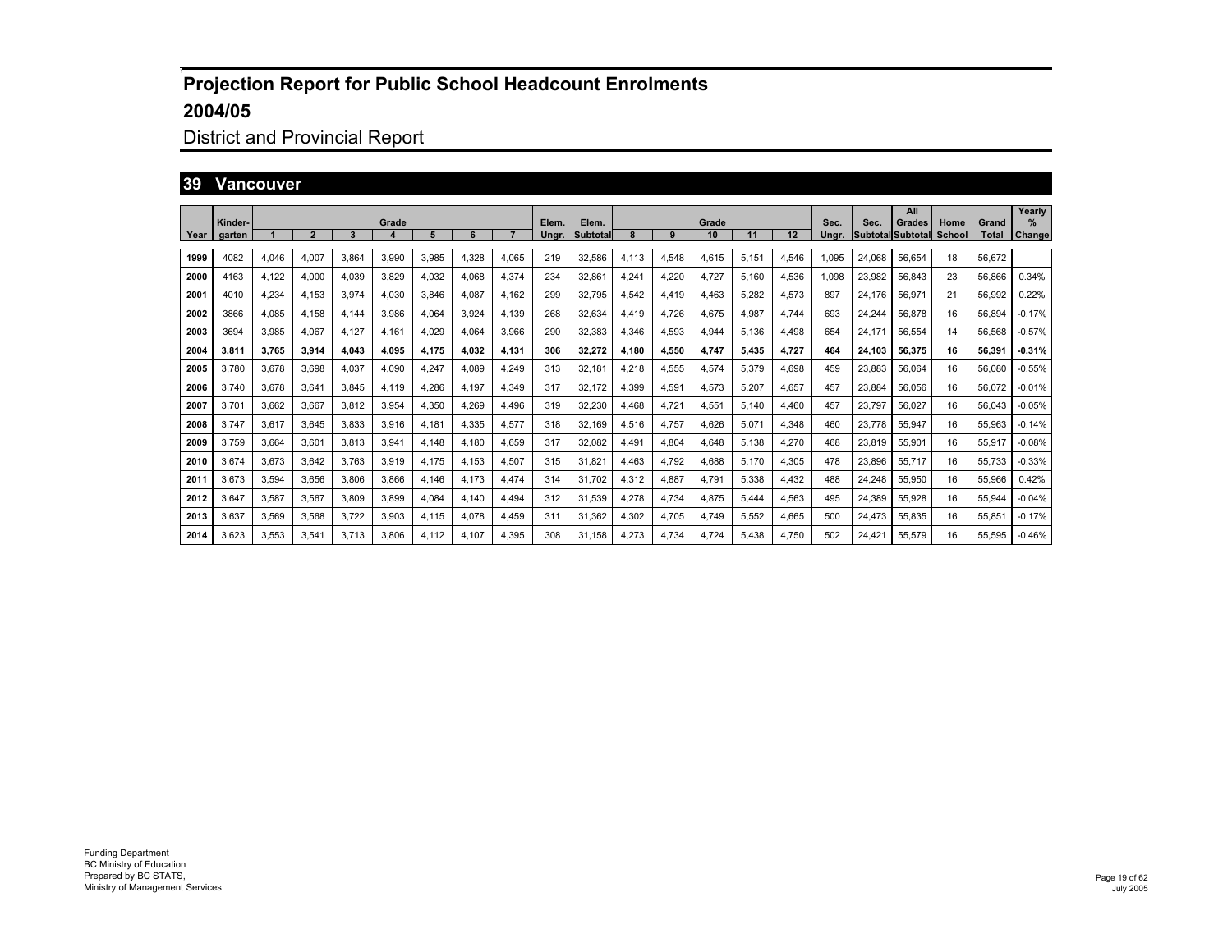# Projection Report for Public School Headcount Enrolments

## 2004/05

District and Provincial Report

### 39 Vancouver

| Year | Kinder-garten | Grade 1 | 2 | 3 | 4 | 5 | 6 | 7 | Elem. Ungr. | Elem. Subtotal | Grade 8 | 9 | 10 | 11 | 12 | Sec. Ungr. | Sec. Subtotal | All Grades Subtotal | Home School | Grand Total | Yearly % Change |
|---|---|---|---|---|---|---|---|---|---|---|---|---|---|---|---|---|---|---|---|---|---|
| **1999** | 4082 | 4,046 | 4,007 | 3,864 | 3,990 | 3,985 | 4,328 | 4,065 | 219 | 32,586 | 4,113 | 4,548 | 4,615 | 5,151 | 4,546 | 1,095 | 24,068 | 56,654 | 18 | 56,672 | |
| **2000** | 4163 | 4,122 | 4,000 | 4,039 | 3,829 | 4,032 | 4,068 | 4,374 | 234 | 32,861 | 4,241 | 4,220 | 4,727 | 5,160 | 4,536 | 1,098 | 23,982 | 56,843 | 23 | 56,866 | 0.34% |
| **2001** | 4010 | 4,234 | 4,153 | 3,974 | 4,030 | 3,846 | 4,087 | 4,162 | 299 | 32,795 | 4,542 | 4,419 | 4,463 | 5,282 | 4,573 | 897 | 24,176 | 56,971 | 21 | 56,992 | 0.22% |
| **2002** | 3866 | 4,085 | 4,158 | 4,144 | 3,986 | 4,064 | 3,924 | 4,139 | 268 | 32,634 | 4,419 | 4,726 | 4,675 | 4,987 | 4,744 | 693 | 24,244 | 56,878 | 16 | 56,894 | -0.17% |
| **2003** | 3694 | 3,985 | 4,067 | 4,127 | 4,161 | 4,029 | 4,064 | 3,966 | 290 | 32,383 | 4,346 | 4,593 | 4,944 | 5,136 | 4,498 | 654 | 24,171 | 56,554 | 14 | 56,568 | -0.57% |
| **2004** | **3,811** | **3,765** | **3,914** | **4,043** | **4,095** | **4,175** | **4,032** | **4,131** | **306** | **32,272** | **4,180** | **4,550** | **4,747** | **5,435** | **4,727** | **464** | **24,103** | **56,375** | **16** | **56,391** | **-0.31%** |
| **2005** | 3,780 | 3,678 | 3,698 | 4,037 | 4,090 | 4,247 | 4,089 | 4,249 | 313 | 32,181 | 4,218 | 4,555 | 4,574 | 5,379 | 4,698 | 459 | 23,883 | 56,064 | 16 | 56,080 | -0.55% |
| **2006** | 3,740 | 3,678 | 3,641 | 3,845 | 4,119 | 4,286 | 4,197 | 4,349 | 317 | 32,172 | 4,399 | 4,591 | 4,573 | 5,207 | 4,657 | 457 | 23,884 | 56,056 | 16 | 56,072 | -0.01% |
| **2007** | 3,701 | 3,662 | 3,667 | 3,812 | 3,954 | 4,350 | 4,269 | 4,496 | 319 | 32,230 | 4,468 | 4,721 | 4,551 | 5,140 | 4,460 | 457 | 23,797 | 56,027 | 16 | 56,043 | -0.05% |
| **2008** | 3,747 | 3,617 | 3,645 | 3,833 | 3,916 | 4,181 | 4,335 | 4,577 | 318 | 32,169 | 4,516 | 4,757 | 4,626 | 5,071 | 4,348 | 460 | 23,778 | 55,947 | 16 | 55,963 | -0.14% |
| **2009** | 3,759 | 3,664 | 3,601 | 3,813 | 3,941 | 4,148 | 4,180 | 4,659 | 317 | 32,082 | 4,491 | 4,804 | 4,648 | 5,138 | 4,270 | 468 | 23,819 | 55,901 | 16 | 55,917 | -0.08% |
| **2010** | 3,674 | 3,673 | 3,642 | 3,763 | 3,919 | 4,175 | 4,153 | 4,507 | 315 | 31,821 | 4,463 | 4,792 | 4,688 | 5,170 | 4,305 | 478 | 23,896 | 55,717 | 16 | 55,733 | -0.33% |
| **2011** | 3,673 | 3,594 | 3,656 | 3,806 | 3,866 | 4,146 | 4,173 | 4,474 | 314 | 31,702 | 4,312 | 4,887 | 4,791 | 5,338 | 4,432 | 488 | 24,248 | 55,950 | 16 | 55,966 | 0.42% |
| **2012** | 3,647 | 3,587 | 3,567 | 3,809 | 3,899 | 4,084 | 4,140 | 4,494 | 312 | 31,539 | 4,278 | 4,734 | 4,875 | 5,444 | 4,563 | 495 | 24,389 | 55,928 | 16 | 55,944 | -0.04% |
| **2013** | 3,637 | 3,569 | 3,568 | 3,722 | 3,903 | 4,115 | 4,078 | 4,459 | 311 | 31,362 | 4,302 | 4,705 | 4,749 | 5,552 | 4,665 | 500 | 24,473 | 55,835 | 16 | 55,851 | -0.17% |
| **2014** | 3,623 | 3,553 | 3,541 | 3,713 | 3,806 | 4,112 | 4,107 | 4,395 | 308 | 31,158 | 4,273 | 4,734 | 4,724 | 5,438 | 4,750 | 502 | 24,421 | 55,579 | 16 | 55,595 | -0.46% |

Funding Department
BC Ministry of Education
Prepared by BC STATS,
Ministry of Management Services

July 2005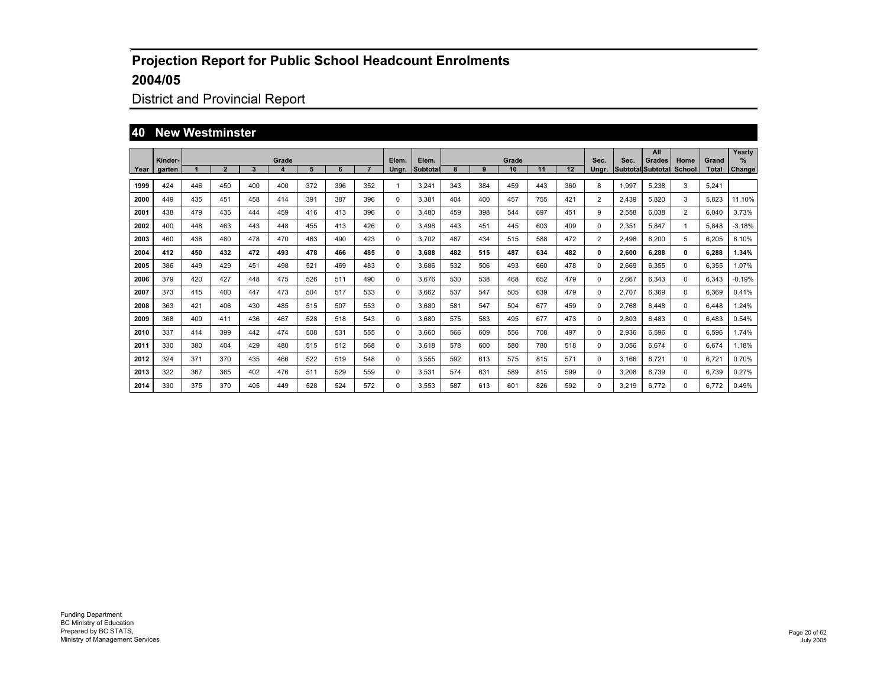# Projection Report for Public School Headcount Enrolments

## 2004/05

District and Provincial Report

## 40 New Westminster

| Year | Kinder-garten | Grade 1 | 2 | 3 | 4 | 5 | 6 | 7 | Elem. Ungr. | Elem. Subtotal | Grade 8 | 9 | 10 | 11 | 12 | Sec. Ungr. | Sec. Subtotal | All Grades Subtotal | Home School | Grand Total | Yearly % Change |
|---|---|---|---|---|---|---|---|---|---|---|---|---|---|---|---|---|---|---|---|---|---|
| 1999 | 424 | 446 | 450 | 400 | 400 | 372 | 396 | 352 | 1 | 3,241 | 343 | 384 | 459 | 443 | 360 | 8 | 1,997 | 5,238 | 3 | 5,241 | |
| 2000 | 449 | 435 | 451 | 458 | 414 | 391 | 387 | 396 | 0 | 3,381 | 404 | 400 | 457 | 755 | 421 | 2 | 2,439 | 5,820 | 3 | 5,823 | 11.10% |
| 2001 | 438 | 479 | 435 | 444 | 459 | 416 | 413 | 396 | 0 | 3,480 | 459 | 398 | 544 | 697 | 451 | 9 | 2,558 | 6,038 | 2 | 6,040 | 3.73% |
| 2002 | 400 | 448 | 463 | 443 | 448 | 455 | 413 | 426 | 0 | 3,496 | 443 | 451 | 445 | 603 | 409 | 0 | 2,351 | 5,847 | 1 | 5,848 | -3.18% |
| 2003 | 460 | 438 | 480 | 478 | 470 | 463 | 490 | 423 | 0 | 3,702 | 487 | 434 | 515 | 588 | 472 | 2 | 2,498 | 6,200 | 5 | 6,205 | 6.10% |
| **2004** | **412** | **450** | **432** | **472** | **493** | **478** | **466** | **485** | **0** | **3,688** | **482** | **515** | **487** | **634** | **482** | **0** | **2,600** | **6,288** | **0** | **6,288** | **1.34%** |
| 2005 | 386 | 449 | 429 | 451 | 498 | 521 | 469 | 483 | 0 | 3,686 | 532 | 506 | 493 | 660 | 478 | 0 | 2,669 | 6,355 | 0 | 6,355 | 1.07% |
| 2006 | 379 | 420 | 427 | 448 | 475 | 526 | 511 | 490 | 0 | 3,676 | 530 | 538 | 468 | 652 | 479 | 0 | 2,667 | 6,343 | 0 | 6,343 | -0.19% |
| 2007 | 373 | 415 | 400 | 447 | 473 | 504 | 517 | 533 | 0 | 3,662 | 537 | 547 | 505 | 639 | 479 | 0 | 2,707 | 6,369 | 0 | 6,369 | 0.41% |
| 2008 | 363 | 421 | 406 | 430 | 485 | 515 | 507 | 553 | 0 | 3,680 | 581 | 547 | 504 | 677 | 459 | 0 | 2,768 | 6,448 | 0 | 6,448 | 1.24% |
| 2009 | 368 | 409 | 411 | 436 | 467 | 528 | 518 | 543 | 0 | 3,680 | 575 | 583 | 495 | 677 | 473 | 0 | 2,803 | 6,483 | 0 | 6,483 | 0.54% |
| 2010 | 337 | 414 | 399 | 442 | 474 | 508 | 531 | 555 | 0 | 3,660 | 566 | 609 | 556 | 708 | 497 | 0 | 2,936 | 6,596 | 0 | 6,596 | 1.74% |
| 2011 | 330 | 380 | 404 | 429 | 480 | 515 | 512 | 568 | 0 | 3,618 | 578 | 600 | 580 | 780 | 518 | 0 | 3,056 | 6,674 | 0 | 6,674 | 1.18% |
| 2012 | 324 | 371 | 370 | 435 | 466 | 522 | 519 | 548 | 0 | 3,555 | 592 | 613 | 575 | 815 | 571 | 0 | 3,166 | 6,721 | 0 | 6,721 | 0.70% |
| 2013 | 322 | 367 | 365 | 402 | 476 | 511 | 529 | 559 | 0 | 3,531 | 574 | 631 | 589 | 815 | 599 | 0 | 3,208 | 6,739 | 0 | 6,739 | 0.27% |
| 2014 | 330 | 375 | 370 | 405 | 449 | 528 | 524 | 572 | 0 | 3,553 | 587 | 613 | 601 | 826 | 592 | 0 | 3,219 | 6,772 | 0 | 6,772 | 0.49% |

Funding Department
BC Ministry of Education
Prepared by BC STATS,
Ministry of Management Services

July 2005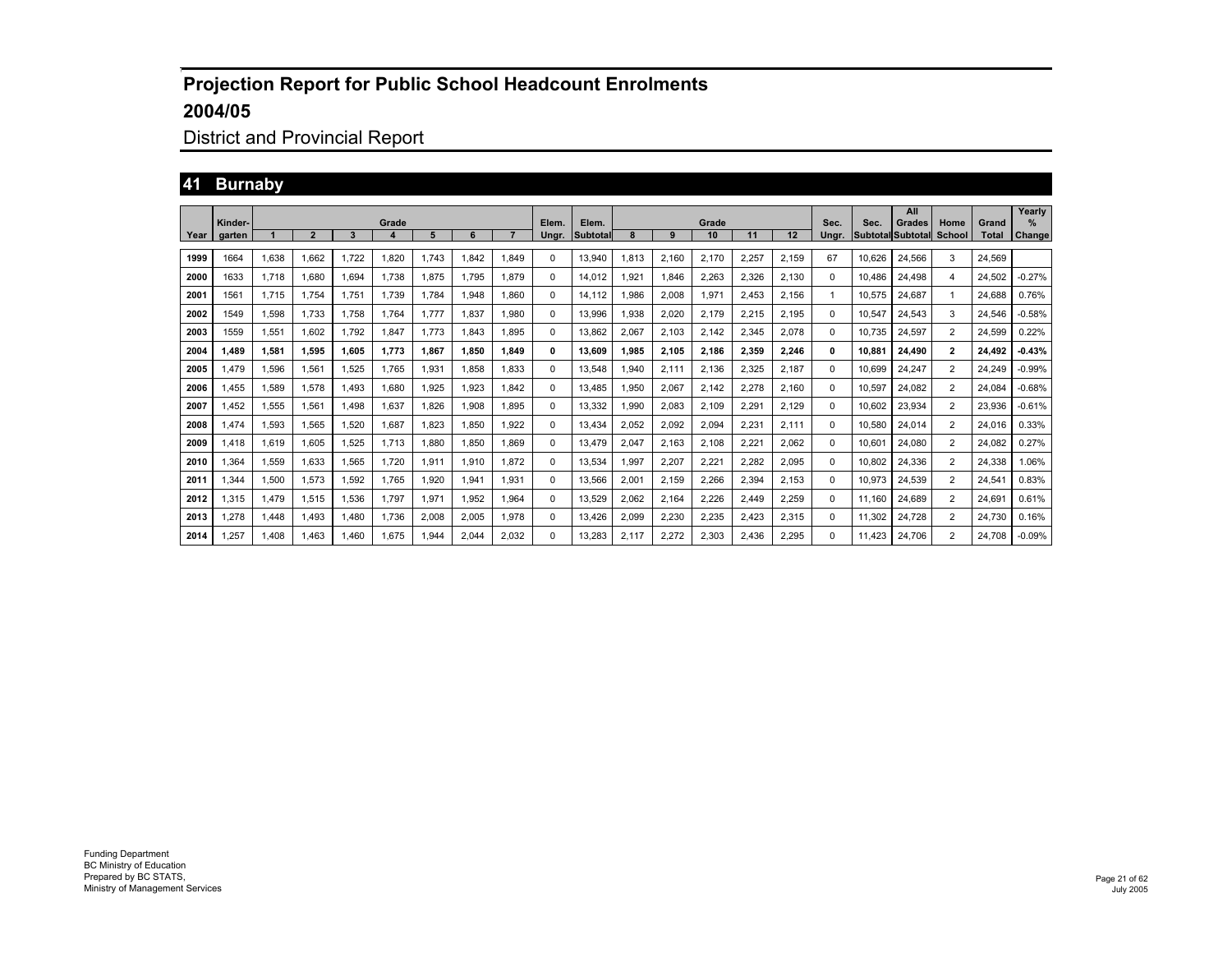# Projection Report for Public School Headcount Enrolments

## 2004/05

District and Provincial Report

## 41 Burnaby

| Year | Kinder-garten | Grade 1 | 2 | 3 | 4 | 5 | 6 | 7 | Elem. Ungr. | Elem. Subtotal | Grade 8 | 9 | 10 | 11 | 12 | Sec. Ungr. | Sec. Subtotal | All Grades Subtotal | Home School | Grand Total | Yearly % Change |
|---|---|---|---|---|---|---|---|---|---|---|---|---|---|---|---|---|---|---|---|---|---|
| 1999 | 1664 | 1,638 | 1,662 | 1,722 | 1,820 | 1,743 | 1,842 | 1,849 | 0 | 13,940 | 1,813 | 2,160 | 2,170 | 2,257 | 2,159 | 67 | 10,626 | 24,566 | 3 | 24,569 | |
| 2000 | 1633 | 1,718 | 1,680 | 1,694 | 1,738 | 1,875 | 1,795 | 1,879 | 0 | 14,012 | 1,921 | 1,846 | 2,263 | 2,326 | 2,130 | 0 | 10,486 | 24,498 | 4 | 24,502 | -0.27% |
| 2001 | 1561 | 1,715 | 1,754 | 1,751 | 1,739 | 1,784 | 1,948 | 1,860 | 0 | 14,112 | 1,986 | 2,008 | 1,971 | 2,453 | 2,156 | 1 | 10,575 | 24,687 | 1 | 24,688 | 0.76% |
| 2002 | 1549 | 1,598 | 1,733 | 1,758 | 1,764 | 1,777 | 1,837 | 1,980 | 0 | 13,996 | 1,938 | 2,020 | 2,179 | 2,215 | 2,195 | 0 | 10,547 | 24,543 | 3 | 24,546 | -0.58% |
| 2003 | 1559 | 1,551 | 1,602 | 1,792 | 1,847 | 1,773 | 1,843 | 1,895 | 0 | 13,862 | 2,067 | 2,103 | 2,142 | 2,345 | 2,078 | 0 | 10,735 | 24,597 | 2 | 24,599 | 0.22% |
| **2004** | **1,489** | **1,581** | **1,595** | **1,605** | **1,773** | **1,867** | **1,850** | **1,849** | **0** | **13,609** | **1,985** | **2,105** | **2,186** | **2,359** | **2,246** | **0** | **10,881** | **24,490** | **2** | **24,492** | **-0.43%** |
| 2005 | 1,479 | 1,596 | 1,561 | 1,525 | 1,765 | 1,931 | 1,858 | 1,833 | 0 | 13,548 | 1,940 | 2,111 | 2,136 | 2,325 | 2,187 | 0 | 10,699 | 24,247 | 2 | 24,249 | -0.99% |
| 2006 | 1,455 | 1,589 | 1,578 | 1,493 | 1,680 | 1,925 | 1,923 | 1,842 | 0 | 13,485 | 1,950 | 2,067 | 2,142 | 2,278 | 2,160 | 0 | 10,597 | 24,082 | 2 | 24,084 | -0.68% |
| 2007 | 1,452 | 1,555 | 1,561 | 1,498 | 1,637 | 1,826 | 1,908 | 1,895 | 0 | 13,332 | 1,990 | 2,083 | 2,109 | 2,291 | 2,129 | 0 | 10,602 | 23,934 | 2 | 23,936 | -0.61% |
| 2008 | 1,474 | 1,593 | 1,565 | 1,520 | 1,687 | 1,823 | 1,850 | 1,922 | 0 | 13,434 | 2,052 | 2,092 | 2,094 | 2,231 | 2,111 | 0 | 10,580 | 24,014 | 2 | 24,016 | 0.33% |
| 2009 | 1,418 | 1,619 | 1,605 | 1,525 | 1,713 | 1,880 | 1,850 | 1,869 | 0 | 13,479 | 2,047 | 2,163 | 2,108 | 2,221 | 2,062 | 0 | 10,601 | 24,080 | 2 | 24,082 | 0.27% |
| 2010 | 1,364 | 1,559 | 1,633 | 1,565 | 1,720 | 1,911 | 1,910 | 1,872 | 0 | 13,534 | 1,997 | 2,207 | 2,221 | 2,282 | 2,095 | 0 | 10,802 | 24,336 | 2 | 24,338 | 1.06% |
| 2011 | 1,344 | 1,500 | 1,573 | 1,592 | 1,765 | 1,920 | 1,941 | 1,931 | 0 | 13,566 | 2,001 | 2,159 | 2,266 | 2,394 | 2,153 | 0 | 10,973 | 24,539 | 2 | 24,541 | 0.83% |
| 2012 | 1,315 | 1,479 | 1,515 | 1,536 | 1,797 | 1,971 | 1,952 | 1,964 | 0 | 13,529 | 2,062 | 2,164 | 2,226 | 2,449 | 2,259 | 0 | 11,160 | 24,689 | 2 | 24,691 | 0.61% |
| 2013 | 1,278 | 1,448 | 1,493 | 1,480 | 1,736 | 2,008 | 2,005 | 1,978 | 0 | 13,426 | 2,099 | 2,230 | 2,235 | 2,423 | 2,315 | 0 | 11,302 | 24,728 | 2 | 24,730 | 0.16% |
| 2014 | 1,257 | 1,408 | 1,463 | 1,460 | 1,675 | 1,944 | 2,044 | 2,032 | 0 | 13,283 | 2,117 | 2,272 | 2,303 | 2,436 | 2,295 | 0 | 11,423 | 24,706 | 2 | 24,708 | -0.09% |

Funding Department
BC Ministry of Education
Prepared by BC STATS,
Ministry of Management Services

July 2005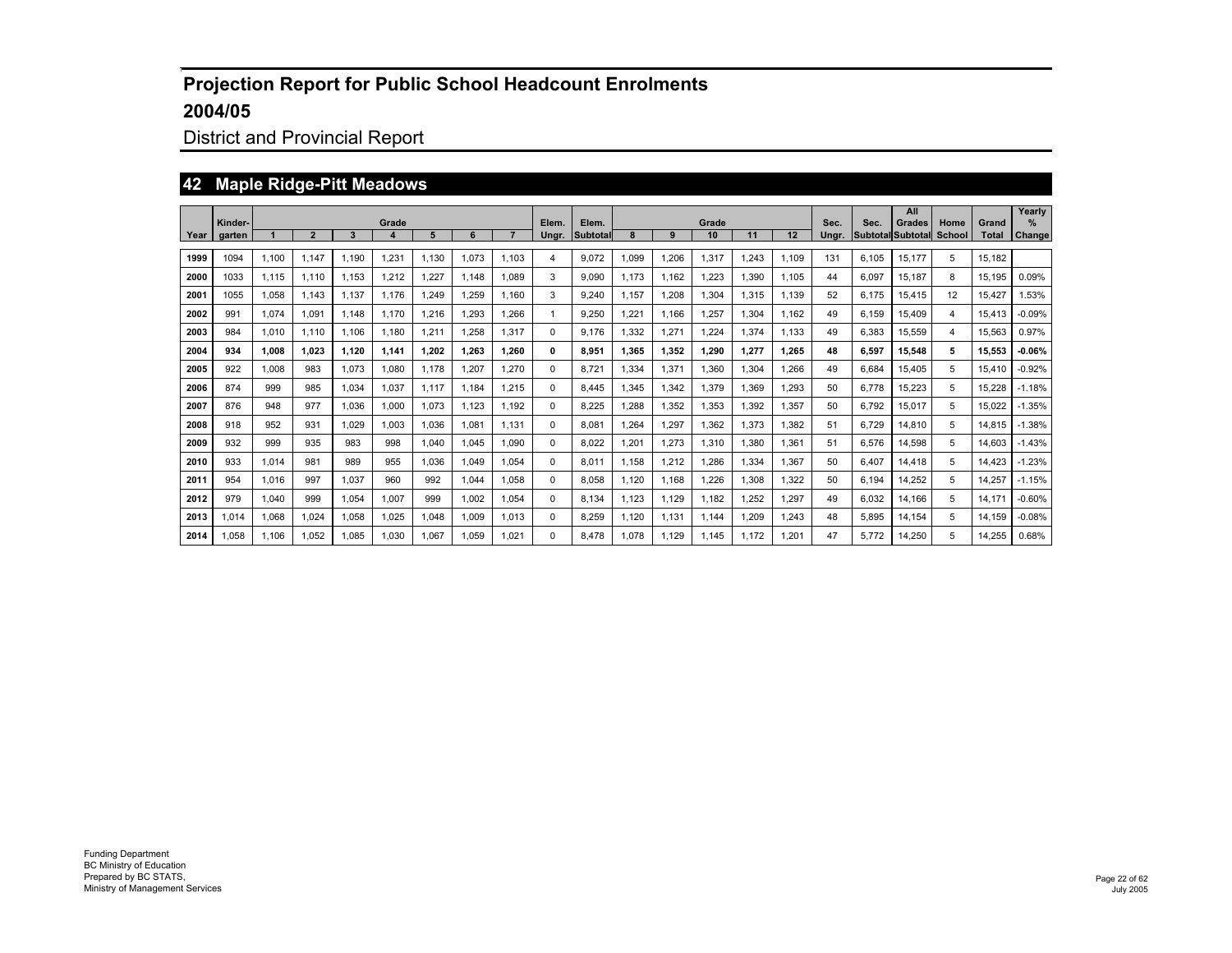# Projection Report for Public School Headcount Enrolments

## 2004/05

District and Provincial Report

## 42 Maple Ridge-Pitt Meadows

| Year | Kinder-garten | Grade 1 | 2 | 3 | 4 | 5 | 6 | 7 | Elem. Ungr. | Elem. Subtotal | Grade 8 | 9 | 10 | 11 | 12 | Sec. Ungr. | Sec. Subtotal | All Grades Subtotal | Home School | Grand Total | Yearly % Change |
|---|---|---|---|---|---|---|---|---|---|---|---|---|---|---|---|---|---|---|---|---|---|
| 1999 | 1094 | 1,100 | 1,147 | 1,190 | 1,231 | 1,130 | 1,073 | 1,103 | 4 | 9,072 | 1,099 | 1,206 | 1,317 | 1,243 | 1,109 | 131 | 6,105 | 15,177 | 5 | 15,182 | |
| 2000 | 1033 | 1,115 | 1,110 | 1,153 | 1,212 | 1,227 | 1,148 | 1,089 | 3 | 9,090 | 1,173 | 1,162 | 1,223 | 1,390 | 1,105 | 44 | 6,097 | 15,187 | 8 | 15,195 | 0.09% |
| 2001 | 1055 | 1,058 | 1,143 | 1,137 | 1,176 | 1,249 | 1,259 | 1,160 | 3 | 9,240 | 1,157 | 1,208 | 1,304 | 1,315 | 1,139 | 52 | 6,175 | 15,415 | 12 | 15,427 | 1.53% |
| 2002 | 991 | 1,074 | 1,091 | 1,148 | 1,170 | 1,216 | 1,293 | 1,266 | 1 | 9,250 | 1,221 | 1,166 | 1,257 | 1,304 | 1,162 | 49 | 6,159 | 15,409 | 4 | 15,413 | -0.09% |
| 2003 | 984 | 1,010 | 1,110 | 1,106 | 1,180 | 1,211 | 1,258 | 1,317 | 0 | 9,176 | 1,332 | 1,271 | 1,224 | 1,374 | 1,133 | 49 | 6,383 | 15,559 | 4 | 15,563 | 0.97% |
| **2004** | **934** | **1,008** | **1,023** | **1,120** | **1,141** | **1,202** | **1,263** | **1,260** | **0** | **8,951** | **1,365** | **1,352** | **1,290** | **1,277** | **1,265** | **48** | **6,597** | **15,548** | **5** | **15,553** | **-0.06%** |
| 2005 | 922 | 1,008 | 983 | 1,073 | 1,080 | 1,178 | 1,207 | 1,270 | 0 | 8,721 | 1,334 | 1,371 | 1,360 | 1,304 | 1,266 | 49 | 6,684 | 15,405 | 5 | 15,410 | -0.92% |
| 2006 | 874 | 999 | 985 | 1,034 | 1,037 | 1,117 | 1,184 | 1,215 | 0 | 8,445 | 1,345 | 1,342 | 1,379 | 1,369 | 1,293 | 50 | 6,778 | 15,223 | 5 | 15,228 | -1.18% |
| 2007 | 876 | 948 | 977 | 1,036 | 1,000 | 1,073 | 1,123 | 1,192 | 0 | 8,225 | 1,288 | 1,352 | 1,353 | 1,392 | 1,357 | 50 | 6,792 | 15,017 | 5 | 15,022 | -1.35% |
| 2008 | 918 | 952 | 931 | 1,029 | 1,003 | 1,036 | 1,081 | 1,131 | 0 | 8,081 | 1,264 | 1,297 | 1,362 | 1,373 | 1,382 | 51 | 6,729 | 14,810 | 5 | 14,815 | -1.38% |
| 2009 | 932 | 999 | 935 | 983 | 998 | 1,040 | 1,045 | 1,090 | 0 | 8,022 | 1,201 | 1,273 | 1,310 | 1,380 | 1,361 | 51 | 6,576 | 14,598 | 5 | 14,603 | -1.43% |
| 2010 | 933 | 1,014 | 981 | 989 | 955 | 1,036 | 1,049 | 1,054 | 0 | 8,011 | 1,158 | 1,212 | 1,286 | 1,334 | 1,367 | 50 | 6,407 | 14,418 | 5 | 14,423 | -1.23% |
| 2011 | 954 | 1,016 | 997 | 1,037 | 960 | 992 | 1,044 | 1,058 | 0 | 8,058 | 1,120 | 1,168 | 1,226 | 1,308 | 1,322 | 50 | 6,194 | 14,252 | 5 | 14,257 | -1.15% |
| 2012 | 979 | 1,040 | 999 | 1,054 | 1,007 | 999 | 1,002 | 1,054 | 0 | 8,134 | 1,123 | 1,129 | 1,182 | 1,252 | 1,297 | 49 | 6,032 | 14,166 | 5 | 14,171 | -0.60% |
| 2013 | 1,014 | 1,068 | 1,024 | 1,058 | 1,025 | 1,048 | 1,009 | 1,013 | 0 | 8,259 | 1,120 | 1,131 | 1,144 | 1,209 | 1,243 | 48 | 5,895 | 14,154 | 5 | 14,159 | -0.08% |
| 2014 | 1,058 | 1,106 | 1,052 | 1,085 | 1,030 | 1,067 | 1,059 | 1,021 | 0 | 8,478 | 1,078 | 1,129 | 1,145 | 1,172 | 1,201 | 47 | 5,772 | 14,250 | 5 | 14,255 | 0.68% |

Funding Department
BC Ministry of Education
Prepared by BC STATS,
Ministry of Management Services

July 2005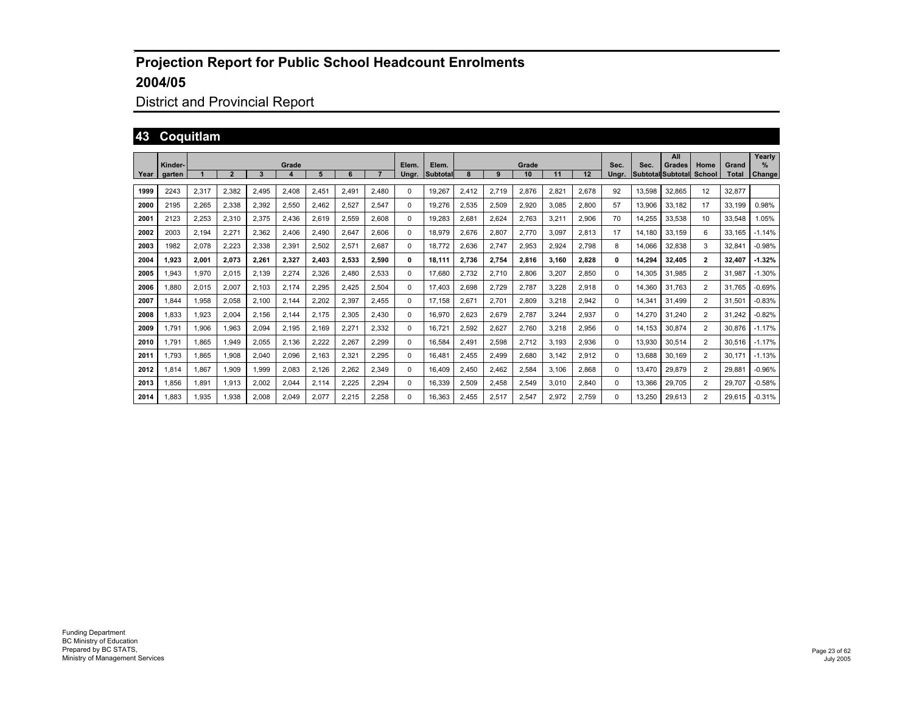# Projection Report for Public School Headcount Enrolments

## 2004/05

District and Provincial Report

## 43 Coquitlam

| Year | Kinder-garten | Grade 1 | 2 | 3 | 4 | 5 | 6 | 7 | Elem. Ungr. | Elem. Subtotal | Grade 8 | 9 | 10 | 11 | 12 | Sec. Ungr. | Sec. Subtotal | All Grades Subtotal | Home School | Grand Total | Yearly % Change |
|---|---|---|---|---|---|---|---|---|---|---|---|---|---|---|---|---|---|---|---|---|---|
| 1999 | 2243 | 2,317 | 2,382 | 2,495 | 2,408 | 2,451 | 2,491 | 2,480 | 0 | 19,267 | 2,412 | 2,719 | 2,876 | 2,821 | 2,678 | 92 | 13,598 | 32,865 | 12 | 32,877 | |
| 2000 | 2195 | 2,265 | 2,338 | 2,392 | 2,550 | 2,462 | 2,527 | 2,547 | 0 | 19,276 | 2,535 | 2,509 | 2,920 | 3,085 | 2,800 | 57 | 13,906 | 33,182 | 17 | 33,199 | 0.98% |
| 2001 | 2123 | 2,253 | 2,310 | 2,375 | 2,436 | 2,619 | 2,559 | 2,608 | 0 | 19,283 | 2,681 | 2,624 | 2,763 | 3,211 | 2,906 | 70 | 14,255 | 33,538 | 10 | 33,548 | 1.05% |
| 2002 | 2003 | 2,194 | 2,271 | 2,362 | 2,406 | 2,490 | 2,647 | 2,606 | 0 | 18,979 | 2,676 | 2,807 | 2,770 | 3,097 | 2,813 | 17 | 14,180 | 33,159 | 6 | 33,165 | -1.14% |
| 2003 | 1982 | 2,078 | 2,223 | 2,338 | 2,391 | 2,502 | 2,571 | 2,687 | 0 | 18,772 | 2,636 | 2,747 | 2,953 | 2,924 | 2,798 | 8 | 14,066 | 32,838 | 3 | 32,841 | -0.98% |
| **2004** | **1,923** | **2,001** | **2,073** | **2,261** | **2,327** | **2,403** | **2,533** | **2,590** | **0** | **18,111** | **2,736** | **2,754** | **2,816** | **3,160** | **2,828** | **0** | **14,294** | **32,405** | **2** | **32,407** | **-1.32%** |
| 2005 | 1,943 | 1,970 | 2,015 | 2,139 | 2,274 | 2,326 | 2,480 | 2,533 | 0 | 17,680 | 2,732 | 2,710 | 2,806 | 3,207 | 2,850 | 0 | 14,305 | 31,985 | 2 | 31,987 | -1.30% |
| 2006 | 1,880 | 2,015 | 2,007 | 2,103 | 2,174 | 2,295 | 2,425 | 2,504 | 0 | 17,403 | 2,698 | 2,729 | 2,787 | 3,228 | 2,918 | 0 | 14,360 | 31,763 | 2 | 31,765 | -0.69% |
| 2007 | 1,844 | 1,958 | 2,058 | 2,100 | 2,144 | 2,202 | 2,397 | 2,455 | 0 | 17,158 | 2,671 | 2,701 | 2,809 | 3,218 | 2,942 | 0 | 14,341 | 31,499 | 2 | 31,501 | -0.83% |
| 2008 | 1,833 | 1,923 | 2,004 | 2,156 | 2,144 | 2,175 | 2,305 | 2,430 | 0 | 16,970 | 2,623 | 2,679 | 2,787 | 3,244 | 2,937 | 0 | 14,270 | 31,240 | 2 | 31,242 | -0.82% |
| 2009 | 1,791 | 1,906 | 1,963 | 2,094 | 2,195 | 2,169 | 2,271 | 2,332 | 0 | 16,721 | 2,592 | 2,627 | 2,760 | 3,218 | 2,956 | 0 | 14,153 | 30,874 | 2 | 30,876 | -1.17% |
| 2010 | 1,791 | 1,865 | 1,949 | 2,055 | 2,136 | 2,222 | 2,267 | 2,299 | 0 | 16,584 | 2,491 | 2,598 | 2,712 | 3,193 | 2,936 | 0 | 13,930 | 30,514 | 2 | 30,516 | -1.17% |
| 2011 | 1,793 | 1,865 | 1,908 | 2,040 | 2,096 | 2,163 | 2,321 | 2,295 | 0 | 16,481 | 2,455 | 2,499 | 2,680 | 3,142 | 2,912 | 0 | 13,688 | 30,169 | 2 | 30,171 | -1.13% |
| 2012 | 1,814 | 1,867 | 1,909 | 1,999 | 2,083 | 2,126 | 2,262 | 2,349 | 0 | 16,409 | 2,450 | 2,462 | 2,584 | 3,106 | 2,868 | 0 | 13,470 | 29,879 | 2 | 29,881 | -0.96% |
| 2013 | 1,856 | 1,891 | 1,913 | 2,002 | 2,044 | 2,114 | 2,225 | 2,294 | 0 | 16,339 | 2,509 | 2,458 | 2,549 | 3,010 | 2,840 | 0 | 13,366 | 29,705 | 2 | 29,707 | -0.58% |
| 2014 | 1,883 | 1,935 | 1,938 | 2,008 | 2,049 | 2,077 | 2,215 | 2,258 | 0 | 16,363 | 2,455 | 2,517 | 2,547 | 2,972 | 2,759 | 0 | 13,250 | 29,613 | 2 | 29,615 | -0.31% |

Funding Department
BC Ministry of Education
Prepared by BC STATS,
Ministry of Management Services

July 2005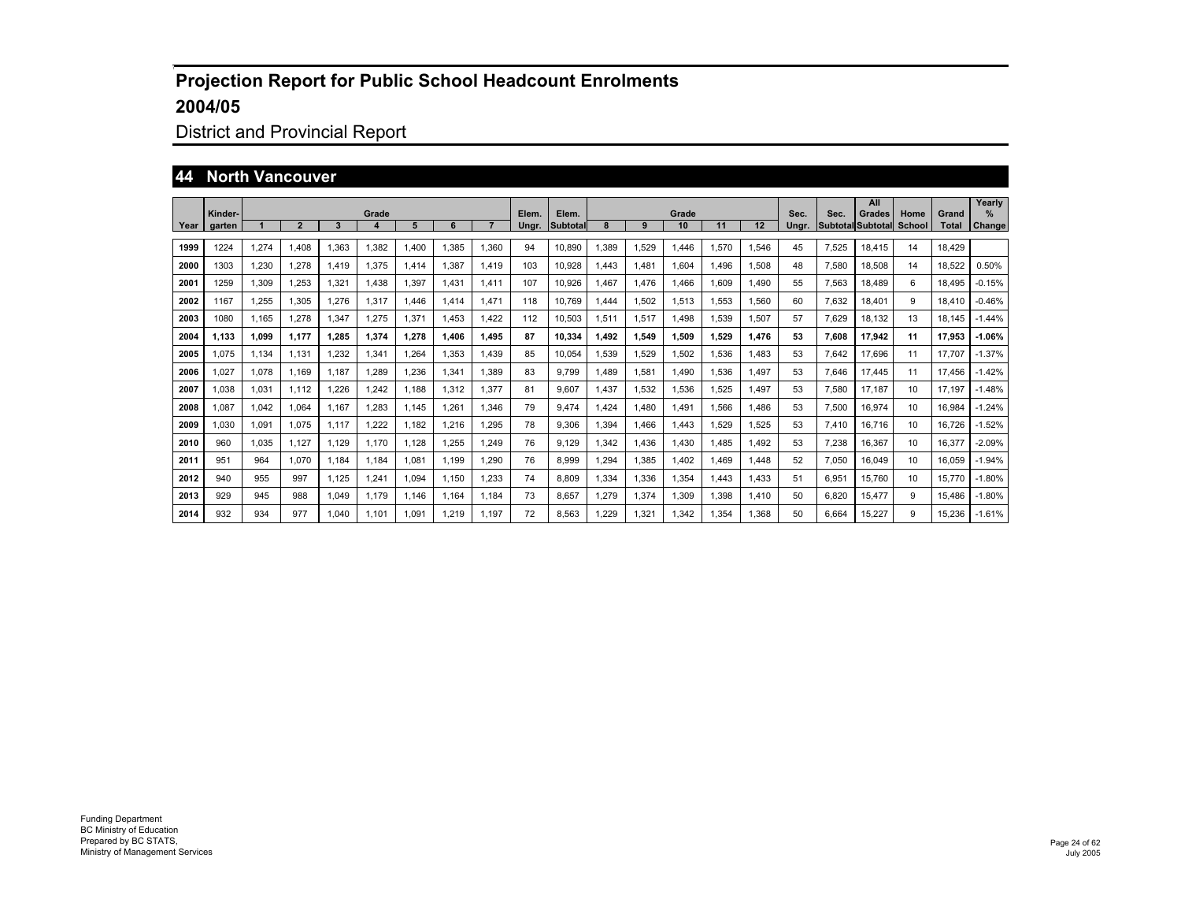# Projection Report for Public School Headcount Enrolments

## 2004/05

District and Provincial Report

### 44 North Vancouver

| Year | Kinder-garten | Grade 1 | Grade 2 | Grade 3 | Grade 4 | Grade 5 | Grade 6 | Grade 7 | Elem. Ungr. | Elem. Subtotal | Grade 8 | Grade 9 | Grade 10 | Grade 11 | Grade 12 | Sec. Ungr. | Sec. Subtotal | All Grades Subtotal | Home School | Grand Total | Yearly % Change |
|---|---|---|---|---|---|---|---|---|---|---|---|---|---|---|---|---|---|---|---|---|---|
| **1999** | 1224 | 1,274 | 1,408 | 1,363 | 1,382 | 1,400 | 1,385 | 1,360 | 94 | 10,890 | 1,389 | 1,529 | 1,446 | 1,570 | 1,546 | 45 | 7,525 | 18,415 | 14 | 18,429 | |
| **2000** | 1303 | 1,230 | 1,278 | 1,419 | 1,375 | 1,414 | 1,387 | 1,419 | 103 | 10,928 | 1,443 | 1,481 | 1,604 | 1,496 | 1,508 | 48 | 7,580 | 18,508 | 14 | 18,522 | 0.50% |
| **2001** | 1259 | 1,309 | 1,253 | 1,321 | 1,438 | 1,397 | 1,431 | 1,411 | 107 | 10,926 | 1,467 | 1,476 | 1,466 | 1,609 | 1,490 | 55 | 7,563 | 18,489 | 6 | 18,495 | -0.15% |
| **2002** | 1167 | 1,255 | 1,305 | 1,276 | 1,317 | 1,446 | 1,414 | 1,471 | 118 | 10,769 | 1,444 | 1,502 | 1,513 | 1,553 | 1,560 | 60 | 7,632 | 18,401 | 9 | 18,410 | -0.46% |
| **2003** | 1080 | 1,165 | 1,278 | 1,347 | 1,275 | 1,371 | 1,453 | 1,422 | 112 | 10,503 | 1,511 | 1,517 | 1,498 | 1,539 | 1,507 | 57 | 7,629 | 18,132 | 13 | 18,145 | -1.44% |
| **2004** | **1,133** | **1,099** | **1,177** | **1,285** | **1,374** | **1,278** | **1,406** | **1,495** | **87** | **10,334** | **1,492** | **1,549** | **1,509** | **1,529** | **1,476** | **53** | **7,608** | **17,942** | **11** | **17,953** | **-1.06%** |
| **2005** | 1,075 | 1,134 | 1,131 | 1,232 | 1,341 | 1,264 | 1,353 | 1,439 | 85 | 10,054 | 1,539 | 1,529 | 1,502 | 1,536 | 1,483 | 53 | 7,642 | 17,696 | 11 | 17,707 | -1.37% |
| **2006** | 1,027 | 1,078 | 1,169 | 1,187 | 1,289 | 1,236 | 1,341 | 1,389 | 83 | 9,799 | 1,489 | 1,581 | 1,490 | 1,536 | 1,497 | 53 | 7,646 | 17,445 | 11 | 17,456 | -1.42% |
| **2007** | 1,038 | 1,031 | 1,112 | 1,226 | 1,242 | 1,188 | 1,312 | 1,377 | 81 | 9,607 | 1,437 | 1,532 | 1,536 | 1,525 | 1,497 | 53 | 7,580 | 17,187 | 10 | 17,197 | -1.48% |
| **2008** | 1,087 | 1,042 | 1,064 | 1,167 | 1,283 | 1,145 | 1,261 | 1,346 | 79 | 9,474 | 1,424 | 1,480 | 1,491 | 1,566 | 1,486 | 53 | 7,500 | 16,974 | 10 | 16,984 | -1.24% |
| **2009** | 1,030 | 1,091 | 1,075 | 1,117 | 1,222 | 1,182 | 1,216 | 1,295 | 78 | 9,306 | 1,394 | 1,466 | 1,443 | 1,529 | 1,525 | 53 | 7,410 | 16,716 | 10 | 16,726 | -1.52% |
| **2010** | 960 | 1,035 | 1,127 | 1,129 | 1,170 | 1,128 | 1,255 | 1,249 | 76 | 9,129 | 1,342 | 1,436 | 1,430 | 1,485 | 1,492 | 53 | 7,238 | 16,367 | 10 | 16,377 | -2.09% |
| **2011** | 951 | 964 | 1,070 | 1,184 | 1,184 | 1,081 | 1,199 | 1,290 | 76 | 8,999 | 1,294 | 1,385 | 1,402 | 1,469 | 1,448 | 52 | 7,050 | 16,049 | 10 | 16,059 | -1.94% |
| **2012** | 940 | 955 | 997 | 1,125 | 1,241 | 1,094 | 1,150 | 1,233 | 74 | 8,809 | 1,334 | 1,336 | 1,354 | 1,443 | 1,433 | 51 | 6,951 | 15,760 | 10 | 15,770 | -1.80% |
| **2013** | 929 | 945 | 988 | 1,049 | 1,179 | 1,146 | 1,164 | 1,184 | 73 | 8,657 | 1,279 | 1,374 | 1,309 | 1,398 | 1,410 | 50 | 6,820 | 15,477 | 9 | 15,486 | -1.80% |
| **2014** | 932 | 934 | 977 | 1,040 | 1,101 | 1,091 | 1,219 | 1,197 | 72 | 8,563 | 1,229 | 1,321 | 1,342 | 1,354 | 1,368 | 50 | 6,664 | 15,227 | 9 | 15,236 | -1.61% |

Funding Department
BC Ministry of Education
Prepared by BC STATS,
Ministry of Management Services

July 2005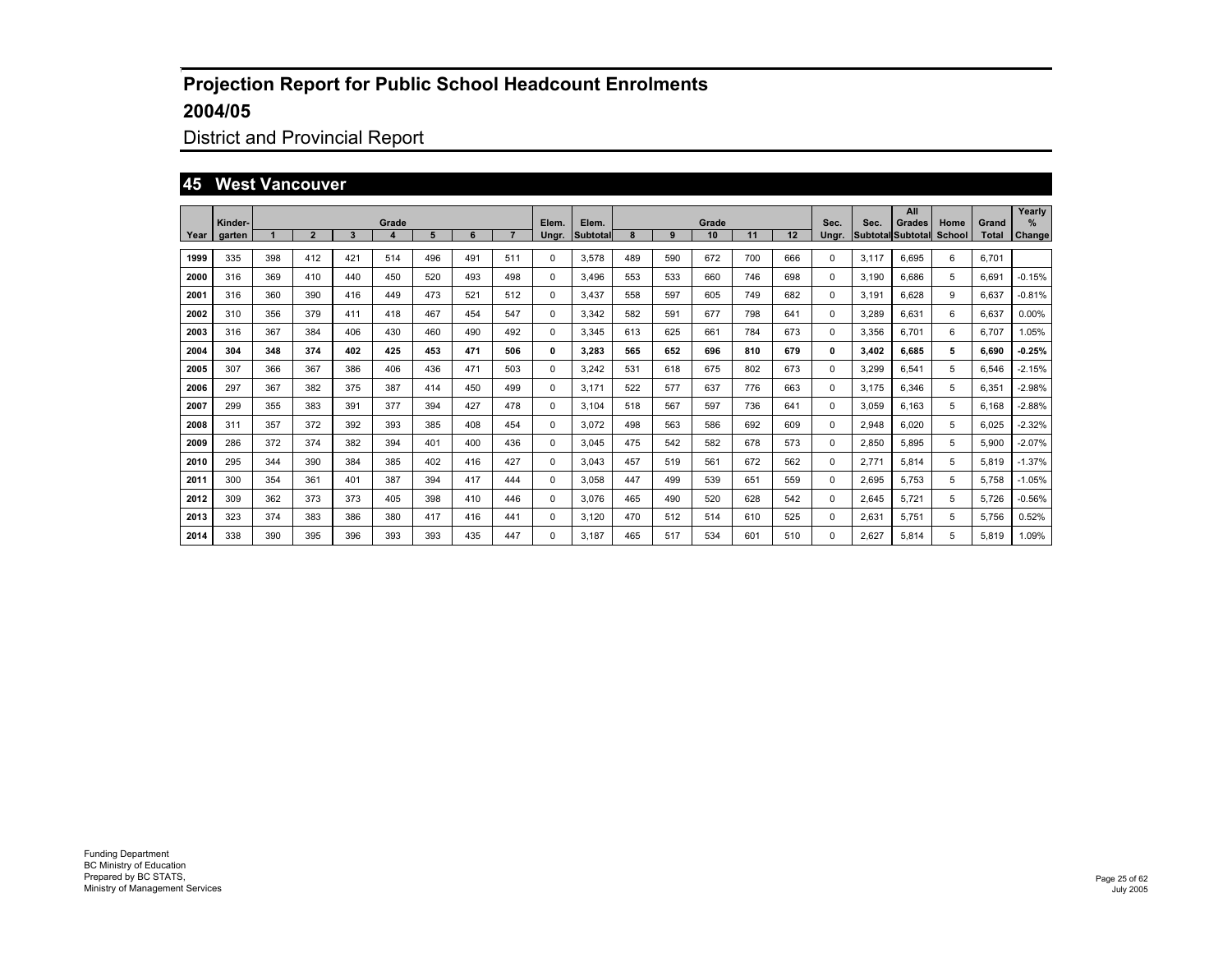# Projection Report for Public School Headcount Enrolments

## 2004/05

District and Provincial Report

## 45 West Vancouver

| Year | Kinder-garten | Grade 1 | 2 | 3 | 4 | 5 | 6 | 7 | Elem. Ungr. | Elem. Subtotal | Grade 8 | 9 | 10 | 11 | 12 | Sec. Ungr. | Sec. Subtotal | All Grades Subtotal | Home School | Grand Total | Yearly % Change |
|---|---|---|---|---|---|---|---|---|---|---|---|---|---|---|---|---|---|---|---|---|---|
| 1999 | 335 | 398 | 412 | 421 | 514 | 496 | 491 | 511 | 0 | 3,578 | 489 | 590 | 672 | 700 | 666 | 0 | 3,117 | 6,695 | 6 | 6,701 | |
| 2000 | 316 | 369 | 410 | 440 | 450 | 520 | 493 | 498 | 0 | 3,496 | 553 | 533 | 660 | 746 | 698 | 0 | 3,190 | 6,686 | 5 | 6,691 | -0.15% |
| 2001 | 316 | 360 | 390 | 416 | 449 | 473 | 521 | 512 | 0 | 3,437 | 558 | 597 | 605 | 749 | 682 | 0 | 3,191 | 6,628 | 9 | 6,637 | -0.81% |
| 2002 | 310 | 356 | 379 | 411 | 418 | 467 | 454 | 547 | 0 | 3,342 | 582 | 591 | 677 | 798 | 641 | 0 | 3,289 | 6,631 | 6 | 6,637 | 0.00% |
| 2003 | 316 | 367 | 384 | 406 | 430 | 460 | 490 | 492 | 0 | 3,345 | 613 | 625 | 661 | 784 | 673 | 0 | 3,356 | 6,701 | 6 | 6,707 | 1.05% |
| **2004** | **304** | **348** | **374** | **402** | **425** | **453** | **471** | **506** | **0** | **3,283** | **565** | **652** | **696** | **810** | **679** | **0** | **3,402** | **6,685** | **5** | **6,690** | **-0.25%** |
| 2005 | 307 | 366 | 367 | 386 | 406 | 436 | 471 | 503 | 0 | 3,242 | 531 | 618 | 675 | 802 | 673 | 0 | 3,299 | 6,541 | 5 | 6,546 | -2.15% |
| 2006 | 297 | 367 | 382 | 375 | 387 | 414 | 450 | 499 | 0 | 3,171 | 522 | 577 | 637 | 776 | 663 | 0 | 3,175 | 6,346 | 5 | 6,351 | -2.98% |
| 2007 | 299 | 355 | 383 | 391 | 377 | 394 | 427 | 478 | 0 | 3,104 | 518 | 567 | 597 | 736 | 641 | 0 | 3,059 | 6,163 | 5 | 6,168 | -2.88% |
| 2008 | 311 | 357 | 372 | 392 | 393 | 385 | 408 | 454 | 0 | 3,072 | 498 | 563 | 586 | 692 | 609 | 0 | 2,948 | 6,020 | 5 | 6,025 | -2.32% |
| 2009 | 286 | 372 | 374 | 382 | 394 | 401 | 400 | 436 | 0 | 3,045 | 475 | 542 | 582 | 678 | 573 | 0 | 2,850 | 5,895 | 5 | 5,900 | -2.07% |
| 2010 | 295 | 344 | 390 | 384 | 385 | 402 | 416 | 427 | 0 | 3,043 | 457 | 519 | 561 | 672 | 562 | 0 | 2,771 | 5,814 | 5 | 5,819 | -1.37% |
| 2011 | 300 | 354 | 361 | 401 | 387 | 394 | 417 | 444 | 0 | 3,058 | 447 | 499 | 539 | 651 | 559 | 0 | 2,695 | 5,753 | 5 | 5,758 | -1.05% |
| 2012 | 309 | 362 | 373 | 373 | 405 | 398 | 410 | 446 | 0 | 3,076 | 465 | 490 | 520 | 628 | 542 | 0 | 2,645 | 5,721 | 5 | 5,726 | -0.56% |
| 2013 | 323 | 374 | 383 | 386 | 380 | 417 | 416 | 441 | 0 | 3,120 | 470 | 512 | 514 | 610 | 525 | 0 | 2,631 | 5,751 | 5 | 5,756 | 0.52% |
| 2014 | 338 | 390 | 395 | 396 | 393 | 393 | 435 | 447 | 0 | 3,187 | 465 | 517 | 534 | 601 | 510 | 0 | 2,627 | 5,814 | 5 | 5,819 | 1.09% |

Funding Department
BC Ministry of Education
Prepared by BC STATS,
Ministry of Management Services

July 2005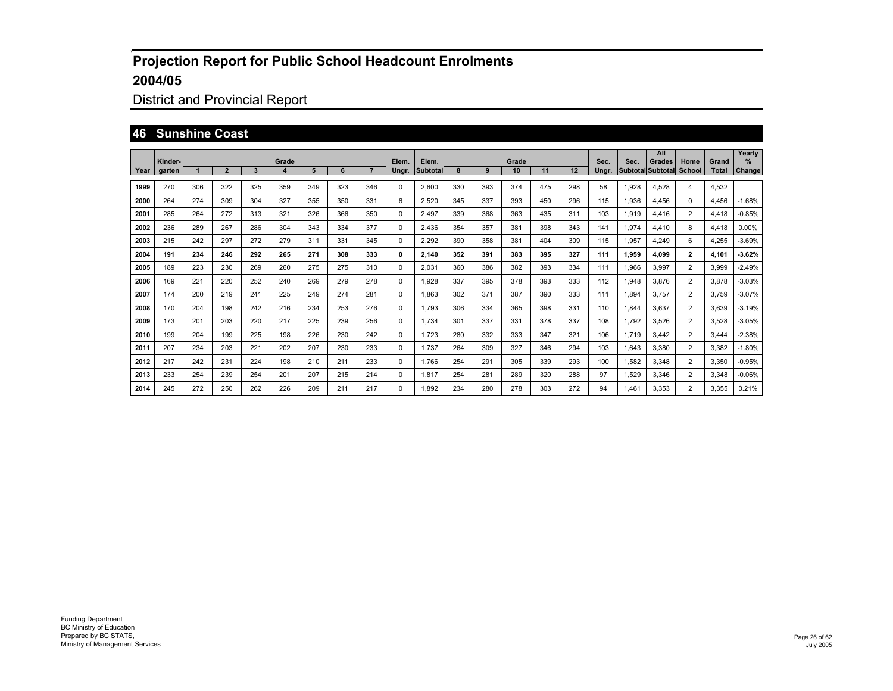# Projection Report for Public School Headcount Enrolments

## 2004/05

District and Provincial Report

## 46 Sunshine Coast

| Year | Kinder-garten | 1 | 2 | 3 | Grade 4 | 5 | 6 | 7 | Elem. Ungr. | Elem. Subtotal | 8 | 9 | Grade 10 | 11 | 12 | Sec. Ungr. | Sec. Subtotal | All Grades Subtotal | Home School | Grand Total | Yearly % Change |
|---|---|---|---|---|---|---|---|---|---|---|---|---|---|---|---|---|---|---|---|---|---|
| 1999 | 270 | 306 | 322 | 325 | 359 | 349 | 323 | 346 | 0 | 2,600 | 330 | 393 | 374 | 475 | 298 | 58 | 1,928 | 4,528 | 4 | 4,532 | |
| 2000 | 264 | 274 | 309 | 304 | 327 | 355 | 350 | 331 | 6 | 2,520 | 345 | 337 | 393 | 450 | 296 | 115 | 1,936 | 4,456 | 0 | 4,456 | -1.68% |
| 2001 | 285 | 264 | 272 | 313 | 321 | 326 | 366 | 350 | 0 | 2,497 | 339 | 368 | 363 | 435 | 311 | 103 | 1,919 | 4,416 | 2 | 4,418 | -0.85% |
| 2002 | 236 | 289 | 267 | 286 | 304 | 343 | 334 | 377 | 0 | 2,436 | 354 | 357 | 381 | 398 | 343 | 141 | 1,974 | 4,410 | 8 | 4,418 | 0.00% |
| 2003 | 215 | 242 | 297 | 272 | 279 | 311 | 331 | 345 | 0 | 2,292 | 390 | 358 | 381 | 404 | 309 | 115 | 1,957 | 4,249 | 6 | 4,255 | -3.69% |
| **2004** | **191** | **234** | **246** | **292** | **265** | **271** | **308** | **333** | **0** | **2,140** | **352** | **391** | **383** | **395** | **327** | **111** | **1,959** | **4,099** | **2** | **4,101** | **-3.62%** |
| 2005 | 189 | 223 | 230 | 269 | 260 | 275 | 275 | 310 | 0 | 2,031 | 360 | 386 | 382 | 393 | 334 | 111 | 1,966 | 3,997 | 2 | 3,999 | -2.49% |
| 2006 | 169 | 221 | 220 | 252 | 240 | 269 | 279 | 278 | 0 | 1,928 | 337 | 395 | 378 | 393 | 333 | 112 | 1,948 | 3,876 | 2 | 3,878 | -3.03% |
| 2007 | 174 | 200 | 219 | 241 | 225 | 249 | 274 | 281 | 0 | 1,863 | 302 | 371 | 387 | 390 | 333 | 111 | 1,894 | 3,757 | 2 | 3,759 | -3.07% |
| 2008 | 170 | 204 | 198 | 242 | 216 | 234 | 253 | 276 | 0 | 1,793 | 306 | 334 | 365 | 398 | 331 | 110 | 1,844 | 3,637 | 2 | 3,639 | -3.19% |
| 2009 | 173 | 201 | 203 | 220 | 217 | 225 | 239 | 256 | 0 | 1,734 | 301 | 337 | 331 | 378 | 337 | 108 | 1,792 | 3,526 | 2 | 3,528 | -3.05% |
| 2010 | 199 | 204 | 199 | 225 | 198 | 226 | 230 | 242 | 0 | 1,723 | 280 | 332 | 333 | 347 | 321 | 106 | 1,719 | 3,442 | 2 | 3,444 | -2.38% |
| 2011 | 207 | 234 | 203 | 221 | 202 | 207 | 230 | 233 | 0 | 1,737 | 264 | 309 | 327 | 346 | 294 | 103 | 1,643 | 3,380 | 2 | 3,382 | -1.80% |
| 2012 | 217 | 242 | 231 | 224 | 198 | 210 | 211 | 233 | 0 | 1,766 | 254 | 291 | 305 | 339 | 293 | 100 | 1,582 | 3,348 | 2 | 3,350 | -0.95% |
| 2013 | 233 | 254 | 239 | 254 | 201 | 207 | 215 | 214 | 0 | 1,817 | 254 | 281 | 289 | 320 | 288 | 97 | 1,529 | 3,346 | 2 | 3,348 | -0.06% |
| 2014 | 245 | 272 | 250 | 262 | 226 | 209 | 211 | 217 | 0 | 1,892 | 234 | 280 | 278 | 303 | 272 | 94 | 1,461 | 3,353 | 2 | 3,355 | 0.21% |

Funding Department
BC Ministry of Education
Prepared by BC STATS,
Ministry of Management Services

July 2005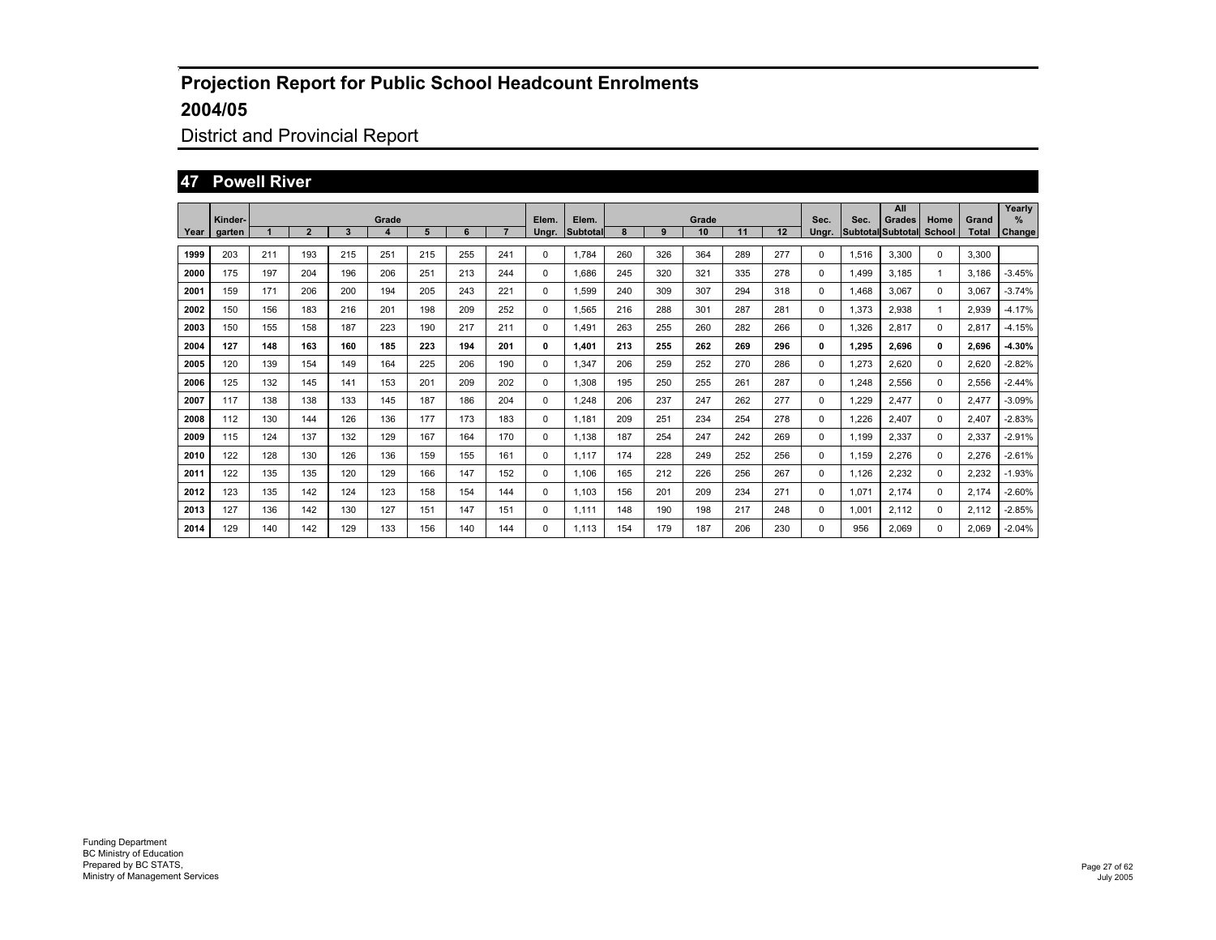# Projection Report for Public School Headcount Enrolments

## 2004/05

District and Provincial Report

## 47 Powell River

| Year | Kinder-garten | Grade 1 | 2 | 3 | 4 | 5 | 6 | 7 | Elem. Ungr. | Elem. Subtotal | Grade 8 | 9 | 10 | 11 | 12 | Sec. Ungr. | Sec. Subtotal | All Grades Subtotal | Home School | Grand Total | Yearly % Change |
|---|---|---|---|---|---|---|---|---|---|---|---|---|---|---|---|---|---|---|---|---|---|
| 1999 | 203 | 211 | 193 | 215 | 251 | 215 | 255 | 241 | 0 | 1,784 | 260 | 326 | 364 | 289 | 277 | 0 | 1,516 | 3,300 | 0 | 3,300 | |
| 2000 | 175 | 197 | 204 | 196 | 206 | 251 | 213 | 244 | 0 | 1,686 | 245 | 320 | 321 | 335 | 278 | 0 | 1,499 | 3,185 | 1 | 3,186 | -3.45% |
| 2001 | 159 | 171 | 206 | 200 | 194 | 205 | 243 | 221 | 0 | 1,599 | 240 | 309 | 307 | 294 | 318 | 0 | 1,468 | 3,067 | 0 | 3,067 | -3.74% |
| 2002 | 150 | 156 | 183 | 216 | 201 | 198 | 209 | 252 | 0 | 1,565 | 216 | 288 | 301 | 287 | 281 | 0 | 1,373 | 2,938 | 1 | 2,939 | -4.17% |
| 2003 | 150 | 155 | 158 | 187 | 223 | 190 | 217 | 211 | 0 | 1,491 | 263 | 255 | 260 | 282 | 266 | 0 | 1,326 | 2,817 | 0 | 2,817 | -4.15% |
| **2004** | **127** | **148** | **163** | **160** | **185** | **223** | **194** | **201** | **0** | **1,401** | **213** | **255** | **262** | **269** | **296** | **0** | **1,295** | **2,696** | **0** | **2,696** | **-4.30%** |
| 2005 | 120 | 139 | 154 | 149 | 164 | 225 | 206 | 190 | 0 | 1,347 | 206 | 259 | 252 | 270 | 286 | 0 | 1,273 | 2,620 | 0 | 2,620 | -2.82% |
| 2006 | 125 | 132 | 145 | 141 | 153 | 201 | 209 | 202 | 0 | 1,308 | 195 | 250 | 255 | 261 | 287 | 0 | 1,248 | 2,556 | 0 | 2,556 | -2.44% |
| 2007 | 117 | 138 | 138 | 133 | 145 | 187 | 186 | 204 | 0 | 1,248 | 206 | 237 | 247 | 262 | 277 | 0 | 1,229 | 2,477 | 0 | 2,477 | -3.09% |
| 2008 | 112 | 130 | 144 | 126 | 136 | 177 | 173 | 183 | 0 | 1,181 | 209 | 251 | 234 | 254 | 278 | 0 | 1,226 | 2,407 | 0 | 2,407 | -2.83% |
| 2009 | 115 | 124 | 137 | 132 | 129 | 167 | 164 | 170 | 0 | 1,138 | 187 | 254 | 247 | 242 | 269 | 0 | 1,199 | 2,337 | 0 | 2,337 | -2.91% |
| 2010 | 122 | 128 | 130 | 126 | 136 | 159 | 155 | 161 | 0 | 1,117 | 174 | 228 | 249 | 252 | 256 | 0 | 1,159 | 2,276 | 0 | 2,276 | -2.61% |
| 2011 | 122 | 135 | 135 | 120 | 129 | 166 | 147 | 152 | 0 | 1,106 | 165 | 212 | 226 | 256 | 267 | 0 | 1,126 | 2,232 | 0 | 2,232 | -1.93% |
| 2012 | 123 | 135 | 142 | 124 | 123 | 158 | 154 | 144 | 0 | 1,103 | 156 | 201 | 209 | 234 | 271 | 0 | 1,071 | 2,174 | 0 | 2,174 | -2.60% |
| 2013 | 127 | 136 | 142 | 130 | 127 | 151 | 147 | 151 | 0 | 1,111 | 148 | 190 | 198 | 217 | 248 | 0 | 1,001 | 2,112 | 0 | 2,112 | -2.85% |
| 2014 | 129 | 140 | 142 | 129 | 133 | 156 | 140 | 144 | 0 | 1,113 | 154 | 179 | 187 | 206 | 230 | 0 | 956 | 2,069 | 0 | 2,069 | -2.04% |

Funding Department
BC Ministry of Education
Prepared by BC STATS,
Ministry of Management Services

July 2005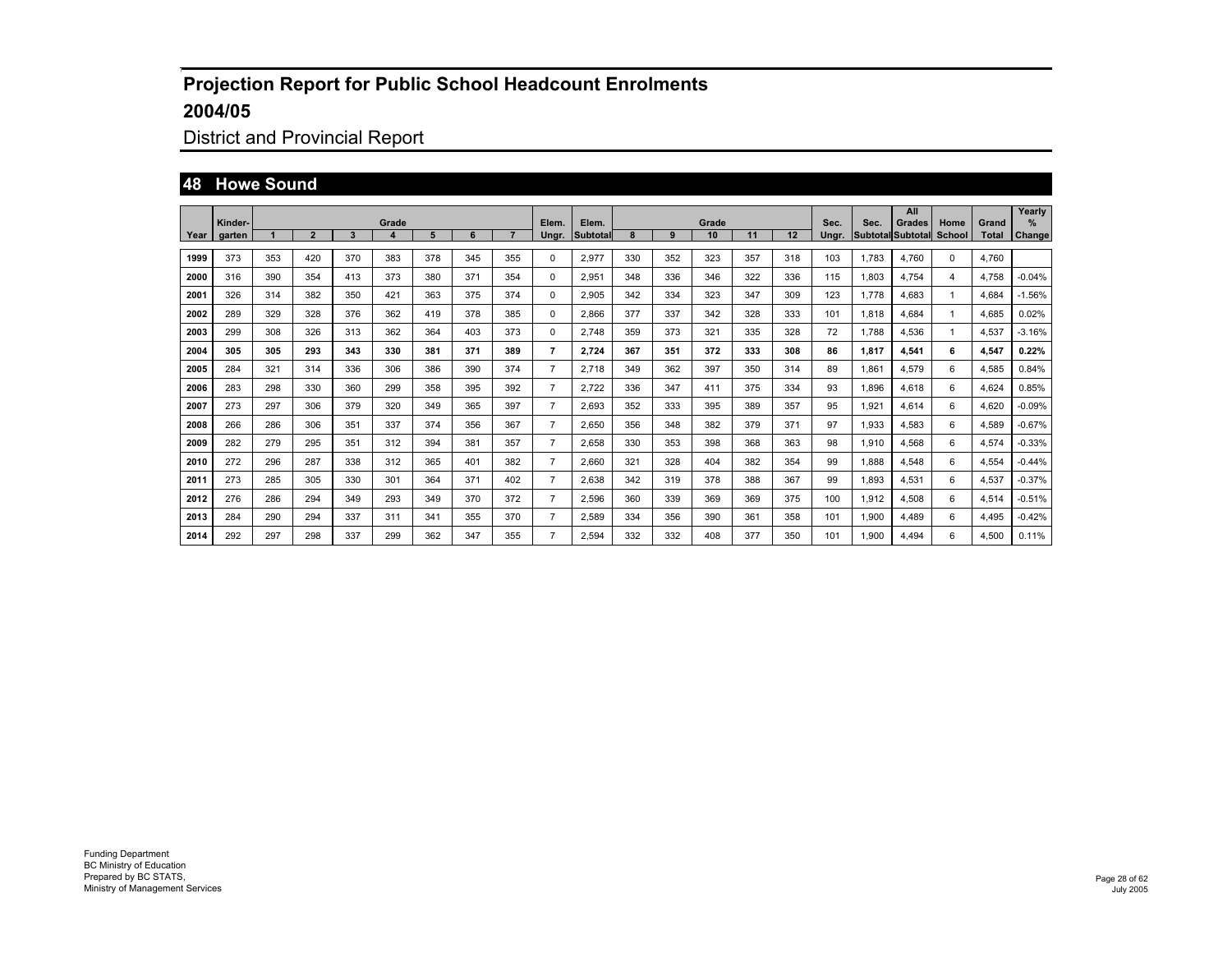# Projection Report for Public School Headcount Enrolments

## 2004/05

District and Provincial Report

## 48 Howe Sound

| Year | Kinder-garten | Grade 1 | 2 | 3 | 4 | 5 | 6 | 7 | Elem. Ungr. | Elem. Subtotal | Grade 8 | 9 | 10 | 11 | 12 | Sec. Ungr. | Sec. Subtotal | All Grades Subtotal | Home School | Grand Total | Yearly % Change |
|---|---|---|---|---|---|---|---|---|---|---|---|---|---|---|---|---|---|---|---|---|---|
| 1999 | 373 | 353 | 420 | 370 | 383 | 378 | 345 | 355 | 0 | 2,977 | 330 | 352 | 323 | 357 | 318 | 103 | 1,783 | 4,760 | 0 | 4,760 | |
| 2000 | 316 | 390 | 354 | 413 | 373 | 380 | 371 | 354 | 0 | 2,951 | 348 | 336 | 346 | 322 | 336 | 115 | 1,803 | 4,754 | 4 | 4,758 | -0.04% |
| 2001 | 326 | 314 | 382 | 350 | 421 | 363 | 375 | 374 | 0 | 2,905 | 342 | 334 | 323 | 347 | 309 | 123 | 1,778 | 4,683 | 1 | 4,684 | -1.56% |
| 2002 | 289 | 329 | 328 | 376 | 362 | 419 | 378 | 385 | 0 | 2,866 | 377 | 337 | 342 | 328 | 333 | 101 | 1,818 | 4,684 | 1 | 4,685 | 0.02% |
| 2003 | 299 | 308 | 326 | 313 | 362 | 364 | 403 | 373 | 0 | 2,748 | 359 | 373 | 321 | 335 | 328 | 72 | 1,788 | 4,536 | 1 | 4,537 | -3.16% |
| **2004** | **305** | **305** | **293** | **343** | **330** | **381** | **371** | **389** | **7** | **2,724** | **367** | **351** | **372** | **333** | **308** | **86** | **1,817** | **4,541** | **6** | **4,547** | **0.22%** |
| 2005 | 284 | 321 | 314 | 336 | 306 | 386 | 390 | 374 | 7 | 2,718 | 349 | 362 | 397 | 350 | 314 | 89 | 1,861 | 4,579 | 6 | 4,585 | 0.84% |
| 2006 | 283 | 298 | 330 | 360 | 299 | 358 | 395 | 392 | 7 | 2,722 | 336 | 347 | 411 | 375 | 334 | 93 | 1,896 | 4,618 | 6 | 4,624 | 0.85% |
| 2007 | 273 | 297 | 306 | 379 | 320 | 349 | 365 | 397 | 7 | 2,693 | 352 | 333 | 395 | 389 | 357 | 95 | 1,921 | 4,614 | 6 | 4,620 | -0.09% |
| 2008 | 266 | 286 | 306 | 351 | 337 | 374 | 356 | 367 | 7 | 2,650 | 356 | 348 | 382 | 379 | 371 | 97 | 1,933 | 4,583 | 6 | 4,589 | -0.67% |
| 2009 | 282 | 279 | 295 | 351 | 312 | 394 | 381 | 357 | 7 | 2,658 | 330 | 353 | 398 | 368 | 363 | 98 | 1,910 | 4,568 | 6 | 4,574 | -0.33% |
| 2010 | 272 | 296 | 287 | 338 | 312 | 365 | 401 | 382 | 7 | 2,660 | 321 | 328 | 404 | 382 | 354 | 99 | 1,888 | 4,548 | 6 | 4,554 | -0.44% |
| 2011 | 273 | 285 | 305 | 330 | 301 | 364 | 371 | 402 | 7 | 2,638 | 342 | 319 | 378 | 388 | 367 | 99 | 1,893 | 4,531 | 6 | 4,537 | -0.37% |
| 2012 | 276 | 286 | 294 | 349 | 293 | 349 | 370 | 372 | 7 | 2,596 | 360 | 339 | 369 | 369 | 375 | 100 | 1,912 | 4,508 | 6 | 4,514 | -0.51% |
| 2013 | 284 | 290 | 294 | 337 | 311 | 341 | 355 | 370 | 7 | 2,589 | 334 | 356 | 390 | 361 | 358 | 101 | 1,900 | 4,489 | 6 | 4,495 | -0.42% |
| 2014 | 292 | 297 | 298 | 337 | 299 | 362 | 347 | 355 | 7 | 2,594 | 332 | 332 | 408 | 377 | 350 | 101 | 1,900 | 4,494 | 6 | 4,500 | 0.11% |

Funding Department
BC Ministry of Education
Prepared by BC STATS,
Ministry of Management Services

July 2005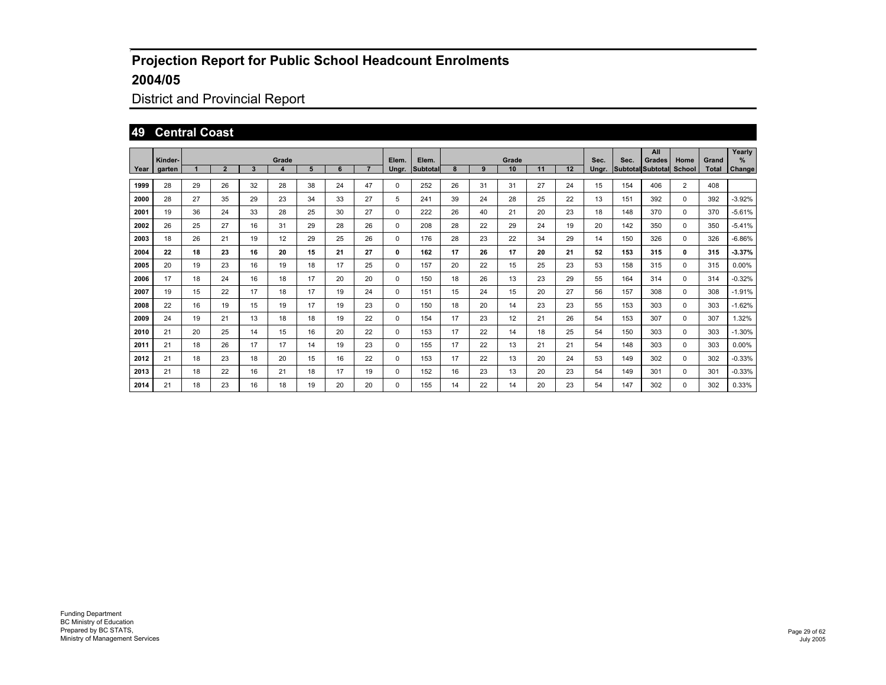# Projection Report for Public School Headcount Enrolments

## 2004/05

District and Provincial Report

## 49 Central Coast

| Year | Kinder-garten | Grade 1 | 2 | 3 | 4 | 5 | 6 | 7 | Elem. Ungr. | Elem. Subtotal | Grade 8 | 9 | 10 | 11 | 12 | Sec. Ungr. | Sec. Subtotal | All Grades Subtotal | Home School | Grand Total | Yearly % Change |
|---|---|---|---|---|---|---|---|---|---|---|---|---|---|---|---|---|---|---|---|---|---|
| **1999** | 28 | 29 | 26 | 32 | 28 | 38 | 24 | 47 | 0 | 252 | 26 | 31 | 31 | 27 | 24 | 15 | 154 | 406 | 2 | 408 | |
| **2000** | 28 | 27 | 35 | 29 | 23 | 34 | 33 | 27 | 5 | 241 | 39 | 24 | 28 | 25 | 22 | 13 | 151 | 392 | 0 | 392 | -3.92% |
| **2001** | 19 | 36 | 24 | 33 | 28 | 25 | 30 | 27 | 0 | 222 | 26 | 40 | 21 | 20 | 23 | 18 | 148 | 370 | 0 | 370 | -5.61% |
| **2002** | 26 | 25 | 27 | 16 | 31 | 29 | 28 | 26 | 0 | 208 | 28 | 22 | 29 | 24 | 19 | 20 | 142 | 350 | 0 | 350 | -5.41% |
| **2003** | 18 | 26 | 21 | 19 | 12 | 29 | 25 | 26 | 0 | 176 | 28 | 23 | 22 | 34 | 29 | 14 | 150 | 326 | 0 | 326 | -6.86% |
| **2004** | **22** | **18** | **23** | **16** | **20** | **15** | **21** | **27** | **0** | **162** | **17** | **26** | **17** | **20** | **21** | **52** | **153** | **315** | **0** | **315** | **-3.37%** |
| **2005** | 20 | 19 | 23 | 16 | 19 | 18 | 17 | 25 | 0 | 157 | 20 | 22 | 15 | 25 | 23 | 53 | 158 | 315 | 0 | 315 | 0.00% |
| **2006** | 17 | 18 | 24 | 16 | 18 | 17 | 20 | 20 | 0 | 150 | 18 | 26 | 13 | 23 | 29 | 55 | 164 | 314 | 0 | 314 | -0.32% |
| **2007** | 19 | 15 | 22 | 17 | 18 | 17 | 19 | 24 | 0 | 151 | 15 | 24 | 15 | 20 | 27 | 56 | 157 | 308 | 0 | 308 | -1.91% |
| **2008** | 22 | 16 | 19 | 15 | 19 | 17 | 19 | 23 | 0 | 150 | 18 | 20 | 14 | 23 | 23 | 55 | 153 | 303 | 0 | 303 | -1.62% |
| **2009** | 24 | 19 | 21 | 13 | 18 | 18 | 19 | 22 | 0 | 154 | 17 | 23 | 12 | 21 | 26 | 54 | 153 | 307 | 0 | 307 | 1.32% |
| **2010** | 21 | 20 | 25 | 14 | 15 | 16 | 20 | 22 | 0 | 153 | 17 | 22 | 14 | 18 | 25 | 54 | 150 | 303 | 0 | 303 | -1.30% |
| **2011** | 21 | 18 | 26 | 17 | 17 | 14 | 19 | 23 | 0 | 155 | 17 | 22 | 13 | 21 | 21 | 54 | 148 | 303 | 0 | 303 | 0.00% |
| **2012** | 21 | 18 | 23 | 18 | 20 | 15 | 16 | 22 | 0 | 153 | 17 | 22 | 13 | 20 | 24 | 53 | 149 | 302 | 0 | 302 | -0.33% |
| **2013** | 21 | 18 | 22 | 16 | 21 | 18 | 17 | 19 | 0 | 152 | 16 | 23 | 13 | 20 | 23 | 54 | 149 | 301 | 0 | 301 | -0.33% |
| **2014** | 21 | 18 | 23 | 16 | 18 | 19 | 20 | 20 | 0 | 155 | 14 | 22 | 14 | 20 | 23 | 54 | 147 | 302 | 0 | 302 | 0.33% |

Funding Department
BC Ministry of Education
Prepared by BC STATS,
Ministry of Management Services

July 2005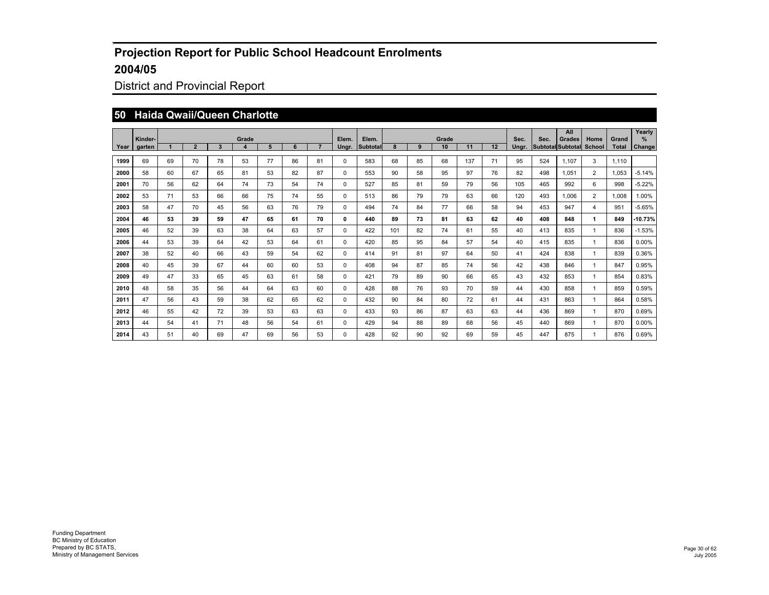# Projection Report for Public School Headcount Enrolments

## 2004/05

District and Provincial Report

### 50 Haida Qwaii/Queen Charlotte

| Year | Kinder-garten | Grade 1 | 2 | 3 | 4 | 5 | 6 | 7 | Elem. Ungr. | Elem. Subtotal | Grade 8 | 9 | 10 | 11 | 12 | Sec. Ungr. | Sec. Subtotal | All Grades Subtotal | Home School | Grand Total | Yearly % Change |
|---|---|---|---|---|---|---|---|---|---|---|---|---|---|---|---|---|---|---|---|---|---|
| 1999 | 69 | 69 | 70 | 78 | 53 | 77 | 86 | 81 | 0 | 583 | 68 | 85 | 68 | 137 | 71 | 95 | 524 | 1,107 | 3 | 1,110 | |
| 2000 | 58 | 60 | 67 | 65 | 81 | 53 | 82 | 87 | 0 | 553 | 90 | 58 | 95 | 97 | 76 | 82 | 498 | 1,051 | 2 | 1,053 | -5.14% |
| 2001 | 70 | 56 | 62 | 64 | 74 | 73 | 54 | 74 | 0 | 527 | 85 | 81 | 59 | 79 | 56 | 105 | 465 | 992 | 6 | 998 | -5.22% |
| 2002 | 53 | 71 | 53 | 66 | 66 | 75 | 74 | 55 | 0 | 513 | 86 | 79 | 79 | 63 | 66 | 120 | 493 | 1,006 | 2 | 1,008 | 1.00% |
| 2003 | 58 | 47 | 70 | 45 | 56 | 63 | 76 | 79 | 0 | 494 | 74 | 84 | 77 | 66 | 58 | 94 | 453 | 947 | 4 | 951 | -5.65% |
| **2004** | **46** | **53** | **39** | **59** | **47** | **65** | **61** | **70** | **0** | **440** | **89** | **73** | **81** | **63** | **62** | **40** | **408** | **848** | **1** | **849** | **-10.73%** |
| 2005 | 46 | 52 | 39 | 63 | 38 | 64 | 63 | 57 | 0 | 422 | 101 | 82 | 74 | 61 | 55 | 40 | 413 | 835 | 1 | 836 | -1.53% |
| 2006 | 44 | 53 | 39 | 64 | 42 | 53 | 64 | 61 | 0 | 420 | 85 | 95 | 84 | 57 | 54 | 40 | 415 | 835 | 1 | 836 | 0.00% |
| 2007 | 38 | 52 | 40 | 66 | 43 | 59 | 54 | 62 | 0 | 414 | 91 | 81 | 97 | 64 | 50 | 41 | 424 | 838 | 1 | 839 | 0.36% |
| 2008 | 40 | 45 | 39 | 67 | 44 | 60 | 60 | 53 | 0 | 408 | 94 | 87 | 85 | 74 | 56 | 42 | 438 | 846 | 1 | 847 | 0.95% |
| 2009 | 49 | 47 | 33 | 65 | 45 | 63 | 61 | 58 | 0 | 421 | 79 | 89 | 90 | 66 | 65 | 43 | 432 | 853 | 1 | 854 | 0.83% |
| 2010 | 48 | 58 | 35 | 56 | 44 | 64 | 63 | 60 | 0 | 428 | 88 | 76 | 93 | 70 | 59 | 44 | 430 | 858 | 1 | 859 | 0.59% |
| 2011 | 47 | 56 | 43 | 59 | 38 | 62 | 65 | 62 | 0 | 432 | 90 | 84 | 80 | 72 | 61 | 44 | 431 | 863 | 1 | 864 | 0.58% |
| 2012 | 46 | 55 | 42 | 72 | 39 | 53 | 63 | 63 | 0 | 433 | 93 | 86 | 87 | 63 | 63 | 44 | 436 | 869 | 1 | 870 | 0.69% |
| 2013 | 44 | 54 | 41 | 71 | 48 | 56 | 54 | 61 | 0 | 429 | 94 | 88 | 89 | 68 | 56 | 45 | 440 | 869 | 1 | 870 | 0.00% |
| 2014 | 43 | 51 | 40 | 69 | 47 | 69 | 56 | 53 | 0 | 428 | 92 | 90 | 92 | 69 | 59 | 45 | 447 | 875 | 1 | 876 | 0.69% |

Funding Department
BC Ministry of Education
Prepared by BC STATS,
Ministry of Management Services

July 2005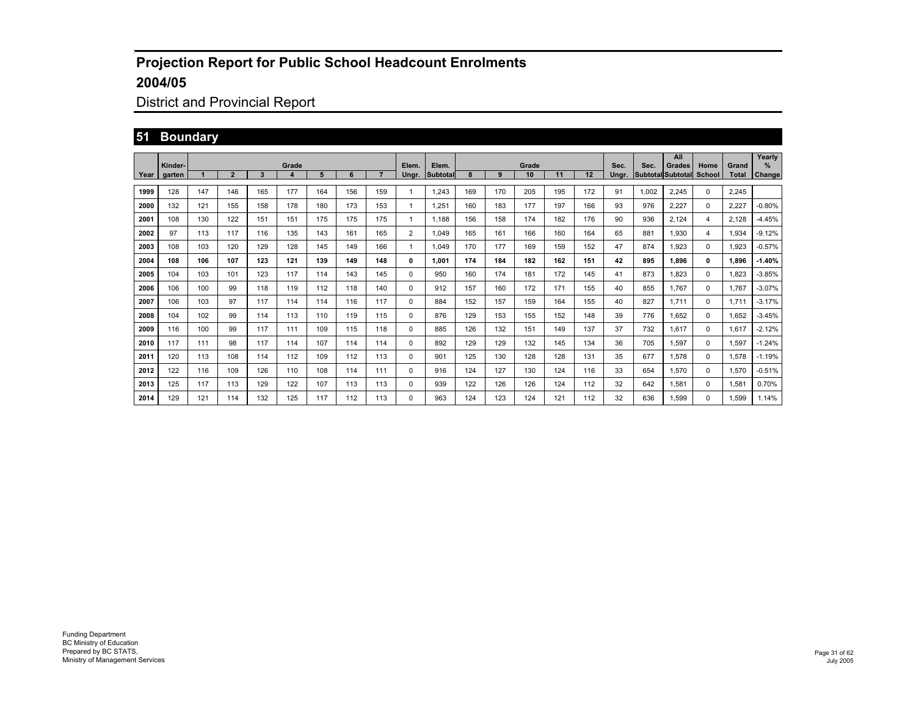# Projection Report for Public School Headcount Enrolments

## 2004/05

District and Provincial Report

## 51 Boundary

| Year | Kinder-garten | Grade 1 | 2 | 3 | 4 | 5 | 6 | 7 | Elem. Ungr. | Elem. Subtotal | Grade 8 | 9 | 10 | 11 | 12 | Sec. Ungr. | Sec. Subtotal | All Grades Subtotal | Home School | Grand Total | Yearly % Change |
|---|---|---|---|---|---|---|---|---|---|---|---|---|---|---|---|---|---|---|---|---|---|
| 1999 | 128 | 147 | 146 | 165 | 177 | 164 | 156 | 159 | 1 | 1,243 | 169 | 170 | 205 | 195 | 172 | 91 | 1,002 | 2,245 | 0 | 2,245 | |
| 2000 | 132 | 121 | 155 | 158 | 178 | 180 | 173 | 153 | 1 | 1,251 | 160 | 183 | 177 | 197 | 166 | 93 | 976 | 2,227 | 0 | 2,227 | -0.80% |
| 2001 | 108 | 130 | 122 | 151 | 151 | 175 | 175 | 175 | 1 | 1,188 | 156 | 158 | 174 | 182 | 176 | 90 | 936 | 2,124 | 4 | 2,128 | -4.45% |
| 2002 | 97 | 113 | 117 | 116 | 135 | 143 | 161 | 165 | 2 | 1,049 | 165 | 161 | 166 | 160 | 164 | 65 | 881 | 1,930 | 4 | 1,934 | -9.12% |
| 2003 | 108 | 103 | 120 | 129 | 128 | 145 | 149 | 166 | 1 | 1,049 | 170 | 177 | 169 | 159 | 152 | 47 | 874 | 1,923 | 0 | 1,923 | -0.57% |
| **2004** | **108** | **106** | **107** | **123** | **121** | **139** | **149** | **148** | **0** | **1,001** | **174** | **184** | **182** | **162** | **151** | **42** | **895** | **1,896** | **0** | **1,896** | **-1.40%** |
| 2005 | 104 | 103 | 101 | 123 | 117 | 114 | 143 | 145 | 0 | 950 | 160 | 174 | 181 | 172 | 145 | 41 | 873 | 1,823 | 0 | 1,823 | -3.85% |
| 2006 | 106 | 100 | 99 | 118 | 119 | 112 | 118 | 140 | 0 | 912 | 157 | 160 | 172 | 171 | 155 | 40 | 855 | 1,767 | 0 | 1,767 | -3.07% |
| 2007 | 106 | 103 | 97 | 117 | 114 | 114 | 116 | 117 | 0 | 884 | 152 | 157 | 159 | 164 | 155 | 40 | 827 | 1,711 | 0 | 1,711 | -3.17% |
| 2008 | 104 | 102 | 99 | 114 | 113 | 110 | 119 | 115 | 0 | 876 | 129 | 153 | 155 | 152 | 148 | 39 | 776 | 1,652 | 0 | 1,652 | -3.45% |
| 2009 | 116 | 100 | 99 | 117 | 111 | 109 | 115 | 118 | 0 | 885 | 126 | 132 | 151 | 149 | 137 | 37 | 732 | 1,617 | 0 | 1,617 | -2.12% |
| 2010 | 117 | 111 | 98 | 117 | 114 | 107 | 114 | 114 | 0 | 892 | 129 | 129 | 132 | 145 | 134 | 36 | 705 | 1,597 | 0 | 1,597 | -1.24% |
| 2011 | 120 | 113 | 108 | 114 | 112 | 109 | 112 | 113 | 0 | 901 | 125 | 130 | 128 | 128 | 131 | 35 | 677 | 1,578 | 0 | 1,578 | -1.19% |
| 2012 | 122 | 116 | 109 | 126 | 110 | 108 | 114 | 111 | 0 | 916 | 124 | 127 | 130 | 124 | 116 | 33 | 654 | 1,570 | 0 | 1,570 | -0.51% |
| 2013 | 125 | 117 | 113 | 129 | 122 | 107 | 113 | 113 | 0 | 939 | 122 | 126 | 126 | 124 | 112 | 32 | 642 | 1,581 | 0 | 1,581 | 0.70% |
| 2014 | 129 | 121 | 114 | 132 | 125 | 117 | 112 | 113 | 0 | 963 | 124 | 123 | 124 | 121 | 112 | 32 | 636 | 1,599 | 0 | 1,599 | 1.14% |

Funding Department
BC Ministry of Education
Prepared by BC STATS,
Ministry of Management Services

July 2005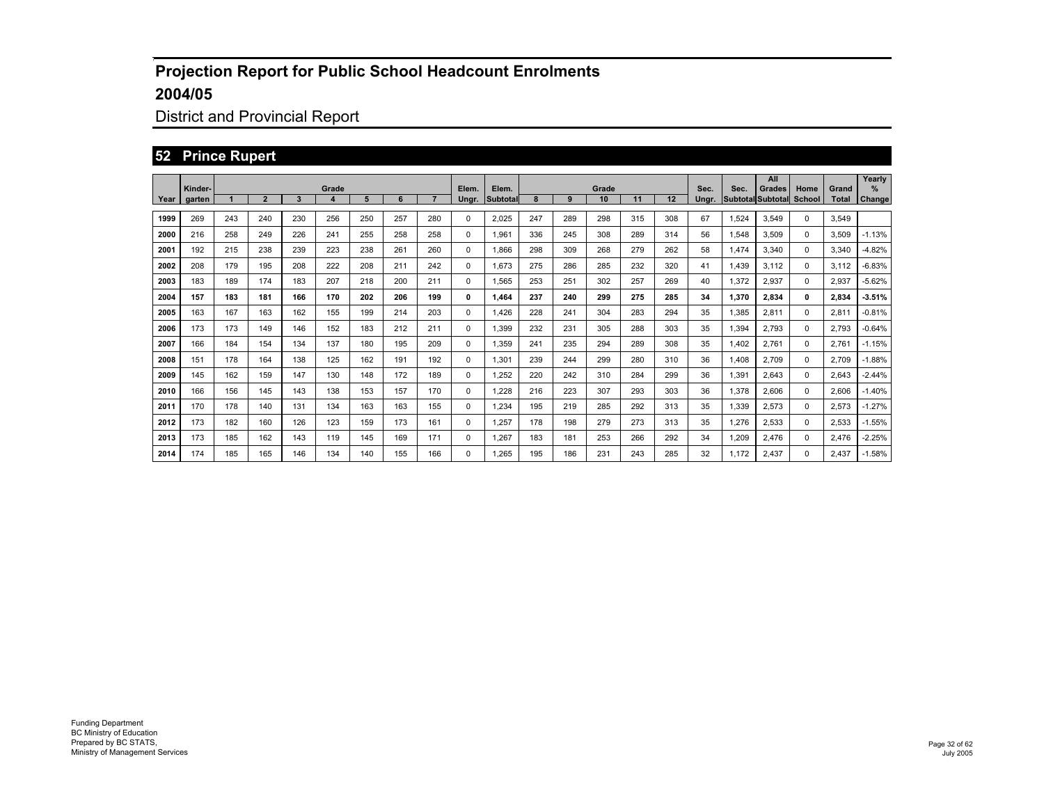# Projection Report for Public School Headcount Enrolments

## 2004/05

District and Provincial Report

### 52 Prince Rupert

| Year | Kinder-garten | Grade 1 | 2 | 3 | 4 | 5 | 6 | 7 | Elem. Ungr. | Elem. Subtotal | Grade 8 | 9 | 10 | 11 | 12 | Sec. Ungr. | Sec. Subtotal | All Grades Subtotal | Home School | Grand Total | Yearly % Change |
|---|---|---|---|---|---|---|---|---|---|---|---|---|---|---|---|---|---|---|---|---|---|
| 1999 | 269 | 243 | 240 | 230 | 256 | 250 | 257 | 280 | 0 | 2,025 | 247 | 289 | 298 | 315 | 308 | 67 | 1,524 | 3,549 | 0 | 3,549 | |
| 2000 | 216 | 258 | 249 | 226 | 241 | 255 | 258 | 258 | 0 | 1,961 | 336 | 245 | 308 | 289 | 314 | 56 | 1,548 | 3,509 | 0 | 3,509 | -1.13% |
| 2001 | 192 | 215 | 238 | 239 | 223 | 238 | 261 | 260 | 0 | 1,866 | 298 | 309 | 268 | 279 | 262 | 58 | 1,474 | 3,340 | 0 | 3,340 | -4.82% |
| 2002 | 208 | 179 | 195 | 208 | 222 | 208 | 211 | 242 | 0 | 1,673 | 275 | 286 | 285 | 232 | 320 | 41 | 1,439 | 3,112 | 0 | 3,112 | -6.83% |
| 2003 | 183 | 189 | 174 | 183 | 207 | 218 | 200 | 211 | 0 | 1,565 | 253 | 251 | 302 | 257 | 269 | 40 | 1,372 | 2,937 | 0 | 2,937 | -5.62% |
| **2004** | **157** | **183** | **181** | **166** | **170** | **202** | **206** | **199** | **0** | **1,464** | **237** | **240** | **299** | **275** | **285** | **34** | **1,370** | **2,834** | **0** | **2,834** | **-3.51%** |
| 2005 | 163 | 167 | 163 | 162 | 155 | 199 | 214 | 203 | 0 | 1,426 | 228 | 241 | 304 | 283 | 294 | 35 | 1,385 | 2,811 | 0 | 2,811 | -0.81% |
| 2006 | 173 | 173 | 149 | 146 | 152 | 183 | 212 | 211 | 0 | 1,399 | 232 | 231 | 305 | 288 | 303 | 35 | 1,394 | 2,793 | 0 | 2,793 | -0.64% |
| 2007 | 166 | 184 | 154 | 134 | 137 | 180 | 195 | 209 | 0 | 1,359 | 241 | 235 | 294 | 289 | 308 | 35 | 1,402 | 2,761 | 0 | 2,761 | -1.15% |
| 2008 | 151 | 178 | 164 | 138 | 125 | 162 | 191 | 192 | 0 | 1,301 | 239 | 244 | 299 | 280 | 310 | 36 | 1,408 | 2,709 | 0 | 2,709 | -1.88% |
| 2009 | 145 | 162 | 159 | 147 | 130 | 148 | 172 | 189 | 0 | 1,252 | 220 | 242 | 310 | 284 | 299 | 36 | 1,391 | 2,643 | 0 | 2,643 | -2.44% |
| 2010 | 166 | 156 | 145 | 143 | 138 | 153 | 157 | 170 | 0 | 1,228 | 216 | 223 | 307 | 293 | 303 | 36 | 1,378 | 2,606 | 0 | 2,606 | -1.40% |
| 2011 | 170 | 178 | 140 | 131 | 134 | 163 | 163 | 155 | 0 | 1,234 | 195 | 219 | 285 | 292 | 313 | 35 | 1,339 | 2,573 | 0 | 2,573 | -1.27% |
| 2012 | 173 | 182 | 160 | 126 | 123 | 159 | 173 | 161 | 0 | 1,257 | 178 | 198 | 279 | 273 | 313 | 35 | 1,276 | 2,533 | 0 | 2,533 | -1.55% |
| 2013 | 173 | 185 | 162 | 143 | 119 | 145 | 169 | 171 | 0 | 1,267 | 183 | 181 | 253 | 266 | 292 | 34 | 1,209 | 2,476 | 0 | 2,476 | -2.25% |
| 2014 | 174 | 185 | 165 | 146 | 134 | 140 | 155 | 166 | 0 | 1,265 | 195 | 186 | 231 | 243 | 285 | 32 | 1,172 | 2,437 | 0 | 2,437 | -1.58% |

Funding Department
BC Ministry of Education
Prepared by BC STATS,
Ministry of Management Services

July 2005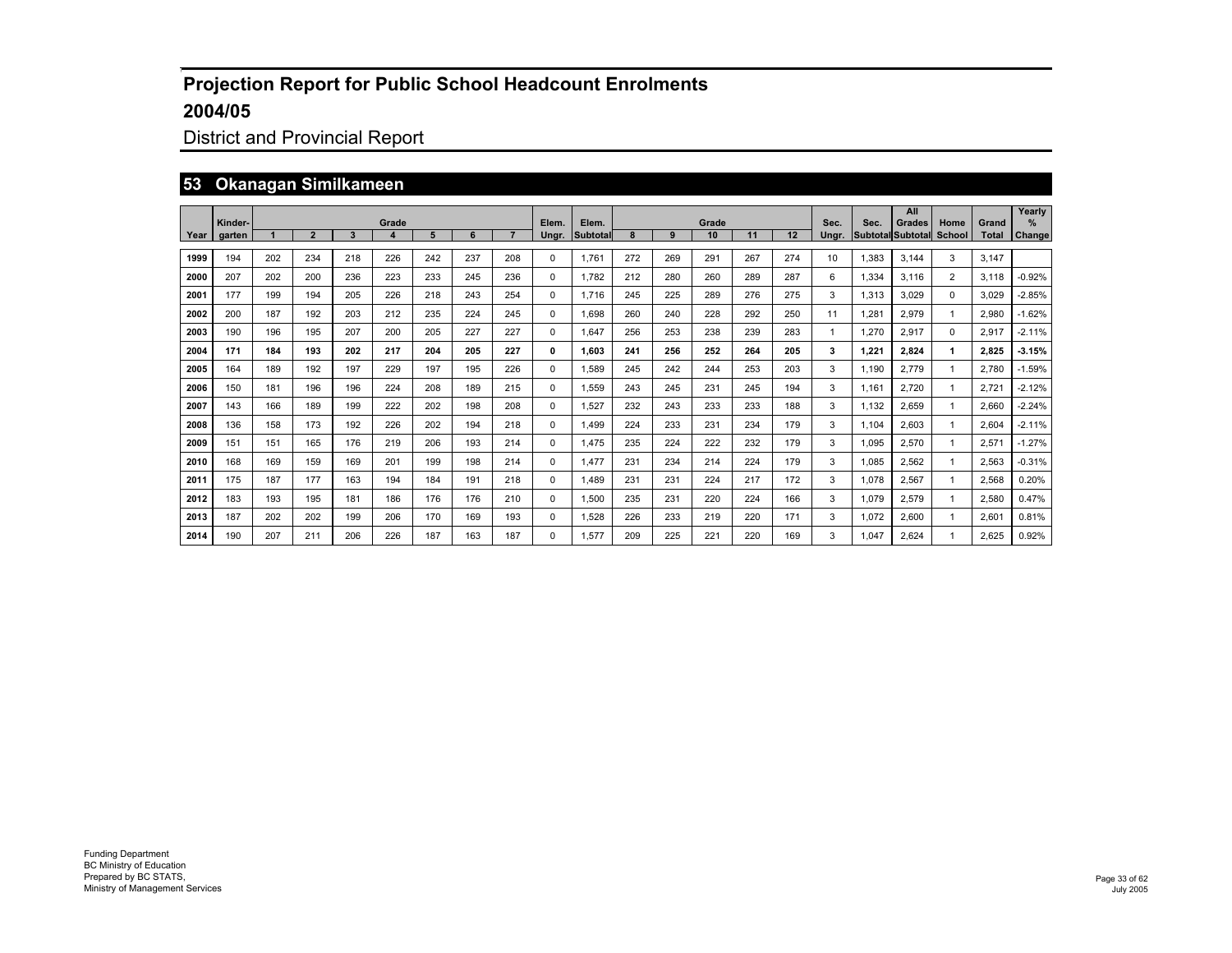# Projection Report for Public School Headcount Enrolments

## 2004/05

District and Provincial Report

## 53 Okanagan Similkameen

| Year | Kinder-garten | Grade 1 | 2 | 3 | 4 | 5 | 6 | 7 | Elem. Ungr. | Elem. Subtotal | Grade 8 | 9 | 10 | 11 | 12 | Sec. Ungr. | Sec. Subtotal | All Grades Subtotal | Home School | Grand Total | Yearly % Change |
|---|---|---|---|---|---|---|---|---|---|---|---|---|---|---|---|---|---|---|---|---|---|
| **1999** | 194 | 202 | 234 | 218 | 226 | 242 | 237 | 208 | 0 | 1,761 | 272 | 269 | 291 | 267 | 274 | 10 | 1,383 | 3,144 | 3 | 3,147 | |
| **2000** | 207 | 202 | 200 | 236 | 223 | 233 | 245 | 236 | 0 | 1,782 | 212 | 280 | 260 | 289 | 287 | 6 | 1,334 | 3,116 | 2 | 3,118 | -0.92% |
| **2001** | 177 | 199 | 194 | 205 | 226 | 218 | 243 | 254 | 0 | 1,716 | 245 | 225 | 289 | 276 | 275 | 3 | 1,313 | 3,029 | 0 | 3,029 | -2.85% |
| **2002** | 200 | 187 | 192 | 203 | 212 | 235 | 224 | 245 | 0 | 1,698 | 260 | 240 | 228 | 292 | 250 | 11 | 1,281 | 2,979 | 1 | 2,980 | -1.62% |
| **2003** | 190 | 196 | 195 | 207 | 200 | 205 | 227 | 227 | 0 | 1,647 | 256 | 253 | 238 | 239 | 283 | 1 | 1,270 | 2,917 | 0 | 2,917 | -2.11% |
| **2004** | **171** | **184** | **193** | **202** | **217** | **204** | **205** | **227** | **0** | **1,603** | **241** | **256** | **252** | **264** | **205** | **3** | **1,221** | **2,824** | **1** | **2,825** | **-3.15%** |
| **2005** | 164 | 189 | 192 | 197 | 229 | 197 | 195 | 226 | 0 | 1,589 | 245 | 242 | 244 | 253 | 203 | 3 | 1,190 | 2,779 | 1 | 2,780 | -1.59% |
| **2006** | 150 | 181 | 196 | 196 | 224 | 208 | 189 | 215 | 0 | 1,559 | 243 | 245 | 231 | 245 | 194 | 3 | 1,161 | 2,720 | 1 | 2,721 | -2.12% |
| **2007** | 143 | 166 | 189 | 199 | 222 | 202 | 198 | 208 | 0 | 1,527 | 232 | 243 | 233 | 233 | 188 | 3 | 1,132 | 2,659 | 1 | 2,660 | -2.24% |
| **2008** | 136 | 158 | 173 | 192 | 226 | 202 | 194 | 218 | 0 | 1,499 | 224 | 233 | 231 | 234 | 179 | 3 | 1,104 | 2,603 | 1 | 2,604 | -2.11% |
| **2009** | 151 | 151 | 165 | 176 | 219 | 206 | 193 | 214 | 0 | 1,475 | 235 | 224 | 222 | 232 | 179 | 3 | 1,095 | 2,570 | 1 | 2,571 | -1.27% |
| **2010** | 168 | 169 | 159 | 169 | 201 | 199 | 198 | 214 | 0 | 1,477 | 231 | 234 | 214 | 224 | 179 | 3 | 1,085 | 2,562 | 1 | 2,563 | -0.31% |
| **2011** | 175 | 187 | 177 | 163 | 194 | 184 | 191 | 218 | 0 | 1,489 | 231 | 231 | 224 | 217 | 172 | 3 | 1,078 | 2,567 | 1 | 2,568 | 0.20% |
| **2012** | 183 | 193 | 195 | 181 | 186 | 176 | 176 | 210 | 0 | 1,500 | 235 | 231 | 220 | 224 | 166 | 3 | 1,079 | 2,579 | 1 | 2,580 | 0.47% |
| **2013** | 187 | 202 | 202 | 199 | 206 | 170 | 169 | 193 | 0 | 1,528 | 226 | 233 | 219 | 220 | 171 | 3 | 1,072 | 2,600 | 1 | 2,601 | 0.81% |
| **2014** | 190 | 207 | 211 | 206 | 226 | 187 | 163 | 187 | 0 | 1,577 | 209 | 225 | 221 | 220 | 169 | 3 | 1,047 | 2,624 | 1 | 2,625 | 0.92% |

Funding Department
BC Ministry of Education
Prepared by BC STATS,
Ministry of Management Services

July 2005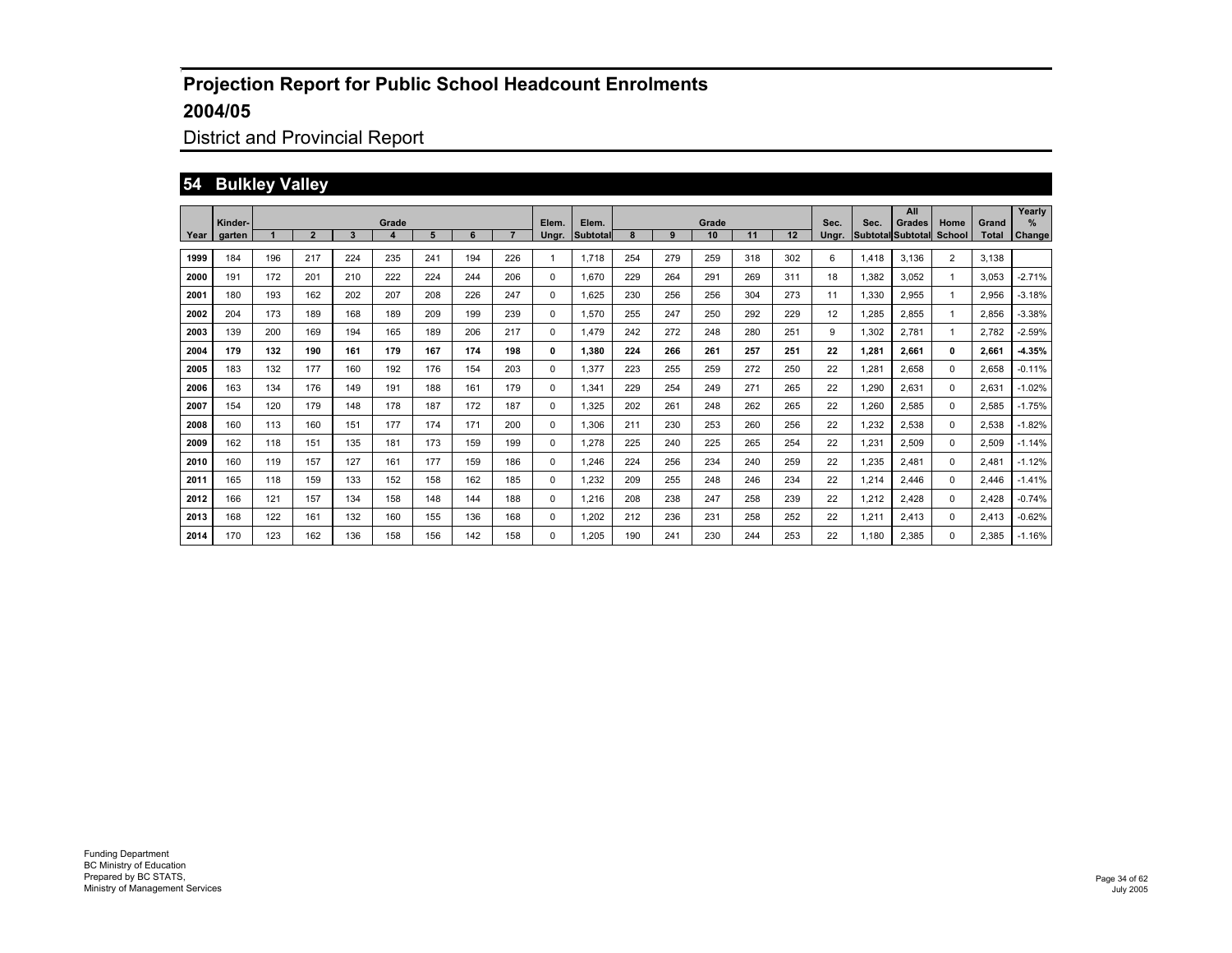# Projection Report for Public School Headcount Enrolments

## 2004/05

District and Provincial Report

## 54 Bulkley Valley

| Year | Kinder-garten | Grade 1 | 2 | 3 | 4 | 5 | 6 | 7 | Elem. Ungr. | Elem. Subtotal | Grade 8 | 9 | 10 | 11 | 12 | Sec. Ungr. | Sec. Subtotal | All Grades Subtotal | Home School | Grand Total | Yearly % Change |
|---|---|---|---|---|---|---|---|---|---|---|---|---|---|---|---|---|---|---|---|---|---|
| 1999 | 184 | 196 | 217 | 224 | 235 | 241 | 194 | 226 | 1 | 1,718 | 254 | 279 | 259 | 318 | 302 | 6 | 1,418 | 3,136 | 2 | 3,138 | |
| 2000 | 191 | 172 | 201 | 210 | 222 | 224 | 244 | 206 | 0 | 1,670 | 229 | 264 | 291 | 269 | 311 | 18 | 1,382 | 3,052 | 1 | 3,053 | -2.71% |
| 2001 | 180 | 193 | 162 | 202 | 207 | 208 | 226 | 247 | 0 | 1,625 | 230 | 256 | 256 | 304 | 273 | 11 | 1,330 | 2,955 | 1 | 2,956 | -3.18% |
| 2002 | 204 | 173 | 189 | 168 | 189 | 209 | 199 | 239 | 0 | 1,570 | 255 | 247 | 250 | 292 | 229 | 12 | 1,285 | 2,855 | 1 | 2,856 | -3.38% |
| 2003 | 139 | 200 | 169 | 194 | 165 | 189 | 206 | 217 | 0 | 1,479 | 242 | 272 | 248 | 280 | 251 | 9 | 1,302 | 2,781 | 1 | 2,782 | -2.59% |
| **2004** | **179** | **132** | **190** | **161** | **179** | **167** | **174** | **198** | **0** | **1,380** | **224** | **266** | **261** | **257** | **251** | **22** | **1,281** | **2,661** | **0** | **2,661** | **-4.35%** |
| 2005 | 183 | 132 | 177 | 160 | 192 | 176 | 154 | 203 | 0 | 1,377 | 223 | 255 | 259 | 272 | 250 | 22 | 1,281 | 2,658 | 0 | 2,658 | -0.11% |
| 2006 | 163 | 134 | 176 | 149 | 191 | 188 | 161 | 179 | 0 | 1,341 | 229 | 254 | 249 | 271 | 265 | 22 | 1,290 | 2,631 | 0 | 2,631 | -1.02% |
| 2007 | 154 | 120 | 179 | 148 | 178 | 187 | 172 | 187 | 0 | 1,325 | 202 | 261 | 248 | 262 | 265 | 22 | 1,260 | 2,585 | 0 | 2,585 | -1.75% |
| 2008 | 160 | 113 | 160 | 151 | 177 | 174 | 171 | 200 | 0 | 1,306 | 211 | 230 | 253 | 260 | 256 | 22 | 1,232 | 2,538 | 0 | 2,538 | -1.82% |
| 2009 | 162 | 118 | 151 | 135 | 181 | 173 | 159 | 199 | 0 | 1,278 | 225 | 240 | 225 | 265 | 254 | 22 | 1,231 | 2,509 | 0 | 2,509 | -1.14% |
| 2010 | 160 | 119 | 157 | 127 | 161 | 177 | 159 | 186 | 0 | 1,246 | 224 | 256 | 234 | 240 | 259 | 22 | 1,235 | 2,481 | 0 | 2,481 | -1.12% |
| 2011 | 165 | 118 | 159 | 133 | 152 | 158 | 162 | 185 | 0 | 1,232 | 209 | 255 | 248 | 246 | 234 | 22 | 1,214 | 2,446 | 0 | 2,446 | -1.41% |
| 2012 | 166 | 121 | 157 | 134 | 158 | 148 | 144 | 188 | 0 | 1,216 | 208 | 238 | 247 | 258 | 239 | 22 | 1,212 | 2,428 | 0 | 2,428 | -0.74% |
| 2013 | 168 | 122 | 161 | 132 | 160 | 155 | 136 | 168 | 0 | 1,202 | 212 | 236 | 231 | 258 | 252 | 22 | 1,211 | 2,413 | 0 | 2,413 | -0.62% |
| 2014 | 170 | 123 | 162 | 136 | 158 | 156 | 142 | 158 | 0 | 1,205 | 190 | 241 | 230 | 244 | 253 | 22 | 1,180 | 2,385 | 0 | 2,385 | -1.16% |

Funding Department
BC Ministry of Education
Prepared by BC STATS,
Ministry of Management Services

July 2005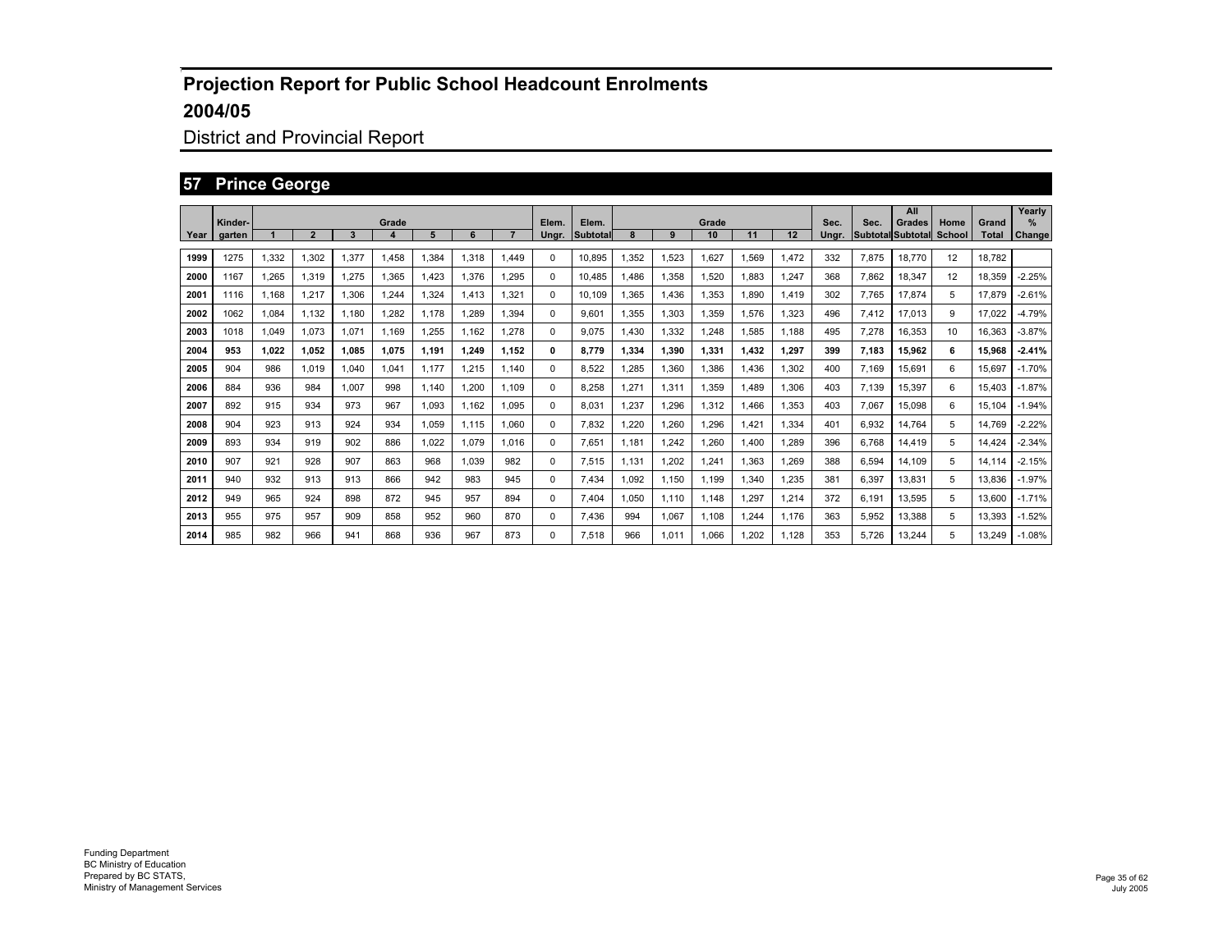# Projection Report for Public School Headcount Enrolments

## 2004/05

District and Provincial Report

## 57 Prince George

| Year | Kinder-garten | Grade 1 | 2 | 3 | 4 | 5 | 6 | 7 | Elem. Ungr. | Elem. Subtotal | Grade 8 | 9 | 10 | 11 | 12 | Sec. Ungr. | Sec. Subtotal | All Grades Subtotal | Home School | Grand Total | Yearly % Change |
|---|---|---|---|---|---|---|---|---|---|---|---|---|---|---|---|---|---|---|---|---|---|
| 1999 | 1275 | 1,332 | 1,302 | 1,377 | 1,458 | 1,384 | 1,318 | 1,449 | 0 | 10,895 | 1,352 | 1,523 | 1,627 | 1,569 | 1,472 | 332 | 7,875 | 18,770 | 12 | 18,782 | |
| 2000 | 1167 | 1,265 | 1,319 | 1,275 | 1,365 | 1,423 | 1,376 | 1,295 | 0 | 10,485 | 1,486 | 1,358 | 1,520 | 1,883 | 1,247 | 368 | 7,862 | 18,347 | 12 | 18,359 | -2.25% |
| 2001 | 1116 | 1,168 | 1,217 | 1,306 | 1,244 | 1,324 | 1,413 | 1,321 | 0 | 10,109 | 1,365 | 1,436 | 1,353 | 1,890 | 1,419 | 302 | 7,765 | 17,874 | 5 | 17,879 | -2.61% |
| 2002 | 1062 | 1,084 | 1,132 | 1,180 | 1,282 | 1,178 | 1,289 | 1,394 | 0 | 9,601 | 1,355 | 1,303 | 1,359 | 1,576 | 1,323 | 496 | 7,412 | 17,013 | 9 | 17,022 | -4.79% |
| 2003 | 1018 | 1,049 | 1,073 | 1,071 | 1,169 | 1,255 | 1,162 | 1,278 | 0 | 9,075 | 1,430 | 1,332 | 1,248 | 1,585 | 1,188 | 495 | 7,278 | 16,353 | 10 | 16,363 | -3.87% |
| **2004** | **953** | **1,022** | **1,052** | **1,085** | **1,075** | **1,191** | **1,249** | **1,152** | **0** | **8,779** | **1,334** | **1,390** | **1,331** | **1,432** | **1,297** | **399** | **7,183** | **15,962** | **6** | **15,968** | **-2.41%** |
| 2005 | 904 | 986 | 1,019 | 1,040 | 1,041 | 1,177 | 1,215 | 1,140 | 0 | 8,522 | 1,285 | 1,360 | 1,386 | 1,436 | 1,302 | 400 | 7,169 | 15,691 | 6 | 15,697 | -1.70% |
| 2006 | 884 | 936 | 984 | 1,007 | 998 | 1,140 | 1,200 | 1,109 | 0 | 8,258 | 1,271 | 1,311 | 1,359 | 1,489 | 1,306 | 403 | 7,139 | 15,397 | 6 | 15,403 | -1.87% |
| 2007 | 892 | 915 | 934 | 973 | 967 | 1,093 | 1,162 | 1,095 | 0 | 8,031 | 1,237 | 1,296 | 1,312 | 1,466 | 1,353 | 403 | 7,067 | 15,098 | 6 | 15,104 | -1.94% |
| 2008 | 904 | 923 | 913 | 924 | 934 | 1,059 | 1,115 | 1,060 | 0 | 7,832 | 1,220 | 1,260 | 1,296 | 1,421 | 1,334 | 401 | 6,932 | 14,764 | 5 | 14,769 | -2.22% |
| 2009 | 893 | 934 | 919 | 902 | 886 | 1,022 | 1,079 | 1,016 | 0 | 7,651 | 1,181 | 1,242 | 1,260 | 1,400 | 1,289 | 396 | 6,768 | 14,419 | 5 | 14,424 | -2.34% |
| 2010 | 907 | 921 | 928 | 907 | 863 | 968 | 1,039 | 982 | 0 | 7,515 | 1,131 | 1,202 | 1,241 | 1,363 | 1,269 | 388 | 6,594 | 14,109 | 5 | 14,114 | -2.15% |
| 2011 | 940 | 932 | 913 | 913 | 866 | 942 | 983 | 945 | 0 | 7,434 | 1,092 | 1,150 | 1,199 | 1,340 | 1,235 | 381 | 6,397 | 13,831 | 5 | 13,836 | -1.97% |
| 2012 | 949 | 965 | 924 | 898 | 872 | 945 | 957 | 894 | 0 | 7,404 | 1,050 | 1,110 | 1,148 | 1,297 | 1,214 | 372 | 6,191 | 13,595 | 5 | 13,600 | -1.71% |
| 2013 | 955 | 975 | 957 | 909 | 858 | 952 | 960 | 870 | 0 | 7,436 | 994 | 1,067 | 1,108 | 1,244 | 1,176 | 363 | 5,952 | 13,388 | 5 | 13,393 | -1.52% |
| 2014 | 985 | 982 | 966 | 941 | 868 | 936 | 967 | 873 | 0 | 7,518 | 966 | 1,011 | 1,066 | 1,202 | 1,128 | 353 | 5,726 | 13,244 | 5 | 13,249 | -1.08% |

Funding Department
BC Ministry of Education
Prepared by BC STATS,
Ministry of Management Services

July 2005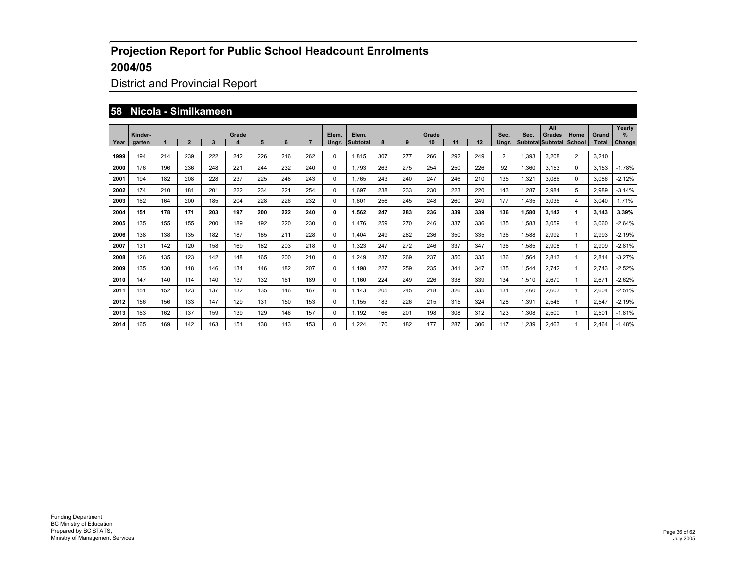# Projection Report for Public School Headcount Enrolments

## 2004/05

District and Provincial Report

### 58 Nicola - Similkameen

| Year | Kinder-garten | Grade 1 | 2 | 3 | 4 | 5 | 6 | 7 | Elem. Ungr. | Elem. Subtotal | Grade 8 | 9 | 10 | 11 | 12 | Sec. Ungr. | Sec. Subtotal | All Grades Subtotal | Home School | Grand Total | Yearly % Change |
|---|---|---|---|---|---|---|---|---|---|---|---|---|---|---|---|---|---|---|---|---|---|
| 1999 | 194 | 214 | 239 | 222 | 242 | 226 | 216 | 262 | 0 | 1,815 | 307 | 277 | 266 | 292 | 249 | 2 | 1,393 | 3,208 | 2 | 3,210 | |
| 2000 | 176 | 196 | 236 | 248 | 221 | 244 | 232 | 240 | 0 | 1,793 | 263 | 275 | 254 | 250 | 226 | 92 | 1,360 | 3,153 | 0 | 3,153 | -1.78% |
| 2001 | 194 | 182 | 208 | 228 | 237 | 225 | 248 | 243 | 0 | 1,765 | 243 | 240 | 247 | 246 | 210 | 135 | 1,321 | 3,086 | 0 | 3,086 | -2.12% |
| 2002 | 174 | 210 | 181 | 201 | 222 | 234 | 221 | 254 | 0 | 1,697 | 238 | 233 | 230 | 223 | 220 | 143 | 1,287 | 2,984 | 5 | 2,989 | -3.14% |
| 2003 | 162 | 164 | 200 | 185 | 204 | 228 | 226 | 232 | 0 | 1,601 | 256 | 245 | 248 | 260 | 249 | 177 | 1,435 | 3,036 | 4 | 3,040 | 1.71% |
| **2004** | **151** | **178** | **171** | **203** | **197** | **200** | **222** | **240** | **0** | **1,562** | **247** | **283** | **236** | **339** | **339** | **136** | **1,580** | **3,142** | **1** | **3,143** | **3.39%** |
| 2005 | 135 | 155 | 155 | 200 | 189 | 192 | 220 | 230 | 0 | 1,476 | 259 | 270 | 246 | 337 | 336 | 135 | 1,583 | 3,059 | 1 | 3,060 | -2.64% |
| 2006 | 138 | 138 | 135 | 182 | 187 | 185 | 211 | 228 | 0 | 1,404 | 249 | 282 | 236 | 350 | 335 | 136 | 1,588 | 2,992 | 1 | 2,993 | -2.19% |
| 2007 | 131 | 142 | 120 | 158 | 169 | 182 | 203 | 218 | 0 | 1,323 | 247 | 272 | 246 | 337 | 347 | 136 | 1,585 | 2,908 | 1 | 2,909 | -2.81% |
| 2008 | 126 | 135 | 123 | 142 | 148 | 165 | 200 | 210 | 0 | 1,249 | 237 | 269 | 237 | 350 | 335 | 136 | 1,564 | 2,813 | 1 | 2,814 | -3.27% |
| 2009 | 135 | 130 | 118 | 146 | 134 | 146 | 182 | 207 | 0 | 1,198 | 227 | 259 | 235 | 341 | 347 | 135 | 1,544 | 2,742 | 1 | 2,743 | -2.52% |
| 2010 | 147 | 140 | 114 | 140 | 137 | 132 | 161 | 189 | 0 | 1,160 | 224 | 249 | 226 | 338 | 339 | 134 | 1,510 | 2,670 | 1 | 2,671 | -2.62% |
| 2011 | 151 | 152 | 123 | 137 | 132 | 135 | 146 | 167 | 0 | 1,143 | 205 | 245 | 218 | 326 | 335 | 131 | 1,460 | 2,603 | 1 | 2,604 | -2.51% |
| 2012 | 156 | 156 | 133 | 147 | 129 | 131 | 150 | 153 | 0 | 1,155 | 183 | 226 | 215 | 315 | 324 | 128 | 1,391 | 2,546 | 1 | 2,547 | -2.19% |
| 2013 | 163 | 162 | 137 | 159 | 139 | 129 | 146 | 157 | 0 | 1,192 | 166 | 201 | 198 | 308 | 312 | 123 | 1,308 | 2,500 | 1 | 2,501 | -1.81% |
| 2014 | 165 | 169 | 142 | 163 | 151 | 138 | 143 | 153 | 0 | 1,224 | 170 | 182 | 177 | 287 | 306 | 117 | 1,239 | 2,463 | 1 | 2,464 | -1.48% |

Funding Department
BC Ministry of Education
Prepared by BC STATS,
Ministry of Management Services

July 2005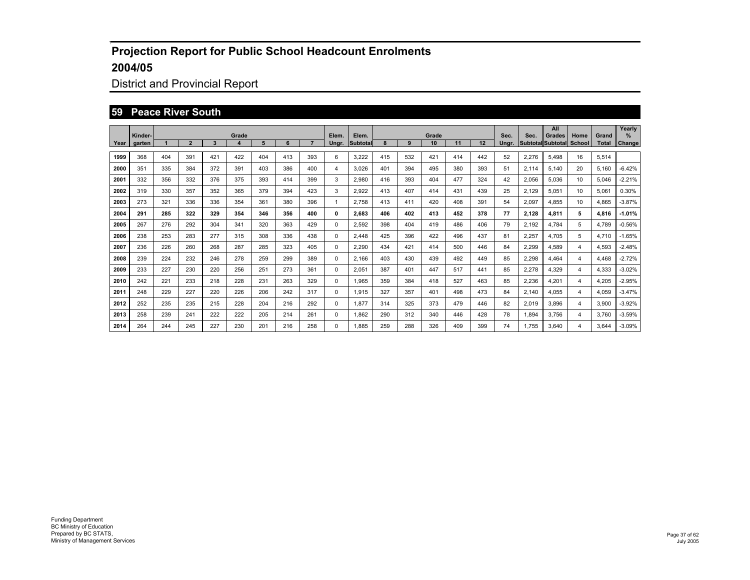# Projection Report for Public School Headcount Enrolments

## 2004/05

District and Provincial Report

## 59 Peace River South

| Year | Kinder-garten | Grade 1 | 2 | 3 | 4 | 5 | 6 | 7 | Elem. Ungr. | Elem. Subtotal | Grade 8 | 9 | 10 | 11 | 12 | Sec. Ungr. | Sec. Subtotal | All Grades Subtotal | Home School | Grand Total | Yearly % Change |
|---|---|---|---|---|---|---|---|---|---|---|---|---|---|---|---|---|---|---|---|---|---|
| **1999** | 368 | 404 | 391 | 421 | 422 | 404 | 413 | 393 | 6 | 3,222 | 415 | 532 | 421 | 414 | 442 | 52 | 2,276 | 5,498 | 16 | 5,514 | |
| **2000** | 351 | 335 | 384 | 372 | 391 | 403 | 386 | 400 | 4 | 3,026 | 401 | 394 | 495 | 380 | 393 | 51 | 2,114 | 5,140 | 20 | 5,160 | -6.42% |
| **2001** | 332 | 356 | 332 | 376 | 375 | 393 | 414 | 399 | 3 | 2,980 | 416 | 393 | 404 | 477 | 324 | 42 | 2,056 | 5,036 | 10 | 5,046 | -2.21% |
| **2002** | 319 | 330 | 357 | 352 | 365 | 379 | 394 | 423 | 3 | 2,922 | 413 | 407 | 414 | 431 | 439 | 25 | 2,129 | 5,051 | 10 | 5,061 | 0.30% |
| **2003** | 273 | 321 | 336 | 336 | 354 | 361 | 380 | 396 | 1 | 2,758 | 413 | 411 | 420 | 408 | 391 | 54 | 2,097 | 4,855 | 10 | 4,865 | -3.87% |
| **2004** | **291** | **285** | **322** | **329** | **354** | **346** | **356** | **400** | **0** | **2,683** | **406** | **402** | **413** | **452** | **378** | **77** | **2,128** | **4,811** | **5** | **4,816** | **-1.01%** |
| **2005** | 267 | 276 | 292 | 304 | 341 | 320 | 363 | 429 | 0 | 2,592 | 398 | 404 | 419 | 486 | 406 | 79 | 2,192 | 4,784 | 5 | 4,789 | -0.56% |
| **2006** | 238 | 253 | 283 | 277 | 315 | 308 | 336 | 438 | 0 | 2,448 | 425 | 396 | 422 | 496 | 437 | 81 | 2,257 | 4,705 | 5 | 4,710 | -1.65% |
| **2007** | 236 | 226 | 260 | 268 | 287 | 285 | 323 | 405 | 0 | 2,290 | 434 | 421 | 414 | 500 | 446 | 84 | 2,299 | 4,589 | 4 | 4,593 | -2.48% |
| **2008** | 239 | 224 | 232 | 246 | 278 | 259 | 299 | 389 | 0 | 2,166 | 403 | 430 | 439 | 492 | 449 | 85 | 2,298 | 4,464 | 4 | 4,468 | -2.72% |
| **2009** | 233 | 227 | 230 | 220 | 256 | 251 | 273 | 361 | 0 | 2,051 | 387 | 401 | 447 | 517 | 441 | 85 | 2,278 | 4,329 | 4 | 4,333 | -3.02% |
| **2010** | 242 | 221 | 233 | 218 | 228 | 231 | 263 | 329 | 0 | 1,965 | 359 | 384 | 418 | 527 | 463 | 85 | 2,236 | 4,201 | 4 | 4,205 | -2.95% |
| **2011** | 248 | 229 | 227 | 220 | 226 | 206 | 242 | 317 | 0 | 1,915 | 327 | 357 | 401 | 498 | 473 | 84 | 2,140 | 4,055 | 4 | 4,059 | -3.47% |
| **2012** | 252 | 235 | 235 | 215 | 228 | 204 | 216 | 292 | 0 | 1,877 | 314 | 325 | 373 | 479 | 446 | 82 | 2,019 | 3,896 | 4 | 3,900 | -3.92% |
| **2013** | 258 | 239 | 241 | 222 | 222 | 205 | 214 | 261 | 0 | 1,862 | 290 | 312 | 340 | 446 | 428 | 78 | 1,894 | 3,756 | 4 | 3,760 | -3.59% |
| **2014** | 264 | 244 | 245 | 227 | 230 | 201 | 216 | 258 | 0 | 1,885 | 259 | 288 | 326 | 409 | 399 | 74 | 1,755 | 3,640 | 4 | 3,644 | -3.09% |

Funding Department
BC Ministry of Education
Prepared by BC STATS,
Ministry of Management Services

July 2005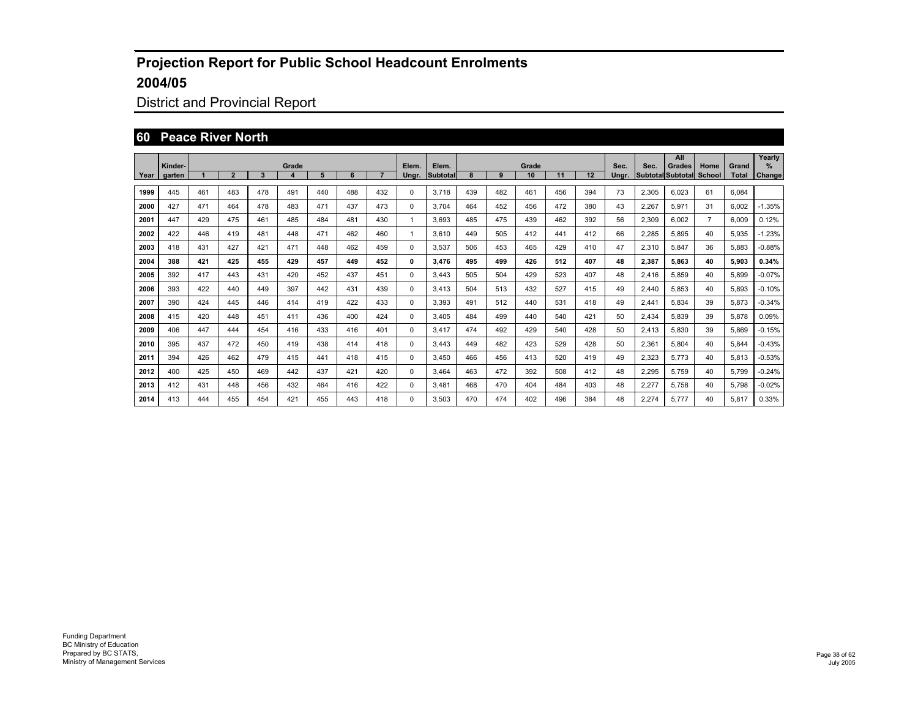# Projection Report for Public School Headcount Enrolments

## 2004/05

District and Provincial Report

## 60 Peace River North

| Year | Kinder-garten | Grade 1 | 2 | 3 | 4 | 5 | 6 | 7 | Elem. Ungr. | Elem. Subtotal | Grade 8 | 9 | 10 | 11 | 12 | Sec. Ungr. | Sec. Subtotal | All Grades Subtotal | Home School | Grand Total | Yearly % Change |
|---|---|---|---|---|---|---|---|---|---|---|---|---|---|---|---|---|---|---|---|---|---|
| 1999 | 445 | 461 | 483 | 478 | 491 | 440 | 488 | 432 | 0 | 3,718 | 439 | 482 | 461 | 456 | 394 | 73 | 2,305 | 6,023 | 61 | 6,084 | |
| 2000 | 427 | 471 | 464 | 478 | 483 | 471 | 437 | 473 | 0 | 3,704 | 464 | 452 | 456 | 472 | 380 | 43 | 2,267 | 5,971 | 31 | 6,002 | -1.35% |
| 2001 | 447 | 429 | 475 | 461 | 485 | 484 | 481 | 430 | 1 | 3,693 | 485 | 475 | 439 | 462 | 392 | 56 | 2,309 | 6,002 | 7 | 6,009 | 0.12% |
| 2002 | 422 | 446 | 419 | 481 | 448 | 471 | 462 | 460 | 1 | 3,610 | 449 | 505 | 412 | 441 | 412 | 66 | 2,285 | 5,895 | 40 | 5,935 | -1.23% |
| 2003 | 418 | 431 | 427 | 421 | 471 | 448 | 462 | 459 | 0 | 3,537 | 506 | 453 | 465 | 429 | 410 | 47 | 2,310 | 5,847 | 36 | 5,883 | -0.88% |
| **2004** | **388** | **421** | **425** | **455** | **429** | **457** | **449** | **452** | **0** | **3,476** | **495** | **499** | **426** | **512** | **407** | **48** | **2,387** | **5,863** | **40** | **5,903** | **0.34%** |
| 2005 | 392 | 417 | 443 | 431 | 420 | 452 | 437 | 451 | 0 | 3,443 | 505 | 504 | 429 | 523 | 407 | 48 | 2,416 | 5,859 | 40 | 5,899 | -0.07% |
| 2006 | 393 | 422 | 440 | 449 | 397 | 442 | 431 | 439 | 0 | 3,413 | 504 | 513 | 432 | 527 | 415 | 49 | 2,440 | 5,853 | 40 | 5,893 | -0.10% |
| 2007 | 390 | 424 | 445 | 446 | 414 | 419 | 422 | 433 | 0 | 3,393 | 491 | 512 | 440 | 531 | 418 | 49 | 2,441 | 5,834 | 39 | 5,873 | -0.34% |
| 2008 | 415 | 420 | 448 | 451 | 411 | 436 | 400 | 424 | 0 | 3,405 | 484 | 499 | 440 | 540 | 421 | 50 | 2,434 | 5,839 | 39 | 5,878 | 0.09% |
| 2009 | 406 | 447 | 444 | 454 | 416 | 433 | 416 | 401 | 0 | 3,417 | 474 | 492 | 429 | 540 | 428 | 50 | 2,413 | 5,830 | 39 | 5,869 | -0.15% |
| 2010 | 395 | 437 | 472 | 450 | 419 | 438 | 414 | 418 | 0 | 3,443 | 449 | 482 | 423 | 529 | 428 | 50 | 2,361 | 5,804 | 40 | 5,844 | -0.43% |
| 2011 | 394 | 426 | 462 | 479 | 415 | 441 | 418 | 415 | 0 | 3,450 | 466 | 456 | 413 | 520 | 419 | 49 | 2,323 | 5,773 | 40 | 5,813 | -0.53% |
| 2012 | 400 | 425 | 450 | 469 | 442 | 437 | 421 | 420 | 0 | 3,464 | 463 | 472 | 392 | 508 | 412 | 48 | 2,295 | 5,759 | 40 | 5,799 | -0.24% |
| 2013 | 412 | 431 | 448 | 456 | 432 | 464 | 416 | 422 | 0 | 3,481 | 468 | 470 | 404 | 484 | 403 | 48 | 2,277 | 5,758 | 40 | 5,798 | -0.02% |
| 2014 | 413 | 444 | 455 | 454 | 421 | 455 | 443 | 418 | 0 | 3,503 | 470 | 474 | 402 | 496 | 384 | 48 | 2,274 | 5,777 | 40 | 5,817 | 0.33% |

Funding Department
BC Ministry of Education
Prepared by BC STATS,
Ministry of Management Services

July 2005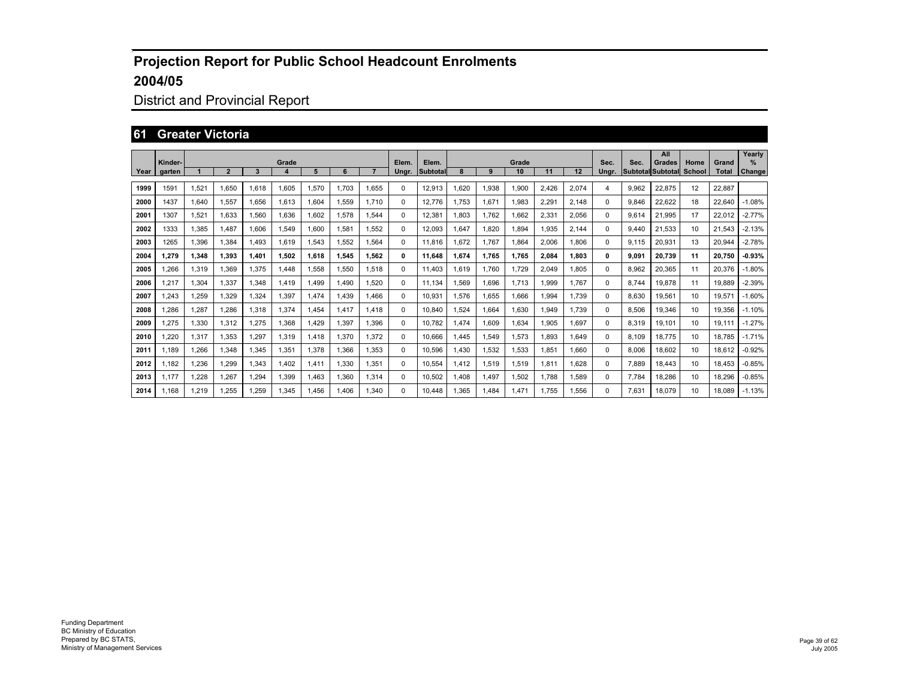# Projection Report for Public School Headcount Enrolments

## 2004/05

District and Provincial Report

## 61 Greater Victoria

| Year | Kinder-garten | Grade 1 | 2 | 3 | 4 | 5 | 6 | 7 | Elem. Ungr. | Elem. Subtotal | Grade 8 | 9 | 10 | 11 | 12 | Sec. Ungr. | Sec. Subtotal | All Grades Subtotal | Home School | Grand Total | Yearly % Change |
|---|---|---|---|---|---|---|---|---|---|---|---|---|---|---|---|---|---|---|---|---|---|
| 1999 | 1591 | 1,521 | 1,650 | 1,618 | 1,605 | 1,570 | 1,703 | 1,655 | 0 | 12,913 | 1,620 | 1,938 | 1,900 | 2,426 | 2,074 | 4 | 9,962 | 22,875 | 12 | 22,887 | |
| 2000 | 1437 | 1,640 | 1,557 | 1,656 | 1,613 | 1,604 | 1,559 | 1,710 | 0 | 12,776 | 1,753 | 1,671 | 1,983 | 2,291 | 2,148 | 0 | 9,846 | 22,622 | 18 | 22,640 | -1.08% |
| 2001 | 1307 | 1,521 | 1,633 | 1,560 | 1,636 | 1,602 | 1,578 | 1,544 | 0 | 12,381 | 1,803 | 1,762 | 1,662 | 2,331 | 2,056 | 0 | 9,614 | 21,995 | 17 | 22,012 | -2.77% |
| 2002 | 1333 | 1,385 | 1,487 | 1,606 | 1,549 | 1,600 | 1,581 | 1,552 | 0 | 12,093 | 1,647 | 1,820 | 1,894 | 1,935 | 2,144 | 0 | 9,440 | 21,533 | 10 | 21,543 | -2.13% |
| 2003 | 1265 | 1,396 | 1,384 | 1,493 | 1,619 | 1,543 | 1,552 | 1,564 | 0 | 11,816 | 1,672 | 1,767 | 1,864 | 2,006 | 1,806 | 0 | 9,115 | 20,931 | 13 | 20,944 | -2.78% |
| **2004** | **1,279** | **1,348** | **1,393** | **1,401** | **1,502** | **1,618** | **1,545** | **1,562** | **0** | **11,648** | **1,674** | **1,765** | **1,765** | **2,084** | **1,803** | **0** | **9,091** | **20,739** | **11** | **20,750** | **-0.93%** |
| 2005 | 1,266 | 1,319 | 1,369 | 1,375 | 1,448 | 1,558 | 1,550 | 1,518 | 0 | 11,403 | 1,619 | 1,760 | 1,729 | 2,049 | 1,805 | 0 | 8,962 | 20,365 | 11 | 20,376 | -1.80% |
| 2006 | 1,217 | 1,304 | 1,337 | 1,348 | 1,419 | 1,499 | 1,490 | 1,520 | 0 | 11,134 | 1,569 | 1,696 | 1,713 | 1,999 | 1,767 | 0 | 8,744 | 19,878 | 11 | 19,889 | -2.39% |
| 2007 | 1,243 | 1,259 | 1,329 | 1,324 | 1,397 | 1,474 | 1,439 | 1,466 | 0 | 10,931 | 1,576 | 1,655 | 1,666 | 1,994 | 1,739 | 0 | 8,630 | 19,561 | 10 | 19,571 | -1.60% |
| 2008 | 1,286 | 1,287 | 1,286 | 1,318 | 1,374 | 1,454 | 1,417 | 1,418 | 0 | 10,840 | 1,524 | 1,664 | 1,630 | 1,949 | 1,739 | 0 | 8,506 | 19,346 | 10 | 19,356 | -1.10% |
| 2009 | 1,275 | 1,330 | 1,312 | 1,275 | 1,368 | 1,429 | 1,397 | 1,396 | 0 | 10,782 | 1,474 | 1,609 | 1,634 | 1,905 | 1,697 | 0 | 8,319 | 19,101 | 10 | 19,111 | -1.27% |
| 2010 | 1,220 | 1,317 | 1,353 | 1,297 | 1,319 | 1,418 | 1,370 | 1,372 | 0 | 10,666 | 1,445 | 1,549 | 1,573 | 1,893 | 1,649 | 0 | 8,109 | 18,775 | 10 | 18,785 | -1.71% |
| 2011 | 1,189 | 1,266 | 1,348 | 1,345 | 1,351 | 1,378 | 1,366 | 1,353 | 0 | 10,596 | 1,430 | 1,532 | 1,533 | 1,851 | 1,660 | 0 | 8,006 | 18,602 | 10 | 18,612 | -0.92% |
| 2012 | 1,182 | 1,236 | 1,299 | 1,343 | 1,402 | 1,411 | 1,330 | 1,351 | 0 | 10,554 | 1,412 | 1,519 | 1,519 | 1,811 | 1,628 | 0 | 7,889 | 18,443 | 10 | 18,453 | -0.85% |
| 2013 | 1,177 | 1,228 | 1,267 | 1,294 | 1,399 | 1,463 | 1,360 | 1,314 | 0 | 10,502 | 1,408 | 1,497 | 1,502 | 1,788 | 1,589 | 0 | 7,784 | 18,286 | 10 | 18,296 | -0.85% |
| 2014 | 1,168 | 1,219 | 1,255 | 1,259 | 1,345 | 1,456 | 1,406 | 1,340 | 0 | 10,448 | 1,365 | 1,484 | 1,471 | 1,755 | 1,556 | 0 | 7,631 | 18,079 | 10 | 18,089 | -1.13% |

Funding Department
BC Ministry of Education
Prepared by BC STATS,
Ministry of Management Services

July 2005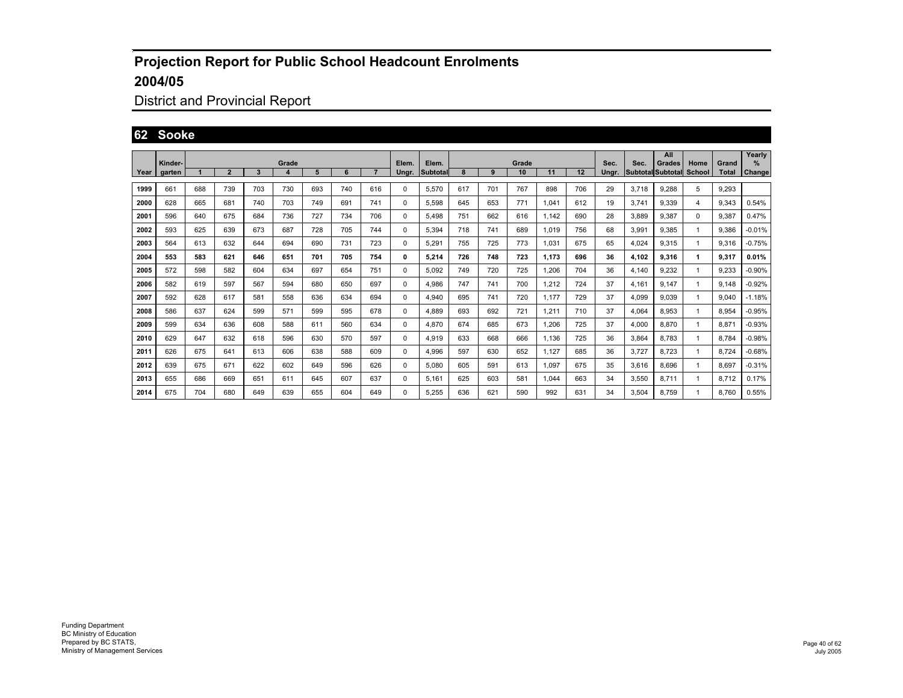# Projection Report for Public School Headcount Enrolments

## 2004/05

District and Provincial Report

## 62 Sooke

| Year | Kinder-garten | Grade 1 | 2 | 3 | 4 | 5 | 6 | 7 | Elem. Ungr. | Elem. Subtotal | Grade 8 | 9 | 10 | 11 | 12 | Sec. Ungr. | Sec. Subtotal | All Grades Subtotal | Home School | Grand Total | Yearly % Change |
|---|---|---|---|---|---|---|---|---|---|---|---|---|---|---|---|---|---|---|---|---|---|
| 1999 | 661 | 688 | 739 | 703 | 730 | 693 | 740 | 616 | 0 | 5,570 | 617 | 701 | 767 | 898 | 706 | 29 | 3,718 | 9,288 | 5 | 9,293 | |
| 2000 | 628 | 665 | 681 | 740 | 703 | 749 | 691 | 741 | 0 | 5,598 | 645 | 653 | 771 | 1,041 | 612 | 19 | 3,741 | 9,339 | 4 | 9,343 | 0.54% |
| 2001 | 596 | 640 | 675 | 684 | 736 | 727 | 734 | 706 | 0 | 5,498 | 751 | 662 | 616 | 1,142 | 690 | 28 | 3,889 | 9,387 | 0 | 9,387 | 0.47% |
| 2002 | 593 | 625 | 639 | 673 | 687 | 728 | 705 | 744 | 0 | 5,394 | 718 | 741 | 689 | 1,019 | 756 | 68 | 3,991 | 9,385 | 1 | 9,386 | -0.01% |
| 2003 | 564 | 613 | 632 | 644 | 694 | 690 | 731 | 723 | 0 | 5,291 | 755 | 725 | 773 | 1,031 | 675 | 65 | 4,024 | 9,315 | 1 | 9,316 | -0.75% |
| **2004** | **553** | **583** | **621** | **646** | **651** | **701** | **705** | **754** | **0** | **5,214** | **726** | **748** | **723** | **1,173** | **696** | **36** | **4,102** | **9,316** | **1** | **9,317** | **0.01%** |
| 2005 | 572 | 598 | 582 | 604 | 634 | 697 | 654 | 751 | 0 | 5,092 | 749 | 720 | 725 | 1,206 | 704 | 36 | 4,140 | 9,232 | 1 | 9,233 | -0.90% |
| 2006 | 582 | 619 | 597 | 567 | 594 | 680 | 650 | 697 | 0 | 4,986 | 747 | 741 | 700 | 1,212 | 724 | 37 | 4,161 | 9,147 | 1 | 9,148 | -0.92% |
| 2007 | 592 | 628 | 617 | 581 | 558 | 636 | 634 | 694 | 0 | 4,940 | 695 | 741 | 720 | 1,177 | 729 | 37 | 4,099 | 9,039 | 1 | 9,040 | -1.18% |
| 2008 | 586 | 637 | 624 | 599 | 571 | 599 | 595 | 678 | 0 | 4,889 | 693 | 692 | 721 | 1,211 | 710 | 37 | 4,064 | 8,953 | 1 | 8,954 | -0.95% |
| 2009 | 599 | 634 | 636 | 608 | 588 | 611 | 560 | 634 | 0 | 4,870 | 674 | 685 | 673 | 1,206 | 725 | 37 | 4,000 | 8,870 | 1 | 8,871 | -0.93% |
| 2010 | 629 | 647 | 632 | 618 | 596 | 630 | 570 | 597 | 0 | 4,919 | 633 | 668 | 666 | 1,136 | 725 | 36 | 3,864 | 8,783 | 1 | 8,784 | -0.98% |
| 2011 | 626 | 675 | 641 | 613 | 606 | 638 | 588 | 609 | 0 | 4,996 | 597 | 630 | 652 | 1,127 | 685 | 36 | 3,727 | 8,723 | 1 | 8,724 | -0.68% |
| 2012 | 639 | 675 | 671 | 622 | 602 | 649 | 596 | 626 | 0 | 5,080 | 605 | 591 | 613 | 1,097 | 675 | 35 | 3,616 | 8,696 | 1 | 8,697 | -0.31% |
| 2013 | 655 | 686 | 669 | 651 | 611 | 645 | 607 | 637 | 0 | 5,161 | 625 | 603 | 581 | 1,044 | 663 | 34 | 3,550 | 8,711 | 1 | 8,712 | 0.17% |
| 2014 | 675 | 704 | 680 | 649 | 639 | 655 | 604 | 649 | 0 | 5,255 | 636 | 621 | 590 | 992 | 631 | 34 | 3,504 | 8,759 | 1 | 8,760 | 0.55% |

Funding Department
BC Ministry of Education
Prepared by BC STATS,
Ministry of Management Services

July 2005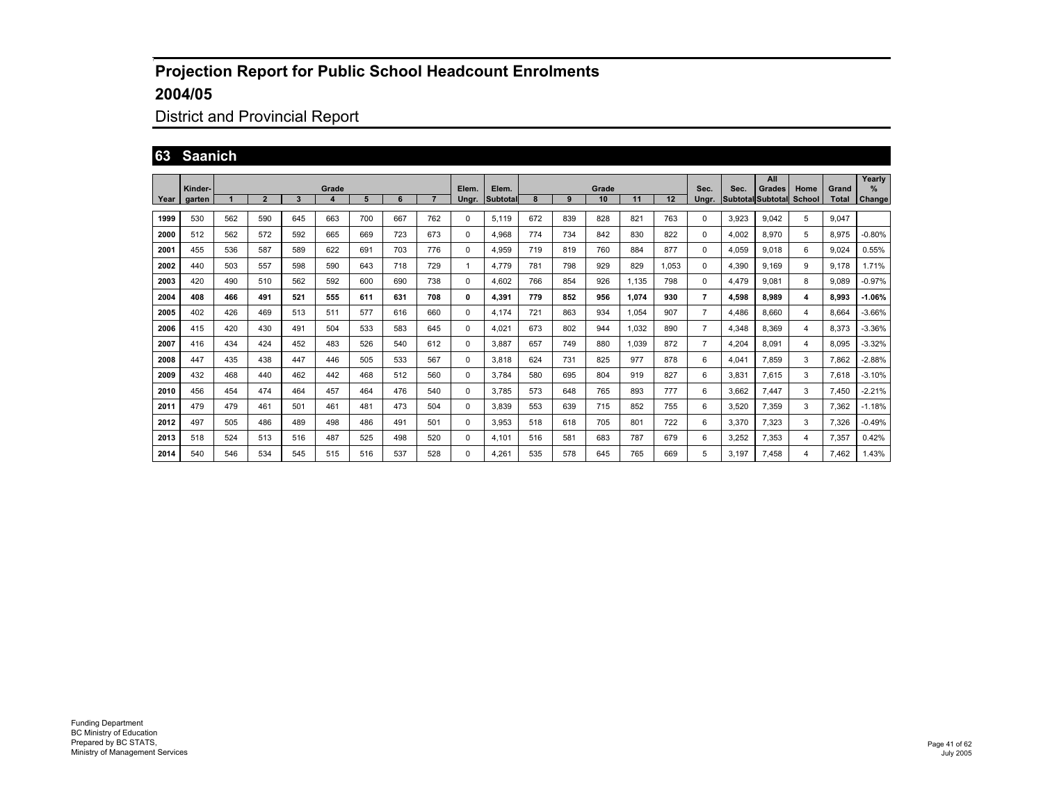# Projection Report for Public School Headcount Enrolments

## 2004/05

District and Provincial Report

## 63 Saanich

| Year | Kinder-garten | Grade 1 | 2 | 3 | 4 | 5 | 6 | 7 | Elem. Ungr. | Elem. Subtotal | Grade 8 | 9 | 10 | 11 | 12 | Sec. Ungr. | Sec. Subtotal | All Grades Subtotal | Home School | Grand Total | Yearly % Change |
|---|---|---|---|---|---|---|---|---|---|---|---|---|---|---|---|---|---|---|---|---|---|
| 1999 | 530 | 562 | 590 | 645 | 663 | 700 | 667 | 762 | 0 | 5,119 | 672 | 839 | 828 | 821 | 763 | 0 | 3,923 | 9,042 | 5 | 9,047 | |
| 2000 | 512 | 562 | 572 | 592 | 665 | 669 | 723 | 673 | 0 | 4,968 | 774 | 734 | 842 | 830 | 822 | 0 | 4,002 | 8,970 | 5 | 8,975 | -0.80% |
| 2001 | 455 | 536 | 587 | 589 | 622 | 691 | 703 | 776 | 0 | 4,959 | 719 | 819 | 760 | 884 | 877 | 0 | 4,059 | 9,018 | 6 | 9,024 | 0.55% |
| 2002 | 440 | 503 | 557 | 598 | 590 | 643 | 718 | 729 | 1 | 4,779 | 781 | 798 | 929 | 829 | 1,053 | 0 | 4,390 | 9,169 | 9 | 9,178 | 1.71% |
| 2003 | 420 | 490 | 510 | 562 | 592 | 600 | 690 | 738 | 0 | 4,602 | 766 | 854 | 926 | 1,135 | 798 | 0 | 4,479 | 9,081 | 8 | 9,089 | -0.97% |
| **2004** | **408** | **466** | **491** | **521** | **555** | **611** | **631** | **708** | **0** | **4,391** | **779** | **852** | **956** | **1,074** | **930** | **7** | **4,598** | **8,989** | **4** | **8,993** | **-1.06%** |
| 2005 | 402 | 426 | 469 | 513 | 511 | 577 | 616 | 660 | 0 | 4,174 | 721 | 863 | 934 | 1,054 | 907 | 7 | 4,486 | 8,660 | 4 | 8,664 | -3.66% |
| 2006 | 415 | 420 | 430 | 491 | 504 | 533 | 583 | 645 | 0 | 4,021 | 673 | 802 | 944 | 1,032 | 890 | 7 | 4,348 | 8,369 | 4 | 8,373 | -3.36% |
| 2007 | 416 | 434 | 424 | 452 | 483 | 526 | 540 | 612 | 0 | 3,887 | 657 | 749 | 880 | 1,039 | 872 | 7 | 4,204 | 8,091 | 4 | 8,095 | -3.32% |
| 2008 | 447 | 435 | 438 | 447 | 446 | 505 | 533 | 567 | 0 | 3,818 | 624 | 731 | 825 | 977 | 878 | 6 | 4,041 | 7,859 | 3 | 7,862 | -2.88% |
| 2009 | 432 | 468 | 440 | 462 | 442 | 468 | 512 | 560 | 0 | 3,784 | 580 | 695 | 804 | 919 | 827 | 6 | 3,831 | 7,615 | 3 | 7,618 | -3.10% |
| 2010 | 456 | 454 | 474 | 464 | 457 | 464 | 476 | 540 | 0 | 3,785 | 573 | 648 | 765 | 893 | 777 | 6 | 3,662 | 7,447 | 3 | 7,450 | -2.21% |
| 2011 | 479 | 479 | 461 | 501 | 461 | 481 | 473 | 504 | 0 | 3,839 | 553 | 639 | 715 | 852 | 755 | 6 | 3,520 | 7,359 | 3 | 7,362 | -1.18% |
| 2012 | 497 | 505 | 486 | 489 | 498 | 486 | 491 | 501 | 0 | 3,953 | 518 | 618 | 705 | 801 | 722 | 6 | 3,370 | 7,323 | 3 | 7,326 | -0.49% |
| 2013 | 518 | 524 | 513 | 516 | 487 | 525 | 498 | 520 | 0 | 4,101 | 516 | 581 | 683 | 787 | 679 | 6 | 3,252 | 7,353 | 4 | 7,357 | 0.42% |
| 2014 | 540 | 546 | 534 | 545 | 515 | 516 | 537 | 528 | 0 | 4,261 | 535 | 578 | 645 | 765 | 669 | 5 | 3,197 | 7,458 | 4 | 7,462 | 1.43% |

Funding Department
BC Ministry of Education
Prepared by BC STATS,
Ministry of Management Services

July 2005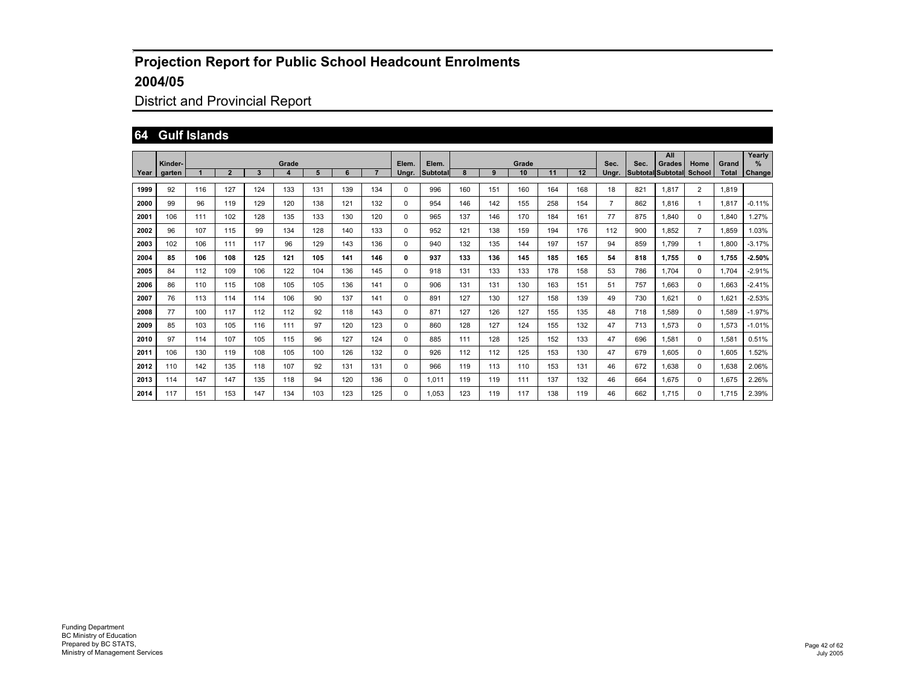# Projection Report for Public School Headcount Enrolments

## 2004/05

District and Provincial Report

## 64 Gulf Islands

| Year | Kinder-garten | Grade 1 | 2 | 3 | 4 | 5 | 6 | 7 | Elem. Ungr. | Elem. Subtotal | Grade 8 | 9 | 10 | 11 | 12 | Sec. Ungr. | Sec. Subtotal | All Grades Subtotal | Home School | Grand Total | Yearly % Change |
|---|---|---|---|---|---|---|---|---|---|---|---|---|---|---|---|---|---|---|---|---|---|
| 1999 | 92 | 116 | 127 | 124 | 133 | 131 | 139 | 134 | 0 | 996 | 160 | 151 | 160 | 164 | 168 | 18 | 821 | 1,817 | 2 | 1,819 | |
| 2000 | 99 | 96 | 119 | 129 | 120 | 138 | 121 | 132 | 0 | 954 | 146 | 142 | 155 | 258 | 154 | 7 | 862 | 1,816 | 1 | 1,817 | -0.11% |
| 2001 | 106 | 111 | 102 | 128 | 135 | 133 | 130 | 120 | 0 | 965 | 137 | 146 | 170 | 184 | 161 | 77 | 875 | 1,840 | 0 | 1,840 | 1.27% |
| 2002 | 96 | 107 | 115 | 99 | 134 | 128 | 140 | 133 | 0 | 952 | 121 | 138 | 159 | 194 | 176 | 112 | 900 | 1,852 | 7 | 1,859 | 1.03% |
| 2003 | 102 | 106 | 111 | 117 | 96 | 129 | 143 | 136 | 0 | 940 | 132 | 135 | 144 | 197 | 157 | 94 | 859 | 1,799 | 1 | 1,800 | -3.17% |
| **2004** | **85** | **106** | **108** | **125** | **121** | **105** | **141** | **146** | **0** | **937** | **133** | **136** | **145** | **185** | **165** | **54** | **818** | **1,755** | **0** | **1,755** | **-2.50%** |
| 2005 | 84 | 112 | 109 | 106 | 122 | 104 | 136 | 145 | 0 | 918 | 131 | 133 | 133 | 178 | 158 | 53 | 786 | 1,704 | 0 | 1,704 | -2.91% |
| 2006 | 86 | 110 | 115 | 108 | 105 | 105 | 136 | 141 | 0 | 906 | 131 | 131 | 130 | 163 | 151 | 51 | 757 | 1,663 | 0 | 1,663 | -2.41% |
| 2007 | 76 | 113 | 114 | 114 | 106 | 90 | 137 | 141 | 0 | 891 | 127 | 130 | 127 | 158 | 139 | 49 | 730 | 1,621 | 0 | 1,621 | -2.53% |
| 2008 | 77 | 100 | 117 | 112 | 112 | 92 | 118 | 143 | 0 | 871 | 127 | 126 | 127 | 155 | 135 | 48 | 718 | 1,589 | 0 | 1,589 | -1.97% |
| 2009 | 85 | 103 | 105 | 116 | 111 | 97 | 120 | 123 | 0 | 860 | 128 | 127 | 124 | 155 | 132 | 47 | 713 | 1,573 | 0 | 1,573 | -1.01% |
| 2010 | 97 | 114 | 107 | 105 | 115 | 96 | 127 | 124 | 0 | 885 | 111 | 128 | 125 | 152 | 133 | 47 | 696 | 1,581 | 0 | 1,581 | 0.51% |
| 2011 | 106 | 130 | 119 | 108 | 105 | 100 | 126 | 132 | 0 | 926 | 112 | 112 | 125 | 153 | 130 | 47 | 679 | 1,605 | 0 | 1,605 | 1.52% |
| 2012 | 110 | 142 | 135 | 118 | 107 | 92 | 131 | 131 | 0 | 966 | 119 | 113 | 110 | 153 | 131 | 46 | 672 | 1,638 | 0 | 1,638 | 2.06% |
| 2013 | 114 | 147 | 147 | 135 | 118 | 94 | 120 | 136 | 0 | 1,011 | 119 | 119 | 111 | 137 | 132 | 46 | 664 | 1,675 | 0 | 1,675 | 2.26% |
| 2014 | 117 | 151 | 153 | 147 | 134 | 103 | 123 | 125 | 0 | 1,053 | 123 | 119 | 117 | 138 | 119 | 46 | 662 | 1,715 | 0 | 1,715 | 2.39% |

Funding Department
BC Ministry of Education
Prepared by BC STATS,
Ministry of Management Services

July 2005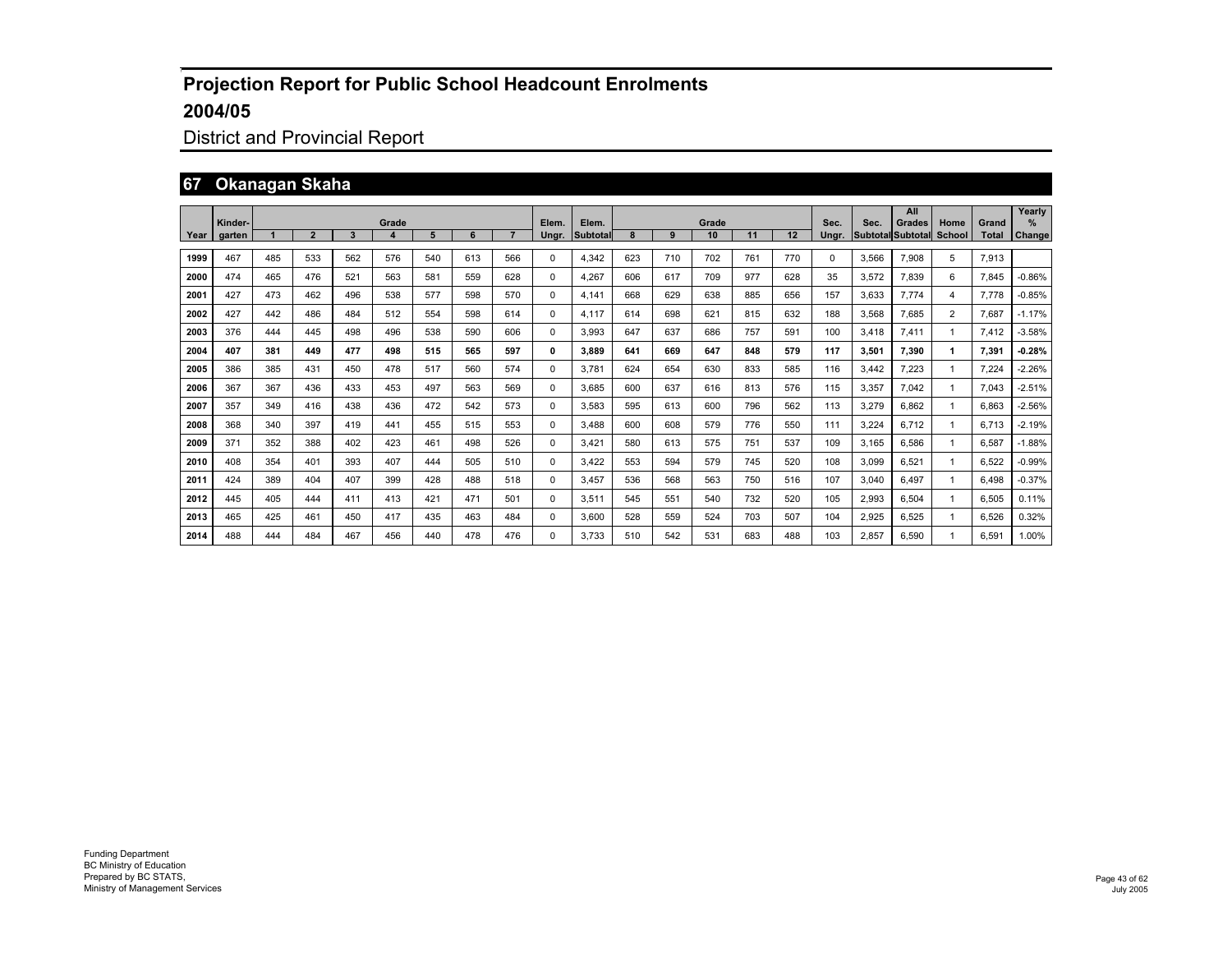# Projection Report for Public School Headcount Enrolments

## 2004/05

District and Provincial Report

## 67 Okanagan Skaha

| Year | Kinder-garten | Grade 1 | 2 | 3 | 4 | 5 | 6 | 7 | Elem. Ungr. | Elem. Subtotal | Grade 8 | 9 | 10 | 11 | 12 | Sec. Ungr. | Sec. Subtotal | All Grades Subtotal | Home School | Grand Total | Yearly % Change |
|---|---|---|---|---|---|---|---|---|---|---|---|---|---|---|---|---|---|---|---|---|---|
| 1999 | 467 | 485 | 533 | 562 | 576 | 540 | 613 | 566 | 0 | 4,342 | 623 | 710 | 702 | 761 | 770 | 0 | 3,566 | 7,908 | 5 | 7,913 | |
| 2000 | 474 | 465 | 476 | 521 | 563 | 581 | 559 | 628 | 0 | 4,267 | 606 | 617 | 709 | 977 | 628 | 35 | 3,572 | 7,839 | 6 | 7,845 | -0.86% |
| 2001 | 427 | 473 | 462 | 496 | 538 | 577 | 598 | 570 | 0 | 4,141 | 668 | 629 | 638 | 885 | 656 | 157 | 3,633 | 7,774 | 4 | 7,778 | -0.85% |
| 2002 | 427 | 442 | 486 | 484 | 512 | 554 | 598 | 614 | 0 | 4,117 | 614 | 698 | 621 | 815 | 632 | 188 | 3,568 | 7,685 | 2 | 7,687 | -1.17% |
| 2003 | 376 | 444 | 445 | 498 | 496 | 538 | 590 | 606 | 0 | 3,993 | 647 | 637 | 686 | 757 | 591 | 100 | 3,418 | 7,411 | 1 | 7,412 | -3.58% |
| **2004** | **407** | **381** | **449** | **477** | **498** | **515** | **565** | **597** | **0** | **3,889** | **641** | **669** | **647** | **848** | **579** | **117** | **3,501** | **7,390** | **1** | **7,391** | **-0.28%** |
| 2005 | 386 | 385 | 431 | 450 | 478 | 517 | 560 | 574 | 0 | 3,781 | 624 | 654 | 630 | 833 | 585 | 116 | 3,442 | 7,223 | 1 | 7,224 | -2.26% |
| 2006 | 367 | 367 | 436 | 433 | 453 | 497 | 563 | 569 | 0 | 3,685 | 600 | 637 | 616 | 813 | 576 | 115 | 3,357 | 7,042 | 1 | 7,043 | -2.51% |
| 2007 | 357 | 349 | 416 | 438 | 436 | 472 | 542 | 573 | 0 | 3,583 | 595 | 613 | 600 | 796 | 562 | 113 | 3,279 | 6,862 | 1 | 6,863 | -2.56% |
| 2008 | 368 | 340 | 397 | 419 | 441 | 455 | 515 | 553 | 0 | 3,488 | 600 | 608 | 579 | 776 | 550 | 111 | 3,224 | 6,712 | 1 | 6,713 | -2.19% |
| 2009 | 371 | 352 | 388 | 402 | 423 | 461 | 498 | 526 | 0 | 3,421 | 580 | 613 | 575 | 751 | 537 | 109 | 3,165 | 6,586 | 1 | 6,587 | -1.88% |
| 2010 | 408 | 354 | 401 | 393 | 407 | 444 | 505 | 510 | 0 | 3,422 | 553 | 594 | 579 | 745 | 520 | 108 | 3,099 | 6,521 | 1 | 6,522 | -0.99% |
| 2011 | 424 | 389 | 404 | 407 | 399 | 428 | 488 | 518 | 0 | 3,457 | 536 | 568 | 563 | 750 | 516 | 107 | 3,040 | 6,497 | 1 | 6,498 | -0.37% |
| 2012 | 445 | 405 | 444 | 411 | 413 | 421 | 471 | 501 | 0 | 3,511 | 545 | 551 | 540 | 732 | 520 | 105 | 2,993 | 6,504 | 1 | 6,505 | 0.11% |
| 2013 | 465 | 425 | 461 | 450 | 417 | 435 | 463 | 484 | 0 | 3,600 | 528 | 559 | 524 | 703 | 507 | 104 | 2,925 | 6,525 | 1 | 6,526 | 0.32% |
| 2014 | 488 | 444 | 484 | 467 | 456 | 440 | 478 | 476 | 0 | 3,733 | 510 | 542 | 531 | 683 | 488 | 103 | 2,857 | 6,590 | 1 | 6,591 | 1.00% |

Funding Department
BC Ministry of Education
Prepared by BC STATS,
Ministry of Management Services

July 2005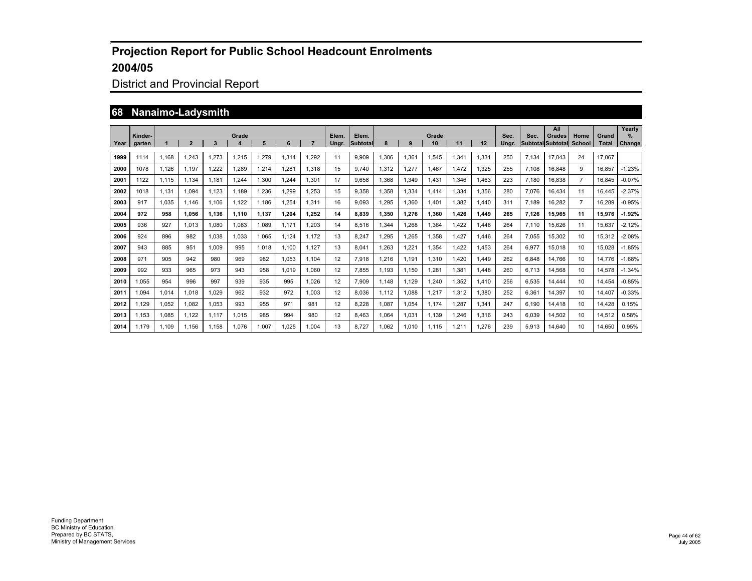# Projection Report for Public School Headcount Enrolments

## 2004/05

District and Provincial Report

## 68 Nanaimo-Ladysmith

| Year | Kinder-garten | Grade 1 | 2 | 3 | 4 | 5 | 6 | 7 | Elem. Ungr. | Elem. Subtotal | Grade 8 | 9 | 10 | 11 | 12 | Sec. Ungr. | Sec. Subtotal | All Grades Subtotal | Home School | Grand Total | Yearly % Change |
|---|---|---|---|---|---|---|---|---|---|---|---|---|---|---|---|---|---|---|---|---|---|
| 1999 | 1114 | 1,168 | 1,243 | 1,273 | 1,215 | 1,279 | 1,314 | 1,292 | 11 | 9,909 | 1,306 | 1,361 | 1,545 | 1,341 | 1,331 | 250 | 7,134 | 17,043 | 24 | 17,067 | |
| 2000 | 1078 | 1,126 | 1,197 | 1,222 | 1,289 | 1,214 | 1,281 | 1,318 | 15 | 9,740 | 1,312 | 1,277 | 1,467 | 1,472 | 1,325 | 255 | 7,108 | 16,848 | 9 | 16,857 | -1.23% |
| 2001 | 1122 | 1,115 | 1,134 | 1,181 | 1,244 | 1,300 | 1,244 | 1,301 | 17 | 9,658 | 1,368 | 1,349 | 1,431 | 1,346 | 1,463 | 223 | 7,180 | 16,838 | 7 | 16,845 | -0.07% |
| 2002 | 1018 | 1,131 | 1,094 | 1,123 | 1,189 | 1,236 | 1,299 | 1,253 | 15 | 9,358 | 1,358 | 1,334 | 1,414 | 1,334 | 1,356 | 280 | 7,076 | 16,434 | 11 | 16,445 | -2.37% |
| 2003 | 917 | 1,035 | 1,146 | 1,106 | 1,122 | 1,186 | 1,254 | 1,311 | 16 | 9,093 | 1,295 | 1,360 | 1,401 | 1,382 | 1,440 | 311 | 7,189 | 16,282 | 7 | 16,289 | -0.95% |
| **2004** | **972** | **958** | **1,056** | **1,136** | **1,110** | **1,137** | **1,204** | **1,252** | **14** | **8,839** | **1,350** | **1,276** | **1,360** | **1,426** | **1,449** | **265** | **7,126** | **15,965** | **11** | **15,976** | **-1.92%** |
| 2005 | 936 | 927 | 1,013 | 1,080 | 1,083 | 1,089 | 1,171 | 1,203 | 14 | 8,516 | 1,344 | 1,268 | 1,364 | 1,422 | 1,448 | 264 | 7,110 | 15,626 | 11 | 15,637 | -2.12% |
| 2006 | 924 | 896 | 982 | 1,038 | 1,033 | 1,065 | 1,124 | 1,172 | 13 | 8,247 | 1,295 | 1,265 | 1,358 | 1,427 | 1,446 | 264 | 7,055 | 15,302 | 10 | 15,312 | -2.08% |
| 2007 | 943 | 885 | 951 | 1,009 | 995 | 1,018 | 1,100 | 1,127 | 13 | 8,041 | 1,263 | 1,221 | 1,354 | 1,422 | 1,453 | 264 | 6,977 | 15,018 | 10 | 15,028 | -1.85% |
| 2008 | 971 | 905 | 942 | 980 | 969 | 982 | 1,053 | 1,104 | 12 | 7,918 | 1,216 | 1,191 | 1,310 | 1,420 | 1,449 | 262 | 6,848 | 14,766 | 10 | 14,776 | -1.68% |
| 2009 | 992 | 933 | 965 | 973 | 943 | 958 | 1,019 | 1,060 | 12 | 7,855 | 1,193 | 1,150 | 1,281 | 1,381 | 1,448 | 260 | 6,713 | 14,568 | 10 | 14,578 | -1.34% |
| 2010 | 1,055 | 954 | 996 | 997 | 939 | 935 | 995 | 1,026 | 12 | 7,909 | 1,148 | 1,129 | 1,240 | 1,352 | 1,410 | 256 | 6,535 | 14,444 | 10 | 14,454 | -0.85% |
| 2011 | 1,094 | 1,014 | 1,018 | 1,029 | 962 | 932 | 972 | 1,003 | 12 | 8,036 | 1,112 | 1,088 | 1,217 | 1,312 | 1,380 | 252 | 6,361 | 14,397 | 10 | 14,407 | -0.33% |
| 2012 | 1,129 | 1,052 | 1,082 | 1,053 | 993 | 955 | 971 | 981 | 12 | 8,228 | 1,087 | 1,054 | 1,174 | 1,287 | 1,341 | 247 | 6,190 | 14,418 | 10 | 14,428 | 0.15% |
| 2013 | 1,153 | 1,085 | 1,122 | 1,117 | 1,015 | 985 | 994 | 980 | 12 | 8,463 | 1,064 | 1,031 | 1,139 | 1,246 | 1,316 | 243 | 6,039 | 14,502 | 10 | 14,512 | 0.58% |
| 2014 | 1,179 | 1,109 | 1,156 | 1,158 | 1,076 | 1,007 | 1,025 | 1,004 | 13 | 8,727 | 1,062 | 1,010 | 1,115 | 1,211 | 1,276 | 239 | 5,913 | 14,640 | 10 | 14,650 | 0.95% |

Funding Department
BC Ministry of Education
Prepared by BC STATS,
Ministry of Management Services

July 2005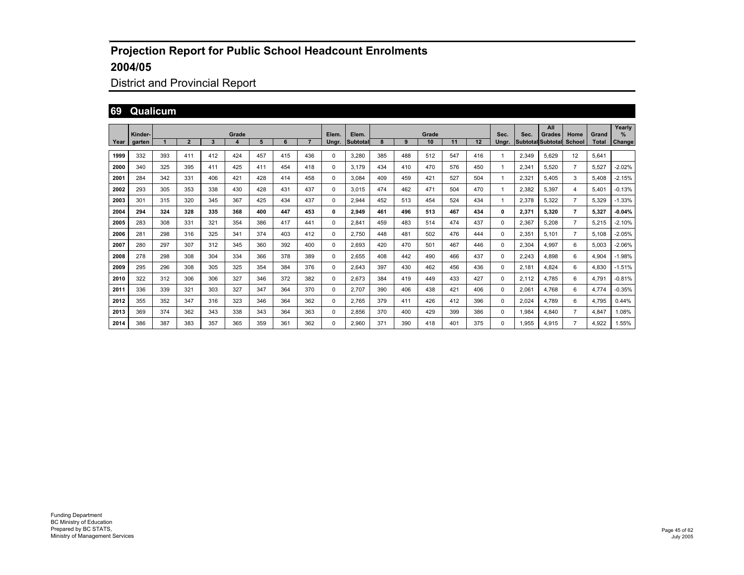# Projection Report for Public School Headcount Enrolments

## 2004/05

District and Provincial Report

## 69 Qualicum

| Year | Kinder-garten | Grade 1 | 2 | 3 | 4 | 5 | 6 | 7 | Elem. Ungr. | Elem. Subtotal | Grade 8 | 9 | 10 | 11 | 12 | Sec. Ungr. | Sec. Subtotal | All Grades Subtotal | Home School | Grand Total | Yearly % Change |
|---|---|---|---|---|---|---|---|---|---|---|---|---|---|---|---|---|---|---|---|---|---|
| **1999** | 332 | 393 | 411 | 412 | 424 | 457 | 415 | 436 | 0 | 3,280 | 385 | 488 | 512 | 547 | 416 | 1 | 2,349 | 5,629 | 12 | 5,641 | |
| **2000** | 340 | 325 | 395 | 411 | 425 | 411 | 454 | 418 | 0 | 3,179 | 434 | 410 | 470 | 576 | 450 | 1 | 2,341 | 5,520 | 7 | 5,527 | -2.02% |
| **2001** | 284 | 342 | 331 | 406 | 421 | 428 | 414 | 458 | 0 | 3,084 | 409 | 459 | 421 | 527 | 504 | 1 | 2,321 | 5,405 | 3 | 5,408 | -2.15% |
| **2002** | 293 | 305 | 353 | 338 | 430 | 428 | 431 | 437 | 0 | 3,015 | 474 | 462 | 471 | 504 | 470 | 1 | 2,382 | 5,397 | 4 | 5,401 | -0.13% |
| **2003** | 301 | 315 | 320 | 345 | 367 | 425 | 434 | 437 | 0 | 2,944 | 452 | 513 | 454 | 524 | 434 | 1 | 2,378 | 5,322 | 7 | 5,329 | -1.33% |
| **2004** | **294** | **324** | **328** | **335** | **368** | **400** | **447** | **453** | **0** | **2,949** | **461** | **496** | **513** | **467** | **434** | **0** | **2,371** | **5,320** | **7** | **5,327** | **-0.04%** |
| **2005** | 283 | 308 | 331 | 321 | 354 | 386 | 417 | 441 | 0 | 2,841 | 459 | 483 | 514 | 474 | 437 | 0 | 2,367 | 5,208 | 7 | 5,215 | -2.10% |
| **2006** | 281 | 298 | 316 | 325 | 341 | 374 | 403 | 412 | 0 | 2,750 | 448 | 481 | 502 | 476 | 444 | 0 | 2,351 | 5,101 | 7 | 5,108 | -2.05% |
| **2007** | 280 | 297 | 307 | 312 | 345 | 360 | 392 | 400 | 0 | 2,693 | 420 | 470 | 501 | 467 | 446 | 0 | 2,304 | 4,997 | 6 | 5,003 | -2.06% |
| **2008** | 278 | 298 | 308 | 304 | 334 | 366 | 378 | 389 | 0 | 2,655 | 408 | 442 | 490 | 466 | 437 | 0 | 2,243 | 4,898 | 6 | 4,904 | -1.98% |
| **2009** | 295 | 296 | 308 | 305 | 325 | 354 | 384 | 376 | 0 | 2,643 | 397 | 430 | 462 | 456 | 436 | 0 | 2,181 | 4,824 | 6 | 4,830 | -1.51% |
| **2010** | 322 | 312 | 306 | 306 | 327 | 346 | 372 | 382 | 0 | 2,673 | 384 | 419 | 449 | 433 | 427 | 0 | 2,112 | 4,785 | 6 | 4,791 | -0.81% |
| **2011** | 336 | 339 | 321 | 303 | 327 | 347 | 364 | 370 | 0 | 2,707 | 390 | 406 | 438 | 421 | 406 | 0 | 2,061 | 4,768 | 6 | 4,774 | -0.35% |
| **2012** | 355 | 352 | 347 | 316 | 323 | 346 | 364 | 362 | 0 | 2,765 | 379 | 411 | 426 | 412 | 396 | 0 | 2,024 | 4,789 | 6 | 4,795 | 0.44% |
| **2013** | 369 | 374 | 362 | 343 | 338 | 343 | 364 | 363 | 0 | 2,856 | 370 | 400 | 429 | 399 | 386 | 0 | 1,984 | 4,840 | 7 | 4,847 | 1.08% |
| **2014** | 386 | 387 | 383 | 357 | 365 | 359 | 361 | 362 | 0 | 2,960 | 371 | 390 | 418 | 401 | 375 | 0 | 1,955 | 4,915 | 7 | 4,922 | 1.55% |

Funding Department
BC Ministry of Education
Prepared by BC STATS,
Ministry of Management Services

July 2005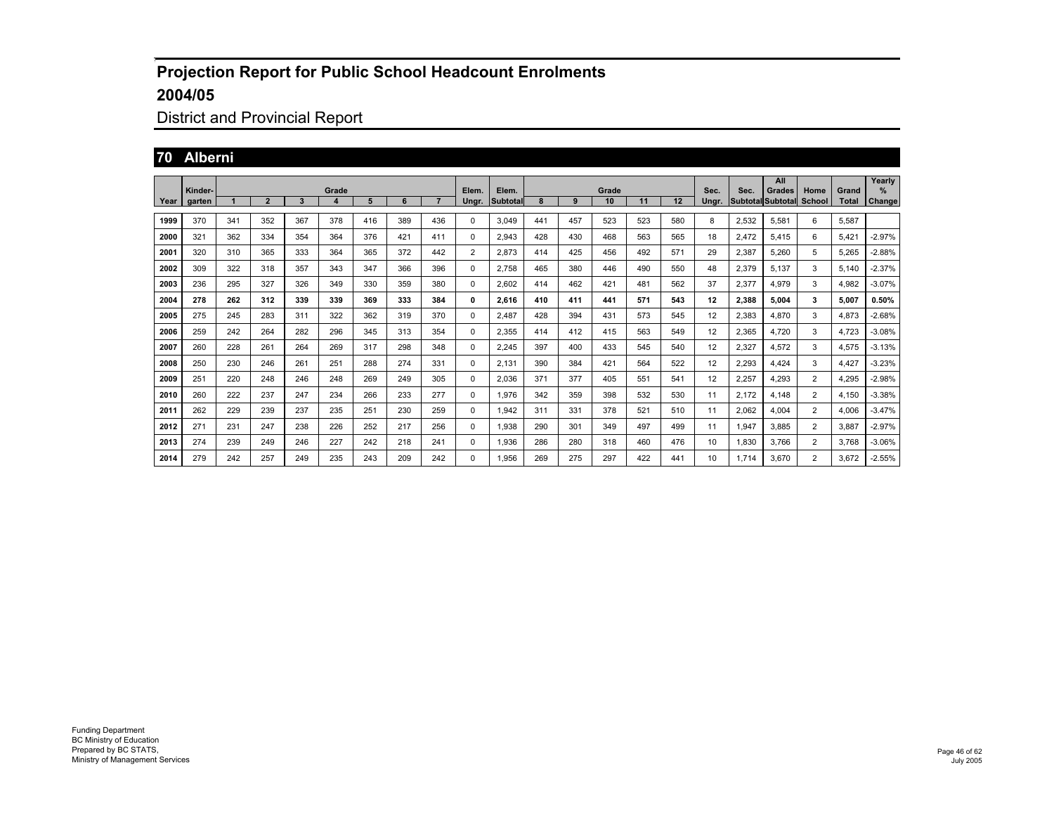# Projection Report for Public School Headcount Enrolments

## 2004/05

District and Provincial Report

### 70 Alberni

| Year | Kinder-garten | Grade 1 | 2 | 3 | 4 | 5 | 6 | 7 | Elem. Ungr. | Elem. Subtotal | Grade 8 | 9 | 10 | 11 | 12 | Sec. Ungr. | Sec. Subtotal | All Grades Subtotal | Home School | Grand Total | Yearly % Change |
|---|---|---|---|---|---|---|---|---|---|---|---|---|---|---|---|---|---|---|---|---|---|
| 1999 | 370 | 341 | 352 | 367 | 378 | 416 | 389 | 436 | 0 | 3,049 | 441 | 457 | 523 | 523 | 580 | 8 | 2,532 | 5,581 | 6 | 5,587 | |
| 2000 | 321 | 362 | 334 | 354 | 364 | 376 | 421 | 411 | 0 | 2,943 | 428 | 430 | 468 | 563 | 565 | 18 | 2,472 | 5,415 | 6 | 5,421 | -2.97% |
| 2001 | 320 | 310 | 365 | 333 | 364 | 365 | 372 | 442 | 2 | 2,873 | 414 | 425 | 456 | 492 | 571 | 29 | 2,387 | 5,260 | 5 | 5,265 | -2.88% |
| 2002 | 309 | 322 | 318 | 357 | 343 | 347 | 366 | 396 | 0 | 2,758 | 465 | 380 | 446 | 490 | 550 | 48 | 2,379 | 5,137 | 3 | 5,140 | -2.37% |
| 2003 | 236 | 295 | 327 | 326 | 349 | 330 | 359 | 380 | 0 | 2,602 | 414 | 462 | 421 | 481 | 562 | 37 | 2,377 | 4,979 | 3 | 4,982 | -3.07% |
| **2004** | **278** | **262** | **312** | **339** | **339** | **369** | **333** | **384** | **0** | **2,616** | **410** | **411** | **441** | **571** | **543** | **12** | **2,388** | **5,004** | **3** | **5,007** | **0.50%** |
| 2005 | 275 | 245 | 283 | 311 | 322 | 362 | 319 | 370 | 0 | 2,487 | 428 | 394 | 431 | 573 | 545 | 12 | 2,383 | 4,870 | 3 | 4,873 | -2.68% |
| 2006 | 259 | 242 | 264 | 282 | 296 | 345 | 313 | 354 | 0 | 2,355 | 414 | 412 | 415 | 563 | 549 | 12 | 2,365 | 4,720 | 3 | 4,723 | -3.08% |
| 2007 | 260 | 228 | 261 | 264 | 269 | 317 | 298 | 348 | 0 | 2,245 | 397 | 400 | 433 | 545 | 540 | 12 | 2,327 | 4,572 | 3 | 4,575 | -3.13% |
| 2008 | 250 | 230 | 246 | 261 | 251 | 288 | 274 | 331 | 0 | 2,131 | 390 | 384 | 421 | 564 | 522 | 12 | 2,293 | 4,424 | 3 | 4,427 | -3.23% |
| 2009 | 251 | 220 | 248 | 246 | 248 | 269 | 249 | 305 | 0 | 2,036 | 371 | 377 | 405 | 551 | 541 | 12 | 2,257 | 4,293 | 2 | 4,295 | -2.98% |
| 2010 | 260 | 222 | 237 | 247 | 234 | 266 | 233 | 277 | 0 | 1,976 | 342 | 359 | 398 | 532 | 530 | 11 | 2,172 | 4,148 | 2 | 4,150 | -3.38% |
| 2011 | 262 | 229 | 239 | 237 | 235 | 251 | 230 | 259 | 0 | 1,942 | 311 | 331 | 378 | 521 | 510 | 11 | 2,062 | 4,004 | 2 | 4,006 | -3.47% |
| 2012 | 271 | 231 | 247 | 238 | 226 | 252 | 217 | 256 | 0 | 1,938 | 290 | 301 | 349 | 497 | 499 | 11 | 1,947 | 3,885 | 2 | 3,887 | -2.97% |
| 2013 | 274 | 239 | 249 | 246 | 227 | 242 | 218 | 241 | 0 | 1,936 | 286 | 280 | 318 | 460 | 476 | 10 | 1,830 | 3,766 | 2 | 3,768 | -3.06% |
| 2014 | 279 | 242 | 257 | 249 | 235 | 243 | 209 | 242 | 0 | 1,956 | 269 | 275 | 297 | 422 | 441 | 10 | 1,714 | 3,670 | 2 | 3,672 | -2.55% |

Funding Department
BC Ministry of Education
Prepared by BC STATS,
Ministry of Management Services

July 2005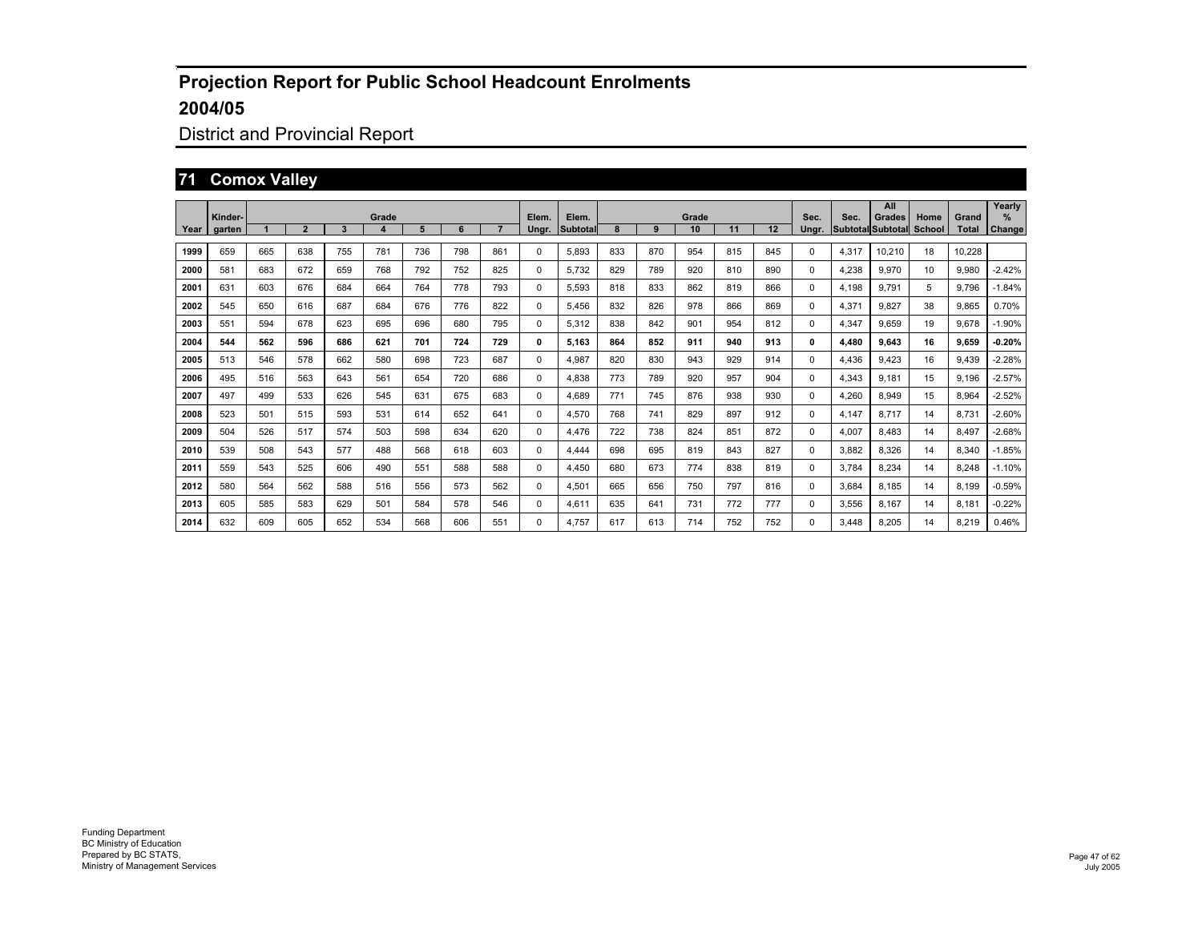# Projection Report for Public School Headcount Enrolments

## 2004/05

District and Provincial Report

## 71 Comox Valley

| Year | Kinder-garten | Grade 1 | 2 | 3 | 4 | 5 | 6 | 7 | Elem. Ungr. | Elem. Subtotal | Grade 8 | 9 | 10 | 11 | 12 | Sec. Ungr. | Sec. Subtotal | All Grades Subtotal | Home School | Grand Total | Yearly % Change |
|---|---|---|---|---|---|---|---|---|---|---|---|---|---|---|---|---|---|---|---|---|---|
| **1999** | 659 | 665 | 638 | 755 | 781 | 736 | 798 | 861 | 0 | 5,893 | 833 | 870 | 954 | 815 | 845 | 0 | 4,317 | 10,210 | 18 | 10,228 | |
| **2000** | 581 | 683 | 672 | 659 | 768 | 792 | 752 | 825 | 0 | 5,732 | 829 | 789 | 920 | 810 | 890 | 0 | 4,238 | 9,970 | 10 | 9,980 | -2.42% |
| **2001** | 631 | 603 | 676 | 684 | 664 | 764 | 778 | 793 | 0 | 5,593 | 818 | 833 | 862 | 819 | 866 | 0 | 4,198 | 9,791 | 5 | 9,796 | -1.84% |
| **2002** | 545 | 650 | 616 | 687 | 684 | 676 | 776 | 822 | 0 | 5,456 | 832 | 826 | 978 | 866 | 869 | 0 | 4,371 | 9,827 | 38 | 9,865 | 0.70% |
| **2003** | 551 | 594 | 678 | 623 | 695 | 696 | 680 | 795 | 0 | 5,312 | 838 | 842 | 901 | 954 | 812 | 0 | 4,347 | 9,659 | 19 | 9,678 | -1.90% |
| **2004** | **544** | **562** | **596** | **686** | **621** | **701** | **724** | **729** | **0** | **5,163** | **864** | **852** | **911** | **940** | **913** | **0** | **4,480** | **9,643** | **16** | **9,659** | **-0.20%** |
| **2005** | 513 | 546 | 578 | 662 | 580 | 698 | 723 | 687 | 0 | 4,987 | 820 | 830 | 943 | 929 | 914 | 0 | 4,436 | 9,423 | 16 | 9,439 | -2.28% |
| **2006** | 495 | 516 | 563 | 643 | 561 | 654 | 720 | 686 | 0 | 4,838 | 773 | 789 | 920 | 957 | 904 | 0 | 4,343 | 9,181 | 15 | 9,196 | -2.57% |
| **2007** | 497 | 499 | 533 | 626 | 545 | 631 | 675 | 683 | 0 | 4,689 | 771 | 745 | 876 | 938 | 930 | 0 | 4,260 | 8,949 | 15 | 8,964 | -2.52% |
| **2008** | 523 | 501 | 515 | 593 | 531 | 614 | 652 | 641 | 0 | 4,570 | 768 | 741 | 829 | 897 | 912 | 0 | 4,147 | 8,717 | 14 | 8,731 | -2.60% |
| **2009** | 504 | 526 | 517 | 574 | 503 | 598 | 634 | 620 | 0 | 4,476 | 722 | 738 | 824 | 851 | 872 | 0 | 4,007 | 8,483 | 14 | 8,497 | -2.68% |
| **2010** | 539 | 508 | 543 | 577 | 488 | 568 | 618 | 603 | 0 | 4,444 | 698 | 695 | 819 | 843 | 827 | 0 | 3,882 | 8,326 | 14 | 8,340 | -1.85% |
| **2011** | 559 | 543 | 525 | 606 | 490 | 551 | 588 | 588 | 0 | 4,450 | 680 | 673 | 774 | 838 | 819 | 0 | 3,784 | 8,234 | 14 | 8,248 | -1.10% |
| **2012** | 580 | 564 | 562 | 588 | 516 | 556 | 573 | 562 | 0 | 4,501 | 665 | 656 | 750 | 797 | 816 | 0 | 3,684 | 8,185 | 14 | 8,199 | -0.59% |
| **2013** | 605 | 585 | 583 | 629 | 501 | 584 | 578 | 546 | 0 | 4,611 | 635 | 641 | 731 | 772 | 777 | 0 | 3,556 | 8,167 | 14 | 8,181 | -0.22% |
| **2014** | 632 | 609 | 605 | 652 | 534 | 568 | 606 | 551 | 0 | 4,757 | 617 | 613 | 714 | 752 | 752 | 0 | 3,448 | 8,205 | 14 | 8,219 | 0.46% |

Funding Department
BC Ministry of Education
Prepared by BC STATS,
Ministry of Management Services

July 2005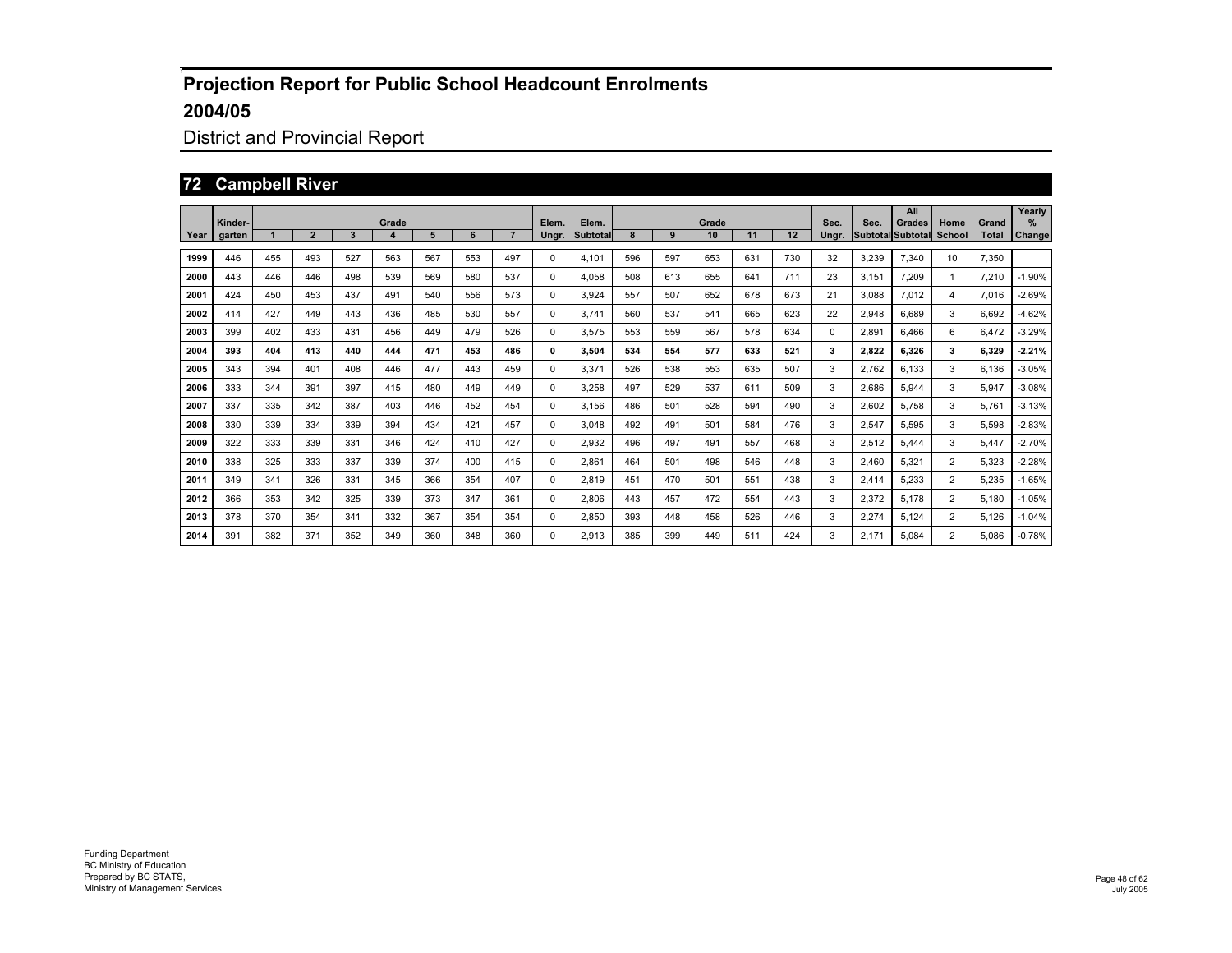# Projection Report for Public School Headcount Enrolments

## 2004/05

District and Provincial Report

### 72 Campbell River

| Year | Kinder-garten | Grade 1 | 2 | 3 | 4 | 5 | 6 | 7 | Elem. Ungr. | Elem. Subtotal | Grade 8 | 9 | 10 | 11 | 12 | Sec. Ungr. | Sec. Subtotal | All Grades Subtotal | Home School | Grand Total | Yearly % Change |
|---|---|---|---|---|---|---|---|---|---|---|---|---|---|---|---|---|---|---|---|---|---|
| 1999 | 446 | 455 | 493 | 527 | 563 | 567 | 553 | 497 | 0 | 4,101 | 596 | 597 | 653 | 631 | 730 | 32 | 3,239 | 7,340 | 10 | 7,350 | |
| 2000 | 443 | 446 | 446 | 498 | 539 | 569 | 580 | 537 | 0 | 4,058 | 508 | 613 | 655 | 641 | 711 | 23 | 3,151 | 7,209 | 1 | 7,210 | -1.90% |
| 2001 | 424 | 450 | 453 | 437 | 491 | 540 | 556 | 573 | 0 | 3,924 | 557 | 507 | 652 | 678 | 673 | 21 | 3,088 | 7,012 | 4 | 7,016 | -2.69% |
| 2002 | 414 | 427 | 449 | 443 | 436 | 485 | 530 | 557 | 0 | 3,741 | 560 | 537 | 541 | 665 | 623 | 22 | 2,948 | 6,689 | 3 | 6,692 | -4.62% |
| 2003 | 399 | 402 | 433 | 431 | 456 | 449 | 479 | 526 | 0 | 3,575 | 553 | 559 | 567 | 578 | 634 | 0 | 2,891 | 6,466 | 6 | 6,472 | -3.29% |
| **2004** | **393** | **404** | **413** | **440** | **444** | **471** | **453** | **486** | **0** | **3,504** | **534** | **554** | **577** | **633** | **521** | **3** | **2,822** | **6,326** | **3** | **6,329** | **-2.21%** |
| 2005 | 343 | 394 | 401 | 408 | 446 | 477 | 443 | 459 | 0 | 3,371 | 526 | 538 | 553 | 635 | 507 | 3 | 2,762 | 6,133 | 3 | 6,136 | -3.05% |
| 2006 | 333 | 344 | 391 | 397 | 415 | 480 | 449 | 449 | 0 | 3,258 | 497 | 529 | 537 | 611 | 509 | 3 | 2,686 | 5,944 | 3 | 5,947 | -3.08% |
| 2007 | 337 | 335 | 342 | 387 | 403 | 446 | 452 | 454 | 0 | 3,156 | 486 | 501 | 528 | 594 | 490 | 3 | 2,602 | 5,758 | 3 | 5,761 | -3.13% |
| 2008 | 330 | 339 | 334 | 339 | 394 | 434 | 421 | 457 | 0 | 3,048 | 492 | 491 | 501 | 584 | 476 | 3 | 2,547 | 5,595 | 3 | 5,598 | -2.83% |
| 2009 | 322 | 333 | 339 | 331 | 346 | 424 | 410 | 427 | 0 | 2,932 | 496 | 497 | 491 | 557 | 468 | 3 | 2,512 | 5,444 | 3 | 5,447 | -2.70% |
| 2010 | 338 | 325 | 333 | 337 | 339 | 374 | 400 | 415 | 0 | 2,861 | 464 | 501 | 498 | 546 | 448 | 3 | 2,460 | 5,321 | 2 | 5,323 | -2.28% |
| 2011 | 349 | 341 | 326 | 331 | 345 | 366 | 354 | 407 | 0 | 2,819 | 451 | 470 | 501 | 551 | 438 | 3 | 2,414 | 5,233 | 2 | 5,235 | -1.65% |
| 2012 | 366 | 353 | 342 | 325 | 339 | 373 | 347 | 361 | 0 | 2,806 | 443 | 457 | 472 | 554 | 443 | 3 | 2,372 | 5,178 | 2 | 5,180 | -1.05% |
| 2013 | 378 | 370 | 354 | 341 | 332 | 367 | 354 | 354 | 0 | 2,850 | 393 | 448 | 458 | 526 | 446 | 3 | 2,274 | 5,124 | 2 | 5,126 | -1.04% |
| 2014 | 391 | 382 | 371 | 352 | 349 | 360 | 348 | 360 | 0 | 2,913 | 385 | 399 | 449 | 511 | 424 | 3 | 2,171 | 5,084 | 2 | 5,086 | -0.78% |

Funding Department
BC Ministry of Education
Prepared by BC STATS,
Ministry of Management Services

July 2005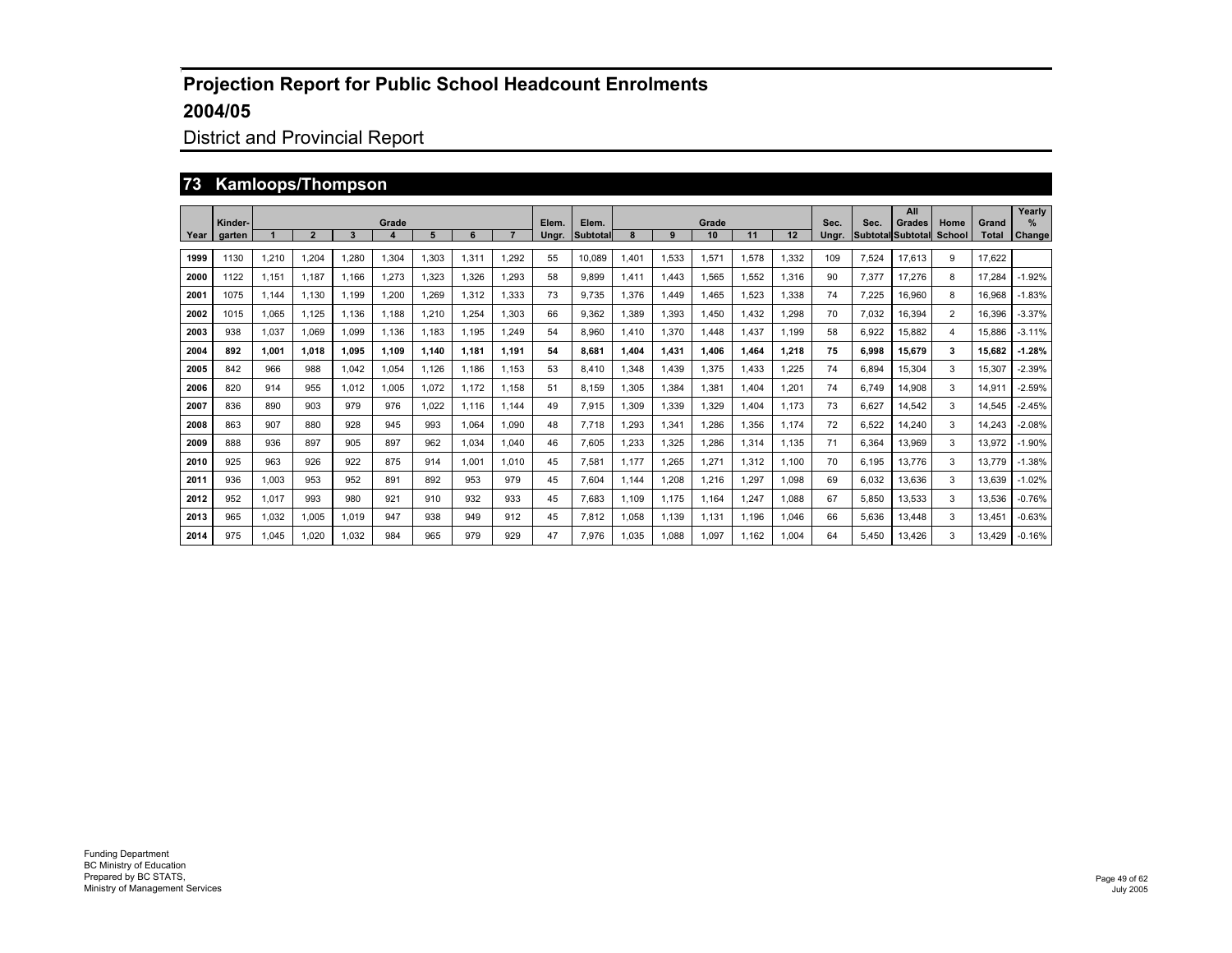# Projection Report for Public School Headcount Enrolments

## 2004/05

District and Provincial Report

## 73 Kamloops/Thompson

| Year | Kinder-garten | Grade 1 | 2 | 3 | 4 | 5 | 6 | 7 | Elem. Ungr. | Elem. Subtotal | Grade 8 | 9 | 10 | 11 | 12 | Sec. Ungr. | Sec. Subtotal | All Grades Subtotal | Home School | Grand Total | Yearly % Change |
|---|---|---|---|---|---|---|---|---|---|---|---|---|---|---|---|---|---|---|---|---|---|
| 1999 | 1130 | 1,210 | 1,204 | 1,280 | 1,304 | 1,303 | 1,311 | 1,292 | 55 | 10,089 | 1,401 | 1,533 | 1,571 | 1,578 | 1,332 | 109 | 7,524 | 17,613 | 9 | 17,622 | |
| 2000 | 1122 | 1,151 | 1,187 | 1,166 | 1,273 | 1,323 | 1,326 | 1,293 | 58 | 9,899 | 1,411 | 1,443 | 1,565 | 1,552 | 1,316 | 90 | 7,377 | 17,276 | 8 | 17,284 | -1.92% |
| 2001 | 1075 | 1,144 | 1,130 | 1,199 | 1,200 | 1,269 | 1,312 | 1,333 | 73 | 9,735 | 1,376 | 1,449 | 1,465 | 1,523 | 1,338 | 74 | 7,225 | 16,960 | 8 | 16,968 | -1.83% |
| 2002 | 1015 | 1,065 | 1,125 | 1,136 | 1,188 | 1,210 | 1,254 | 1,303 | 66 | 9,362 | 1,389 | 1,393 | 1,450 | 1,432 | 1,298 | 70 | 7,032 | 16,394 | 2 | 16,396 | -3.37% |
| 2003 | 938 | 1,037 | 1,069 | 1,099 | 1,136 | 1,183 | 1,195 | 1,249 | 54 | 8,960 | 1,410 | 1,370 | 1,448 | 1,437 | 1,199 | 58 | 6,922 | 15,882 | 4 | 15,886 | -3.11% |
| **2004** | **892** | **1,001** | **1,018** | **1,095** | **1,109** | **1,140** | **1,181** | **1,191** | **54** | **8,681** | **1,404** | **1,431** | **1,406** | **1,464** | **1,218** | **75** | **6,998** | **15,679** | **3** | **15,682** | **-1.28%** |
| 2005 | 842 | 966 | 988 | 1,042 | 1,054 | 1,126 | 1,186 | 1,153 | 53 | 8,410 | 1,348 | 1,439 | 1,375 | 1,433 | 1,225 | 74 | 6,894 | 15,304 | 3 | 15,307 | -2.39% |
| 2006 | 820 | 914 | 955 | 1,012 | 1,005 | 1,072 | 1,172 | 1,158 | 51 | 8,159 | 1,305 | 1,384 | 1,381 | 1,404 | 1,201 | 74 | 6,749 | 14,908 | 3 | 14,911 | -2.59% |
| 2007 | 836 | 890 | 903 | 979 | 976 | 1,022 | 1,116 | 1,144 | 49 | 7,915 | 1,309 | 1,339 | 1,329 | 1,404 | 1,173 | 73 | 6,627 | 14,542 | 3 | 14,545 | -2.45% |
| 2008 | 863 | 907 | 880 | 928 | 945 | 993 | 1,064 | 1,090 | 48 | 7,718 | 1,293 | 1,341 | 1,286 | 1,356 | 1,174 | 72 | 6,522 | 14,240 | 3 | 14,243 | -2.08% |
| 2009 | 888 | 936 | 897 | 905 | 897 | 962 | 1,034 | 1,040 | 46 | 7,605 | 1,233 | 1,325 | 1,286 | 1,314 | 1,135 | 71 | 6,364 | 13,969 | 3 | 13,972 | -1.90% |
| 2010 | 925 | 963 | 926 | 922 | 875 | 914 | 1,001 | 1,010 | 45 | 7,581 | 1,177 | 1,265 | 1,271 | 1,312 | 1,100 | 70 | 6,195 | 13,776 | 3 | 13,779 | -1.38% |
| 2011 | 936 | 1,003 | 953 | 952 | 891 | 892 | 953 | 979 | 45 | 7,604 | 1,144 | 1,208 | 1,216 | 1,297 | 1,098 | 69 | 6,032 | 13,636 | 3 | 13,639 | -1.02% |
| 2012 | 952 | 1,017 | 993 | 980 | 921 | 910 | 932 | 933 | 45 | 7,683 | 1,109 | 1,175 | 1,164 | 1,247 | 1,088 | 67 | 5,850 | 13,533 | 3 | 13,536 | -0.76% |
| 2013 | 965 | 1,032 | 1,005 | 1,019 | 947 | 938 | 949 | 912 | 45 | 7,812 | 1,058 | 1,139 | 1,131 | 1,196 | 1,046 | 66 | 5,636 | 13,448 | 3 | 13,451 | -0.63% |
| 2014 | 975 | 1,045 | 1,020 | 1,032 | 984 | 965 | 979 | 929 | 47 | 7,976 | 1,035 | 1,088 | 1,097 | 1,162 | 1,004 | 64 | 5,450 | 13,426 | 3 | 13,429 | -0.16% |

Funding Department
BC Ministry of Education
Prepared by BC STATS,
Ministry of Management Services

July 2005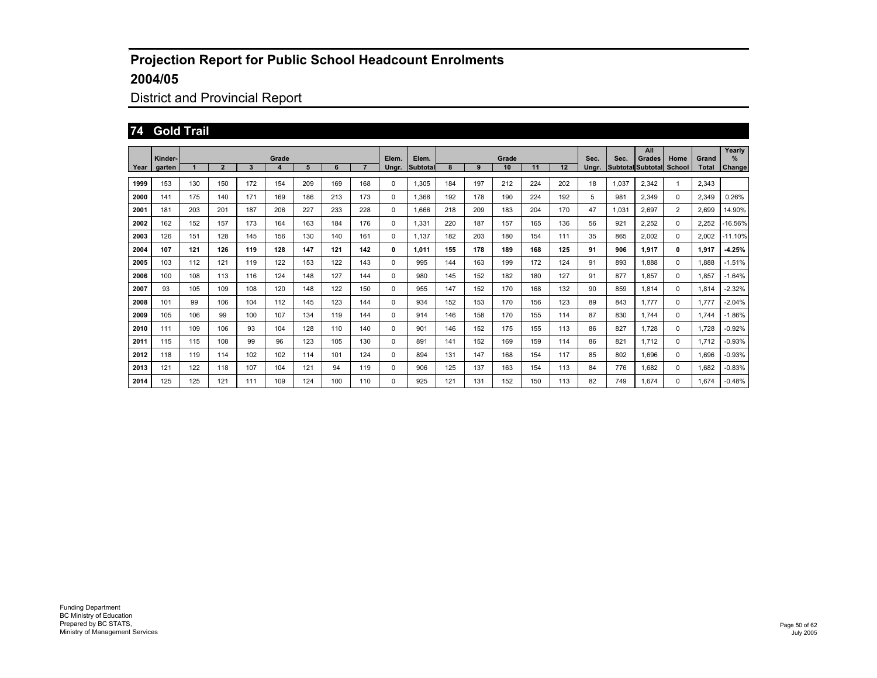# Projection Report for Public School Headcount Enrolments

## 2004/05

District and Provincial Report

## 74 Gold Trail

| Year | Kinder-garten | Grade 1 | 2 | 3 | 4 | 5 | 6 | 7 | Elem. Ungr. | Elem. Subtotal | Grade 8 | 9 | 10 | 11 | 12 | Sec. Ungr. | Sec. Subtotal | All Grades Subtotal | Home School | Grand Total | Yearly % Change |
|---|---|---|---|---|---|---|---|---|---|---|---|---|---|---|---|---|---|---|---|---|---|
| 1999 | 153 | 130 | 150 | 172 | 154 | 209 | 169 | 168 | 0 | 1,305 | 184 | 197 | 212 | 224 | 202 | 18 | 1,037 | 2,342 | 1 | 2,343 | |
| 2000 | 141 | 175 | 140 | 171 | 169 | 186 | 213 | 173 | 0 | 1,368 | 192 | 178 | 190 | 224 | 192 | 5 | 981 | 2,349 | 0 | 2,349 | 0.26% |
| 2001 | 181 | 203 | 201 | 187 | 206 | 227 | 233 | 228 | 0 | 1,666 | 218 | 209 | 183 | 204 | 170 | 47 | 1,031 | 2,697 | 2 | 2,699 | 14.90% |
| 2002 | 162 | 152 | 157 | 173 | 164 | 163 | 184 | 176 | 0 | 1,331 | 220 | 187 | 157 | 165 | 136 | 56 | 921 | 2,252 | 0 | 2,252 | -16.56% |
| 2003 | 126 | 151 | 128 | 145 | 156 | 130 | 140 | 161 | 0 | 1,137 | 182 | 203 | 180 | 154 | 111 | 35 | 865 | 2,002 | 0 | 2,002 | -11.10% |
| **2004** | **107** | **121** | **126** | **119** | **128** | **147** | **121** | **142** | **0** | **1,011** | **155** | **178** | **189** | **168** | **125** | **91** | **906** | **1,917** | **0** | **1,917** | **-4.25%** |
| 2005 | 103 | 112 | 121 | 119 | 122 | 153 | 122 | 143 | 0 | 995 | 144 | 163 | 199 | 172 | 124 | 91 | 893 | 1,888 | 0 | 1,888 | -1.51% |
| 2006 | 100 | 108 | 113 | 116 | 124 | 148 | 127 | 144 | 0 | 980 | 145 | 152 | 182 | 180 | 127 | 91 | 877 | 1,857 | 0 | 1,857 | -1.64% |
| 2007 | 93 | 105 | 109 | 108 | 120 | 148 | 122 | 150 | 0 | 955 | 147 | 152 | 170 | 168 | 132 | 90 | 859 | 1,814 | 0 | 1,814 | -2.32% |
| 2008 | 101 | 99 | 106 | 104 | 112 | 145 | 123 | 144 | 0 | 934 | 152 | 153 | 170 | 156 | 123 | 89 | 843 | 1,777 | 0 | 1,777 | -2.04% |
| 2009 | 105 | 106 | 99 | 100 | 107 | 134 | 119 | 144 | 0 | 914 | 146 | 158 | 170 | 155 | 114 | 87 | 830 | 1,744 | 0 | 1,744 | -1.86% |
| 2010 | 111 | 109 | 106 | 93 | 104 | 128 | 110 | 140 | 0 | 901 | 146 | 152 | 175 | 155 | 113 | 86 | 827 | 1,728 | 0 | 1,728 | -0.92% |
| 2011 | 115 | 115 | 108 | 99 | 96 | 123 | 105 | 130 | 0 | 891 | 141 | 152 | 169 | 159 | 114 | 86 | 821 | 1,712 | 0 | 1,712 | -0.93% |
| 2012 | 118 | 119 | 114 | 102 | 102 | 114 | 101 | 124 | 0 | 894 | 131 | 147 | 168 | 154 | 117 | 85 | 802 | 1,696 | 0 | 1,696 | -0.93% |
| 2013 | 121 | 122 | 118 | 107 | 104 | 121 | 94 | 119 | 0 | 906 | 125 | 137 | 163 | 154 | 113 | 84 | 776 | 1,682 | 0 | 1,682 | -0.83% |
| 2014 | 125 | 125 | 121 | 111 | 109 | 124 | 100 | 110 | 0 | 925 | 121 | 131 | 152 | 150 | 113 | 82 | 749 | 1,674 | 0 | 1,674 | -0.48% |

Funding Department
BC Ministry of Education
Prepared by BC STATS,
Ministry of Management Services

July 2005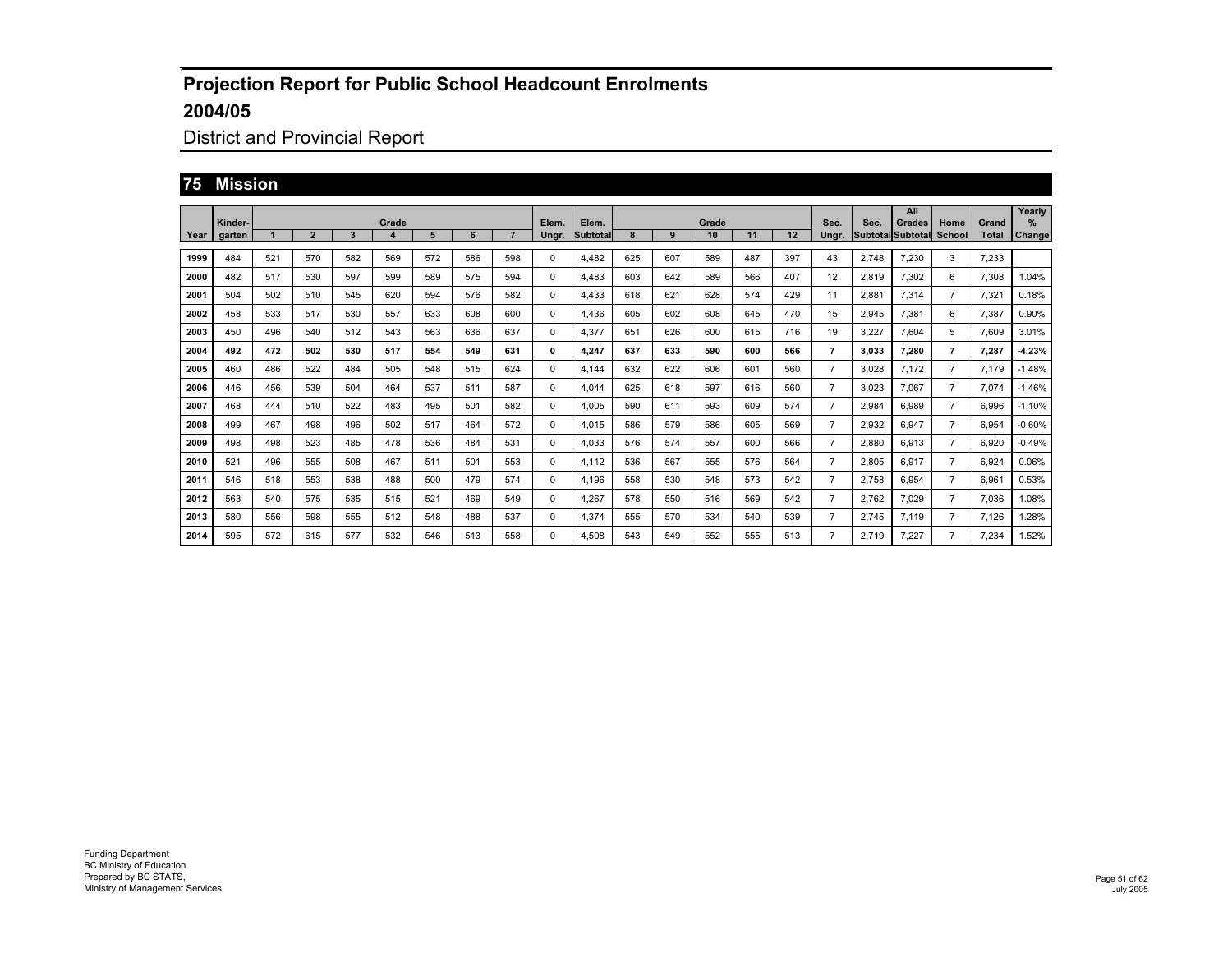# Projection Report for Public School Headcount Enrolments

## 2004/05

District and Provincial Report

## 75 Mission

| Year | Kinder-garten | Grade 1 | 2 | 3 | 4 | 5 | 6 | 7 | Elem. Ungr. | Elem. Subtotal | Grade 8 | 9 | 10 | 11 | 12 | Sec. Ungr. | Sec. Subtotal | All Grades Subtotal | Home School | Grand Total | Yearly % Change |
|---|---|---|---|---|---|---|---|---|---|---|---|---|---|---|---|---|---|---|---|---|---|
| **1999** | 484 | 521 | 570 | 582 | 569 | 572 | 586 | 598 | 0 | 4,482 | 625 | 607 | 589 | 487 | 397 | 43 | 2,748 | 7,230 | 3 | 7,233 | |
| **2000** | 482 | 517 | 530 | 597 | 599 | 589 | 575 | 594 | 0 | 4,483 | 603 | 642 | 589 | 566 | 407 | 12 | 2,819 | 7,302 | 6 | 7,308 | 1.04% |
| **2001** | 504 | 502 | 510 | 545 | 620 | 594 | 576 | 582 | 0 | 4,433 | 618 | 621 | 628 | 574 | 429 | 11 | 2,881 | 7,314 | 7 | 7,321 | 0.18% |
| **2002** | 458 | 533 | 517 | 530 | 557 | 633 | 608 | 600 | 0 | 4,436 | 605 | 602 | 608 | 645 | 470 | 15 | 2,945 | 7,381 | 6 | 7,387 | 0.90% |
| **2003** | 450 | 496 | 540 | 512 | 543 | 563 | 636 | 637 | 0 | 4,377 | 651 | 626 | 600 | 615 | 716 | 19 | 3,227 | 7,604 | 5 | 7,609 | 3.01% |
| **2004** | **492** | **472** | **502** | **530** | **517** | **554** | **549** | **631** | **0** | **4,247** | **637** | **633** | **590** | **600** | **566** | **7** | **3,033** | **7,280** | **7** | **7,287** | **-4.23%** |
| **2005** | 460 | 486 | 522 | 484 | 505 | 548 | 515 | 624 | 0 | 4,144 | 632 | 622 | 606 | 601 | 560 | 7 | 3,028 | 7,172 | 7 | 7,179 | -1.48% |
| **2006** | 446 | 456 | 539 | 504 | 464 | 537 | 511 | 587 | 0 | 4,044 | 625 | 618 | 597 | 616 | 560 | 7 | 3,023 | 7,067 | 7 | 7,074 | -1.46% |
| **2007** | 468 | 444 | 510 | 522 | 483 | 495 | 501 | 582 | 0 | 4,005 | 590 | 611 | 593 | 609 | 574 | 7 | 2,984 | 6,989 | 7 | 6,996 | -1.10% |
| **2008** | 499 | 467 | 498 | 496 | 502 | 517 | 464 | 572 | 0 | 4,015 | 586 | 579 | 586 | 605 | 569 | 7 | 2,932 | 6,947 | 7 | 6,954 | -0.60% |
| **2009** | 498 | 498 | 523 | 485 | 478 | 536 | 484 | 531 | 0 | 4,033 | 576 | 574 | 557 | 600 | 566 | 7 | 2,880 | 6,913 | 7 | 6,920 | -0.49% |
| **2010** | 521 | 496 | 555 | 508 | 467 | 511 | 501 | 553 | 0 | 4,112 | 536 | 567 | 555 | 576 | 564 | 7 | 2,805 | 6,917 | 7 | 6,924 | 0.06% |
| **2011** | 546 | 518 | 553 | 538 | 488 | 500 | 479 | 574 | 0 | 4,196 | 558 | 530 | 548 | 573 | 542 | 7 | 2,758 | 6,954 | 7 | 6,961 | 0.53% |
| **2012** | 563 | 540 | 575 | 535 | 515 | 521 | 469 | 549 | 0 | 4,267 | 578 | 550 | 516 | 569 | 542 | 7 | 2,762 | 7,029 | 7 | 7,036 | 1.08% |
| **2013** | 580 | 556 | 598 | 555 | 512 | 548 | 488 | 537 | 0 | 4,374 | 555 | 570 | 534 | 540 | 539 | 7 | 2,745 | 7,119 | 7 | 7,126 | 1.28% |
| **2014** | 595 | 572 | 615 | 577 | 532 | 546 | 513 | 558 | 0 | 4,508 | 543 | 549 | 552 | 555 | 513 | 7 | 2,719 | 7,227 | 7 | 7,234 | 1.52% |

Funding Department
BC Ministry of Education
Prepared by BC STATS,
Ministry of Management Services

July 2005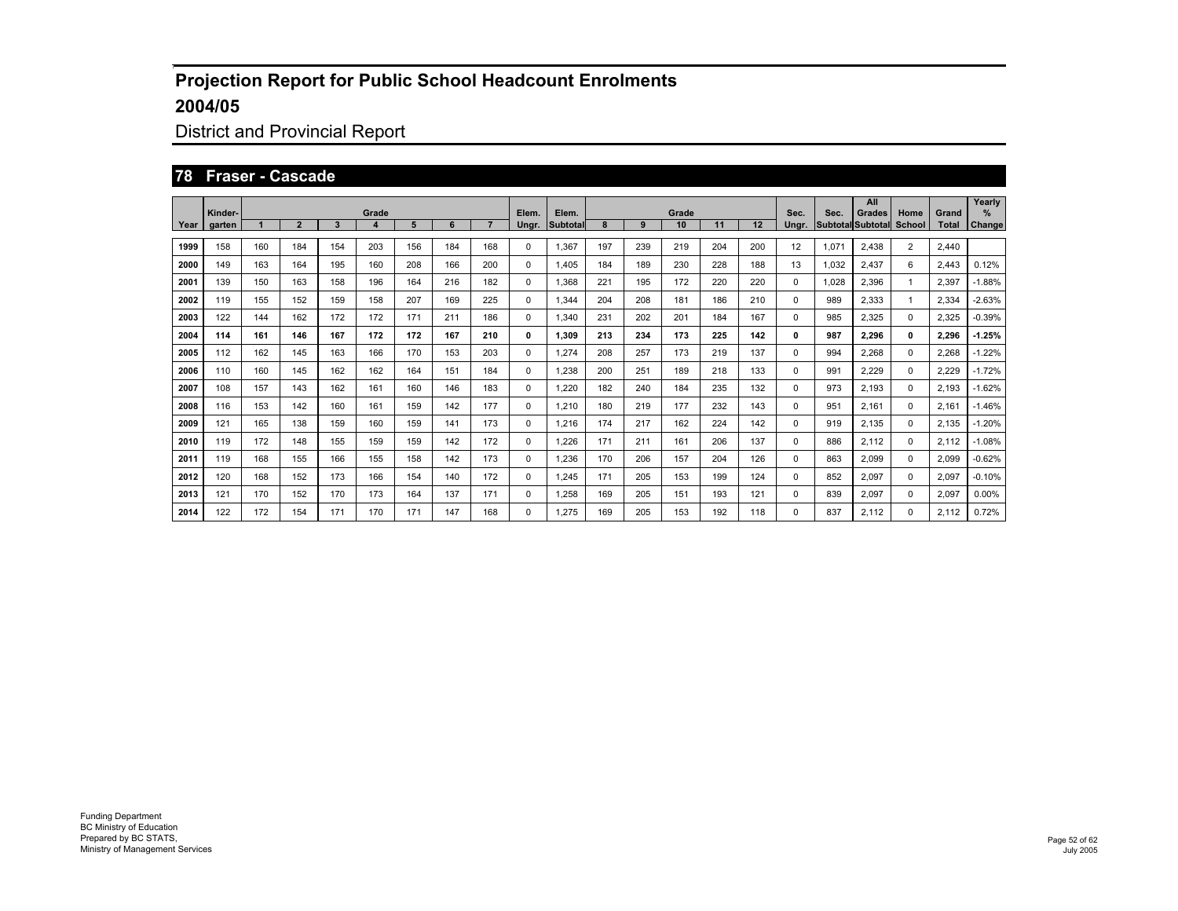# Projection Report for Public School Headcount Enrolments

## 2004/05

District and Provincial Report

### 78 Fraser - Cascade

| Year | Kinder-garten | Grade 1 | 2 | 3 | 4 | 5 | 6 | 7 | Elem. Ungr. | Elem. Subtotal | Grade 8 | 9 | 10 | 11 | 12 | Sec. Ungr. | Sec. Subtotal | All Grades Subtotal | Home School | Grand Total | Yearly % Change |
|---|---|---|---|---|---|---|---|---|---|---|---|---|---|---|---|---|---|---|---|---|---|
| 1999 | 158 | 160 | 184 | 154 | 203 | 156 | 184 | 168 | 0 | 1,367 | 197 | 239 | 219 | 204 | 200 | 12 | 1,071 | 2,438 | 2 | 2,440 | |
| 2000 | 149 | 163 | 164 | 195 | 160 | 208 | 166 | 200 | 0 | 1,405 | 184 | 189 | 230 | 228 | 188 | 13 | 1,032 | 2,437 | 6 | 2,443 | 0.12% |
| 2001 | 139 | 150 | 163 | 158 | 196 | 164 | 216 | 182 | 0 | 1,368 | 221 | 195 | 172 | 220 | 220 | 0 | 1,028 | 2,396 | 1 | 2,397 | -1.88% |
| 2002 | 119 | 155 | 152 | 159 | 158 | 207 | 169 | 225 | 0 | 1,344 | 204 | 208 | 181 | 186 | 210 | 0 | 989 | 2,333 | 1 | 2,334 | -2.63% |
| 2003 | 122 | 144 | 162 | 172 | 172 | 171 | 211 | 186 | 0 | 1,340 | 231 | 202 | 201 | 184 | 167 | 0 | 985 | 2,325 | 0 | 2,325 | -0.39% |
| **2004** | **114** | **161** | **146** | **167** | **172** | **172** | **167** | **210** | **0** | **1,309** | **213** | **234** | **173** | **225** | **142** | **0** | **987** | **2,296** | **0** | **2,296** | **-1.25%** |
| 2005 | 112 | 162 | 145 | 163 | 166 | 170 | 153 | 203 | 0 | 1,274 | 208 | 257 | 173 | 219 | 137 | 0 | 994 | 2,268 | 0 | 2,268 | -1.22% |
| 2006 | 110 | 160 | 145 | 162 | 162 | 164 | 151 | 184 | 0 | 1,238 | 200 | 251 | 189 | 218 | 133 | 0 | 991 | 2,229 | 0 | 2,229 | -1.72% |
| 2007 | 108 | 157 | 143 | 162 | 161 | 160 | 146 | 183 | 0 | 1,220 | 182 | 240 | 184 | 235 | 132 | 0 | 973 | 2,193 | 0 | 2,193 | -1.62% |
| 2008 | 116 | 153 | 142 | 160 | 161 | 159 | 142 | 177 | 0 | 1,210 | 180 | 219 | 177 | 232 | 143 | 0 | 951 | 2,161 | 0 | 2,161 | -1.46% |
| 2009 | 121 | 165 | 138 | 159 | 160 | 159 | 141 | 173 | 0 | 1,216 | 174 | 217 | 162 | 224 | 142 | 0 | 919 | 2,135 | 0 | 2,135 | -1.20% |
| 2010 | 119 | 172 | 148 | 155 | 159 | 159 | 142 | 172 | 0 | 1,226 | 171 | 211 | 161 | 206 | 137 | 0 | 886 | 2,112 | 0 | 2,112 | -1.08% |
| 2011 | 119 | 168 | 155 | 166 | 155 | 158 | 142 | 173 | 0 | 1,236 | 170 | 206 | 157 | 204 | 126 | 0 | 863 | 2,099 | 0 | 2,099 | -0.62% |
| 2012 | 120 | 168 | 152 | 173 | 166 | 154 | 140 | 172 | 0 | 1,245 | 171 | 205 | 153 | 199 | 124 | 0 | 852 | 2,097 | 0 | 2,097 | -0.10% |
| 2013 | 121 | 170 | 152 | 170 | 173 | 164 | 137 | 171 | 0 | 1,258 | 169 | 205 | 151 | 193 | 121 | 0 | 839 | 2,097 | 0 | 2,097 | 0.00% |
| 2014 | 122 | 172 | 154 | 171 | 170 | 171 | 147 | 168 | 0 | 1,275 | 169 | 205 | 153 | 192 | 118 | 0 | 837 | 2,112 | 0 | 2,112 | 0.72% |

Funding Department
BC Ministry of Education
Prepared by BC STATS,
Ministry of Management Services

July 2005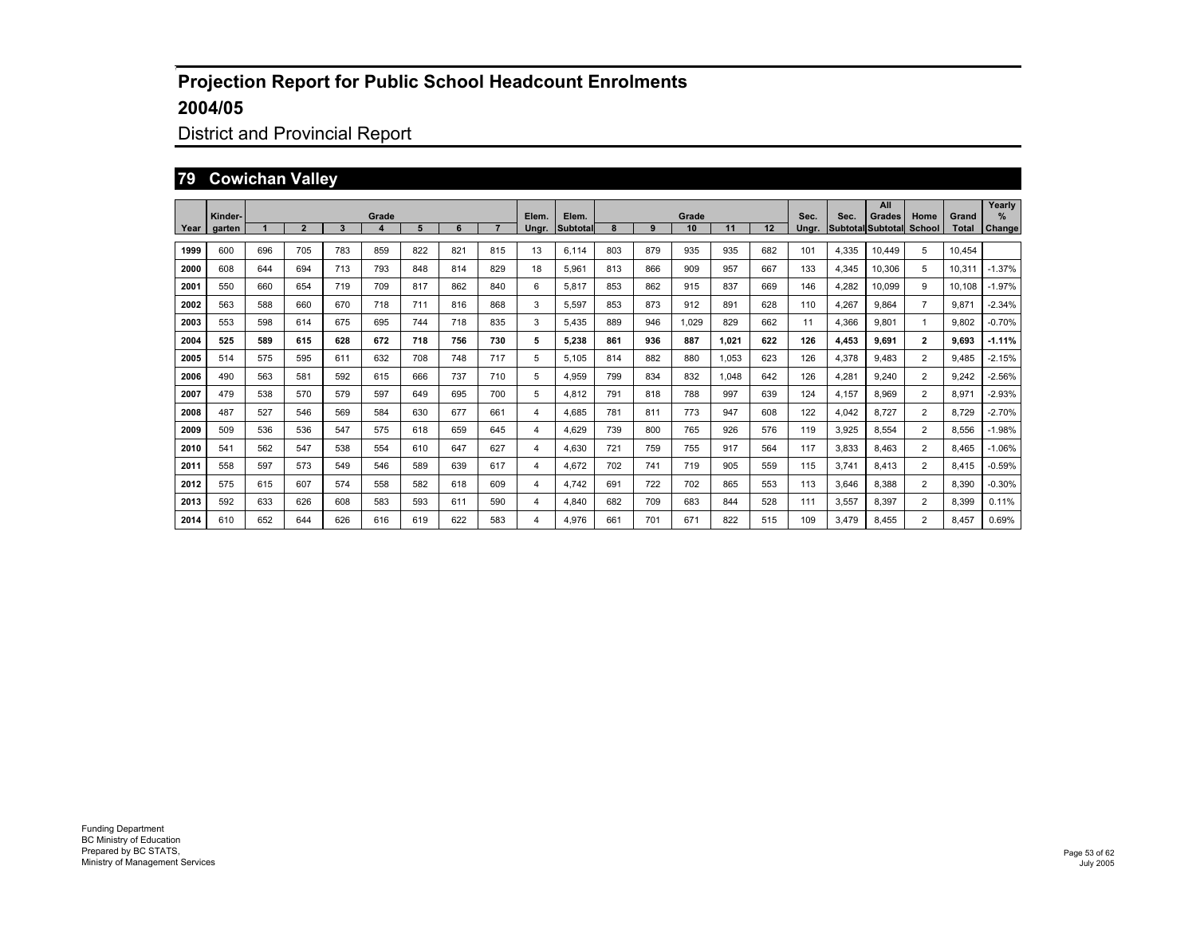# Projection Report for Public School Headcount Enrolments

## 2004/05

District and Provincial Report

### 79 Cowichan Valley

| Year | Kinder-garten | Grade 1 | 2 | 3 | 4 | 5 | 6 | 7 | Elem. Ungr. | Elem. Subtotal | Grade 8 | 9 | 10 | 11 | 12 | Sec. Ungr. | Sec. Subtotal | All Grades Subtotal | Home School | Grand Total | Yearly % Change |
|---|---|---|---|---|---|---|---|---|---|---|---|---|---|---|---|---|---|---|---|---|---|
| 1999 | 600 | 696 | 705 | 783 | 859 | 822 | 821 | 815 | 13 | 6,114 | 803 | 879 | 935 | 935 | 682 | 101 | 4,335 | 10,449 | 5 | 10,454 | |
| 2000 | 608 | 644 | 694 | 713 | 793 | 848 | 814 | 829 | 18 | 5,961 | 813 | 866 | 909 | 957 | 667 | 133 | 4,345 | 10,306 | 5 | 10,311 | -1.37% |
| 2001 | 550 | 660 | 654 | 719 | 709 | 817 | 862 | 840 | 6 | 5,817 | 853 | 862 | 915 | 837 | 669 | 146 | 4,282 | 10,099 | 9 | 10,108 | -1.97% |
| 2002 | 563 | 588 | 660 | 670 | 718 | 711 | 816 | 868 | 3 | 5,597 | 853 | 873 | 912 | 891 | 628 | 110 | 4,267 | 9,864 | 7 | 9,871 | -2.34% |
| 2003 | 553 | 598 | 614 | 675 | 695 | 744 | 718 | 835 | 3 | 5,435 | 889 | 946 | 1,029 | 829 | 662 | 11 | 4,366 | 9,801 | 1 | 9,802 | -0.70% |
| **2004** | **525** | **589** | **615** | **628** | **672** | **718** | **756** | **730** | **5** | **5,238** | **861** | **936** | **887** | **1,021** | **622** | **126** | **4,453** | **9,691** | **2** | **9,693** | **-1.11%** |
| 2005 | 514 | 575 | 595 | 611 | 632 | 708 | 748 | 717 | 5 | 5,105 | 814 | 882 | 880 | 1,053 | 623 | 126 | 4,378 | 9,483 | 2 | 9,485 | -2.15% |
| 2006 | 490 | 563 | 581 | 592 | 615 | 666 | 737 | 710 | 5 | 4,959 | 799 | 834 | 832 | 1,048 | 642 | 126 | 4,281 | 9,240 | 2 | 9,242 | -2.56% |
| 2007 | 479 | 538 | 570 | 579 | 597 | 649 | 695 | 700 | 5 | 4,812 | 791 | 818 | 788 | 997 | 639 | 124 | 4,157 | 8,969 | 2 | 8,971 | -2.93% |
| 2008 | 487 | 527 | 546 | 569 | 584 | 630 | 677 | 661 | 4 | 4,685 | 781 | 811 | 773 | 947 | 608 | 122 | 4,042 | 8,727 | 2 | 8,729 | -2.70% |
| 2009 | 509 | 536 | 536 | 547 | 575 | 618 | 659 | 645 | 4 | 4,629 | 739 | 800 | 765 | 926 | 576 | 119 | 3,925 | 8,554 | 2 | 8,556 | -1.98% |
| 2010 | 541 | 562 | 547 | 538 | 554 | 610 | 647 | 627 | 4 | 4,630 | 721 | 759 | 755 | 917 | 564 | 117 | 3,833 | 8,463 | 2 | 8,465 | -1.06% |
| 2011 | 558 | 597 | 573 | 549 | 546 | 589 | 639 | 617 | 4 | 4,672 | 702 | 741 | 719 | 905 | 559 | 115 | 3,741 | 8,413 | 2 | 8,415 | -0.59% |
| 2012 | 575 | 615 | 607 | 574 | 558 | 582 | 618 | 609 | 4 | 4,742 | 691 | 722 | 702 | 865 | 553 | 113 | 3,646 | 8,388 | 2 | 8,390 | -0.30% |
| 2013 | 592 | 633 | 626 | 608 | 583 | 593 | 611 | 590 | 4 | 4,840 | 682 | 709 | 683 | 844 | 528 | 111 | 3,557 | 8,397 | 2 | 8,399 | 0.11% |
| 2014 | 610 | 652 | 644 | 626 | 616 | 619 | 622 | 583 | 4 | 4,976 | 661 | 701 | 671 | 822 | 515 | 109 | 3,479 | 8,455 | 2 | 8,457 | 0.69% |

Funding Department
BC Ministry of Education
Prepared by BC STATS,
Ministry of Management Services

July 2005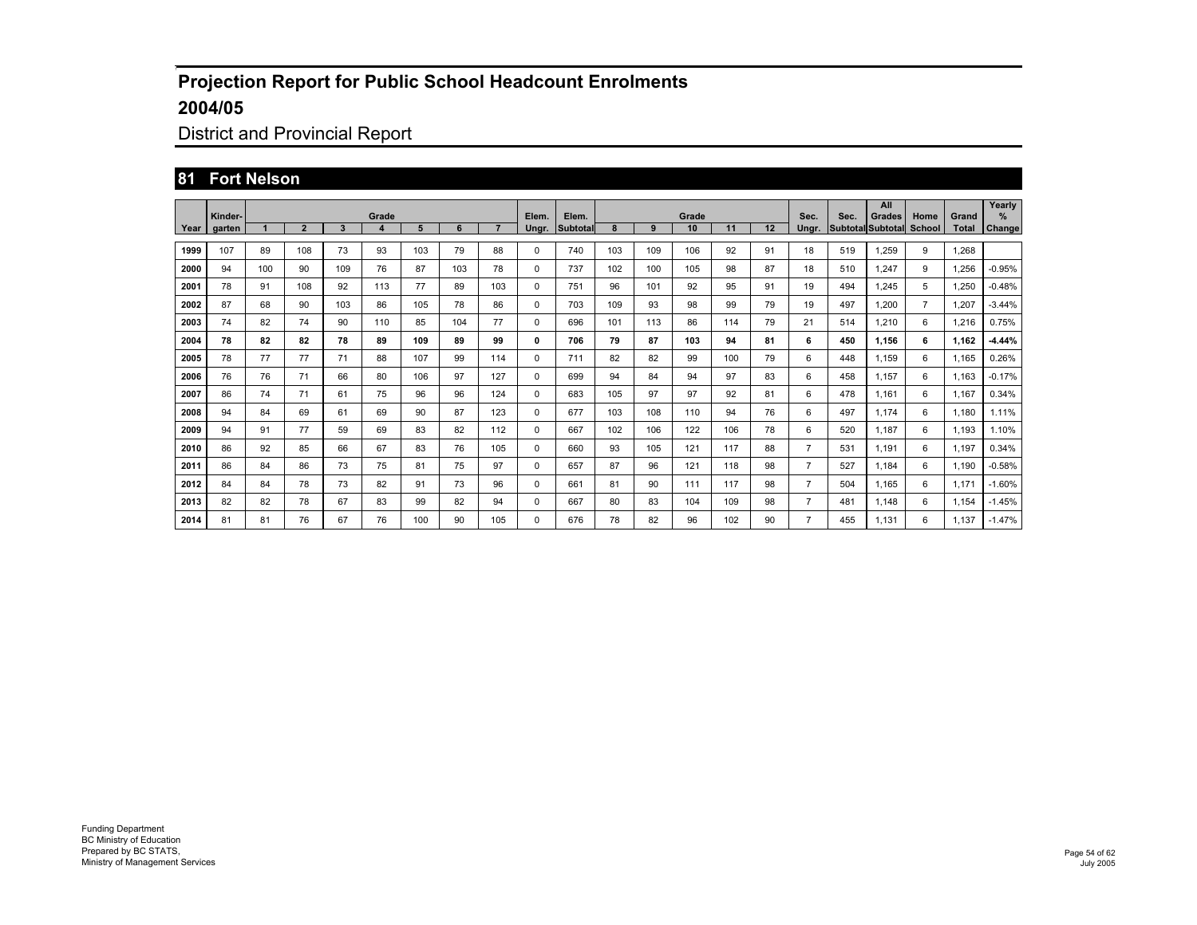# Projection Report for Public School Headcount Enrolments

## 2004/05

District and Provincial Report

### 81 Fort Nelson

| Year | Kinder-garten | Grade 1 | 2 | 3 | 4 | 5 | 6 | 7 | Elem. Ungr. | Elem. Subtotal | Grade 8 | 9 | 10 | 11 | 12 | Sec. Ungr. | Sec. Subtotal | All Grades Subtotal | Home School | Grand Total | Yearly % Change |
|---|---|---|---|---|---|---|---|---|---|---|---|---|---|---|---|---|---|---|---|---|---|
| 1999 | 107 | 89 | 108 | 73 | 93 | 103 | 79 | 88 | 0 | 740 | 103 | 109 | 106 | 92 | 91 | 18 | 519 | 1,259 | 9 | 1,268 | |
| 2000 | 94 | 100 | 90 | 109 | 76 | 87 | 103 | 78 | 0 | 737 | 102 | 100 | 105 | 98 | 87 | 18 | 510 | 1,247 | 9 | 1,256 | -0.95% |
| 2001 | 78 | 91 | 108 | 92 | 113 | 77 | 89 | 103 | 0 | 751 | 96 | 101 | 92 | 95 | 91 | 19 | 494 | 1,245 | 5 | 1,250 | -0.48% |
| 2002 | 87 | 68 | 90 | 103 | 86 | 105 | 78 | 86 | 0 | 703 | 109 | 93 | 98 | 99 | 79 | 19 | 497 | 1,200 | 7 | 1,207 | -3.44% |
| 2003 | 74 | 82 | 74 | 90 | 110 | 85 | 104 | 77 | 0 | 696 | 101 | 113 | 86 | 114 | 79 | 21 | 514 | 1,210 | 6 | 1,216 | 0.75% |
| **2004** | **78** | **82** | **82** | **78** | **89** | **109** | **89** | **99** | **0** | **706** | **79** | **87** | **103** | **94** | **81** | **6** | **450** | **1,156** | **6** | **1,162** | **-4.44%** |
| 2005 | 78 | 77 | 77 | 71 | 88 | 107 | 99 | 114 | 0 | 711 | 82 | 82 | 99 | 100 | 79 | 6 | 448 | 1,159 | 6 | 1,165 | 0.26% |
| 2006 | 76 | 76 | 71 | 66 | 80 | 106 | 97 | 127 | 0 | 699 | 94 | 84 | 94 | 97 | 83 | 6 | 458 | 1,157 | 6 | 1,163 | -0.17% |
| 2007 | 86 | 74 | 71 | 61 | 75 | 96 | 96 | 124 | 0 | 683 | 105 | 97 | 97 | 92 | 81 | 6 | 478 | 1,161 | 6 | 1,167 | 0.34% |
| 2008 | 94 | 84 | 69 | 61 | 69 | 90 | 87 | 123 | 0 | 677 | 103 | 108 | 110 | 94 | 76 | 6 | 497 | 1,174 | 6 | 1,180 | 1.11% |
| 2009 | 94 | 91 | 77 | 59 | 69 | 83 | 82 | 112 | 0 | 667 | 102 | 106 | 122 | 106 | 78 | 6 | 520 | 1,187 | 6 | 1,193 | 1.10% |
| 2010 | 86 | 92 | 85 | 66 | 67 | 83 | 76 | 105 | 0 | 660 | 93 | 105 | 121 | 117 | 88 | 7 | 531 | 1,191 | 6 | 1,197 | 0.34% |
| 2011 | 86 | 84 | 86 | 73 | 75 | 81 | 75 | 97 | 0 | 657 | 87 | 96 | 121 | 118 | 98 | 7 | 527 | 1,184 | 6 | 1,190 | -0.58% |
| 2012 | 84 | 84 | 78 | 73 | 82 | 91 | 73 | 96 | 0 | 661 | 81 | 90 | 111 | 117 | 98 | 7 | 504 | 1,165 | 6 | 1,171 | -1.60% |
| 2013 | 82 | 82 | 78 | 67 | 83 | 99 | 82 | 94 | 0 | 667 | 80 | 83 | 104 | 109 | 98 | 7 | 481 | 1,148 | 6 | 1,154 | -1.45% |
| 2014 | 81 | 81 | 76 | 67 | 76 | 100 | 90 | 105 | 0 | 676 | 78 | 82 | 96 | 102 | 90 | 7 | 455 | 1,131 | 6 | 1,137 | -1.47% |

Funding Department
BC Ministry of Education
Prepared by BC STATS,
Ministry of Management Services

July 2005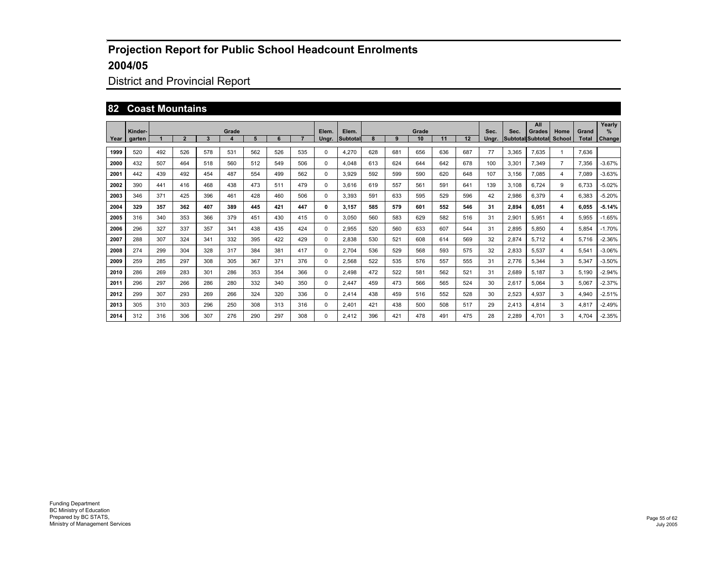# Projection Report for Public School Headcount Enrolments

## 2004/05

District and Provincial Report

## 82 Coast Mountains

| Year | Kinder-garten | Grade 1 | 2 | 3 | 4 | 5 | 6 | 7 | Elem. Ungr. | Elem. Subtotal | Grade 8 | 9 | 10 | 11 | 12 | Sec. Ungr. | Sec. Subtotal | All Grades Subtotal | Home School | Grand Total | Yearly % Change |
|---|---|---|---|---|---|---|---|---|---|---|---|---|---|---|---|---|---|---|---|---|---|
| 1999 | 520 | 492 | 526 | 578 | 531 | 562 | 526 | 535 | 0 | 4,270 | 628 | 681 | 656 | 636 | 687 | 77 | 3,365 | 7,635 | 1 | 7,636 | |
| 2000 | 432 | 507 | 464 | 518 | 560 | 512 | 549 | 506 | 0 | 4,048 | 613 | 624 | 644 | 642 | 678 | 100 | 3,301 | 7,349 | 7 | 7,356 | -3.67% |
| 2001 | 442 | 439 | 492 | 454 | 487 | 554 | 499 | 562 | 0 | 3,929 | 592 | 599 | 590 | 620 | 648 | 107 | 3,156 | 7,085 | 4 | 7,089 | -3.63% |
| 2002 | 390 | 441 | 416 | 468 | 438 | 473 | 511 | 479 | 0 | 3,616 | 619 | 557 | 561 | 591 | 641 | 139 | 3,108 | 6,724 | 9 | 6,733 | -5.02% |
| 2003 | 346 | 371 | 425 | 396 | 461 | 428 | 460 | 506 | 0 | 3,393 | 591 | 633 | 595 | 529 | 596 | 42 | 2,986 | 6,379 | 4 | 6,383 | -5.20% |
| **2004** | **329** | **357** | **362** | **407** | **389** | **445** | **421** | **447** | **0** | **3,157** | **585** | **579** | **601** | **552** | **546** | **31** | **2,894** | **6,051** | **4** | **6,055** | **-5.14%** |
| 2005 | 316 | 340 | 353 | 366 | 379 | 451 | 430 | 415 | 0 | 3,050 | 560 | 583 | 629 | 582 | 516 | 31 | 2,901 | 5,951 | 4 | 5,955 | -1.65% |
| 2006 | 296 | 327 | 337 | 357 | 341 | 438 | 435 | 424 | 0 | 2,955 | 520 | 560 | 633 | 607 | 544 | 31 | 2,895 | 5,850 | 4 | 5,854 | -1.70% |
| 2007 | 288 | 307 | 324 | 341 | 332 | 395 | 422 | 429 | 0 | 2,838 | 530 | 521 | 608 | 614 | 569 | 32 | 2,874 | 5,712 | 4 | 5,716 | -2.36% |
| 2008 | 274 | 299 | 304 | 328 | 317 | 384 | 381 | 417 | 0 | 2,704 | 536 | 529 | 568 | 593 | 575 | 32 | 2,833 | 5,537 | 4 | 5,541 | -3.06% |
| 2009 | 259 | 285 | 297 | 308 | 305 | 367 | 371 | 376 | 0 | 2,568 | 522 | 535 | 576 | 557 | 555 | 31 | 2,776 | 5,344 | 3 | 5,347 | -3.50% |
| 2010 | 286 | 269 | 283 | 301 | 286 | 353 | 354 | 366 | 0 | 2,498 | 472 | 522 | 581 | 562 | 521 | 31 | 2,689 | 5,187 | 3 | 5,190 | -2.94% |
| 2011 | 296 | 297 | 266 | 286 | 280 | 332 | 340 | 350 | 0 | 2,447 | 459 | 473 | 566 | 565 | 524 | 30 | 2,617 | 5,064 | 3 | 5,067 | -2.37% |
| 2012 | 299 | 307 | 293 | 269 | 266 | 324 | 320 | 336 | 0 | 2,414 | 438 | 459 | 516 | 552 | 528 | 30 | 2,523 | 4,937 | 3 | 4,940 | -2.51% |
| 2013 | 305 | 310 | 303 | 296 | 250 | 308 | 313 | 316 | 0 | 2,401 | 421 | 438 | 500 | 508 | 517 | 29 | 2,413 | 4,814 | 3 | 4,817 | -2.49% |
| 2014 | 312 | 316 | 306 | 307 | 276 | 290 | 297 | 308 | 0 | 2,412 | 396 | 421 | 478 | 491 | 475 | 28 | 2,289 | 4,701 | 3 | 4,704 | -2.35% |

Funding Department
BC Ministry of Education
Prepared by BC STATS,
Ministry of Management Services

July 2005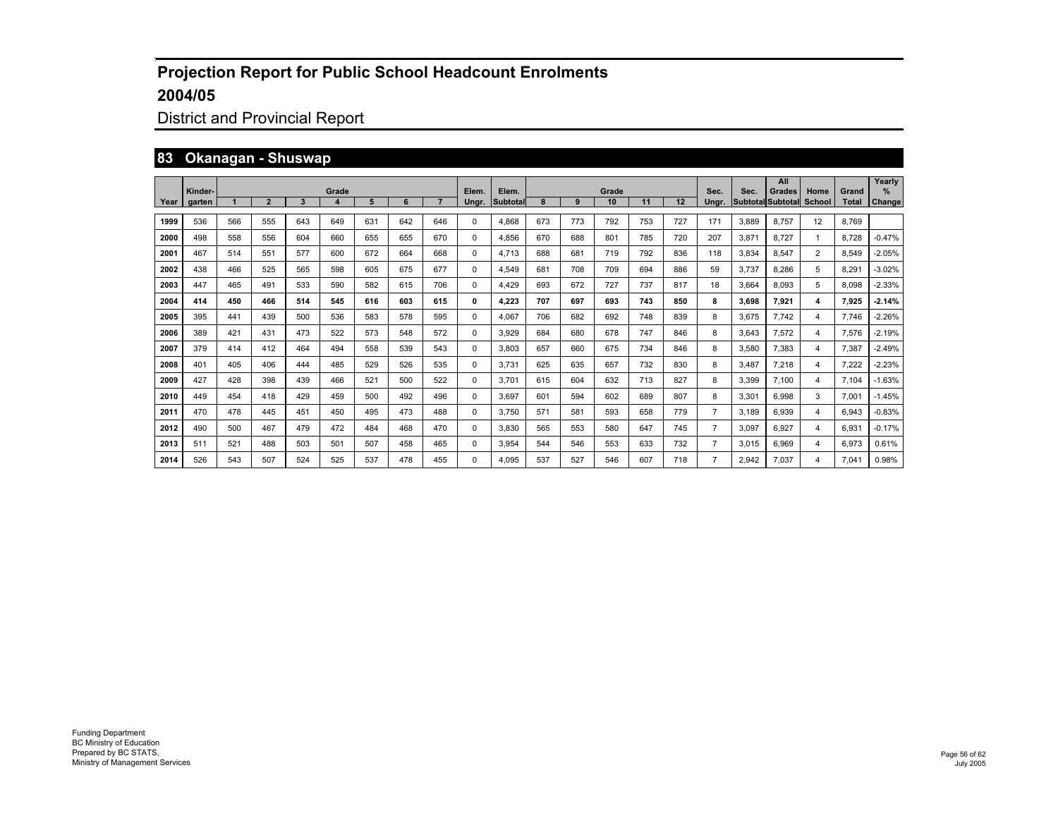# Projection Report for Public School Headcount Enrolments

## 2004/05

District and Provincial Report

## 83 Okanagan - Shuswap

| Year | Kinder-garten | Grade 1 | 2 | 3 | 4 | 5 | 6 | 7 | Elem. Ungr. | Elem. Subtotal | Grade 8 | 9 | 10 | 11 | 12 | Sec. Ungr. | Sec. Subtotal | All Grades Subtotal | Home School | Grand Total | Yearly % Change |
|---|---|---|---|---|---|---|---|---|---|---|---|---|---|---|---|---|---|---|---|---|---|
| **1999** | 536 | 566 | 555 | 643 | 649 | 631 | 642 | 646 | 0 | 4,868 | 673 | 773 | 792 | 753 | 727 | 171 | 3,889 | 8,757 | 12 | 8,769 | |
| **2000** | 498 | 558 | 556 | 604 | 660 | 655 | 655 | 670 | 0 | 4,856 | 670 | 688 | 801 | 785 | 720 | 207 | 3,871 | 8,727 | 1 | 8,728 | -0.47% |
| **2001** | 467 | 514 | 551 | 577 | 600 | 672 | 664 | 668 | 0 | 4,713 | 688 | 681 | 719 | 792 | 836 | 118 | 3,834 | 8,547 | 2 | 8,549 | -2.05% |
| **2002** | 438 | 466 | 525 | 565 | 598 | 605 | 675 | 677 | 0 | 4,549 | 681 | 708 | 709 | 694 | 886 | 59 | 3,737 | 8,286 | 5 | 8,291 | -3.02% |
| **2003** | 447 | 465 | 491 | 533 | 590 | 582 | 615 | 706 | 0 | 4,429 | 693 | 672 | 727 | 737 | 817 | 18 | 3,664 | 8,093 | 5 | 8,098 | -2.33% |
| **2004** | **414** | **450** | **466** | **514** | **545** | **616** | **603** | **615** | **0** | **4,223** | **707** | **697** | **693** | **743** | **850** | **8** | **3,698** | **7,921** | **4** | **7,925** | **-2.14%** |
| **2005** | 395 | 441 | 439 | 500 | 536 | 583 | 578 | 595 | 0 | 4,067 | 706 | 682 | 692 | 748 | 839 | 8 | 3,675 | 7,742 | 4 | 7,746 | -2.26% |
| **2006** | 389 | 421 | 431 | 473 | 522 | 573 | 548 | 572 | 0 | 3,929 | 684 | 680 | 678 | 747 | 846 | 8 | 3,643 | 7,572 | 4 | 7,576 | -2.19% |
| **2007** | 379 | 414 | 412 | 464 | 494 | 558 | 539 | 543 | 0 | 3,803 | 657 | 660 | 675 | 734 | 846 | 8 | 3,580 | 7,383 | 4 | 7,387 | -2.49% |
| **2008** | 401 | 405 | 406 | 444 | 485 | 529 | 526 | 535 | 0 | 3,731 | 625 | 635 | 657 | 732 | 830 | 8 | 3,487 | 7,218 | 4 | 7,222 | -2.23% |
| **2009** | 427 | 428 | 398 | 439 | 466 | 521 | 500 | 522 | 0 | 3,701 | 615 | 604 | 632 | 713 | 827 | 8 | 3,399 | 7,100 | 4 | 7,104 | -1.63% |
| **2010** | 449 | 454 | 418 | 429 | 459 | 500 | 492 | 496 | 0 | 3,697 | 601 | 594 | 602 | 689 | 807 | 8 | 3,301 | 6,998 | 3 | 7,001 | -1.45% |
| **2011** | 470 | 478 | 445 | 451 | 450 | 495 | 473 | 488 | 0 | 3,750 | 571 | 581 | 593 | 658 | 779 | 7 | 3,189 | 6,939 | 4 | 6,943 | -0.83% |
| **2012** | 490 | 500 | 467 | 479 | 472 | 484 | 468 | 470 | 0 | 3,830 | 565 | 553 | 580 | 647 | 745 | 7 | 3,097 | 6,927 | 4 | 6,931 | -0.17% |
| **2013** | 511 | 521 | 488 | 503 | 501 | 507 | 458 | 465 | 0 | 3,954 | 544 | 546 | 553 | 633 | 732 | 7 | 3,015 | 6,969 | 4 | 6,973 | 0.61% |
| **2014** | 526 | 543 | 507 | 524 | 525 | 537 | 478 | 455 | 0 | 4,095 | 537 | 527 | 546 | 607 | 718 | 7 | 2,942 | 7,037 | 4 | 7,041 | 0.98% |

Funding Department
BC Ministry of Education
Prepared by BC STATS,
Ministry of Management Services

July 2005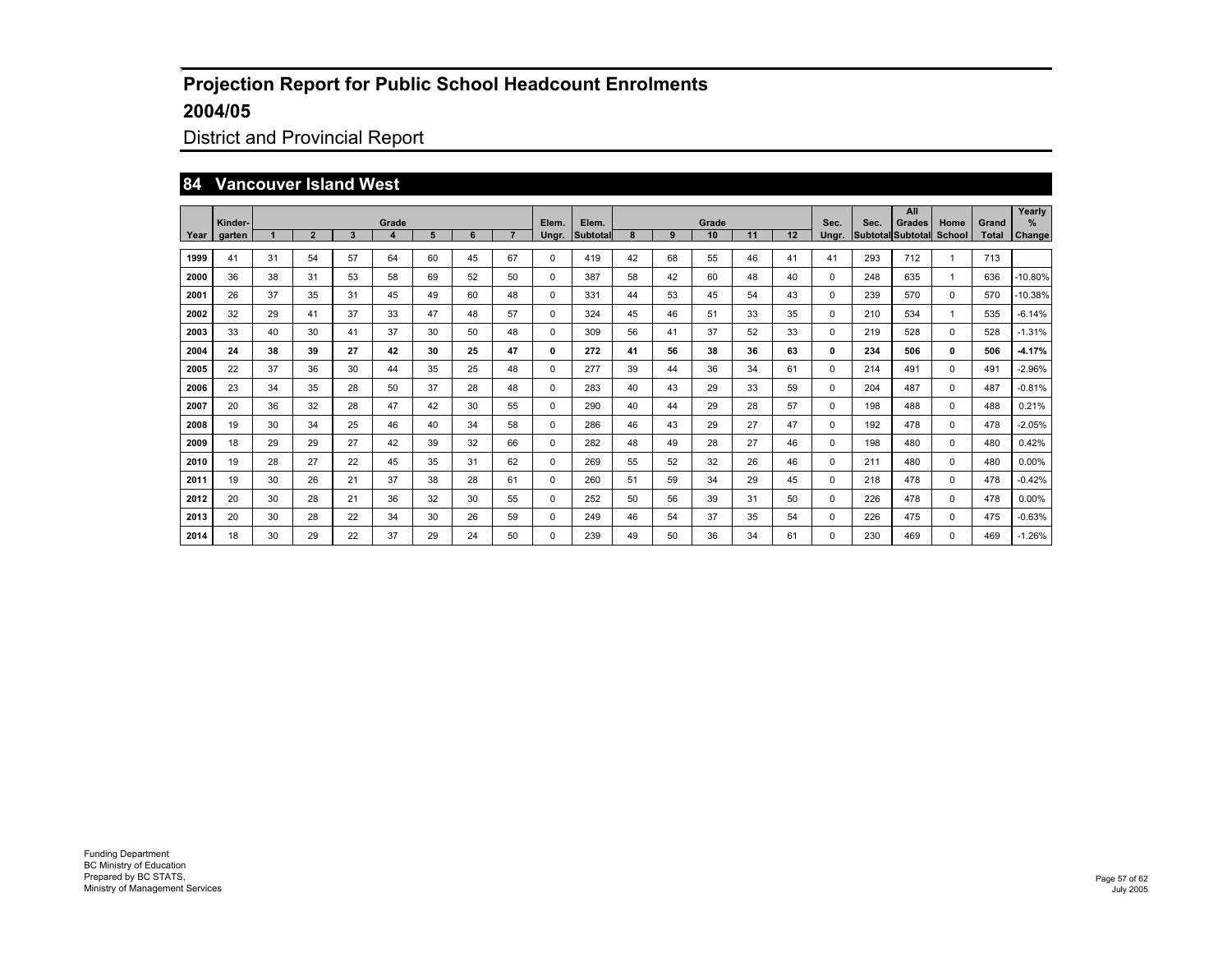# Projection Report for Public School Headcount Enrolments

## 2004/05

District and Provincial Report

## 84 Vancouver Island West

| Year | Kinder-garten | Grade 1 | 2 | 3 | 4 | 5 | 6 | 7 | Elem. Ungr. | Elem. Subtotal | Grade 8 | 9 | 10 | 11 | 12 | Sec. Ungr. | Sec. Subtotal | All Grades Subtotal | Home School | Grand Total | Yearly % Change |
|---|---|---|---|---|---|---|---|---|---|---|---|---|---|---|---|---|---|---|---|---|---|
| 1999 | 41 | 31 | 54 | 57 | 64 | 60 | 45 | 67 | 0 | 419 | 42 | 68 | 55 | 46 | 41 | 41 | 293 | 712 | 1 | 713 | |
| 2000 | 36 | 38 | 31 | 53 | 58 | 69 | 52 | 50 | 0 | 387 | 58 | 42 | 60 | 48 | 40 | 0 | 248 | 635 | 1 | 636 | -10.80% |
| 2001 | 26 | 37 | 35 | 31 | 45 | 49 | 60 | 48 | 0 | 331 | 44 | 53 | 45 | 54 | 43 | 0 | 239 | 570 | 0 | 570 | -10.38% |
| 2002 | 32 | 29 | 41 | 37 | 33 | 47 | 48 | 57 | 0 | 324 | 45 | 46 | 51 | 33 | 35 | 0 | 210 | 534 | 1 | 535 | -6.14% |
| 2003 | 33 | 40 | 30 | 41 | 37 | 30 | 50 | 48 | 0 | 309 | 56 | 41 | 37 | 52 | 33 | 0 | 219 | 528 | 0 | 528 | -1.31% |
| **2004** | **24** | **38** | **39** | **27** | **42** | **30** | **25** | **47** | **0** | **272** | **41** | **56** | **38** | **36** | **63** | **0** | **234** | **506** | **0** | **506** | **-4.17%** |
| 2005 | 22 | 37 | 36 | 30 | 44 | 35 | 25 | 48 | 0 | 277 | 39 | 44 | 36 | 34 | 61 | 0 | 214 | 491 | 0 | 491 | -2.96% |
| 2006 | 23 | 34 | 35 | 28 | 50 | 37 | 28 | 48 | 0 | 283 | 40 | 43 | 29 | 33 | 59 | 0 | 204 | 487 | 0 | 487 | -0.81% |
| 2007 | 20 | 36 | 32 | 28 | 47 | 42 | 30 | 55 | 0 | 290 | 40 | 44 | 29 | 28 | 57 | 0 | 198 | 488 | 0 | 488 | 0.21% |
| 2008 | 19 | 30 | 34 | 25 | 46 | 40 | 34 | 58 | 0 | 286 | 46 | 43 | 29 | 27 | 47 | 0 | 192 | 478 | 0 | 478 | -2.05% |
| 2009 | 18 | 29 | 29 | 27 | 42 | 39 | 32 | 66 | 0 | 282 | 48 | 49 | 28 | 27 | 46 | 0 | 198 | 480 | 0 | 480 | 0.42% |
| 2010 | 19 | 28 | 27 | 22 | 45 | 35 | 31 | 62 | 0 | 269 | 55 | 52 | 32 | 26 | 46 | 0 | 211 | 480 | 0 | 480 | 0.00% |
| 2011 | 19 | 30 | 26 | 21 | 37 | 38 | 28 | 61 | 0 | 260 | 51 | 59 | 34 | 29 | 45 | 0 | 218 | 478 | 0 | 478 | -0.42% |
| 2012 | 20 | 30 | 28 | 21 | 36 | 32 | 30 | 55 | 0 | 252 | 50 | 56 | 39 | 31 | 50 | 0 | 226 | 478 | 0 | 478 | 0.00% |
| 2013 | 20 | 30 | 28 | 22 | 34 | 30 | 26 | 59 | 0 | 249 | 46 | 54 | 37 | 35 | 54 | 0 | 226 | 475 | 0 | 475 | -0.63% |
| 2014 | 18 | 30 | 29 | 22 | 37 | 29 | 24 | 50 | 0 | 239 | 49 | 50 | 36 | 34 | 61 | 0 | 230 | 469 | 0 | 469 | -1.26% |

Funding Department
BC Ministry of Education
Prepared by BC STATS,
Ministry of Management Services

July 2005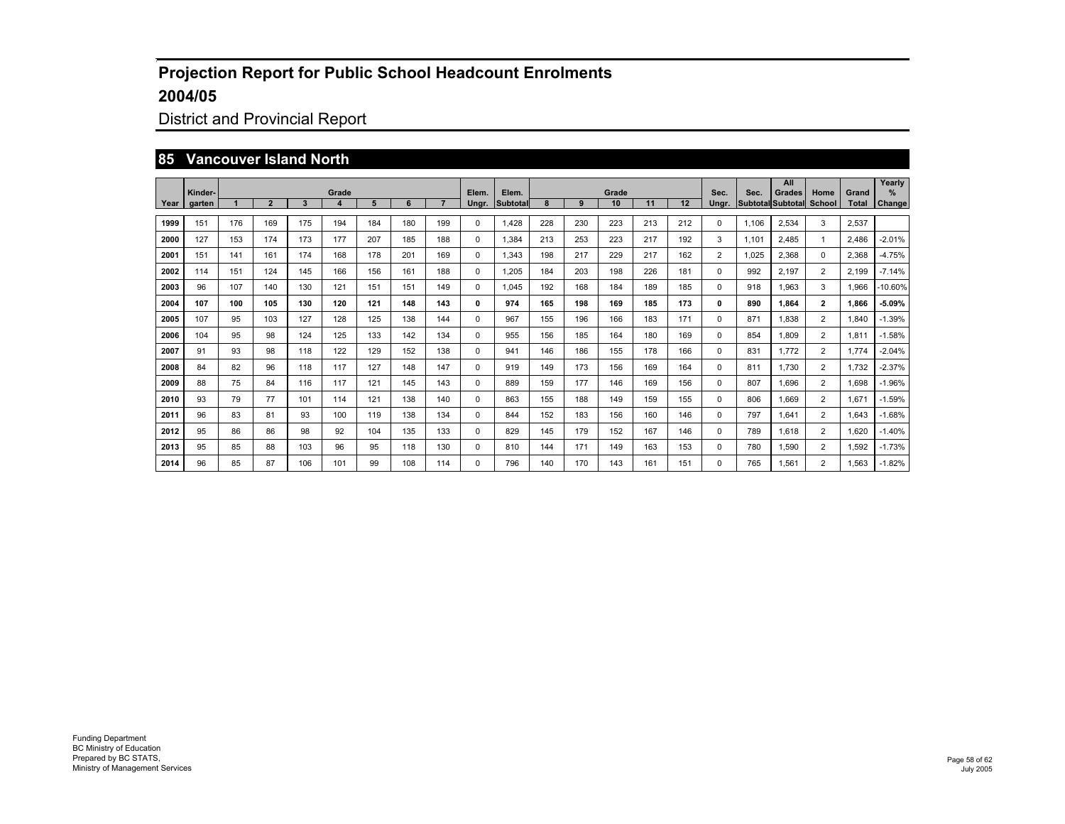# Projection Report for Public School Headcount Enrolments

## 2004/05

District and Provincial Report

## 85 Vancouver Island North

| Year | Kinder-garten | Grade 1 | 2 | 3 | 4 | 5 | 6 | 7 | Elem. Ungr. | Elem. Subtotal | Grade 8 | 9 | 10 | 11 | 12 | Sec. Ungr. | Sec. Subtotal | All Grades Subtotal | Home School | Grand Total | Yearly % Change |
|---|---|---|---|---|---|---|---|---|---|---|---|---|---|---|---|---|---|---|---|---|---|
| 1999 | 151 | 176 | 169 | 175 | 194 | 184 | 180 | 199 | 0 | 1,428 | 228 | 230 | 223 | 213 | 212 | 0 | 1,106 | 2,534 | 3 | 2,537 | |
| 2000 | 127 | 153 | 174 | 173 | 177 | 207 | 185 | 188 | 0 | 1,384 | 213 | 253 | 223 | 217 | 192 | 3 | 1,101 | 2,485 | 1 | 2,486 | -2.01% |
| 2001 | 151 | 141 | 161 | 174 | 168 | 178 | 201 | 169 | 0 | 1,343 | 198 | 217 | 229 | 217 | 162 | 2 | 1,025 | 2,368 | 0 | 2,368 | -4.75% |
| 2002 | 114 | 151 | 124 | 145 | 166 | 156 | 161 | 188 | 0 | 1,205 | 184 | 203 | 198 | 226 | 181 | 0 | 992 | 2,197 | 2 | 2,199 | -7.14% |
| 2003 | 96 | 107 | 140 | 130 | 121 | 151 | 151 | 149 | 0 | 1,045 | 192 | 168 | 184 | 189 | 185 | 0 | 918 | 1,963 | 3 | 1,966 | -10.60% |
| **2004** | **107** | **100** | **105** | **130** | **120** | **121** | **148** | **143** | **0** | **974** | **165** | **198** | **169** | **185** | **173** | **0** | **890** | **1,864** | **2** | **1,866** | **-5.09%** |
| 2005 | 107 | 95 | 103 | 127 | 128 | 125 | 138 | 144 | 0 | 967 | 155 | 196 | 166 | 183 | 171 | 0 | 871 | 1,838 | 2 | 1,840 | -1.39% |
| 2006 | 104 | 95 | 98 | 124 | 125 | 133 | 142 | 134 | 0 | 955 | 156 | 185 | 164 | 180 | 169 | 0 | 854 | 1,809 | 2 | 1,811 | -1.58% |
| 2007 | 91 | 93 | 98 | 118 | 122 | 129 | 152 | 138 | 0 | 941 | 146 | 186 | 155 | 178 | 166 | 0 | 831 | 1,772 | 2 | 1,774 | -2.04% |
| 2008 | 84 | 82 | 96 | 118 | 117 | 127 | 148 | 147 | 0 | 919 | 149 | 173 | 156 | 169 | 164 | 0 | 811 | 1,730 | 2 | 1,732 | -2.37% |
| 2009 | 88 | 75 | 84 | 116 | 117 | 121 | 145 | 143 | 0 | 889 | 159 | 177 | 146 | 169 | 156 | 0 | 807 | 1,696 | 2 | 1,698 | -1.96% |
| 2010 | 93 | 79 | 77 | 101 | 114 | 121 | 138 | 140 | 0 | 863 | 155 | 188 | 149 | 159 | 155 | 0 | 806 | 1,669 | 2 | 1,671 | -1.59% |
| 2011 | 96 | 83 | 81 | 93 | 100 | 119 | 138 | 134 | 0 | 844 | 152 | 183 | 156 | 160 | 146 | 0 | 797 | 1,641 | 2 | 1,643 | -1.68% |
| 2012 | 95 | 86 | 86 | 98 | 92 | 104 | 135 | 133 | 0 | 829 | 145 | 179 | 152 | 167 | 146 | 0 | 789 | 1,618 | 2 | 1,620 | -1.40% |
| 2013 | 95 | 85 | 88 | 103 | 96 | 95 | 118 | 130 | 0 | 810 | 144 | 171 | 149 | 163 | 153 | 0 | 780 | 1,590 | 2 | 1,592 | -1.73% |
| 2014 | 96 | 85 | 87 | 106 | 101 | 99 | 108 | 114 | 0 | 796 | 140 | 170 | 143 | 161 | 151 | 0 | 765 | 1,561 | 2 | 1,563 | -1.82% |

Funding Department
BC Ministry of Education
Prepared by BC STATS,
Ministry of Management Services

July 2005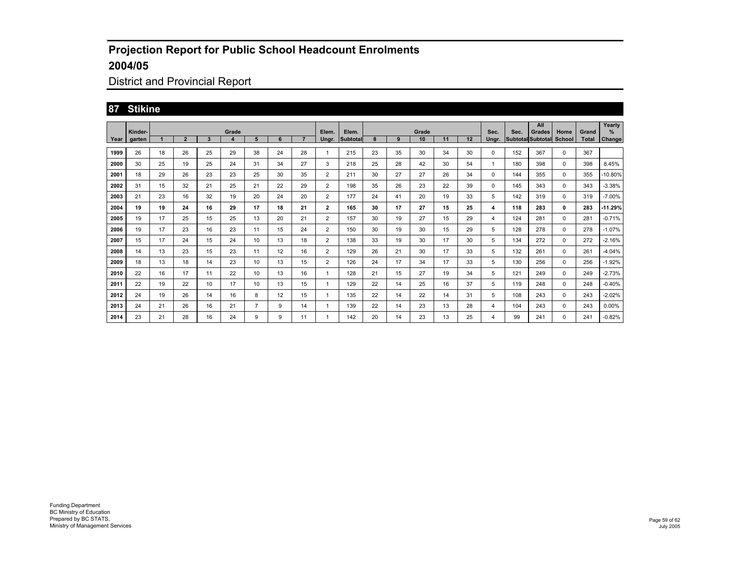# Projection Report for Public School Headcount Enrolments

## 2004/05

District and Provincial Report

## 87 Stikine

| Year | Kinder-garten | Grade 1 | Grade 2 | Grade 3 | Grade 4 | Grade 5 | Grade 6 | Grade 7 | Elem. Ungr. | Elem. Subtotal | Grade 8 | Grade 9 | Grade 10 | Grade 11 | Grade 12 | Sec. Ungr. | Sec. Subtotal | All Grades Subtotal | Home School | Grand Total | Yearly % Change |
|---|---|---|---|---|---|---|---|---|---|---|---|---|---|---|---|---|---|---|---|---|---|
| 1999 | 26 | 18 | 26 | 25 | 29 | 38 | 24 | 28 | 1 | 215 | 23 | 35 | 30 | 34 | 30 | 0 | 152 | 367 | 0 | 367 | |
| 2000 | 30 | 25 | 19 | 25 | 24 | 31 | 34 | 27 | 3 | 218 | 25 | 28 | 42 | 30 | 54 | 1 | 180 | 398 | 0 | 398 | 8.45% |
| 2001 | 18 | 29 | 26 | 23 | 23 | 25 | 30 | 35 | 2 | 211 | 30 | 27 | 27 | 26 | 34 | 0 | 144 | 355 | 0 | 355 | -10.80% |
| 2002 | 31 | 15 | 32 | 21 | 25 | 21 | 22 | 29 | 2 | 198 | 35 | 26 | 23 | 22 | 39 | 0 | 145 | 343 | 0 | 343 | -3.38% |
| 2003 | 21 | 23 | 16 | 32 | 19 | 20 | 24 | 20 | 2 | 177 | 24 | 41 | 20 | 19 | 33 | 5 | 142 | 319 | 0 | 319 | -7.00% |
| **2004** | **19** | **19** | **24** | **16** | **29** | **17** | **18** | **21** | **2** | **165** | **30** | **17** | **27** | **15** | **25** | **4** | **118** | **283** | **0** | **283** | **-11.29%** |
| 2005 | 19 | 17 | 25 | 15 | 25 | 13 | 20 | 21 | 2 | 157 | 30 | 19 | 27 | 15 | 29 | 4 | 124 | 281 | 0 | 281 | -0.71% |
| 2006 | 19 | 17 | 23 | 16 | 23 | 11 | 15 | 24 | 2 | 150 | 30 | 19 | 30 | 15 | 29 | 5 | 128 | 278 | 0 | 278 | -1.07% |
| 2007 | 15 | 17 | 24 | 15 | 24 | 10 | 13 | 18 | 2 | 138 | 33 | 19 | 30 | 17 | 30 | 5 | 134 | 272 | 0 | 272 | -2.16% |
| 2008 | 14 | 13 | 23 | 15 | 23 | 11 | 12 | 16 | 2 | 129 | 26 | 21 | 30 | 17 | 33 | 5 | 132 | 261 | 0 | 261 | -4.04% |
| 2009 | 18 | 13 | 18 | 14 | 23 | 10 | 13 | 15 | 2 | 126 | 24 | 17 | 34 | 17 | 33 | 5 | 130 | 256 | 0 | 256 | -1.92% |
| 2010 | 22 | 16 | 17 | 11 | 22 | 10 | 13 | 16 | 1 | 128 | 21 | 15 | 27 | 19 | 34 | 5 | 121 | 249 | 0 | 249 | -2.73% |
| 2011 | 22 | 19 | 22 | 10 | 17 | 10 | 13 | 15 | 1 | 129 | 22 | 14 | 25 | 16 | 37 | 5 | 119 | 248 | 0 | 248 | -0.40% |
| 2012 | 24 | 19 | 26 | 14 | 16 | 8 | 12 | 15 | 1 | 135 | 22 | 14 | 22 | 14 | 31 | 5 | 108 | 243 | 0 | 243 | -2.02% |
| 2013 | 24 | 21 | 26 | 16 | 21 | 7 | 9 | 14 | 1 | 139 | 22 | 14 | 23 | 13 | 28 | 4 | 104 | 243 | 0 | 243 | 0.00% |
| 2014 | 23 | 21 | 28 | 16 | 24 | 9 | 9 | 11 | 1 | 142 | 20 | 14 | 23 | 13 | 25 | 4 | 99 | 241 | 0 | 241 | -0.82% |

Funding Department
BC Ministry of Education
Prepared by BC STATS,
Ministry of Management Services

July 2005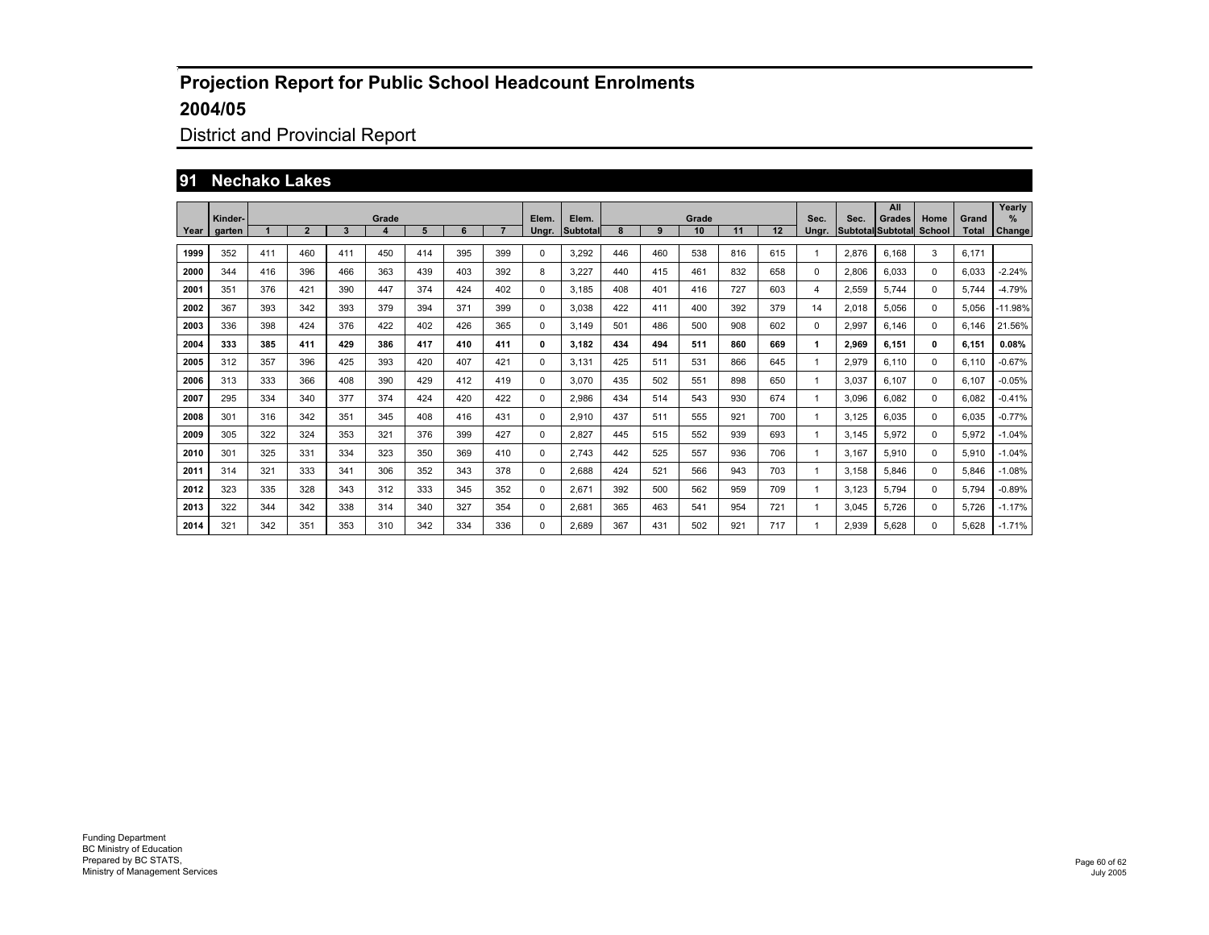# Projection Report for Public School Headcount Enrolments

## 2004/05

### District and Provincial Report

## 91 Nechako Lakes

| Year | Kinder-garten | Grade 1 | 2 | 3 | 4 | 5 | 6 | 7 | Elem. Ungr. | Elem. Subtotal | Grade 8 | 9 | 10 | 11 | 12 | Sec. Ungr. | Sec. Subtotal | All Grades Subtotal | Home School | Grand Total | Yearly % Change |
|---|---|---|---|---|---|---|---|---|---|---|---|---|---|---|---|---|---|---|---|---|---|
| 1999 | 352 | 411 | 460 | 411 | 450 | 414 | 395 | 399 | 0 | 3,292 | 446 | 460 | 538 | 816 | 615 | 1 | 2,876 | 6,168 | 3 | 6,171 | |
| 2000 | 344 | 416 | 396 | 466 | 363 | 439 | 403 | 392 | 8 | 3,227 | 440 | 415 | 461 | 832 | 658 | 0 | 2,806 | 6,033 | 0 | 6,033 | -2.24% |
| 2001 | 351 | 376 | 421 | 390 | 447 | 374 | 424 | 402 | 0 | 3,185 | 408 | 401 | 416 | 727 | 603 | 4 | 2,559 | 5,744 | 0 | 5,744 | -4.79% |
| 2002 | 367 | 393 | 342 | 393 | 379 | 394 | 371 | 399 | 0 | 3,038 | 422 | 411 | 400 | 392 | 379 | 14 | 2,018 | 5,056 | 0 | 5,056 | -11.98% |
| 2003 | 336 | 398 | 424 | 376 | 422 | 402 | 426 | 365 | 0 | 3,149 | 501 | 486 | 500 | 908 | 602 | 0 | 2,997 | 6,146 | 0 | 6,146 | 21.56% |
| **2004** | **333** | **385** | **411** | **429** | **386** | **417** | **410** | **411** | **0** | **3,182** | **434** | **494** | **511** | **860** | **669** | **1** | **2,969** | **6,151** | **0** | **6,151** | **0.08%** |
| 2005 | 312 | 357 | 396 | 425 | 393 | 420 | 407 | 421 | 0 | 3,131 | 425 | 511 | 531 | 866 | 645 | 1 | 2,979 | 6,110 | 0 | 6,110 | -0.67% |
| 2006 | 313 | 333 | 366 | 408 | 390 | 429 | 412 | 419 | 0 | 3,070 | 435 | 502 | 551 | 898 | 650 | 1 | 3,037 | 6,107 | 0 | 6,107 | -0.05% |
| 2007 | 295 | 334 | 340 | 377 | 374 | 424 | 420 | 422 | 0 | 2,986 | 434 | 514 | 543 | 930 | 674 | 1 | 3,096 | 6,082 | 0 | 6,082 | -0.41% |
| 2008 | 301 | 316 | 342 | 351 | 345 | 408 | 416 | 431 | 0 | 2,910 | 437 | 511 | 555 | 921 | 700 | 1 | 3,125 | 6,035 | 0 | 6,035 | -0.77% |
| 2009 | 305 | 322 | 324 | 353 | 321 | 376 | 399 | 427 | 0 | 2,827 | 445 | 515 | 552 | 939 | 693 | 1 | 3,145 | 5,972 | 0 | 5,972 | -1.04% |
| 2010 | 301 | 325 | 331 | 334 | 323 | 350 | 369 | 410 | 0 | 2,743 | 442 | 525 | 557 | 936 | 706 | 1 | 3,167 | 5,910 | 0 | 5,910 | -1.04% |
| 2011 | 314 | 321 | 333 | 341 | 306 | 352 | 343 | 378 | 0 | 2,688 | 424 | 521 | 566 | 943 | 703 | 1 | 3,158 | 5,846 | 0 | 5,846 | -1.08% |
| 2012 | 323 | 335 | 328 | 343 | 312 | 333 | 345 | 352 | 0 | 2,671 | 392 | 500 | 562 | 959 | 709 | 1 | 3,123 | 5,794 | 0 | 5,794 | -0.89% |
| 2013 | 322 | 344 | 342 | 338 | 314 | 340 | 327 | 354 | 0 | 2,681 | 365 | 463 | 541 | 954 | 721 | 1 | 3,045 | 5,726 | 0 | 5,726 | -1.17% |
| 2014 | 321 | 342 | 351 | 353 | 310 | 342 | 334 | 336 | 0 | 2,689 | 367 | 431 | 502 | 921 | 717 | 1 | 2,939 | 5,628 | 0 | 5,628 | -1.71% |

Funding Department
BC Ministry of Education
Prepared by BC STATS,
Ministry of Management Services

July 2005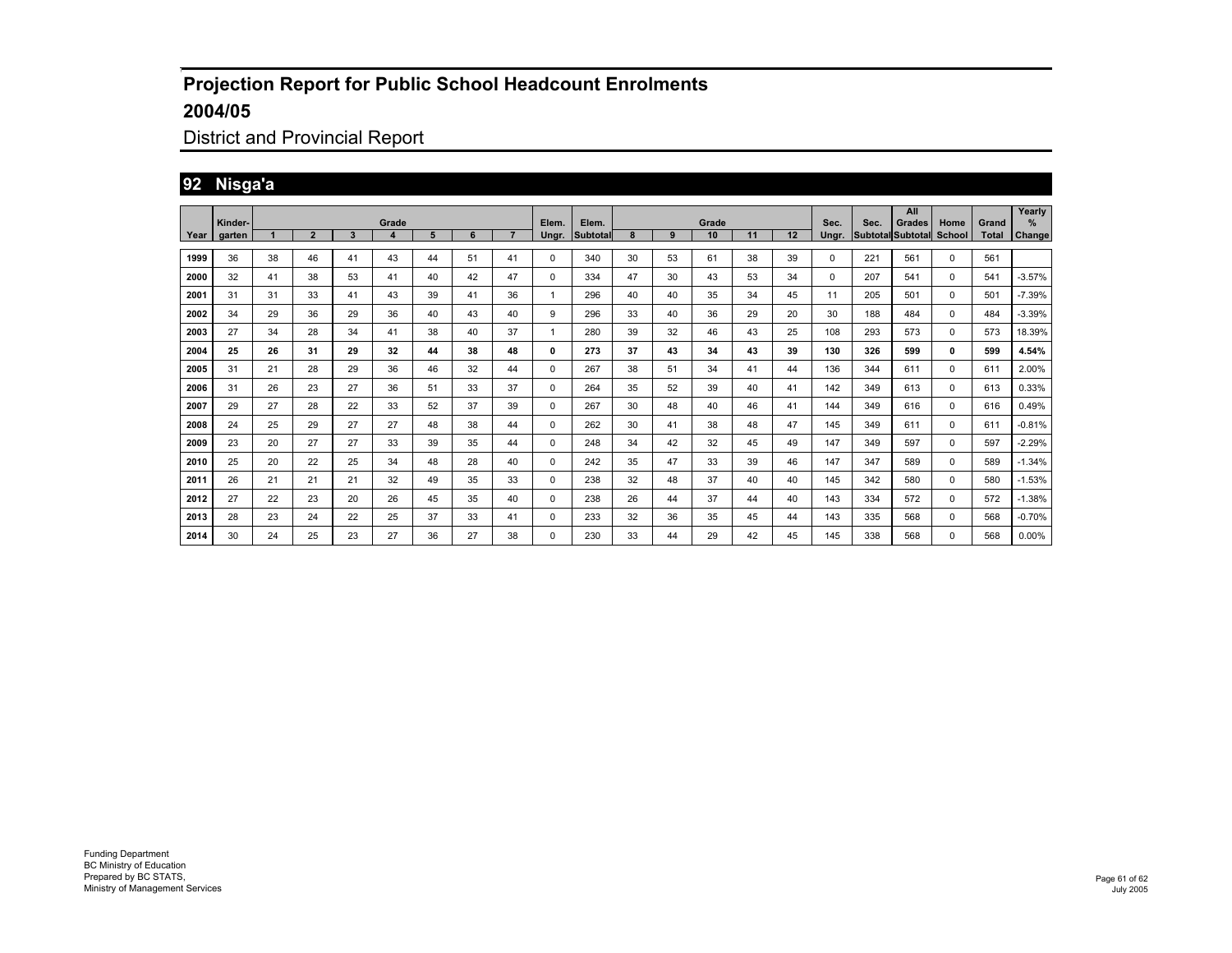# Projection Report for Public School Headcount Enrolments

## 2004/05

District and Provincial Report

## 92 Nisga'a

| Year | Kinder-garten | Grade 1 | 2 | 3 | 4 | 5 | 6 | 7 | Elem. Ungr. | Elem. Subtotal | Grade 8 | 9 | 10 | 11 | 12 | Sec. Ungr. | Sec. Subtotal | All Grades Subtotal | Home School | Grand Total | Yearly % Change |
|---|---|---|---|---|---|---|---|---|---|---|---|---|---|---|---|---|---|---|---|---|---|
| 1999 | 36 | 38 | 46 | 41 | 43 | 44 | 51 | 41 | 0 | 340 | 30 | 53 | 61 | 38 | 39 | 0 | 221 | 561 | 0 | 561 | |
| 2000 | 32 | 41 | 38 | 53 | 41 | 40 | 42 | 47 | 0 | 334 | 47 | 30 | 43 | 53 | 34 | 0 | 207 | 541 | 0 | 541 | -3.57% |
| 2001 | 31 | 31 | 33 | 41 | 43 | 39 | 41 | 36 | 1 | 296 | 40 | 40 | 35 | 34 | 45 | 11 | 205 | 501 | 0 | 501 | -7.39% |
| 2002 | 34 | 29 | 36 | 29 | 36 | 40 | 43 | 40 | 9 | 296 | 33 | 40 | 36 | 29 | 20 | 30 | 188 | 484 | 0 | 484 | -3.39% |
| 2003 | 27 | 34 | 28 | 34 | 41 | 38 | 40 | 37 | 1 | 280 | 39 | 32 | 46 | 43 | 25 | 108 | 293 | 573 | 0 | 573 | 18.39% |
| **2004** | **25** | **26** | **31** | **29** | **32** | **44** | **38** | **48** | **0** | **273** | **37** | **43** | **34** | **43** | **39** | **130** | **326** | **599** | **0** | **599** | **4.54%** |
| 2005 | 31 | 21 | 28 | 29 | 36 | 46 | 32 | 44 | 0 | 267 | 38 | 51 | 34 | 41 | 44 | 136 | 344 | 611 | 0 | 611 | 2.00% |
| 2006 | 31 | 26 | 23 | 27 | 36 | 51 | 33 | 37 | 0 | 264 | 35 | 52 | 39 | 40 | 41 | 142 | 349 | 613 | 0 | 613 | 0.33% |
| 2007 | 29 | 27 | 28 | 22 | 33 | 52 | 37 | 39 | 0 | 267 | 30 | 48 | 40 | 46 | 41 | 144 | 349 | 616 | 0 | 616 | 0.49% |
| 2008 | 24 | 25 | 29 | 27 | 27 | 48 | 38 | 44 | 0 | 262 | 30 | 41 | 38 | 48 | 47 | 145 | 349 | 611 | 0 | 611 | -0.81% |
| 2009 | 23 | 20 | 27 | 27 | 33 | 39 | 35 | 44 | 0 | 248 | 34 | 42 | 32 | 45 | 49 | 147 | 349 | 597 | 0 | 597 | -2.29% |
| 2010 | 25 | 20 | 22 | 25 | 34 | 48 | 28 | 40 | 0 | 242 | 35 | 47 | 33 | 39 | 46 | 147 | 347 | 589 | 0 | 589 | -1.34% |
| 2011 | 26 | 21 | 21 | 21 | 32 | 49 | 35 | 33 | 0 | 238 | 32 | 48 | 37 | 40 | 40 | 145 | 342 | 580 | 0 | 580 | -1.53% |
| 2012 | 27 | 22 | 23 | 20 | 26 | 45 | 35 | 40 | 0 | 238 | 26 | 44 | 37 | 44 | 40 | 143 | 334 | 572 | 0 | 572 | -1.38% |
| 2013 | 28 | 23 | 24 | 22 | 25 | 37 | 33 | 41 | 0 | 233 | 32 | 36 | 35 | 45 | 44 | 143 | 335 | 568 | 0 | 568 | -0.70% |
| 2014 | 30 | 24 | 25 | 23 | 27 | 36 | 27 | 38 | 0 | 230 | 33 | 44 | 29 | 42 | 45 | 145 | 338 | 568 | 0 | 568 | 0.00% |

Funding Department
BC Ministry of Education
Prepared by BC STATS,
Ministry of Management Services

July 2005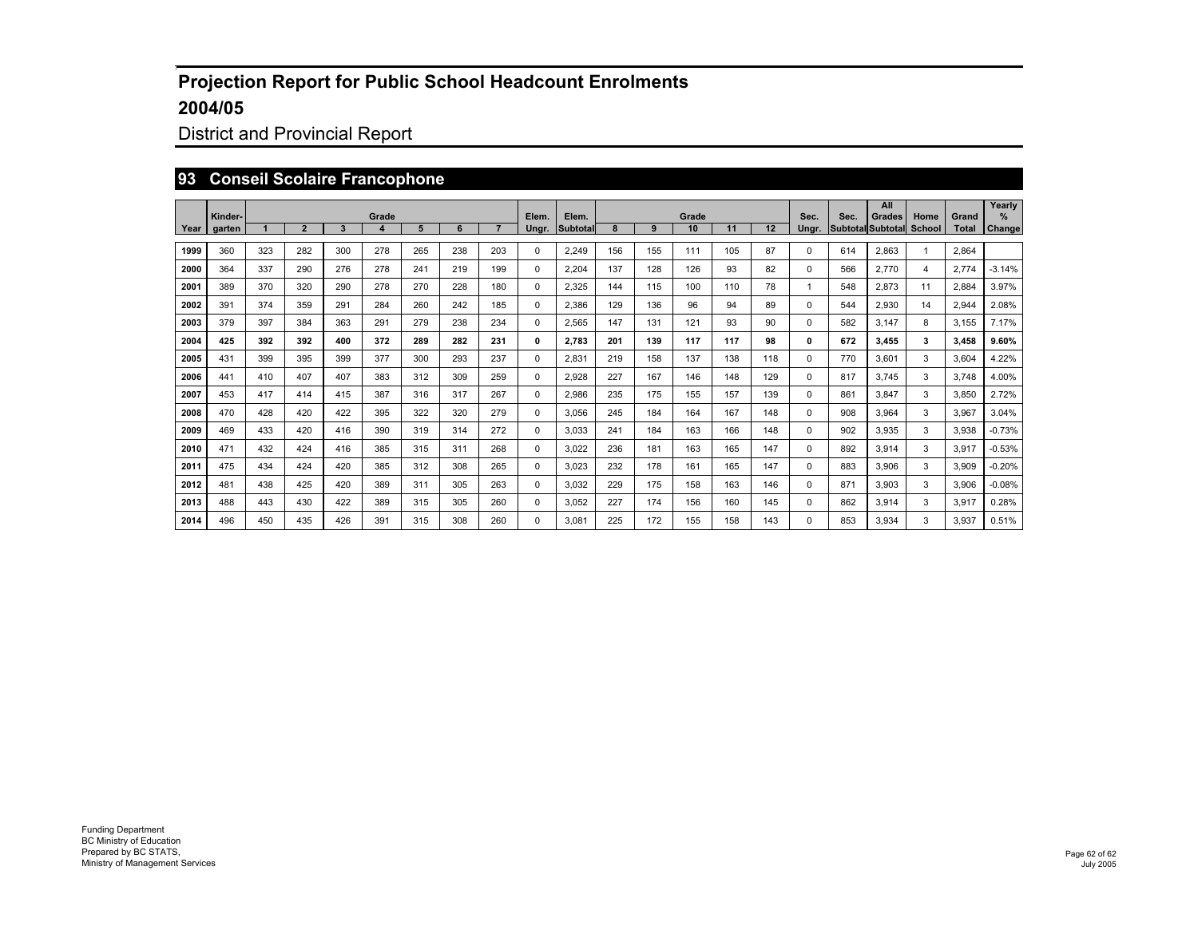# Projection Report for Public School Headcount Enrolments

## 2004/05

District and Provincial Report

## 93 Conseil Scolaire Francophone

| Year | Kinder-garten | Grade 1 | 2 | 3 | 4 | 5 | 6 | 7 | Elem. Ungr. | Elem. Subtotal | Grade 8 | 9 | 10 | 11 | 12 | Sec. Ungr. | Sec. Subtotal | All Grades Subtotal | Home School | Grand Total | Yearly % Change |
|---|---|---|---|---|---|---|---|---|---|---|---|---|---|---|---|---|---|---|---|---|---|
| **1999** | 360 | 323 | 282 | 300 | 278 | 265 | 238 | 203 | 0 | 2,249 | 156 | 155 | 111 | 105 | 87 | 0 | 614 | 2,863 | 1 | 2,864 | |
| **2000** | 364 | 337 | 290 | 276 | 278 | 241 | 219 | 199 | 0 | 2,204 | 137 | 128 | 126 | 93 | 82 | 0 | 566 | 2,770 | 4 | 2,774 | -3.14% |
| **2001** | 389 | 370 | 320 | 290 | 278 | 270 | 228 | 180 | 0 | 2,325 | 144 | 115 | 100 | 110 | 78 | 1 | 548 | 2,873 | 11 | 2,884 | 3.97% |
| **2002** | 391 | 374 | 359 | 291 | 284 | 260 | 242 | 185 | 0 | 2,386 | 129 | 136 | 96 | 94 | 89 | 0 | 544 | 2,930 | 14 | 2,944 | 2.08% |
| **2003** | 379 | 397 | 384 | 363 | 291 | 279 | 238 | 234 | 0 | 2,565 | 147 | 131 | 121 | 93 | 90 | 0 | 582 | 3,147 | 8 | 3,155 | 7.17% |
| **2004** | **425** | **392** | **392** | **400** | **372** | **289** | **282** | **231** | **0** | **2,783** | **201** | **139** | **117** | **117** | **98** | **0** | **672** | **3,455** | **3** | **3,458** | **9.60%** |
| **2005** | 431 | 399 | 395 | 399 | 377 | 300 | 293 | 237 | 0 | 2,831 | 219 | 158 | 137 | 138 | 118 | 0 | 770 | 3,601 | 3 | 3,604 | 4.22% |
| **2006** | 441 | 410 | 407 | 407 | 383 | 312 | 309 | 259 | 0 | 2,928 | 227 | 167 | 146 | 148 | 129 | 0 | 817 | 3,745 | 3 | 3,748 | 4.00% |
| **2007** | 453 | 417 | 414 | 415 | 387 | 316 | 317 | 267 | 0 | 2,986 | 235 | 175 | 155 | 157 | 139 | 0 | 861 | 3,847 | 3 | 3,850 | 2.72% |
| **2008** | 470 | 428 | 420 | 422 | 395 | 322 | 320 | 279 | 0 | 3,056 | 245 | 184 | 164 | 167 | 148 | 0 | 908 | 3,964 | 3 | 3,967 | 3.04% |
| **2009** | 469 | 433 | 420 | 416 | 390 | 319 | 314 | 272 | 0 | 3,033 | 241 | 184 | 163 | 166 | 148 | 0 | 902 | 3,935 | 3 | 3,938 | -0.73% |
| **2010** | 471 | 432 | 424 | 416 | 385 | 315 | 311 | 268 | 0 | 3,022 | 236 | 181 | 163 | 165 | 147 | 0 | 892 | 3,914 | 3 | 3,917 | -0.53% |
| **2011** | 475 | 434 | 424 | 420 | 385 | 312 | 308 | 265 | 0 | 3,023 | 232 | 178 | 161 | 165 | 147 | 0 | 883 | 3,906 | 3 | 3,909 | -0.20% |
| **2012** | 481 | 438 | 425 | 420 | 389 | 311 | 305 | 263 | 0 | 3,032 | 229 | 175 | 158 | 163 | 146 | 0 | 871 | 3,903 | 3 | 3,906 | -0.08% |
| **2013** | 488 | 443 | 430 | 422 | 389 | 315 | 305 | 260 | 0 | 3,052 | 227 | 174 | 156 | 160 | 145 | 0 | 862 | 3,914 | 3 | 3,917 | 0.28% |
| **2014** | 496 | 450 | 435 | 426 | 391 | 315 | 308 | 260 | 0 | 3,081 | 225 | 172 | 155 | 158 | 143 | 0 | 853 | 3,934 | 3 | 3,937 | 0.51% |

Funding Department
BC Ministry of Education
Prepared by BC STATS,
Ministry of Management Services

July 2005